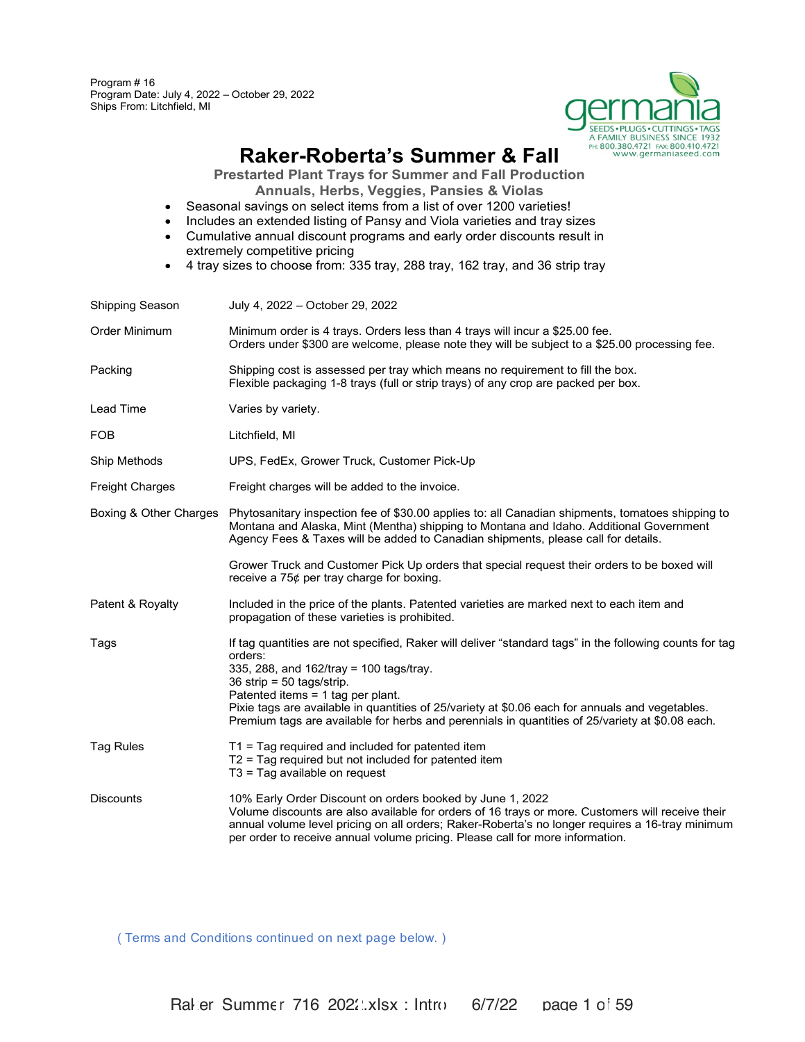Program # 16
Program Date: July 4, 2022 – October 29, 2022
Ships From: Litchfield, MI

germania
SEEDS • PLUGS • CUTTINGS • TAGS
A FAMILY BUSINESS SINCE 1932
PH: 800.380.4721 FAX: 800.410.4721
www.germaniaseed.com

# Raker-Roberta's Summer & Fall

### Prestarted Plant Trays for Summer and Fall Production
### Annuals, Herbs, Veggies, Pansies & Violas

- Seasonal savings on select items from a list of over 1200 varieties!
- Includes an extended listing of Pansy and Viola varieties and tray sizes
- Cumulative annual discount programs and early order discounts result in extremely competitive pricing
- 4 tray sizes to choose from: 335 tray, 288 tray, 162 tray, and 36 strip tray

| | |
|---|---|
| Shipping Season | July 4, 2022 – October 29, 2022 |
| Order Minimum | Minimum order is 4 trays. Orders less than 4 trays will incur a $25.00 fee.<br>Orders under $300 are welcome, please note they will be subject to a $25.00 processing fee. |
| Packing | Shipping cost is assessed per tray which means no requirement to fill the box.<br>Flexible packaging 1-8 trays (full or strip trays) of any crop are packed per box. |
| Lead Time | Varies by variety. |
| FOB | Litchfield, MI |
| Ship Methods | UPS, FedEx, Grower Truck, Customer Pick-Up |
| Freight Charges | Freight charges will be added to the invoice. |
| Boxing & Other Charges | Phytosanitary inspection fee of $30.00 applies to: all Canadian shipments, tomatoes shipping to Montana and Alaska, Mint (Mentha) shipping to Montana and Idaho. Additional Government Agency Fees & Taxes will be added to Canadian shipments, please call for details.<br><br>Grower Truck and Customer Pick Up orders that special request their orders to be boxed will receive a 75¢ per tray charge for boxing. |
| Patent & Royalty | Included in the price of the plants. Patented varieties are marked next to each item and propagation of these varieties is prohibited. |
| Tags | If tag quantities are not specified, Raker will deliver "standard tags" in the following counts for tag orders:<br>335, 288, and 162/tray = 100 tags/tray.<br>36 strip = 50 tags/strip.<br>Patented items = 1 tag per plant.<br>Pixie tags are available in quantities of 25/variety at $0.06 each for annuals and vegetables.<br>Premium tags are available for herbs and perennials in quantities of 25/variety at $0.08 each. |
| Tag Rules | T1 = Tag required and included for patented item<br>T2 = Tag required but not included for patented item<br>T3 = Tag available on request |
| Discounts | 10% Early Order Discount on orders booked by June 1, 2022<br>Volume discounts are also available for orders of 16 trays or more. Customers will receive their annual volume level pricing on all orders; Raker-Roberta's no longer requires a 16-tray minimum per order to receive annual volume pricing. Please call for more information. |

( Terms and Conditions continued on next page below. )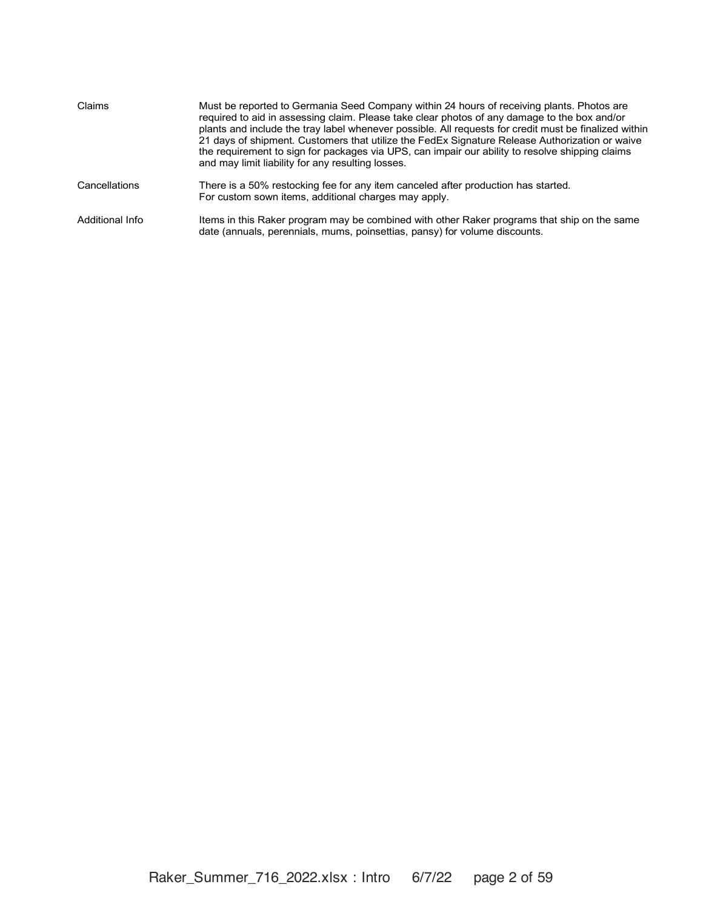| | |
|---|---|
| Claims | Must be reported to Germania Seed Company within 24 hours of receiving plants. Photos are required to aid in assessing claim. Please take clear photos of any damage to the box and/or plants and include the tray label whenever possible. All requests for credit must be finalized within 21 days of shipment. Customers that utilize the FedEx Signature Release Authorization or waive the requirement to sign for packages via UPS, can impair our ability to resolve shipping claims and may limit liability for any resulting losses. |
| Cancellations | There is a 50% restocking fee for any item canceled after production has started. For custom sown items, additional charges may apply. |
| Additional Info | Items in this Raker program may be combined with other Raker programs that ship on the same date (annuals, perennials, mums, poinsettias, pansy) for volume discounts. |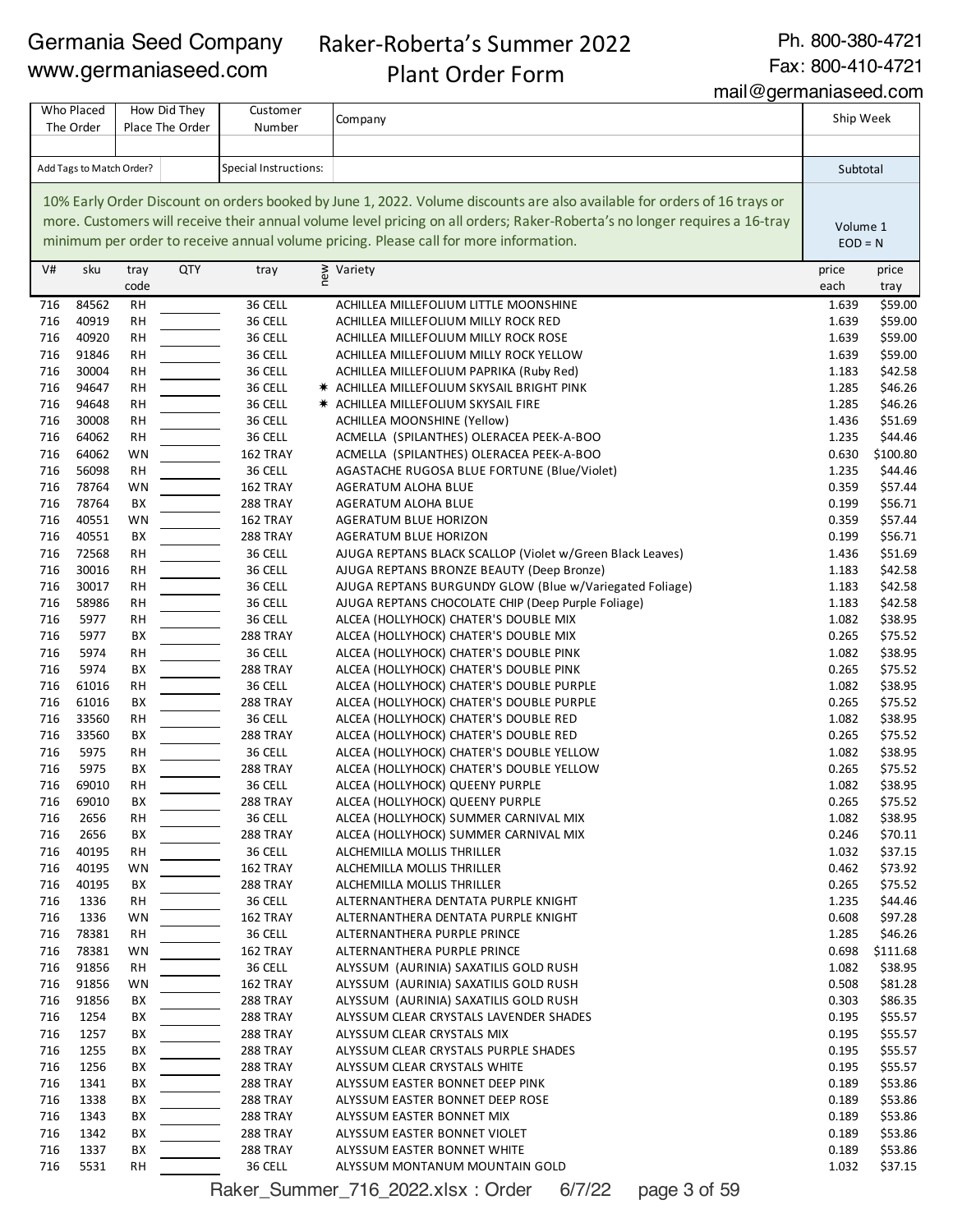Germania Seed Company
www.germaniaseed.com

Raker-Roberta's Summer 2022
Plant Order Form

Ph. 800-380-4721
Fax: 800-410-4721
mail@germaniaseed.com

| Who Placed The Order | How Did They Place The Order | Customer Number | Company | Ship Week |
|---|---|---|---|---|
| | | | | |
| Add Tags to Match Order? | | Special Instructions: | | Subtotal |

10% Early Order Discount on orders booked by June 1, 2022. Volume discounts are also available for orders of 16 trays or more. Customers will receive their annual volume level pricing on all orders; Raker-Roberta's no longer requires a 16-tray minimum per order to receive annual volume pricing. Please call for more information.

Volume 1
EOD = N

| V# | sku | tray code | QTY | tray | new | Variety | price each | price tray |
|---|---|---|---|---|---|---|---|---|
| 716 | 84562 | RH | | 36 CELL | | ACHILLEA MILLEFOLIUM LITTLE MOONSHINE | 1.639 | $59.00 |
| 716 | 40919 | RH | | 36 CELL | | ACHILLEA MILLEFOLIUM MILLY ROCK RED | 1.639 | $59.00 |
| 716 | 40920 | RH | | 36 CELL | | ACHILLEA MILLEFOLIUM MILLY ROCK ROSE | 1.639 | $59.00 |
| 716 | 91846 | RH | | 36 CELL | | ACHILLEA MILLEFOLIUM MILLY ROCK YELLOW | 1.639 | $59.00 |
| 716 | 30004 | RH | | 36 CELL | | ACHILLEA MILLEFOLIUM PAPRIKA (Ruby Red) | 1.183 | $42.58 |
| 716 | 94647 | RH | | 36 CELL | * | ACHILLEA MILLEFOLIUM SKYSAIL BRIGHT PINK | 1.285 | $46.26 |
| 716 | 94648 | RH | | 36 CELL | * | ACHILLEA MILLEFOLIUM SKYSAIL FIRE | 1.285 | $46.26 |
| 716 | 30008 | RH | | 36 CELL | | ACHILLEA MOONSHINE (Yellow) | 1.436 | $51.69 |
| 716 | 64062 | RH | | 36 CELL | | ACMELLA (SPILANTHES) OLERACEA PEEK-A-BOO | 1.235 | $44.46 |
| 716 | 64062 | WN | | 162 TRAY | | ACMELLA (SPILANTHES) OLERACEA PEEK-A-BOO | 0.630 | $100.80 |
| 716 | 56098 | RH | | 36 CELL | | AGASTACHE RUGOSA BLUE FORTUNE (Blue/Violet) | 1.235 | $44.46 |
| 716 | 78764 | WN | | 162 TRAY | | AGERATUM ALOHA BLUE | 0.359 | $57.44 |
| 716 | 78764 | BX | | 288 TRAY | | AGERATUM ALOHA BLUE | 0.199 | $56.71 |
| 716 | 40551 | WN | | 162 TRAY | | AGERATUM BLUE HORIZON | 0.359 | $57.44 |
| 716 | 40551 | BX | | 288 TRAY | | AGERATUM BLUE HORIZON | 0.199 | $56.71 |
| 716 | 72568 | RH | | 36 CELL | | AJUGA REPTANS BLACK SCALLOP (Violet w/Green Black Leaves) | 1.436 | $51.69 |
| 716 | 30016 | RH | | 36 CELL | | AJUGA REPTANS BRONZE BEAUTY (Deep Bronze) | 1.183 | $42.58 |
| 716 | 30017 | RH | | 36 CELL | | AJUGA REPTANS BURGUNDY GLOW (Blue w/Variegated Foliage) | 1.183 | $42.58 |
| 716 | 58986 | RH | | 36 CELL | | AJUGA REPTANS CHOCOLATE CHIP (Deep Purple Foliage) | 1.183 | $42.58 |
| 716 | 5977 | RH | | 36 CELL | | ALCEA (HOLLYHOCK) CHATER'S DOUBLE MIX | 1.082 | $38.95 |
| 716 | 5977 | BX | | 288 TRAY | | ALCEA (HOLLYHOCK) CHATER'S DOUBLE MIX | 0.265 | $75.52 |
| 716 | 5974 | RH | | 36 CELL | | ALCEA (HOLLYHOCK) CHATER'S DOUBLE PINK | 1.082 | $38.95 |
| 716 | 5974 | BX | | 288 TRAY | | ALCEA (HOLLYHOCK) CHATER'S DOUBLE PINK | 0.265 | $75.52 |
| 716 | 61016 | RH | | 36 CELL | | ALCEA (HOLLYHOCK) CHATER'S DOUBLE PURPLE | 1.082 | $38.95 |
| 716 | 61016 | BX | | 288 TRAY | | ALCEA (HOLLYHOCK) CHATER'S DOUBLE PURPLE | 0.265 | $75.52 |
| 716 | 33560 | RH | | 36 CELL | | ALCEA (HOLLYHOCK) CHATER'S DOUBLE RED | 1.082 | $38.95 |
| 716 | 33560 | BX | | 288 TRAY | | ALCEA (HOLLYHOCK) CHATER'S DOUBLE RED | 0.265 | $75.52 |
| 716 | 5975 | RH | | 36 CELL | | ALCEA (HOLLYHOCK) CHATER'S DOUBLE YELLOW | 1.082 | $38.95 |
| 716 | 5975 | BX | | 288 TRAY | | ALCEA (HOLLYHOCK) CHATER'S DOUBLE YELLOW | 0.265 | $75.52 |
| 716 | 69010 | RH | | 36 CELL | | ALCEA (HOLLYHOCK) QUEENY PURPLE | 1.082 | $38.95 |
| 716 | 69010 | BX | | 288 TRAY | | ALCEA (HOLLYHOCK) QUEENY PURPLE | 0.265 | $75.52 |
| 716 | 2656 | RH | | 36 CELL | | ALCEA (HOLLYHOCK) SUMMER CARNIVAL MIX | 1.082 | $38.95 |
| 716 | 2656 | BX | | 288 TRAY | | ALCEA (HOLLYHOCK) SUMMER CARNIVAL MIX | 0.246 | $70.11 |
| 716 | 40195 | RH | | 36 CELL | | ALCHEMILLA MOLLIS THRILLER | 1.032 | $37.15 |
| 716 | 40195 | WN | | 162 TRAY | | ALCHEMILLA MOLLIS THRILLER | 0.462 | $73.92 |
| 716 | 40195 | BX | | 288 TRAY | | ALCHEMILLA MOLLIS THRILLER | 0.265 | $75.52 |
| 716 | 1336 | RH | | 36 CELL | | ALTERNANTHERA DENTATA PURPLE KNIGHT | 1.235 | $44.46 |
| 716 | 1336 | WN | | 162 TRAY | | ALTERNANTHERA DENTATA PURPLE KNIGHT | 0.608 | $97.28 |
| 716 | 78381 | RH | | 36 CELL | | ALTERNANTHERA PURPLE PRINCE | 1.285 | $46.26 |
| 716 | 78381 | WN | | 162 TRAY | | ALTERNANTHERA PURPLE PRINCE | 0.698 | $111.68 |
| 716 | 91856 | RH | | 36 CELL | | ALYSSUM (AURINIA) SAXATILIS GOLD RUSH | 1.082 | $38.95 |
| 716 | 91856 | WN | | 162 TRAY | | ALYSSUM (AURINIA) SAXATILIS GOLD RUSH | 0.508 | $81.28 |
| 716 | 91856 | BX | | 288 TRAY | | ALYSSUM (AURINIA) SAXATILIS GOLD RUSH | 0.303 | $86.35 |
| 716 | 1254 | BX | | 288 TRAY | | ALYSSUM CLEAR CRYSTALS LAVENDER SHADES | 0.195 | $55.57 |
| 716 | 1257 | BX | | 288 TRAY | | ALYSSUM CLEAR CRYSTALS MIX | 0.195 | $55.57 |
| 716 | 1255 | BX | | 288 TRAY | | ALYSSUM CLEAR CRYSTALS PURPLE SHADES | 0.195 | $55.57 |
| 716 | 1256 | BX | | 288 TRAY | | ALYSSUM CLEAR CRYSTALS WHITE | 0.195 | $55.57 |
| 716 | 1341 | BX | | 288 TRAY | | ALYSSUM EASTER BONNET DEEP PINK | 0.189 | $53.86 |
| 716 | 1338 | BX | | 288 TRAY | | ALYSSUM EASTER BONNET DEEP ROSE | 0.189 | $53.86 |
| 716 | 1343 | BX | | 288 TRAY | | ALYSSUM EASTER BONNET MIX | 0.189 | $53.86 |
| 716 | 1342 | BX | | 288 TRAY | | ALYSSUM EASTER BONNET VIOLET | 0.189 | $53.86 |
| 716 | 1337 | BX | | 288 TRAY | | ALYSSUM EASTER BONNET WHITE | 0.189 | $53.86 |
| 716 | 5531 | RH | | 36 CELL | | ALYSSUM MONTANUM MOUNTAIN GOLD | 1.032 | $37.15 |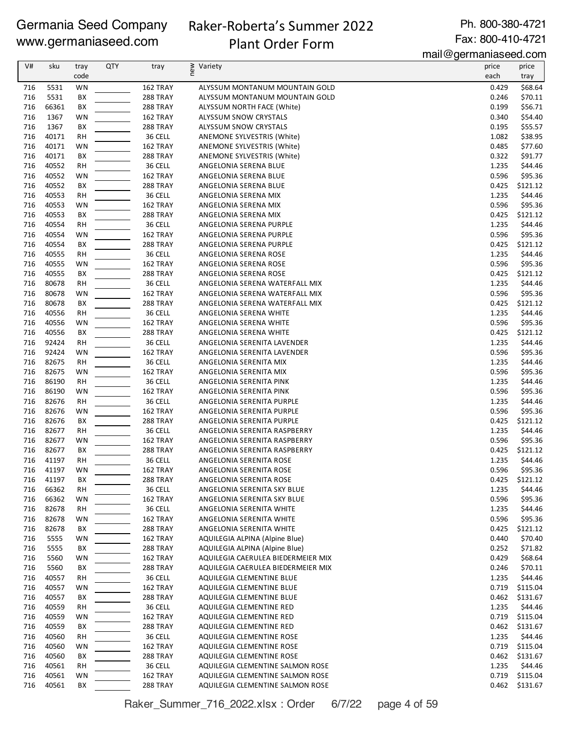Germania Seed Company
www.germaniaseed.com

# Raker-Roberta's Summer 2022 Plant Order Form

Ph. 800-380-4721
Fax: 800-410-4721
mail@germaniaseed.com

| V# | sku | tray code | QTY | tray | new | Variety | price each | price tray |
|---|---|---|---|---|---|---|---|---|
| 716 | 5531 | WN | | 162 TRAY | | ALYSSUM MONTANUM MOUNTAIN GOLD | 0.429 | $68.64 |
| 716 | 5531 | BX | | 288 TRAY | | ALYSSUM MONTANUM MOUNTAIN GOLD | 0.246 | $70.11 |
| 716 | 66361 | BX | | 288 TRAY | | ALYSSUM NORTH FACE (White) | 0.199 | $56.71 |
| 716 | 1367 | WN | | 162 TRAY | | ALYSSUM SNOW CRYSTALS | 0.340 | $54.40 |
| 716 | 1367 | BX | | 288 TRAY | | ALYSSUM SNOW CRYSTALS | 0.195 | $55.57 |
| 716 | 40171 | RH | | 36 CELL | | ANEMONE SYLVESTRIS (White) | 1.082 | $38.95 |
| 716 | 40171 | WN | | 162 TRAY | | ANEMONE SYLVESTRIS (White) | 0.485 | $77.60 |
| 716 | 40171 | BX | | 288 TRAY | | ANEMONE SYLVESTRIS (White) | 0.322 | $91.77 |
| 716 | 40552 | RH | | 36 CELL | | ANGELONIA SERENA BLUE | 1.235 | $44.46 |
| 716 | 40552 | WN | | 162 TRAY | | ANGELONIA SERENA BLUE | 0.596 | $95.36 |
| 716 | 40552 | BX | | 288 TRAY | | ANGELONIA SERENA BLUE | 0.425 | $121.12 |
| 716 | 40553 | RH | | 36 CELL | | ANGELONIA SERENA MIX | 1.235 | $44.46 |
| 716 | 40553 | WN | | 162 TRAY | | ANGELONIA SERENA MIX | 0.596 | $95.36 |
| 716 | 40553 | BX | | 288 TRAY | | ANGELONIA SERENA MIX | 0.425 | $121.12 |
| 716 | 40554 | RH | | 36 CELL | | ANGELONIA SERENA PURPLE | 1.235 | $44.46 |
| 716 | 40554 | WN | | 162 TRAY | | ANGELONIA SERENA PURPLE | 0.596 | $95.36 |
| 716 | 40554 | BX | | 288 TRAY | | ANGELONIA SERENA PURPLE | 0.425 | $121.12 |
| 716 | 40555 | RH | | 36 CELL | | ANGELONIA SERENA ROSE | 1.235 | $44.46 |
| 716 | 40555 | WN | | 162 TRAY | | ANGELONIA SERENA ROSE | 0.596 | $95.36 |
| 716 | 40555 | BX | | 288 TRAY | | ANGELONIA SERENA ROSE | 0.425 | $121.12 |
| 716 | 80678 | RH | | 36 CELL | | ANGELONIA SERENA WATERFALL MIX | 1.235 | $44.46 |
| 716 | 80678 | WN | | 162 TRAY | | ANGELONIA SERENA WATERFALL MIX | 0.596 | $95.36 |
| 716 | 80678 | BX | | 288 TRAY | | ANGELONIA SERENA WATERFALL MIX | 0.425 | $121.12 |
| 716 | 40556 | RH | | 36 CELL | | ANGELONIA SERENA WHITE | 1.235 | $44.46 |
| 716 | 40556 | WN | | 162 TRAY | | ANGELONIA SERENA WHITE | 0.596 | $95.36 |
| 716 | 40556 | BX | | 288 TRAY | | ANGELONIA SERENA WHITE | 0.425 | $121.12 |
| 716 | 92424 | RH | | 36 CELL | | ANGELONIA SERENITA LAVENDER | 1.235 | $44.46 |
| 716 | 92424 | WN | | 162 TRAY | | ANGELONIA SERENITA LAVENDER | 0.596 | $95.36 |
| 716 | 82675 | RH | | 36 CELL | | ANGELONIA SERENITA MIX | 1.235 | $44.46 |
| 716 | 82675 | WN | | 162 TRAY | | ANGELONIA SERENITA MIX | 0.596 | $95.36 |
| 716 | 86190 | RH | | 36 CELL | | ANGELONIA SERENITA PINK | 1.235 | $44.46 |
| 716 | 86190 | WN | | 162 TRAY | | ANGELONIA SERENITA PINK | 0.596 | $95.36 |
| 716 | 82676 | RH | | 36 CELL | | ANGELONIA SERENITA PURPLE | 1.235 | $44.46 |
| 716 | 82676 | WN | | 162 TRAY | | ANGELONIA SERENITA PURPLE | 0.596 | $95.36 |
| 716 | 82676 | BX | | 288 TRAY | | ANGELONIA SERENITA PURPLE | 0.425 | $121.12 |
| 716 | 82677 | RH | | 36 CELL | | ANGELONIA SERENITA RASPBERRY | 1.235 | $44.46 |
| 716 | 82677 | WN | | 162 TRAY | | ANGELONIA SERENITA RASPBERRY | 0.596 | $95.36 |
| 716 | 82677 | BX | | 288 TRAY | | ANGELONIA SERENITA RASPBERRY | 0.425 | $121.12 |
| 716 | 41197 | RH | | 36 CELL | | ANGELONIA SERENITA ROSE | 1.235 | $44.46 |
| 716 | 41197 | WN | | 162 TRAY | | ANGELONIA SERENITA ROSE | 0.596 | $95.36 |
| 716 | 41197 | BX | | 288 TRAY | | ANGELONIA SERENITA ROSE | 0.425 | $121.12 |
| 716 | 66362 | RH | | 36 CELL | | ANGELONIA SERENITA SKY BLUE | 1.235 | $44.46 |
| 716 | 66362 | WN | | 162 TRAY | | ANGELONIA SERENITA SKY BLUE | 0.596 | $95.36 |
| 716 | 82678 | RH | | 36 CELL | | ANGELONIA SERENITA WHITE | 1.235 | $44.46 |
| 716 | 82678 | WN | | 162 TRAY | | ANGELONIA SERENITA WHITE | 0.596 | $95.36 |
| 716 | 82678 | BX | | 288 TRAY | | ANGELONIA SERENITA WHITE | 0.425 | $121.12 |
| 716 | 5555 | WN | | 162 TRAY | | AQUILEGIA ALPINA (Alpine Blue) | 0.440 | $70.40 |
| 716 | 5555 | BX | | 288 TRAY | | AQUILEGIA ALPINA (Alpine Blue) | 0.252 | $71.82 |
| 716 | 5560 | WN | | 162 TRAY | | AQUILEGIA CAERULEA BIEDERMEIER MIX | 0.429 | $68.64 |
| 716 | 5560 | BX | | 288 TRAY | | AQUILEGIA CAERULEA BIEDERMEIER MIX | 0.246 | $70.11 |
| 716 | 40557 | RH | | 36 CELL | | AQUILEGIA CLEMENTINE BLUE | 1.235 | $44.46 |
| 716 | 40557 | WN | | 162 TRAY | | AQUILEGIA CLEMENTINE BLUE | 0.719 | $115.04 |
| 716 | 40557 | BX | | 288 TRAY | | AQUILEGIA CLEMENTINE BLUE | 0.462 | $131.67 |
| 716 | 40559 | RH | | 36 CELL | | AQUILEGIA CLEMENTINE RED | 1.235 | $44.46 |
| 716 | 40559 | WN | | 162 TRAY | | AQUILEGIA CLEMENTINE RED | 0.719 | $115.04 |
| 716 | 40559 | BX | | 288 TRAY | | AQUILEGIA CLEMENTINE RED | 0.462 | $131.67 |
| 716 | 40560 | RH | | 36 CELL | | AQUILEGIA CLEMENTINE ROSE | 1.235 | $44.46 |
| 716 | 40560 | WN | | 162 TRAY | | AQUILEGIA CLEMENTINE ROSE | 0.719 | $115.04 |
| 716 | 40560 | BX | | 288 TRAY | | AQUILEGIA CLEMENTINE ROSE | 0.462 | $131.67 |
| 716 | 40561 | RH | | 36 CELL | | AQUILEGIA CLEMENTINE SALMON ROSE | 1.235 | $44.46 |
| 716 | 40561 | WN | | 162 TRAY | | AQUILEGIA CLEMENTINE SALMON ROSE | 0.719 | $115.04 |
| 716 | 40561 | BX | | 288 TRAY | | AQUILEGIA CLEMENTINE SALMON ROSE | 0.462 | $131.67 |

Raker_Summer_716_2022.xlsx : Order 6/7/22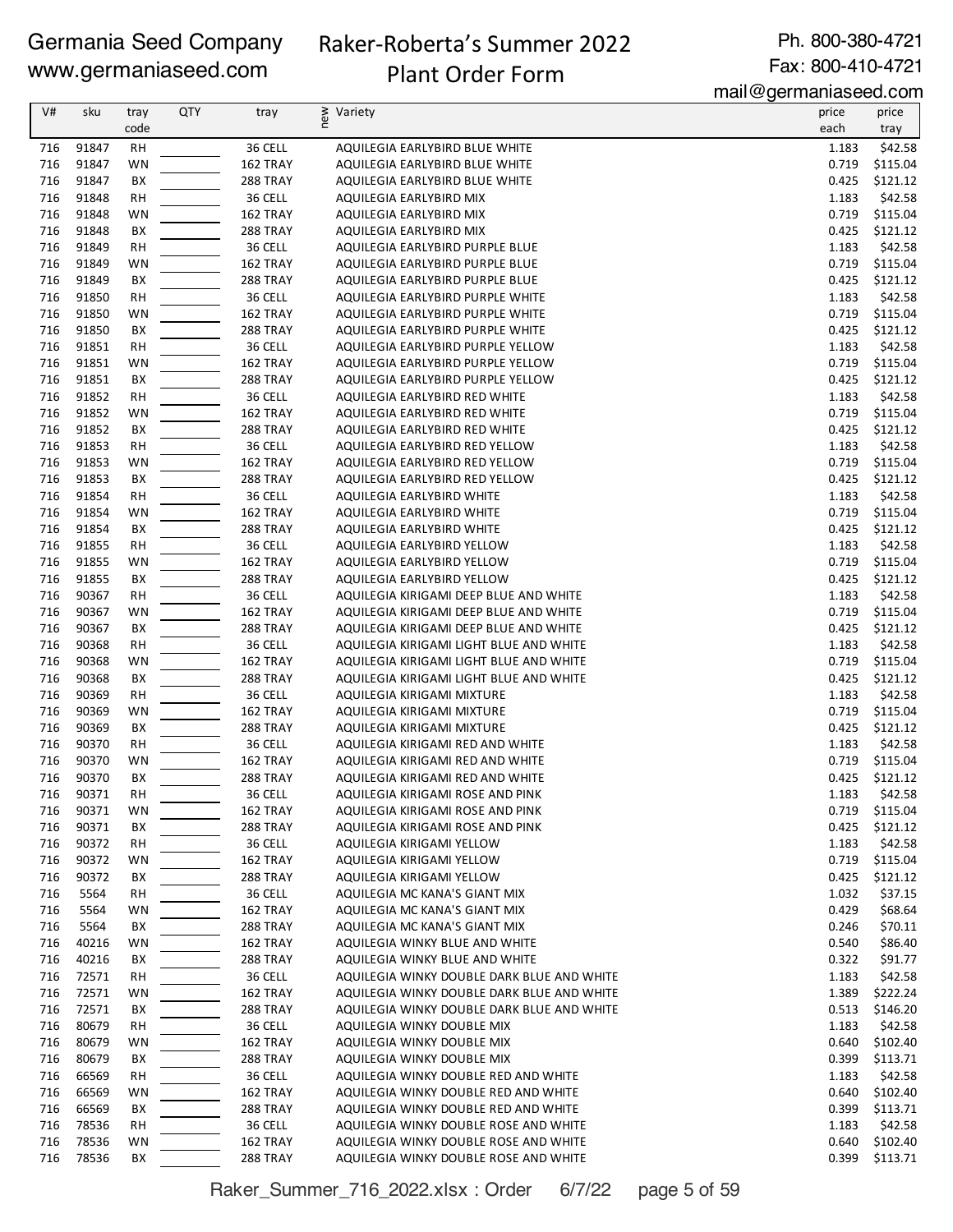Germania Seed Company
www.germaniaseed.com

Raker-Roberta's Summer 2022
Plant Order Form

Ph. 800-380-4721
Fax: 800-410-4721
mail@germaniaseed.com

| V# | sku | tray code | QTY | tray | new | Variety | price each | price tray |
|---|---|---|---|---|---|---|---|---|
| 716 | 91847 | RH | | 36 CELL | | AQUILEGIA EARLYBIRD BLUE WHITE | 1.183 | $42.58 |
| 716 | 91847 | WN | | 162 TRAY | | AQUILEGIA EARLYBIRD BLUE WHITE | 0.719 | $115.04 |
| 716 | 91847 | BX | | 288 TRAY | | AQUILEGIA EARLYBIRD BLUE WHITE | 0.425 | $121.12 |
| 716 | 91848 | RH | | 36 CELL | | AQUILEGIA EARLYBIRD MIX | 1.183 | $42.58 |
| 716 | 91848 | WN | | 162 TRAY | | AQUILEGIA EARLYBIRD MIX | 0.719 | $115.04 |
| 716 | 91848 | BX | | 288 TRAY | | AQUILEGIA EARLYBIRD MIX | 0.425 | $121.12 |
| 716 | 91849 | RH | | 36 CELL | | AQUILEGIA EARLYBIRD PURPLE BLUE | 1.183 | $42.58 |
| 716 | 91849 | WN | | 162 TRAY | | AQUILEGIA EARLYBIRD PURPLE BLUE | 0.719 | $115.04 |
| 716 | 91849 | BX | | 288 TRAY | | AQUILEGIA EARLYBIRD PURPLE BLUE | 0.425 | $121.12 |
| 716 | 91850 | RH | | 36 CELL | | AQUILEGIA EARLYBIRD PURPLE WHITE | 1.183 | $42.58 |
| 716 | 91850 | WN | | 162 TRAY | | AQUILEGIA EARLYBIRD PURPLE WHITE | 0.719 | $115.04 |
| 716 | 91850 | BX | | 288 TRAY | | AQUILEGIA EARLYBIRD PURPLE WHITE | 0.425 | $121.12 |
| 716 | 91851 | RH | | 36 CELL | | AQUILEGIA EARLYBIRD PURPLE YELLOW | 1.183 | $42.58 |
| 716 | 91851 | WN | | 162 TRAY | | AQUILEGIA EARLYBIRD PURPLE YELLOW | 0.719 | $115.04 |
| 716 | 91851 | BX | | 288 TRAY | | AQUILEGIA EARLYBIRD PURPLE YELLOW | 0.425 | $121.12 |
| 716 | 91852 | RH | | 36 CELL | | AQUILEGIA EARLYBIRD RED WHITE | 1.183 | $42.58 |
| 716 | 91852 | WN | | 162 TRAY | | AQUILEGIA EARLYBIRD RED WHITE | 0.719 | $115.04 |
| 716 | 91852 | BX | | 288 TRAY | | AQUILEGIA EARLYBIRD RED WHITE | 0.425 | $121.12 |
| 716 | 91853 | RH | | 36 CELL | | AQUILEGIA EARLYBIRD RED YELLOW | 1.183 | $42.58 |
| 716 | 91853 | WN | | 162 TRAY | | AQUILEGIA EARLYBIRD RED YELLOW | 0.719 | $115.04 |
| 716 | 91853 | BX | | 288 TRAY | | AQUILEGIA EARLYBIRD RED YELLOW | 0.425 | $121.12 |
| 716 | 91854 | RH | | 36 CELL | | AQUILEGIA EARLYBIRD WHITE | 1.183 | $42.58 |
| 716 | 91854 | WN | | 162 TRAY | | AQUILEGIA EARLYBIRD WHITE | 0.719 | $115.04 |
| 716 | 91854 | BX | | 288 TRAY | | AQUILEGIA EARLYBIRD WHITE | 0.425 | $121.12 |
| 716 | 91855 | RH | | 36 CELL | | AQUILEGIA EARLYBIRD YELLOW | 1.183 | $42.58 |
| 716 | 91855 | WN | | 162 TRAY | | AQUILEGIA EARLYBIRD YELLOW | 0.719 | $115.04 |
| 716 | 91855 | BX | | 288 TRAY | | AQUILEGIA EARLYBIRD YELLOW | 0.425 | $121.12 |
| 716 | 90367 | RH | | 36 CELL | | AQUILEGIA KIRIGAMI DEEP BLUE AND WHITE | 1.183 | $42.58 |
| 716 | 90367 | WN | | 162 TRAY | | AQUILEGIA KIRIGAMI DEEP BLUE AND WHITE | 0.719 | $115.04 |
| 716 | 90367 | BX | | 288 TRAY | | AQUILEGIA KIRIGAMI DEEP BLUE AND WHITE | 0.425 | $121.12 |
| 716 | 90368 | RH | | 36 CELL | | AQUILEGIA KIRIGAMI LIGHT BLUE AND WHITE | 1.183 | $42.58 |
| 716 | 90368 | WN | | 162 TRAY | | AQUILEGIA KIRIGAMI LIGHT BLUE AND WHITE | 0.719 | $115.04 |
| 716 | 90368 | BX | | 288 TRAY | | AQUILEGIA KIRIGAMI LIGHT BLUE AND WHITE | 0.425 | $121.12 |
| 716 | 90369 | RH | | 36 CELL | | AQUILEGIA KIRIGAMI MIXTURE | 1.183 | $42.58 |
| 716 | 90369 | WN | | 162 TRAY | | AQUILEGIA KIRIGAMI MIXTURE | 0.719 | $115.04 |
| 716 | 90369 | BX | | 288 TRAY | | AQUILEGIA KIRIGAMI MIXTURE | 0.425 | $121.12 |
| 716 | 90370 | RH | | 36 CELL | | AQUILEGIA KIRIGAMI RED AND WHITE | 1.183 | $42.58 |
| 716 | 90370 | WN | | 162 TRAY | | AQUILEGIA KIRIGAMI RED AND WHITE | 0.719 | $115.04 |
| 716 | 90370 | BX | | 288 TRAY | | AQUILEGIA KIRIGAMI RED AND WHITE | 0.425 | $121.12 |
| 716 | 90371 | RH | | 36 CELL | | AQUILEGIA KIRIGAMI ROSE AND PINK | 1.183 | $42.58 |
| 716 | 90371 | WN | | 162 TRAY | | AQUILEGIA KIRIGAMI ROSE AND PINK | 0.719 | $115.04 |
| 716 | 90371 | BX | | 288 TRAY | | AQUILEGIA KIRIGAMI ROSE AND PINK | 0.425 | $121.12 |
| 716 | 90372 | RH | | 36 CELL | | AQUILEGIA KIRIGAMI YELLOW | 1.183 | $42.58 |
| 716 | 90372 | WN | | 162 TRAY | | AQUILEGIA KIRIGAMI YELLOW | 0.719 | $115.04 |
| 716 | 90372 | BX | | 288 TRAY | | AQUILEGIA KIRIGAMI YELLOW | 0.425 | $121.12 |
| 716 | 5564 | RH | | 36 CELL | | AQUILEGIA MC KANA'S GIANT MIX | 1.032 | $37.15 |
| 716 | 5564 | WN | | 162 TRAY | | AQUILEGIA MC KANA'S GIANT MIX | 0.429 | $68.64 |
| 716 | 5564 | BX | | 288 TRAY | | AQUILEGIA MC KANA'S GIANT MIX | 0.246 | $70.11 |
| 716 | 40216 | WN | | 162 TRAY | | AQUILEGIA WINKY BLUE AND WHITE | 0.540 | $86.40 |
| 716 | 40216 | BX | | 288 TRAY | | AQUILEGIA WINKY BLUE AND WHITE | 0.322 | $91.77 |
| 716 | 72571 | RH | | 36 CELL | | AQUILEGIA WINKY DOUBLE DARK BLUE AND WHITE | 1.183 | $42.58 |
| 716 | 72571 | WN | | 162 TRAY | | AQUILEGIA WINKY DOUBLE DARK BLUE AND WHITE | 1.389 | $222.24 |
| 716 | 72571 | BX | | 288 TRAY | | AQUILEGIA WINKY DOUBLE DARK BLUE AND WHITE | 0.513 | $146.20 |
| 716 | 80679 | RH | | 36 CELL | | AQUILEGIA WINKY DOUBLE MIX | 1.183 | $42.58 |
| 716 | 80679 | WN | | 162 TRAY | | AQUILEGIA WINKY DOUBLE MIX | 0.640 | $102.40 |
| 716 | 80679 | BX | | 288 TRAY | | AQUILEGIA WINKY DOUBLE MIX | 0.399 | $113.71 |
| 716 | 66569 | RH | | 36 CELL | | AQUILEGIA WINKY DOUBLE RED AND WHITE | 1.183 | $42.58 |
| 716 | 66569 | WN | | 162 TRAY | | AQUILEGIA WINKY DOUBLE RED AND WHITE | 0.640 | $102.40 |
| 716 | 66569 | BX | | 288 TRAY | | AQUILEGIA WINKY DOUBLE RED AND WHITE | 0.399 | $113.71 |
| 716 | 78536 | RH | | 36 CELL | | AQUILEGIA WINKY DOUBLE ROSE AND WHITE | 1.183 | $42.58 |
| 716 | 78536 | WN | | 162 TRAY | | AQUILEGIA WINKY DOUBLE ROSE AND WHITE | 0.640 | $102.40 |
| 716 | 78536 | BX | | 288 TRAY | | AQUILEGIA WINKY DOUBLE ROSE AND WHITE | 0.399 | $113.71 |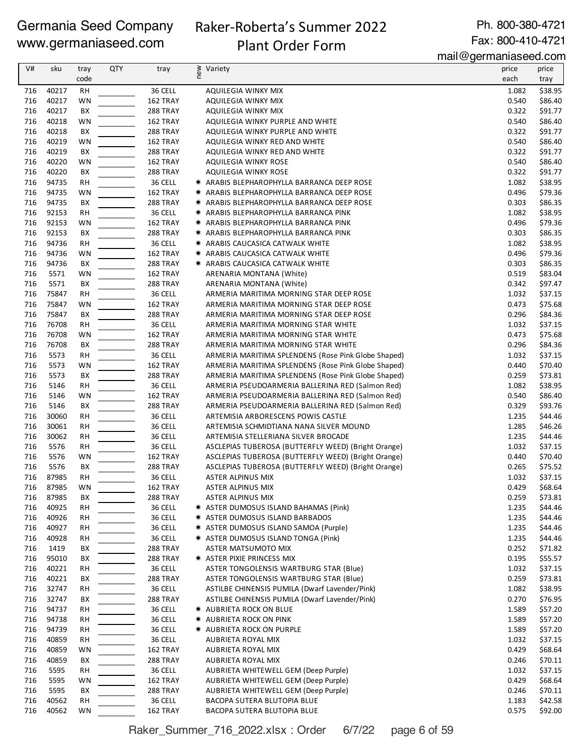Germania Seed Company
www.germaniaseed.com

# Raker-Roberta's Summer 2022 Plant Order Form

Ph. 800-380-4721
Fax: 800-410-4721
mail@germaniaseed.com

| V# | sku | tray code | QTY | tray | new | Variety | price each | price tray |
|---|---|---|---|---|---|---|---|---|
| 716 | 40217 | RH | | 36 CELL | | AQUILEGIA WINKY MIX | 1.082 | $38.95 |
| 716 | 40217 | WN | | 162 TRAY | | AQUILEGIA WINKY MIX | 0.540 | $86.40 |
| 716 | 40217 | BX | | 288 TRAY | | AQUILEGIA WINKY MIX | 0.322 | $91.77 |
| 716 | 40218 | WN | | 162 TRAY | | AQUILEGIA WINKY PURPLE AND WHITE | 0.540 | $86.40 |
| 716 | 40218 | BX | | 288 TRAY | | AQUILEGIA WINKY PURPLE AND WHITE | 0.322 | $91.77 |
| 716 | 40219 | WN | | 162 TRAY | | AQUILEGIA WINKY RED AND WHITE | 0.540 | $86.40 |
| 716 | 40219 | BX | | 288 TRAY | | AQUILEGIA WINKY RED AND WHITE | 0.322 | $91.77 |
| 716 | 40220 | WN | | 162 TRAY | | AQUILEGIA WINKY ROSE | 0.540 | $86.40 |
| 716 | 40220 | BX | | 288 TRAY | | AQUILEGIA WINKY ROSE | 0.322 | $91.77 |
| 716 | 94735 | RH | | 36 CELL | ✱ | ARABIS BLEPHAROPHYLLA BARRANCA DEEP ROSE | 1.082 | $38.95 |
| 716 | 94735 | WN | | 162 TRAY | ✱ | ARABIS BLEPHAROPHYLLA BARRANCA DEEP ROSE | 0.496 | $79.36 |
| 716 | 94735 | BX | | 288 TRAY | ✱ | ARABIS BLEPHAROPHYLLA BARRANCA DEEP ROSE | 0.303 | $86.35 |
| 716 | 92153 | RH | | 36 CELL | ✱ | ARABIS BLEPHAROPHYLLA BARRANCA PINK | 1.082 | $38.95 |
| 716 | 92153 | WN | | 162 TRAY | ✱ | ARABIS BLEPHAROPHYLLA BARRANCA PINK | 0.496 | $79.36 |
| 716 | 92153 | BX | | 288 TRAY | ✱ | ARABIS BLEPHAROPHYLLA BARRANCA PINK | 0.303 | $86.35 |
| 716 | 94736 | RH | | 36 CELL | ✱ | ARABIS CAUCASICA CATWALK WHITE | 1.082 | $38.95 |
| 716 | 94736 | WN | | 162 TRAY | ✱ | ARABIS CAUCASICA CATWALK WHITE | 0.496 | $79.36 |
| 716 | 94736 | BX | | 288 TRAY | ✱ | ARABIS CAUCASICA CATWALK WHITE | 0.303 | $86.35 |
| 716 | 5571 | WN | | 162 TRAY | | ARENARIA MONTANA (White) | 0.519 | $83.04 |
| 716 | 5571 | BX | | 288 TRAY | | ARENARIA MONTANA (White) | 0.342 | $97.47 |
| 716 | 75847 | RH | | 36 CELL | | ARMERIA MARITIMA MORNING STAR DEEP ROSE | 1.032 | $37.15 |
| 716 | 75847 | WN | | 162 TRAY | | ARMERIA MARITIMA MORNING STAR DEEP ROSE | 0.473 | $75.68 |
| 716 | 75847 | BX | | 288 TRAY | | ARMERIA MARITIMA MORNING STAR DEEP ROSE | 0.296 | $84.36 |
| 716 | 76708 | RH | | 36 CELL | | ARMERIA MARITIMA MORNING STAR WHITE | 1.032 | $37.15 |
| 716 | 76708 | WN | | 162 TRAY | | ARMERIA MARITIMA MORNING STAR WHITE | 0.473 | $75.68 |
| 716 | 76708 | BX | | 288 TRAY | | ARMERIA MARITIMA MORNING STAR WHITE | 0.296 | $84.36 |
| 716 | 5573 | RH | | 36 CELL | | ARMERIA MARITIMA SPLENDENS (Rose Pink Globe Shaped) | 1.032 | $37.15 |
| 716 | 5573 | WN | | 162 TRAY | | ARMERIA MARITIMA SPLENDENS (Rose Pink Globe Shaped) | 0.440 | $70.40 |
| 716 | 5573 | BX | | 288 TRAY | | ARMERIA MARITIMA SPLENDENS (Rose Pink Globe Shaped) | 0.259 | $73.81 |
| 716 | 5146 | RH | | 36 CELL | | ARMERIA PSEUDOARMERIA BALLERINA RED (Salmon Red) | 1.082 | $38.95 |
| 716 | 5146 | WN | | 162 TRAY | | ARMERIA PSEUDOARMERIA BALLERINA RED (Salmon Red) | 0.540 | $86.40 |
| 716 | 5146 | BX | | 288 TRAY | | ARMERIA PSEUDOARMERIA BALLERINA RED (Salmon Red) | 0.329 | $93.76 |
| 716 | 30060 | RH | | 36 CELL | | ARTEMISIA ARBORESCENS POWIS CASTLE | 1.235 | $44.46 |
| 716 | 30061 | RH | | 36 CELL | | ARTEMISIA SCHMIDTIANA NANA SILVER MOUND | 1.285 | $46.26 |
| 716 | 30062 | RH | | 36 CELL | | ARTEMISIA STELLERIANA SILVER BROCADE | 1.235 | $44.46 |
| 716 | 5576 | RH | | 36 CELL | | ASCLEPIAS TUBEROSA (BUTTERFLY WEED) (Bright Orange) | 1.032 | $37.15 |
| 716 | 5576 | WN | | 162 TRAY | | ASCLEPIAS TUBEROSA (BUTTERFLY WEED) (Bright Orange) | 0.440 | $70.40 |
| 716 | 5576 | BX | | 288 TRAY | | ASCLEPIAS TUBEROSA (BUTTERFLY WEED) (Bright Orange) | 0.265 | $75.52 |
| 716 | 87985 | RH | | 36 CELL | | ASTER ALPINUS MIX | 1.032 | $37.15 |
| 716 | 87985 | WN | | 162 TRAY | | ASTER ALPINUS MIX | 0.429 | $68.64 |
| 716 | 87985 | BX | | 288 TRAY | | ASTER ALPINUS MIX | 0.259 | $73.81 |
| 716 | 40925 | RH | | 36 CELL | ✱ | ASTER DUMOSUS ISLAND BAHAMAS (Pink) | 1.235 | $44.46 |
| 716 | 40926 | RH | | 36 CELL | ✱ | ASTER DUMOSUS ISLAND BARBADOS | 1.235 | $44.46 |
| 716 | 40927 | RH | | 36 CELL | ✱ | ASTER DUMOSUS ISLAND SAMOA (Purple) | 1.235 | $44.46 |
| 716 | 40928 | RH | | 36 CELL | ✱ | ASTER DUMOSUS ISLAND TONGA (Pink) | 1.235 | $44.46 |
| 716 | 1419 | BX | | 288 TRAY | | ASTER MATSUMOTO MIX | 0.252 | $71.82 |
| 716 | 95010 | BX | | 288 TRAY | ✱ | ASTER PIXIE PRINCESS MIX | 0.195 | $55.57 |
| 716 | 40221 | RH | | 36 CELL | | ASTER TONGOLENSIS WARTBURG STAR (Blue) | 1.032 | $37.15 |
| 716 | 40221 | BX | | 288 TRAY | | ASTER TONGOLENSIS WARTBURG STAR (Blue) | 0.259 | $73.81 |
| 716 | 32747 | RH | | 36 CELL | | ASTILBE CHINENSIS PUMILA (Dwarf Lavender/Pink) | 1.082 | $38.95 |
| 716 | 32747 | BX | | 288 TRAY | | ASTILBE CHINENSIS PUMILA (Dwarf Lavender/Pink) | 0.270 | $76.95 |
| 716 | 94737 | RH | | 36 CELL | ✱ | AUBRIETA ROCK ON BLUE | 1.589 | $57.20 |
| 716 | 94738 | RH | | 36 CELL | ✱ | AUBRIETA ROCK ON PINK | 1.589 | $57.20 |
| 716 | 94739 | RH | | 36 CELL | ✱ | AUBRIETA ROCK ON PURPLE | 1.589 | $57.20 |
| 716 | 40859 | RH | | 36 CELL | | AUBRIETA ROYAL MIX | 1.032 | $37.15 |
| 716 | 40859 | WN | | 162 TRAY | | AUBRIETA ROYAL MIX | 0.429 | $68.64 |
| 716 | 40859 | BX | | 288 TRAY | | AUBRIETA ROYAL MIX | 0.246 | $70.11 |
| 716 | 5595 | RH | | 36 CELL | | AUBRIETA WHITEWELL GEM (Deep Purple) | 1.032 | $37.15 |
| 716 | 5595 | WN | | 162 TRAY | | AUBRIETA WHITEWELL GEM (Deep Purple) | 0.429 | $68.64 |
| 716 | 5595 | BX | | 288 TRAY | | AUBRIETA WHITEWELL GEM (Deep Purple) | 0.246 | $70.11 |
| 716 | 40562 | RH | | 36 CELL | | BACOPA SUTERA BLUTOPIA BLUE | 1.183 | $42.58 |
| 716 | 40562 | WN | | 162 TRAY | | BACOPA SUTERA BLUTOPIA BLUE | 0.575 | $92.00 |

Raker_Summer_716_2022.xlsx : Order 6/7/22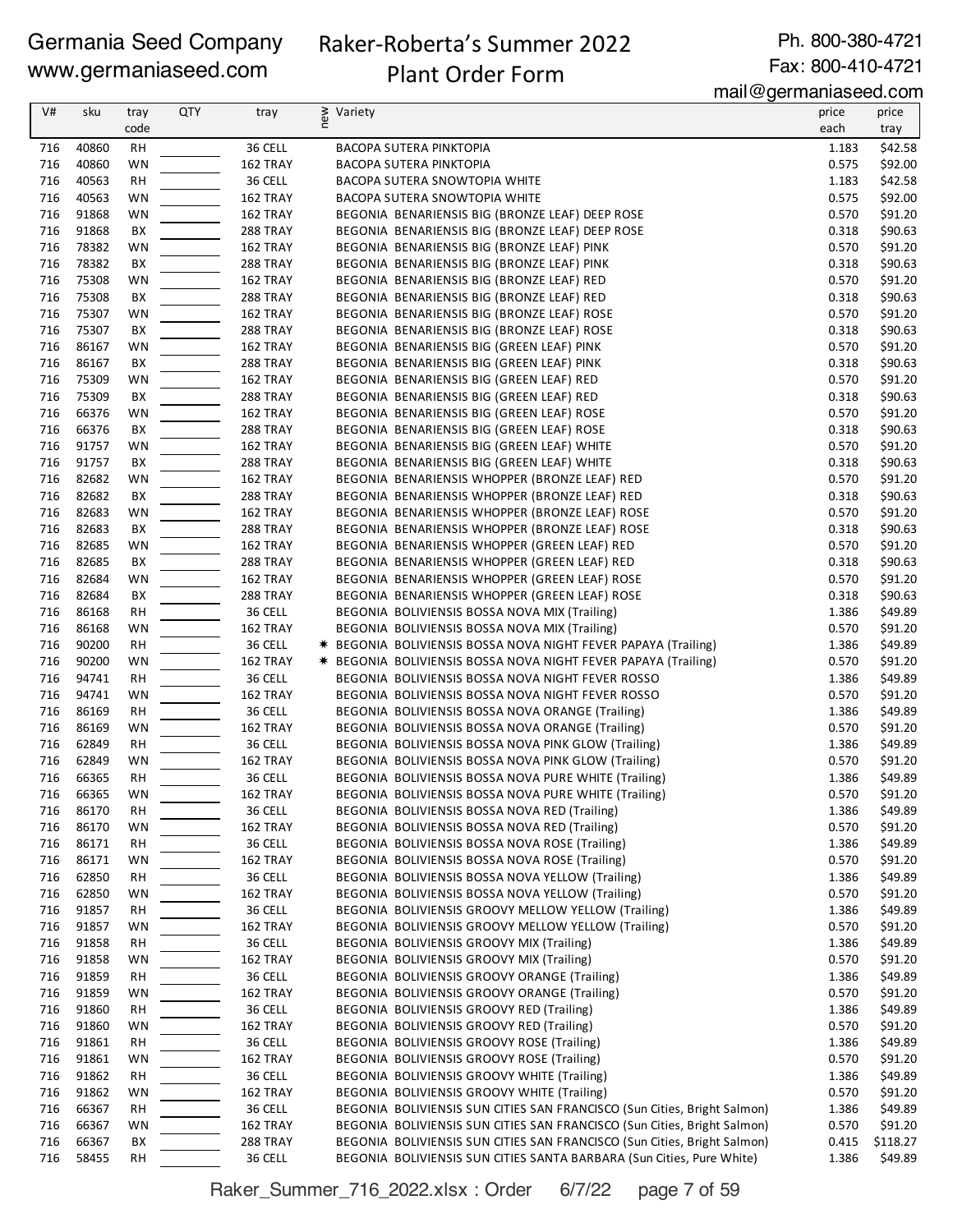Germania Seed Company
www.germaniaseed.com

# Raker-Roberta's Summer 2022 Plant Order Form

Ph. 800-380-4721
Fax: 800-410-4721
mail@germaniaseed.com

| V# | sku | tray code | QTY | tray | new | Variety | price each | price tray |
|---|---|---|---|---|---|---|---|---|
| 716 | 40860 | RH | | 36 CELL | | BACOPA SUTERA PINKTOPIA | 1.183 | $42.58 |
| 716 | 40860 | WN | | 162 TRAY | | BACOPA SUTERA PINKTOPIA | 0.575 | $92.00 |
| 716 | 40563 | RH | | 36 CELL | | BACOPA SUTERA SNOWTOPIA WHITE | 1.183 | $42.58 |
| 716 | 40563 | WN | | 162 TRAY | | BACOPA SUTERA SNOWTOPIA WHITE | 0.575 | $92.00 |
| 716 | 91868 | WN | | 162 TRAY | | BEGONIA BENARIENSIS BIG (BRONZE LEAF) DEEP ROSE | 0.570 | $91.20 |
| 716 | 91868 | BX | | 288 TRAY | | BEGONIA BENARIENSIS BIG (BRONZE LEAF) DEEP ROSE | 0.318 | $90.63 |
| 716 | 78382 | WN | | 162 TRAY | | BEGONIA BENARIENSIS BIG (BRONZE LEAF) PINK | 0.570 | $91.20 |
| 716 | 78382 | BX | | 288 TRAY | | BEGONIA BENARIENSIS BIG (BRONZE LEAF) PINK | 0.318 | $90.63 |
| 716 | 75308 | WN | | 162 TRAY | | BEGONIA BENARIENSIS BIG (BRONZE LEAF) RED | 0.570 | $91.20 |
| 716 | 75308 | BX | | 288 TRAY | | BEGONIA BENARIENSIS BIG (BRONZE LEAF) RED | 0.318 | $90.63 |
| 716 | 75307 | WN | | 162 TRAY | | BEGONIA BENARIENSIS BIG (BRONZE LEAF) ROSE | 0.570 | $91.20 |
| 716 | 75307 | BX | | 288 TRAY | | BEGONIA BENARIENSIS BIG (BRONZE LEAF) ROSE | 0.318 | $90.63 |
| 716 | 86167 | WN | | 162 TRAY | | BEGONIA BENARIENSIS BIG (GREEN LEAF) PINK | 0.570 | $91.20 |
| 716 | 86167 | BX | | 288 TRAY | | BEGONIA BENARIENSIS BIG (GREEN LEAF) PINK | 0.318 | $90.63 |
| 716 | 75309 | WN | | 162 TRAY | | BEGONIA BENARIENSIS BIG (GREEN LEAF) RED | 0.570 | $91.20 |
| 716 | 75309 | BX | | 288 TRAY | | BEGONIA BENARIENSIS BIG (GREEN LEAF) RED | 0.318 | $90.63 |
| 716 | 66376 | WN | | 162 TRAY | | BEGONIA BENARIENSIS BIG (GREEN LEAF) ROSE | 0.570 | $91.20 |
| 716 | 66376 | BX | | 288 TRAY | | BEGONIA BENARIENSIS BIG (GREEN LEAF) ROSE | 0.318 | $90.63 |
| 716 | 91757 | WN | | 162 TRAY | | BEGONIA BENARIENSIS BIG (GREEN LEAF) WHITE | 0.570 | $91.20 |
| 716 | 91757 | BX | | 288 TRAY | | BEGONIA BENARIENSIS BIG (GREEN LEAF) WHITE | 0.318 | $90.63 |
| 716 | 82682 | WN | | 162 TRAY | | BEGONIA BENARIENSIS WHOPPER (BRONZE LEAF) RED | 0.570 | $91.20 |
| 716 | 82682 | BX | | 288 TRAY | | BEGONIA BENARIENSIS WHOPPER (BRONZE LEAF) RED | 0.318 | $90.63 |
| 716 | 82683 | WN | | 162 TRAY | | BEGONIA BENARIENSIS WHOPPER (BRONZE LEAF) ROSE | 0.570 | $91.20 |
| 716 | 82683 | BX | | 288 TRAY | | BEGONIA BENARIENSIS WHOPPER (BRONZE LEAF) ROSE | 0.318 | $90.63 |
| 716 | 82685 | WN | | 162 TRAY | | BEGONIA BENARIENSIS WHOPPER (GREEN LEAF) RED | 0.570 | $91.20 |
| 716 | 82685 | BX | | 288 TRAY | | BEGONIA BENARIENSIS WHOPPER (GREEN LEAF) RED | 0.318 | $90.63 |
| 716 | 82684 | WN | | 162 TRAY | | BEGONIA BENARIENSIS WHOPPER (GREEN LEAF) ROSE | 0.570 | $91.20 |
| 716 | 82684 | BX | | 288 TRAY | | BEGONIA BENARIENSIS WHOPPER (GREEN LEAF) ROSE | 0.318 | $90.63 |
| 716 | 86168 | RH | | 36 CELL | | BEGONIA BOLIVIENSIS BOSSA NOVA MIX (Trailing) | 1.386 | $49.89 |
| 716 | 86168 | WN | | 162 TRAY | | BEGONIA BOLIVIENSIS BOSSA NOVA MIX (Trailing) | 0.570 | $91.20 |
| 716 | 90200 | RH | | 36 CELL | ✷ | BEGONIA BOLIVIENSIS BOSSA NOVA NIGHT FEVER PAPAYA (Trailing) | 1.386 | $49.89 |
| 716 | 90200 | WN | | 162 TRAY | ✷ | BEGONIA BOLIVIENSIS BOSSA NOVA NIGHT FEVER PAPAYA (Trailing) | 0.570 | $91.20 |
| 716 | 94741 | RH | | 36 CELL | | BEGONIA BOLIVIENSIS BOSSA NOVA NIGHT FEVER ROSSO | 1.386 | $49.89 |
| 716 | 94741 | WN | | 162 TRAY | | BEGONIA BOLIVIENSIS BOSSA NOVA NIGHT FEVER ROSSO | 0.570 | $91.20 |
| 716 | 86169 | RH | | 36 CELL | | BEGONIA BOLIVIENSIS BOSSA NOVA ORANGE (Trailing) | 1.386 | $49.89 |
| 716 | 86169 | WN | | 162 TRAY | | BEGONIA BOLIVIENSIS BOSSA NOVA ORANGE (Trailing) | 0.570 | $91.20 |
| 716 | 62849 | RH | | 36 CELL | | BEGONIA BOLIVIENSIS BOSSA NOVA PINK GLOW (Trailing) | 1.386 | $49.89 |
| 716 | 62849 | WN | | 162 TRAY | | BEGONIA BOLIVIENSIS BOSSA NOVA PINK GLOW (Trailing) | 0.570 | $91.20 |
| 716 | 66365 | RH | | 36 CELL | | BEGONIA BOLIVIENSIS BOSSA NOVA PURE WHITE (Trailing) | 1.386 | $49.89 |
| 716 | 66365 | WN | | 162 TRAY | | BEGONIA BOLIVIENSIS BOSSA NOVA PURE WHITE (Trailing) | 0.570 | $91.20 |
| 716 | 86170 | RH | | 36 CELL | | BEGONIA BOLIVIENSIS BOSSA NOVA RED (Trailing) | 1.386 | $49.89 |
| 716 | 86170 | WN | | 162 TRAY | | BEGONIA BOLIVIENSIS BOSSA NOVA RED (Trailing) | 0.570 | $91.20 |
| 716 | 86171 | RH | | 36 CELL | | BEGONIA BOLIVIENSIS BOSSA NOVA ROSE (Trailing) | 1.386 | $49.89 |
| 716 | 86171 | WN | | 162 TRAY | | BEGONIA BOLIVIENSIS BOSSA NOVA ROSE (Trailing) | 0.570 | $91.20 |
| 716 | 62850 | RH | | 36 CELL | | BEGONIA BOLIVIENSIS BOSSA NOVA YELLOW (Trailing) | 1.386 | $49.89 |
| 716 | 62850 | WN | | 162 TRAY | | BEGONIA BOLIVIENSIS BOSSA NOVA YELLOW (Trailing) | 0.570 | $91.20 |
| 716 | 91857 | RH | | 36 CELL | | BEGONIA BOLIVIENSIS GROOVY MELLOW YELLOW (Trailing) | 1.386 | $49.89 |
| 716 | 91857 | WN | | 162 TRAY | | BEGONIA BOLIVIENSIS GROOVY MELLOW YELLOW (Trailing) | 0.570 | $91.20 |
| 716 | 91858 | RH | | 36 CELL | | BEGONIA BOLIVIENSIS GROOVY MIX (Trailing) | 1.386 | $49.89 |
| 716 | 91858 | WN | | 162 TRAY | | BEGONIA BOLIVIENSIS GROOVY MIX (Trailing) | 0.570 | $91.20 |
| 716 | 91859 | RH | | 36 CELL | | BEGONIA BOLIVIENSIS GROOVY ORANGE (Trailing) | 1.386 | $49.89 |
| 716 | 91859 | WN | | 162 TRAY | | BEGONIA BOLIVIENSIS GROOVY ORANGE (Trailing) | 0.570 | $91.20 |
| 716 | 91860 | RH | | 36 CELL | | BEGONIA BOLIVIENSIS GROOVY RED (Trailing) | 1.386 | $49.89 |
| 716 | 91860 | WN | | 162 TRAY | | BEGONIA BOLIVIENSIS GROOVY RED (Trailing) | 0.570 | $91.20 |
| 716 | 91861 | RH | | 36 CELL | | BEGONIA BOLIVIENSIS GROOVY ROSE (Trailing) | 1.386 | $49.89 |
| 716 | 91861 | WN | | 162 TRAY | | BEGONIA BOLIVIENSIS GROOVY ROSE (Trailing) | 0.570 | $91.20 |
| 716 | 91862 | RH | | 36 CELL | | BEGONIA BOLIVIENSIS GROOVY WHITE (Trailing) | 1.386 | $49.89 |
| 716 | 91862 | WN | | 162 TRAY | | BEGONIA BOLIVIENSIS GROOVY WHITE (Trailing) | 0.570 | $91.20 |
| 716 | 66367 | RH | | 36 CELL | | BEGONIA BOLIVIENSIS SUN CITIES SAN FRANCISCO (Sun Cities, Bright Salmon) | 1.386 | $49.89 |
| 716 | 66367 | WN | | 162 TRAY | | BEGONIA BOLIVIENSIS SUN CITIES SAN FRANCISCO (Sun Cities, Bright Salmon) | 0.570 | $91.20 |
| 716 | 66367 | BX | | 288 TRAY | | BEGONIA BOLIVIENSIS SUN CITIES SAN FRANCISCO (Sun Cities, Bright Salmon) | 0.415 | $118.27 |
| 716 | 58455 | RH | | 36 CELL | | BEGONIA BOLIVIENSIS SUN CITIES SANTA BARBARA (Sun Cities, Pure White) | 1.386 | $49.89 |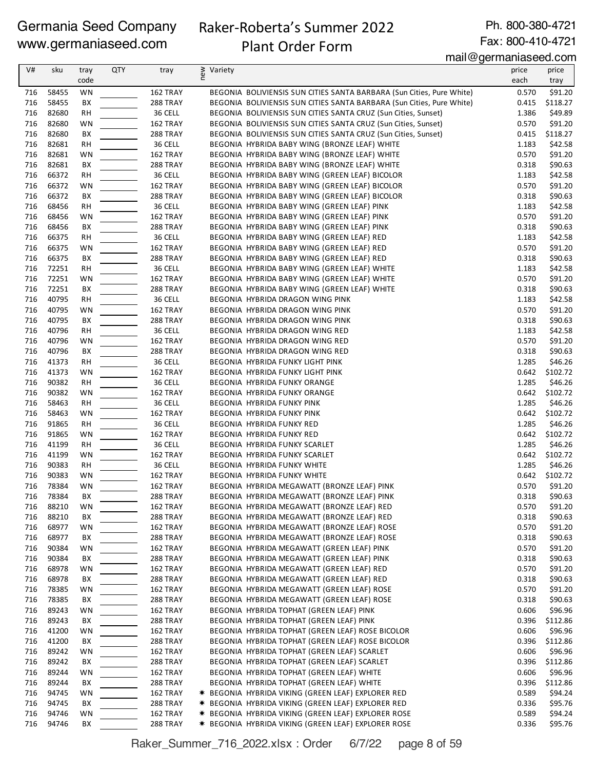Germania Seed Company
www.germaniaseed.com

# Raker-Roberta's Summer 2022 Plant Order Form

Ph. 800-380-4721
Fax: 800-410-4721
mail@germaniaseed.com

| V# | sku | tray code | QTY | tray | new | Variety | price each | price tray |
|---|---|---|---|---|---|---|---|---|
| 716 | 58455 | WN | | 162 TRAY | | BEGONIA BOLIVIENSIS SUN CITIES SANTA BARBARA (Sun Cities, Pure White) | 0.570 | $91.20 |
| 716 | 58455 | BX | | 288 TRAY | | BEGONIA BOLIVIENSIS SUN CITIES SANTA BARBARA (Sun Cities, Pure White) | 0.415 | $118.27 |
| 716 | 82680 | RH | | 36 CELL | | BEGONIA BOLIVIENSIS SUN CITIES SANTA CRUZ (Sun Cities, Sunset) | 1.386 | $49.89 |
| 716 | 82680 | WN | | 162 TRAY | | BEGONIA BOLIVIENSIS SUN CITIES SANTA CRUZ (Sun Cities, Sunset) | 0.570 | $91.20 |
| 716 | 82680 | BX | | 288 TRAY | | BEGONIA BOLIVIENSIS SUN CITIES SANTA CRUZ (Sun Cities, Sunset) | 0.415 | $118.27 |
| 716 | 82681 | RH | | 36 CELL | | BEGONIA HYBRIDA BABY WING (BRONZE LEAF) WHITE | 1.183 | $42.58 |
| 716 | 82681 | WN | | 162 TRAY | | BEGONIA HYBRIDA BABY WING (BRONZE LEAF) WHITE | 0.570 | $91.20 |
| 716 | 82681 | BX | | 288 TRAY | | BEGONIA HYBRIDA BABY WING (BRONZE LEAF) WHITE | 0.318 | $90.63 |
| 716 | 66372 | RH | | 36 CELL | | BEGONIA HYBRIDA BABY WING (GREEN LEAF) BICOLOR | 1.183 | $42.58 |
| 716 | 66372 | WN | | 162 TRAY | | BEGONIA HYBRIDA BABY WING (GREEN LEAF) BICOLOR | 0.570 | $91.20 |
| 716 | 66372 | BX | | 288 TRAY | | BEGONIA HYBRIDA BABY WING (GREEN LEAF) BICOLOR | 0.318 | $90.63 |
| 716 | 68456 | RH | | 36 CELL | | BEGONIA HYBRIDA BABY WING (GREEN LEAF) PINK | 1.183 | $42.58 |
| 716 | 68456 | WN | | 162 TRAY | | BEGONIA HYBRIDA BABY WING (GREEN LEAF) PINK | 0.570 | $91.20 |
| 716 | 68456 | BX | | 288 TRAY | | BEGONIA HYBRIDA BABY WING (GREEN LEAF) PINK | 0.318 | $90.63 |
| 716 | 66375 | RH | | 36 CELL | | BEGONIA HYBRIDA BABY WING (GREEN LEAF) RED | 1.183 | $42.58 |
| 716 | 66375 | WN | | 162 TRAY | | BEGONIA HYBRIDA BABY WING (GREEN LEAF) RED | 0.570 | $91.20 |
| 716 | 66375 | BX | | 288 TRAY | | BEGONIA HYBRIDA BABY WING (GREEN LEAF) RED | 0.318 | $90.63 |
| 716 | 72251 | RH | | 36 CELL | | BEGONIA HYBRIDA BABY WING (GREEN LEAF) WHITE | 1.183 | $42.58 |
| 716 | 72251 | WN | | 162 TRAY | | BEGONIA HYBRIDA BABY WING (GREEN LEAF) WHITE | 0.570 | $91.20 |
| 716 | 72251 | BX | | 288 TRAY | | BEGONIA HYBRIDA BABY WING (GREEN LEAF) WHITE | 0.318 | $90.63 |
| 716 | 40795 | RH | | 36 CELL | | BEGONIA HYBRIDA DRAGON WING PINK | 1.183 | $42.58 |
| 716 | 40795 | WN | | 162 TRAY | | BEGONIA HYBRIDA DRAGON WING PINK | 0.570 | $91.20 |
| 716 | 40795 | BX | | 288 TRAY | | BEGONIA HYBRIDA DRAGON WING PINK | 0.318 | $90.63 |
| 716 | 40796 | RH | | 36 CELL | | BEGONIA HYBRIDA DRAGON WING RED | 1.183 | $42.58 |
| 716 | 40796 | WN | | 162 TRAY | | BEGONIA HYBRIDA DRAGON WING RED | 0.570 | $91.20 |
| 716 | 40796 | BX | | 288 TRAY | | BEGONIA HYBRIDA DRAGON WING RED | 0.318 | $90.63 |
| 716 | 41373 | RH | | 36 CELL | | BEGONIA HYBRIDA FUNKY LIGHT PINK | 1.285 | $46.26 |
| 716 | 41373 | WN | | 162 TRAY | | BEGONIA HYBRIDA FUNKY LIGHT PINK | 0.642 | $102.72 |
| 716 | 90382 | RH | | 36 CELL | | BEGONIA HYBRIDA FUNKY ORANGE | 1.285 | $46.26 |
| 716 | 90382 | WN | | 162 TRAY | | BEGONIA HYBRIDA FUNKY ORANGE | 0.642 | $102.72 |
| 716 | 58463 | RH | | 36 CELL | | BEGONIA HYBRIDA FUNKY PINK | 1.285 | $46.26 |
| 716 | 58463 | WN | | 162 TRAY | | BEGONIA HYBRIDA FUNKY PINK | 0.642 | $102.72 |
| 716 | 91865 | RH | | 36 CELL | | BEGONIA HYBRIDA FUNKY RED | 1.285 | $46.26 |
| 716 | 91865 | WN | | 162 TRAY | | BEGONIA HYBRIDA FUNKY RED | 0.642 | $102.72 |
| 716 | 41199 | RH | | 36 CELL | | BEGONIA HYBRIDA FUNKY SCARLET | 1.285 | $46.26 |
| 716 | 41199 | WN | | 162 TRAY | | BEGONIA HYBRIDA FUNKY SCARLET | 0.642 | $102.72 |
| 716 | 90383 | RH | | 36 CELL | | BEGONIA HYBRIDA FUNKY WHITE | 1.285 | $46.26 |
| 716 | 90383 | WN | | 162 TRAY | | BEGONIA HYBRIDA FUNKY WHITE | 0.642 | $102.72 |
| 716 | 78384 | WN | | 162 TRAY | | BEGONIA HYBRIDA MEGAWATT (BRONZE LEAF) PINK | 0.570 | $91.20 |
| 716 | 78384 | BX | | 288 TRAY | | BEGONIA HYBRIDA MEGAWATT (BRONZE LEAF) PINK | 0.318 | $90.63 |
| 716 | 88210 | WN | | 162 TRAY | | BEGONIA HYBRIDA MEGAWATT (BRONZE LEAF) RED | 0.570 | $91.20 |
| 716 | 88210 | BX | | 288 TRAY | | BEGONIA HYBRIDA MEGAWATT (BRONZE LEAF) RED | 0.318 | $90.63 |
| 716 | 68977 | WN | | 162 TRAY | | BEGONIA HYBRIDA MEGAWATT (BRONZE LEAF) ROSE | 0.570 | $91.20 |
| 716 | 68977 | BX | | 288 TRAY | | BEGONIA HYBRIDA MEGAWATT (BRONZE LEAF) ROSE | 0.318 | $90.63 |
| 716 | 90384 | WN | | 162 TRAY | | BEGONIA HYBRIDA MEGAWATT (GREEN LEAF) PINK | 0.570 | $91.20 |
| 716 | 90384 | BX | | 288 TRAY | | BEGONIA HYBRIDA MEGAWATT (GREEN LEAF) PINK | 0.318 | $90.63 |
| 716 | 68978 | WN | | 162 TRAY | | BEGONIA HYBRIDA MEGAWATT (GREEN LEAF) RED | 0.570 | $91.20 |
| 716 | 68978 | BX | | 288 TRAY | | BEGONIA HYBRIDA MEGAWATT (GREEN LEAF) RED | 0.318 | $90.63 |
| 716 | 78385 | WN | | 162 TRAY | | BEGONIA HYBRIDA MEGAWATT (GREEN LEAF) ROSE | 0.570 | $91.20 |
| 716 | 78385 | BX | | 288 TRAY | | BEGONIA HYBRIDA MEGAWATT (GREEN LEAF) ROSE | 0.318 | $90.63 |
| 716 | 89243 | WN | | 162 TRAY | | BEGONIA HYBRIDA TOPHAT (GREEN LEAF) PINK | 0.606 | $96.96 |
| 716 | 89243 | BX | | 288 TRAY | | BEGONIA HYBRIDA TOPHAT (GREEN LEAF) PINK | 0.396 | $112.86 |
| 716 | 41200 | WN | | 162 TRAY | | BEGONIA HYBRIDA TOPHAT (GREEN LEAF) ROSE BICOLOR | 0.606 | $96.96 |
| 716 | 41200 | BX | | 288 TRAY | | BEGONIA HYBRIDA TOPHAT (GREEN LEAF) ROSE BICOLOR | 0.396 | $112.86 |
| 716 | 89242 | WN | | 162 TRAY | | BEGONIA HYBRIDA TOPHAT (GREEN LEAF) SCARLET | 0.606 | $96.96 |
| 716 | 89242 | BX | | 288 TRAY | | BEGONIA HYBRIDA TOPHAT (GREEN LEAF) SCARLET | 0.396 | $112.86 |
| 716 | 89244 | WN | | 162 TRAY | | BEGONIA HYBRIDA TOPHAT (GREEN LEAF) WHITE | 0.606 | $96.96 |
| 716 | 89244 | BX | | 288 TRAY | | BEGONIA HYBRIDA TOPHAT (GREEN LEAF) WHITE | 0.396 | $112.86 |
| 716 | 94745 | WN | | 162 TRAY | * | BEGONIA HYBRIDA VIKING (GREEN LEAF) EXPLORER RED | 0.589 | $94.24 |
| 716 | 94745 | BX | | 288 TRAY | * | BEGONIA HYBRIDA VIKING (GREEN LEAF) EXPLORER RED | 0.336 | $95.76 |
| 716 | 94746 | WN | | 162 TRAY | * | BEGONIA HYBRIDA VIKING (GREEN LEAF) EXPLORER ROSE | 0.589 | $94.24 |
| 716 | 94746 | BX | | 288 TRAY | * | BEGONIA HYBRIDA VIKING (GREEN LEAF) EXPLORER ROSE | 0.336 | $95.76 |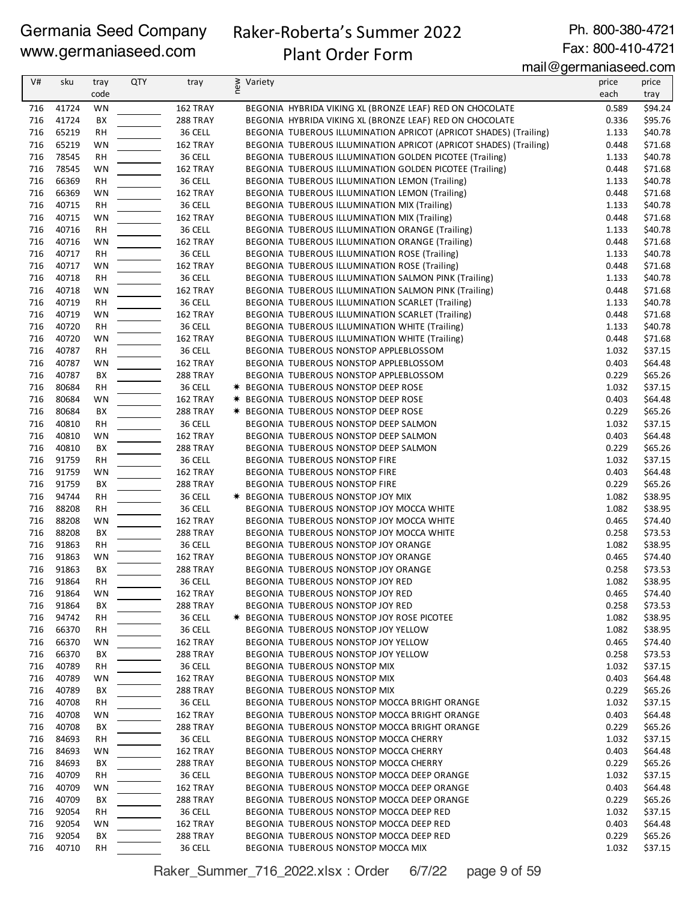Germania Seed Company
www.germaniaseed.com

# Raker-Roberta's Summer 2022 Plant Order Form

Ph. 800-380-4721
Fax: 800-410-4721
mail@germaniaseed.com

| V# | sku | tray code | QTY | tray | new | Variety | price each | price tray |
|---|---|---|---|---|---|---|---|---|
| 716 | 41724 | WN | | 162 TRAY | | BEGONIA HYBRIDA VIKING XL (BRONZE LEAF) RED ON CHOCOLATE | 0.589 | $94.24 |
| 716 | 41724 | BX | | 288 TRAY | | BEGONIA HYBRIDA VIKING XL (BRONZE LEAF) RED ON CHOCOLATE | 0.336 | $95.76 |
| 716 | 65219 | RH | | 36 CELL | | BEGONIA TUBEROUS ILLUMINATION APRICOT (APRICOT SHADES) (Trailing) | 1.133 | $40.78 |
| 716 | 65219 | WN | | 162 TRAY | | BEGONIA TUBEROUS ILLUMINATION APRICOT (APRICOT SHADES) (Trailing) | 0.448 | $71.68 |
| 716 | 78545 | RH | | 36 CELL | | BEGONIA TUBEROUS ILLUMINATION GOLDEN PICOTEE (Trailing) | 1.133 | $40.78 |
| 716 | 78545 | WN | | 162 TRAY | | BEGONIA TUBEROUS ILLUMINATION GOLDEN PICOTEE (Trailing) | 0.448 | $71.68 |
| 716 | 66369 | RH | | 36 CELL | | BEGONIA TUBEROUS ILLUMINATION LEMON (Trailing) | 1.133 | $40.78 |
| 716 | 66369 | WN | | 162 TRAY | | BEGONIA TUBEROUS ILLUMINATION LEMON (Trailing) | 0.448 | $71.68 |
| 716 | 40715 | RH | | 36 CELL | | BEGONIA TUBEROUS ILLUMINATION MIX (Trailing) | 1.133 | $40.78 |
| 716 | 40715 | WN | | 162 TRAY | | BEGONIA TUBEROUS ILLUMINATION MIX (Trailing) | 0.448 | $71.68 |
| 716 | 40716 | RH | | 36 CELL | | BEGONIA TUBEROUS ILLUMINATION ORANGE (Trailing) | 1.133 | $40.78 |
| 716 | 40716 | WN | | 162 TRAY | | BEGONIA TUBEROUS ILLUMINATION ORANGE (Trailing) | 0.448 | $71.68 |
| 716 | 40717 | RH | | 36 CELL | | BEGONIA TUBEROUS ILLUMINATION ROSE (Trailing) | 1.133 | $40.78 |
| 716 | 40717 | WN | | 162 TRAY | | BEGONIA TUBEROUS ILLUMINATION ROSE (Trailing) | 0.448 | $71.68 |
| 716 | 40718 | RH | | 36 CELL | | BEGONIA TUBEROUS ILLUMINATION SALMON PINK (Trailing) | 1.133 | $40.78 |
| 716 | 40718 | WN | | 162 TRAY | | BEGONIA TUBEROUS ILLUMINATION SALMON PINK (Trailing) | 0.448 | $71.68 |
| 716 | 40719 | RH | | 36 CELL | | BEGONIA TUBEROUS ILLUMINATION SCARLET (Trailing) | 1.133 | $40.78 |
| 716 | 40719 | WN | | 162 TRAY | | BEGONIA TUBEROUS ILLUMINATION SCARLET (Trailing) | 0.448 | $71.68 |
| 716 | 40720 | RH | | 36 CELL | | BEGONIA TUBEROUS ILLUMINATION WHITE (Trailing) | 1.133 | $40.78 |
| 716 | 40720 | WN | | 162 TRAY | | BEGONIA TUBEROUS ILLUMINATION WHITE (Trailing) | 0.448 | $71.68 |
| 716 | 40787 | RH | | 36 CELL | | BEGONIA TUBEROUS NONSTOP APPLEBLOSSOM | 1.032 | $37.15 |
| 716 | 40787 | WN | | 162 TRAY | | BEGONIA TUBEROUS NONSTOP APPLEBLOSSOM | 0.403 | $64.48 |
| 716 | 40787 | BX | | 288 TRAY | | BEGONIA TUBEROUS NONSTOP APPLEBLOSSOM | 0.229 | $65.26 |
| 716 | 80684 | RH | | 36 CELL | ✷ | BEGONIA TUBEROUS NONSTOP DEEP ROSE | 1.032 | $37.15 |
| 716 | 80684 | WN | | 162 TRAY | ✷ | BEGONIA TUBEROUS NONSTOP DEEP ROSE | 0.403 | $64.48 |
| 716 | 80684 | BX | | 288 TRAY | ✷ | BEGONIA TUBEROUS NONSTOP DEEP ROSE | 0.229 | $65.26 |
| 716 | 40810 | RH | | 36 CELL | | BEGONIA TUBEROUS NONSTOP DEEP SALMON | 1.032 | $37.15 |
| 716 | 40810 | WN | | 162 TRAY | | BEGONIA TUBEROUS NONSTOP DEEP SALMON | 0.403 | $64.48 |
| 716 | 40810 | BX | | 288 TRAY | | BEGONIA TUBEROUS NONSTOP DEEP SALMON | 0.229 | $65.26 |
| 716 | 91759 | RH | | 36 CELL | | BEGONIA TUBEROUS NONSTOP FIRE | 1.032 | $37.15 |
| 716 | 91759 | WN | | 162 TRAY | | BEGONIA TUBEROUS NONSTOP FIRE | 0.403 | $64.48 |
| 716 | 91759 | BX | | 288 TRAY | | BEGONIA TUBEROUS NONSTOP FIRE | 0.229 | $65.26 |
| 716 | 94744 | RH | | 36 CELL | ✷ | BEGONIA TUBEROUS NONSTOP JOY MIX | 1.082 | $38.95 |
| 716 | 88208 | RH | | 36 CELL | | BEGONIA TUBEROUS NONSTOP JOY MOCCA WHITE | 1.082 | $38.95 |
| 716 | 88208 | WN | | 162 TRAY | | BEGONIA TUBEROUS NONSTOP JOY MOCCA WHITE | 0.465 | $74.40 |
| 716 | 88208 | BX | | 288 TRAY | | BEGONIA TUBEROUS NONSTOP JOY MOCCA WHITE | 0.258 | $73.53 |
| 716 | 91863 | RH | | 36 CELL | | BEGONIA TUBEROUS NONSTOP JOY ORANGE | 1.082 | $38.95 |
| 716 | 91863 | WN | | 162 TRAY | | BEGONIA TUBEROUS NONSTOP JOY ORANGE | 0.465 | $74.40 |
| 716 | 91863 | BX | | 288 TRAY | | BEGONIA TUBEROUS NONSTOP JOY ORANGE | 0.258 | $73.53 |
| 716 | 91864 | RH | | 36 CELL | | BEGONIA TUBEROUS NONSTOP JOY RED | 1.082 | $38.95 |
| 716 | 91864 | WN | | 162 TRAY | | BEGONIA TUBEROUS NONSTOP JOY RED | 0.465 | $74.40 |
| 716 | 91864 | BX | | 288 TRAY | | BEGONIA TUBEROUS NONSTOP JOY RED | 0.258 | $73.53 |
| 716 | 94742 | RH | | 36 CELL | ✷ | BEGONIA TUBEROUS NONSTOP JOY ROSE PICOTEE | 1.082 | $38.95 |
| 716 | 66370 | RH | | 36 CELL | | BEGONIA TUBEROUS NONSTOP JOY YELLOW | 1.082 | $38.95 |
| 716 | 66370 | WN | | 162 TRAY | | BEGONIA TUBEROUS NONSTOP JOY YELLOW | 0.465 | $74.40 |
| 716 | 66370 | BX | | 288 TRAY | | BEGONIA TUBEROUS NONSTOP JOY YELLOW | 0.258 | $73.53 |
| 716 | 40789 | RH | | 36 CELL | | BEGONIA TUBEROUS NONSTOP MIX | 1.032 | $37.15 |
| 716 | 40789 | WN | | 162 TRAY | | BEGONIA TUBEROUS NONSTOP MIX | 0.403 | $64.48 |
| 716 | 40789 | BX | | 288 TRAY | | BEGONIA TUBEROUS NONSTOP MIX | 0.229 | $65.26 |
| 716 | 40708 | RH | | 36 CELL | | BEGONIA TUBEROUS NONSTOP MOCCA BRIGHT ORANGE | 1.032 | $37.15 |
| 716 | 40708 | WN | | 162 TRAY | | BEGONIA TUBEROUS NONSTOP MOCCA BRIGHT ORANGE | 0.403 | $64.48 |
| 716 | 40708 | BX | | 288 TRAY | | BEGONIA TUBEROUS NONSTOP MOCCA BRIGHT ORANGE | 0.229 | $65.26 |
| 716 | 84693 | RH | | 36 CELL | | BEGONIA TUBEROUS NONSTOP MOCCA CHERRY | 1.032 | $37.15 |
| 716 | 84693 | WN | | 162 TRAY | | BEGONIA TUBEROUS NONSTOP MOCCA CHERRY | 0.403 | $64.48 |
| 716 | 84693 | BX | | 288 TRAY | | BEGONIA TUBEROUS NONSTOP MOCCA CHERRY | 0.229 | $65.26 |
| 716 | 40709 | RH | | 36 CELL | | BEGONIA TUBEROUS NONSTOP MOCCA DEEP ORANGE | 1.032 | $37.15 |
| 716 | 40709 | WN | | 162 TRAY | | BEGONIA TUBEROUS NONSTOP MOCCA DEEP ORANGE | 0.403 | $64.48 |
| 716 | 40709 | BX | | 288 TRAY | | BEGONIA TUBEROUS NONSTOP MOCCA DEEP ORANGE | 0.229 | $65.26 |
| 716 | 92054 | RH | | 36 CELL | | BEGONIA TUBEROUS NONSTOP MOCCA DEEP RED | 1.032 | $37.15 |
| 716 | 92054 | WN | | 162 TRAY | | BEGONIA TUBEROUS NONSTOP MOCCA DEEP RED | 0.403 | $64.48 |
| 716 | 92054 | BX | | 288 TRAY | | BEGONIA TUBEROUS NONSTOP MOCCA DEEP RED | 0.229 | $65.26 |
| 716 | 40710 | RH | | 36 CELL | | BEGONIA TUBEROUS NONSTOP MOCCA MIX | 1.032 | $37.15 |

Raker_Summer_716_2022.xlsx : Order 6/7/22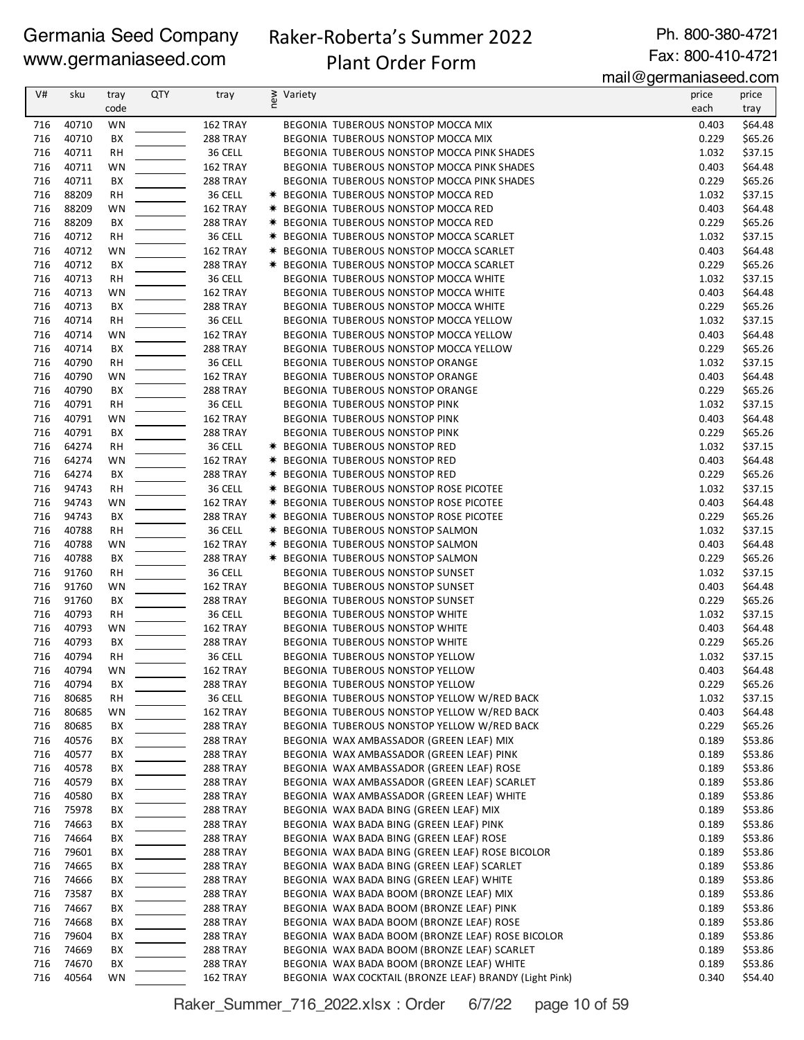| V# | sku | tray code | QTY | tray | new | Variety | price each | price tray |
|---|---|---|---|---|---|---|---|---|
| 716 | 40710 | WN | | 162 TRAY | | BEGONIA TUBEROUS NONSTOP MOCCA MIX | 0.403 | $64.48 |
| 716 | 40710 | BX | | 288 TRAY | | BEGONIA TUBEROUS NONSTOP MOCCA MIX | 0.229 | $65.26 |
| 716 | 40711 | RH | | 36 CELL | | BEGONIA TUBEROUS NONSTOP MOCCA PINK SHADES | 1.032 | $37.15 |
| 716 | 40711 | WN | | 162 TRAY | | BEGONIA TUBEROUS NONSTOP MOCCA PINK SHADES | 0.403 | $64.48 |
| 716 | 40711 | BX | | 288 TRAY | | BEGONIA TUBEROUS NONSTOP MOCCA PINK SHADES | 0.229 | $65.26 |
| 716 | 88209 | RH | | 36 CELL | * | BEGONIA TUBEROUS NONSTOP MOCCA RED | 1.032 | $37.15 |
| 716 | 88209 | WN | | 162 TRAY | * | BEGONIA TUBEROUS NONSTOP MOCCA RED | 0.403 | $64.48 |
| 716 | 88209 | BX | | 288 TRAY | * | BEGONIA TUBEROUS NONSTOP MOCCA RED | 0.229 | $65.26 |
| 716 | 40712 | RH | | 36 CELL | * | BEGONIA TUBEROUS NONSTOP MOCCA SCARLET | 1.032 | $37.15 |
| 716 | 40712 | WN | | 162 TRAY | * | BEGONIA TUBEROUS NONSTOP MOCCA SCARLET | 0.403 | $64.48 |
| 716 | 40712 | BX | | 288 TRAY | * | BEGONIA TUBEROUS NONSTOP MOCCA SCARLET | 0.229 | $65.26 |
| 716 | 40713 | RH | | 36 CELL | | BEGONIA TUBEROUS NONSTOP MOCCA WHITE | 1.032 | $37.15 |
| 716 | 40713 | WN | | 162 TRAY | | BEGONIA TUBEROUS NONSTOP MOCCA WHITE | 0.403 | $64.48 |
| 716 | 40713 | BX | | 288 TRAY | | BEGONIA TUBEROUS NONSTOP MOCCA WHITE | 0.229 | $65.26 |
| 716 | 40714 | RH | | 36 CELL | | BEGONIA TUBEROUS NONSTOP MOCCA YELLOW | 1.032 | $37.15 |
| 716 | 40714 | WN | | 162 TRAY | | BEGONIA TUBEROUS NONSTOP MOCCA YELLOW | 0.403 | $64.48 |
| 716 | 40714 | BX | | 288 TRAY | | BEGONIA TUBEROUS NONSTOP MOCCA YELLOW | 0.229 | $65.26 |
| 716 | 40790 | RH | | 36 CELL | | BEGONIA TUBEROUS NONSTOP ORANGE | 1.032 | $37.15 |
| 716 | 40790 | WN | | 162 TRAY | | BEGONIA TUBEROUS NONSTOP ORANGE | 0.403 | $64.48 |
| 716 | 40790 | BX | | 288 TRAY | | BEGONIA TUBEROUS NONSTOP ORANGE | 0.229 | $65.26 |
| 716 | 40791 | RH | | 36 CELL | | BEGONIA TUBEROUS NONSTOP PINK | 1.032 | $37.15 |
| 716 | 40791 | WN | | 162 TRAY | | BEGONIA TUBEROUS NONSTOP PINK | 0.403 | $64.48 |
| 716 | 40791 | BX | | 288 TRAY | | BEGONIA TUBEROUS NONSTOP PINK | 0.229 | $65.26 |
| 716 | 64274 | RH | | 36 CELL | * | BEGONIA TUBEROUS NONSTOP RED | 1.032 | $37.15 |
| 716 | 64274 | WN | | 162 TRAY | * | BEGONIA TUBEROUS NONSTOP RED | 0.403 | $64.48 |
| 716 | 64274 | BX | | 288 TRAY | * | BEGONIA TUBEROUS NONSTOP RED | 0.229 | $65.26 |
| 716 | 94743 | RH | | 36 CELL | * | BEGONIA TUBEROUS NONSTOP ROSE PICOTEE | 1.032 | $37.15 |
| 716 | 94743 | WN | | 162 TRAY | * | BEGONIA TUBEROUS NONSTOP ROSE PICOTEE | 0.403 | $64.48 |
| 716 | 94743 | BX | | 288 TRAY | * | BEGONIA TUBEROUS NONSTOP ROSE PICOTEE | 0.229 | $65.26 |
| 716 | 40788 | RH | | 36 CELL | * | BEGONIA TUBEROUS NONSTOP SALMON | 1.032 | $37.15 |
| 716 | 40788 | WN | | 162 TRAY | * | BEGONIA TUBEROUS NONSTOP SALMON | 0.403 | $64.48 |
| 716 | 40788 | BX | | 288 TRAY | * | BEGONIA TUBEROUS NONSTOP SALMON | 0.229 | $65.26 |
| 716 | 91760 | RH | | 36 CELL | | BEGONIA TUBEROUS NONSTOP SUNSET | 1.032 | $37.15 |
| 716 | 91760 | WN | | 162 TRAY | | BEGONIA TUBEROUS NONSTOP SUNSET | 0.403 | $64.48 |
| 716 | 91760 | BX | | 288 TRAY | | BEGONIA TUBEROUS NONSTOP SUNSET | 0.229 | $65.26 |
| 716 | 40793 | RH | | 36 CELL | | BEGONIA TUBEROUS NONSTOP WHITE | 1.032 | $37.15 |
| 716 | 40793 | WN | | 162 TRAY | | BEGONIA TUBEROUS NONSTOP WHITE | 0.403 | $64.48 |
| 716 | 40793 | BX | | 288 TRAY | | BEGONIA TUBEROUS NONSTOP WHITE | 0.229 | $65.26 |
| 716 | 40794 | RH | | 36 CELL | | BEGONIA TUBEROUS NONSTOP YELLOW | 1.032 | $37.15 |
| 716 | 40794 | WN | | 162 TRAY | | BEGONIA TUBEROUS NONSTOP YELLOW | 0.403 | $64.48 |
| 716 | 40794 | BX | | 288 TRAY | | BEGONIA TUBEROUS NONSTOP YELLOW | 0.229 | $65.26 |
| 716 | 80685 | RH | | 36 CELL | | BEGONIA TUBEROUS NONSTOP YELLOW W/RED BACK | 1.032 | $37.15 |
| 716 | 80685 | WN | | 162 TRAY | | BEGONIA TUBEROUS NONSTOP YELLOW W/RED BACK | 0.403 | $64.48 |
| 716 | 80685 | BX | | 288 TRAY | | BEGONIA TUBEROUS NONSTOP YELLOW W/RED BACK | 0.229 | $65.26 |
| 716 | 40576 | BX | | 288 TRAY | | BEGONIA WAX AMBASSADOR (GREEN LEAF) MIX | 0.189 | $53.86 |
| 716 | 40577 | BX | | 288 TRAY | | BEGONIA WAX AMBASSADOR (GREEN LEAF) PINK | 0.189 | $53.86 |
| 716 | 40578 | BX | | 288 TRAY | | BEGONIA WAX AMBASSADOR (GREEN LEAF) ROSE | 0.189 | $53.86 |
| 716 | 40579 | BX | | 288 TRAY | | BEGONIA WAX AMBASSADOR (GREEN LEAF) SCARLET | 0.189 | $53.86 |
| 716 | 40580 | BX | | 288 TRAY | | BEGONIA WAX AMBASSADOR (GREEN LEAF) WHITE | 0.189 | $53.86 |
| 716 | 75978 | BX | | 288 TRAY | | BEGONIA WAX BADA BING (GREEN LEAF) MIX | 0.189 | $53.86 |
| 716 | 74663 | BX | | 288 TRAY | | BEGONIA WAX BADA BING (GREEN LEAF) PINK | 0.189 | $53.86 |
| 716 | 74664 | BX | | 288 TRAY | | BEGONIA WAX BADA BING (GREEN LEAF) ROSE | 0.189 | $53.86 |
| 716 | 79601 | BX | | 288 TRAY | | BEGONIA WAX BADA BING (GREEN LEAF) ROSE BICOLOR | 0.189 | $53.86 |
| 716 | 74665 | BX | | 288 TRAY | | BEGONIA WAX BADA BING (GREEN LEAF) SCARLET | 0.189 | $53.86 |
| 716 | 74666 | BX | | 288 TRAY | | BEGONIA WAX BADA BING (GREEN LEAF) WHITE | 0.189 | $53.86 |
| 716 | 73587 | BX | | 288 TRAY | | BEGONIA WAX BADA BOOM (BRONZE LEAF) MIX | 0.189 | $53.86 |
| 716 | 74667 | BX | | 288 TRAY | | BEGONIA WAX BADA BOOM (BRONZE LEAF) PINK | 0.189 | $53.86 |
| 716 | 74668 | BX | | 288 TRAY | | BEGONIA WAX BADA BOOM (BRONZE LEAF) ROSE | 0.189 | $53.86 |
| 716 | 79604 | BX | | 288 TRAY | | BEGONIA WAX BADA BOOM (BRONZE LEAF) ROSE BICOLOR | 0.189 | $53.86 |
| 716 | 74669 | BX | | 288 TRAY | | BEGONIA WAX BADA BOOM (BRONZE LEAF) SCARLET | 0.189 | $53.86 |
| 716 | 74670 | BX | | 288 TRAY | | BEGONIA WAX BADA BOOM (BRONZE LEAF) WHITE | 0.189 | $53.86 |
| 716 | 40564 | WN | | 162 TRAY | | BEGONIA WAX COCKTAIL (BRONZE LEAF) BRANDY (Light Pink) | 0.340 | $54.40 |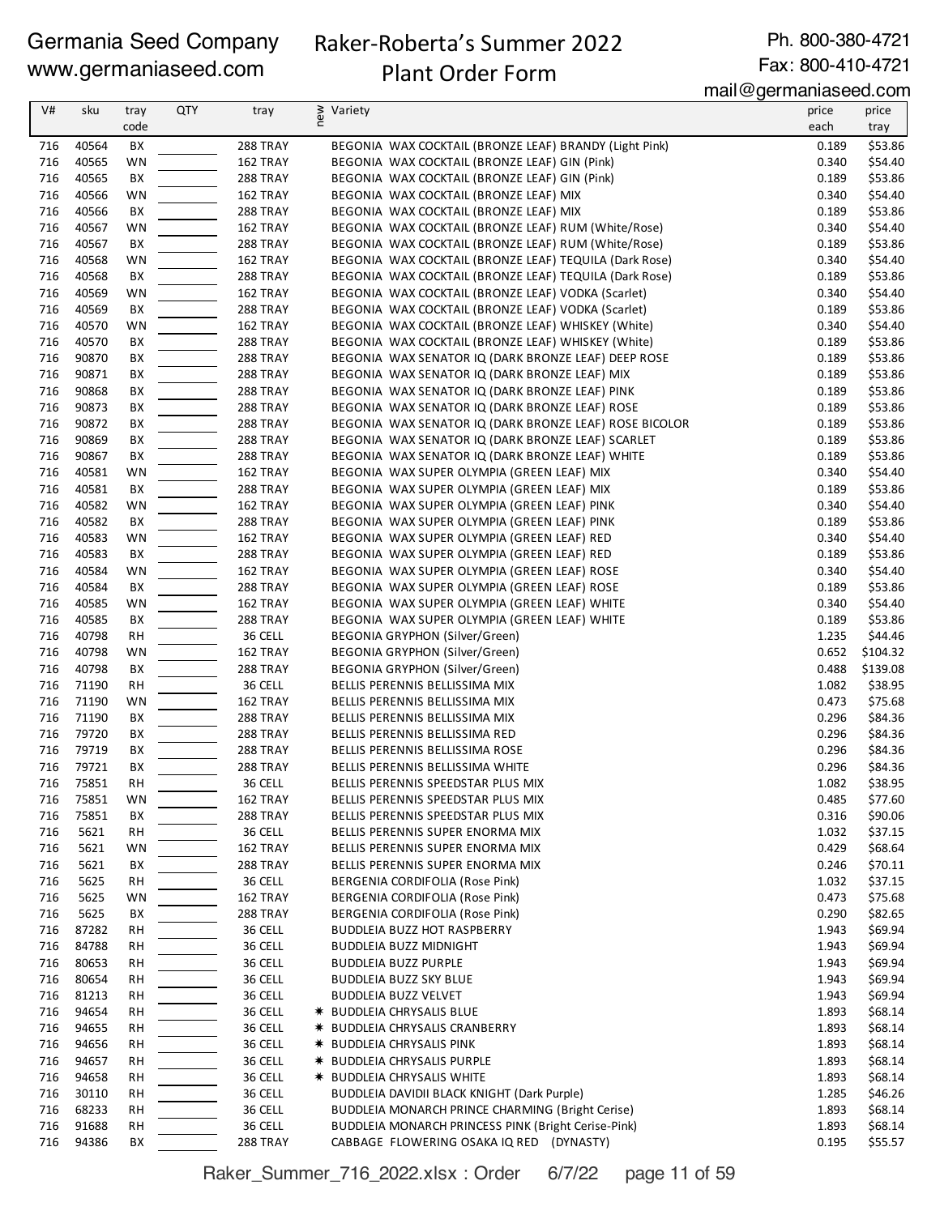Germania Seed Company
www.germaniaseed.com

Raker-Roberta's Summer 2022
Plant Order Form

Ph. 800-380-4721
Fax: 800-410-4721
mail@germaniaseed.com

| V# | sku | tray code | QTY | tray | new | Variety | price each | price tray |
|---|---|---|---|---|---|---|---|---|
| 716 | 40564 | BX | | 288 TRAY | | BEGONIA WAX COCKTAIL (BRONZE LEAF) BRANDY (Light Pink) | 0.189 | $53.86 |
| 716 | 40565 | WN | | 162 TRAY | | BEGONIA WAX COCKTAIL (BRONZE LEAF) GIN (Pink) | 0.340 | $54.40 |
| 716 | 40565 | BX | | 288 TRAY | | BEGONIA WAX COCKTAIL (BRONZE LEAF) GIN (Pink) | 0.189 | $53.86 |
| 716 | 40566 | WN | | 162 TRAY | | BEGONIA WAX COCKTAIL (BRONZE LEAF) MIX | 0.340 | $54.40 |
| 716 | 40566 | BX | | 288 TRAY | | BEGONIA WAX COCKTAIL (BRONZE LEAF) MIX | 0.189 | $53.86 |
| 716 | 40567 | WN | | 162 TRAY | | BEGONIA WAX COCKTAIL (BRONZE LEAF) RUM (White/Rose) | 0.340 | $54.40 |
| 716 | 40567 | BX | | 288 TRAY | | BEGONIA WAX COCKTAIL (BRONZE LEAF) RUM (White/Rose) | 0.189 | $53.86 |
| 716 | 40568 | WN | | 162 TRAY | | BEGONIA WAX COCKTAIL (BRONZE LEAF) TEQUILA (Dark Rose) | 0.340 | $54.40 |
| 716 | 40568 | BX | | 288 TRAY | | BEGONIA WAX COCKTAIL (BRONZE LEAF) TEQUILA (Dark Rose) | 0.189 | $53.86 |
| 716 | 40569 | WN | | 162 TRAY | | BEGONIA WAX COCKTAIL (BRONZE LEAF) VODKA (Scarlet) | 0.340 | $54.40 |
| 716 | 40569 | BX | | 288 TRAY | | BEGONIA WAX COCKTAIL (BRONZE LEAF) VODKA (Scarlet) | 0.189 | $53.86 |
| 716 | 40570 | WN | | 162 TRAY | | BEGONIA WAX COCKTAIL (BRONZE LEAF) WHISKEY (White) | 0.340 | $54.40 |
| 716 | 40570 | BX | | 288 TRAY | | BEGONIA WAX COCKTAIL (BRONZE LEAF) WHISKEY (White) | 0.189 | $53.86 |
| 716 | 90870 | BX | | 288 TRAY | | BEGONIA WAX SENATOR IQ (DARK BRONZE LEAF) DEEP ROSE | 0.189 | $53.86 |
| 716 | 90871 | BX | | 288 TRAY | | BEGONIA WAX SENATOR IQ (DARK BRONZE LEAF) MIX | 0.189 | $53.86 |
| 716 | 90868 | BX | | 288 TRAY | | BEGONIA WAX SENATOR IQ (DARK BRONZE LEAF) PINK | 0.189 | $53.86 |
| 716 | 90873 | BX | | 288 TRAY | | BEGONIA WAX SENATOR IQ (DARK BRONZE LEAF) ROSE | 0.189 | $53.86 |
| 716 | 90872 | BX | | 288 TRAY | | BEGONIA WAX SENATOR IQ (DARK BRONZE LEAF) ROSE BICOLOR | 0.189 | $53.86 |
| 716 | 90869 | BX | | 288 TRAY | | BEGONIA WAX SENATOR IQ (DARK BRONZE LEAF) SCARLET | 0.189 | $53.86 |
| 716 | 90867 | BX | | 288 TRAY | | BEGONIA WAX SENATOR IQ (DARK BRONZE LEAF) WHITE | 0.189 | $53.86 |
| 716 | 40581 | WN | | 162 TRAY | | BEGONIA WAX SUPER OLYMPIA (GREEN LEAF) MIX | 0.340 | $54.40 |
| 716 | 40581 | BX | | 288 TRAY | | BEGONIA WAX SUPER OLYMPIA (GREEN LEAF) MIX | 0.189 | $53.86 |
| 716 | 40582 | WN | | 162 TRAY | | BEGONIA WAX SUPER OLYMPIA (GREEN LEAF) PINK | 0.340 | $54.40 |
| 716 | 40582 | BX | | 288 TRAY | | BEGONIA WAX SUPER OLYMPIA (GREEN LEAF) PINK | 0.189 | $53.86 |
| 716 | 40583 | WN | | 162 TRAY | | BEGONIA WAX SUPER OLYMPIA (GREEN LEAF) RED | 0.340 | $54.40 |
| 716 | 40583 | BX | | 288 TRAY | | BEGONIA WAX SUPER OLYMPIA (GREEN LEAF) RED | 0.189 | $53.86 |
| 716 | 40584 | WN | | 162 TRAY | | BEGONIA WAX SUPER OLYMPIA (GREEN LEAF) ROSE | 0.340 | $54.40 |
| 716 | 40584 | BX | | 288 TRAY | | BEGONIA WAX SUPER OLYMPIA (GREEN LEAF) ROSE | 0.189 | $53.86 |
| 716 | 40585 | WN | | 162 TRAY | | BEGONIA WAX SUPER OLYMPIA (GREEN LEAF) WHITE | 0.340 | $54.40 |
| 716 | 40585 | BX | | 288 TRAY | | BEGONIA WAX SUPER OLYMPIA (GREEN LEAF) WHITE | 0.189 | $53.86 |
| 716 | 40798 | RH | | 36 CELL | | BEGONIA GRYPHON (Silver/Green) | 1.235 | $44.46 |
| 716 | 40798 | WN | | 162 TRAY | | BEGONIA GRYPHON (Silver/Green) | 0.652 | $104.32 |
| 716 | 40798 | BX | | 288 TRAY | | BEGONIA GRYPHON (Silver/Green) | 0.488 | $139.08 |
| 716 | 71190 | RH | | 36 CELL | | BELLIS PERENNIS BELLISSIMA MIX | 1.082 | $38.95 |
| 716 | 71190 | WN | | 162 TRAY | | BELLIS PERENNIS BELLISSIMA MIX | 0.473 | $75.68 |
| 716 | 71190 | BX | | 288 TRAY | | BELLIS PERENNIS BELLISSIMA MIX | 0.296 | $84.36 |
| 716 | 79720 | BX | | 288 TRAY | | BELLIS PERENNIS BELLISSIMA RED | 0.296 | $84.36 |
| 716 | 79719 | BX | | 288 TRAY | | BELLIS PERENNIS BELLISSIMA ROSE | 0.296 | $84.36 |
| 716 | 79721 | BX | | 288 TRAY | | BELLIS PERENNIS BELLISSIMA WHITE | 0.296 | $84.36 |
| 716 | 75851 | RH | | 36 CELL | | BELLIS PERENNIS SPEEDSTAR PLUS MIX | 1.082 | $38.95 |
| 716 | 75851 | WN | | 162 TRAY | | BELLIS PERENNIS SPEEDSTAR PLUS MIX | 0.485 | $77.60 |
| 716 | 75851 | BX | | 288 TRAY | | BELLIS PERENNIS SPEEDSTAR PLUS MIX | 0.316 | $90.06 |
| 716 | 5621 | RH | | 36 CELL | | BELLIS PERENNIS SUPER ENORMA MIX | 1.032 | $37.15 |
| 716 | 5621 | WN | | 162 TRAY | | BELLIS PERENNIS SUPER ENORMA MIX | 0.429 | $68.64 |
| 716 | 5621 | BX | | 288 TRAY | | BELLIS PERENNIS SUPER ENORMA MIX | 0.246 | $70.11 |
| 716 | 5625 | RH | | 36 CELL | | BERGENIA CORDIFOLIA (Rose Pink) | 1.032 | $37.15 |
| 716 | 5625 | WN | | 162 TRAY | | BERGENIA CORDIFOLIA (Rose Pink) | 0.473 | $75.68 |
| 716 | 5625 | BX | | 288 TRAY | | BERGENIA CORDIFOLIA (Rose Pink) | 0.290 | $82.65 |
| 716 | 87282 | RH | | 36 CELL | | BUDDLEIA BUZZ HOT RASPBERRY | 1.943 | $69.94 |
| 716 | 84788 | RH | | 36 CELL | | BUDDLEIA BUZZ MIDNIGHT | 1.943 | $69.94 |
| 716 | 80653 | RH | | 36 CELL | | BUDDLEIA BUZZ PURPLE | 1.943 | $69.94 |
| 716 | 80654 | RH | | 36 CELL | | BUDDLEIA BUZZ SKY BLUE | 1.943 | $69.94 |
| 716 | 81213 | RH | | 36 CELL | | BUDDLEIA BUZZ VELVET | 1.943 | $69.94 |
| 716 | 94654 | RH | | 36 CELL | * | BUDDLEIA CHRYSALIS BLUE | 1.893 | $68.14 |
| 716 | 94655 | RH | | 36 CELL | * | BUDDLEIA CHRYSALIS CRANBERRY | 1.893 | $68.14 |
| 716 | 94656 | RH | | 36 CELL | * | BUDDLEIA CHRYSALIS PINK | 1.893 | $68.14 |
| 716 | 94657 | RH | | 36 CELL | * | BUDDLEIA CHRYSALIS PURPLE | 1.893 | $68.14 |
| 716 | 94658 | RH | | 36 CELL | * | BUDDLEIA CHRYSALIS WHITE | 1.893 | $68.14 |
| 716 | 30110 | RH | | 36 CELL | | BUDDLEIA DAVIDII BLACK KNIGHT (Dark Purple) | 1.285 | $46.26 |
| 716 | 68233 | RH | | 36 CELL | | BUDDLEIA MONARCH PRINCE CHARMING (Bright Cerise) | 1.893 | $68.14 |
| 716 | 91688 | RH | | 36 CELL | | BUDDLEIA MONARCH PRINCESS PINK (Bright Cerise-Pink) | 1.893 | $68.14 |
| 716 | 94386 | BX | | 288 TRAY | | CABBAGE FLOWERING OSAKA IQ RED (DYNASTY) | 0.195 | $55.57 |

Raker_Summer_716_2022.xlsx : Order 6/7/22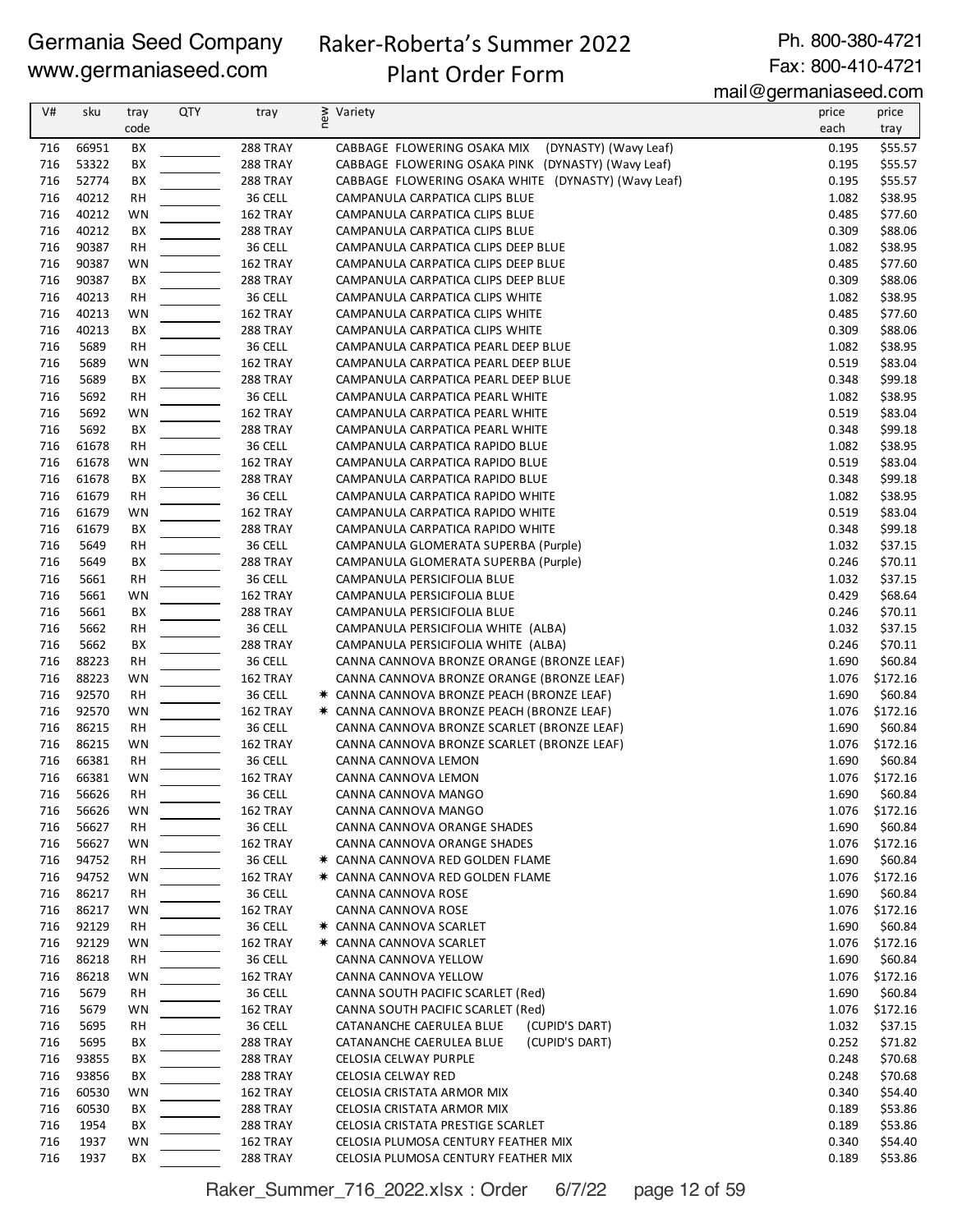Germania Seed Company
www.germaniaseed.com

Raker-Roberta's Summer 2022
Plant Order Form

Ph. 800-380-4721
Fax: 800-410-4721
mail@germaniaseed.com

| V# | sku | tray code | QTY | tray | new | Variety | price each | price tray |
|---|---|---|---|---|---|---|---|---|
| 716 | 66951 | BX | | 288 TRAY | | CABBAGE FLOWERING OSAKA MIX (DYNASTY) (Wavy Leaf) | 0.195 | $55.57 |
| 716 | 53322 | BX | | 288 TRAY | | CABBAGE FLOWERING OSAKA PINK (DYNASTY) (Wavy Leaf) | 0.195 | $55.57 |
| 716 | 52774 | BX | | 288 TRAY | | CABBAGE FLOWERING OSAKA WHITE (DYNASTY) (Wavy Leaf) | 0.195 | $55.57 |
| 716 | 40212 | RH | | 36 CELL | | CAMPANULA CARPATICA CLIPS BLUE | 1.082 | $38.95 |
| 716 | 40212 | WN | | 162 TRAY | | CAMPANULA CARPATICA CLIPS BLUE | 0.485 | $77.60 |
| 716 | 40212 | BX | | 288 TRAY | | CAMPANULA CARPATICA CLIPS BLUE | 0.309 | $88.06 |
| 716 | 90387 | RH | | 36 CELL | | CAMPANULA CARPATICA CLIPS DEEP BLUE | 1.082 | $38.95 |
| 716 | 90387 | WN | | 162 TRAY | | CAMPANULA CARPATICA CLIPS DEEP BLUE | 0.485 | $77.60 |
| 716 | 90387 | BX | | 288 TRAY | | CAMPANULA CARPATICA CLIPS DEEP BLUE | 0.309 | $88.06 |
| 716 | 40213 | RH | | 36 CELL | | CAMPANULA CARPATICA CLIPS WHITE | 1.082 | $38.95 |
| 716 | 40213 | WN | | 162 TRAY | | CAMPANULA CARPATICA CLIPS WHITE | 0.485 | $77.60 |
| 716 | 40213 | BX | | 288 TRAY | | CAMPANULA CARPATICA CLIPS WHITE | 0.309 | $88.06 |
| 716 | 5689 | RH | | 36 CELL | | CAMPANULA CARPATICA PEARL DEEP BLUE | 1.082 | $38.95 |
| 716 | 5689 | WN | | 162 TRAY | | CAMPANULA CARPATICA PEARL DEEP BLUE | 0.519 | $83.04 |
| 716 | 5689 | BX | | 288 TRAY | | CAMPANULA CARPATICA PEARL DEEP BLUE | 0.348 | $99.18 |
| 716 | 5692 | RH | | 36 CELL | | CAMPANULA CARPATICA PEARL WHITE | 1.082 | $38.95 |
| 716 | 5692 | WN | | 162 TRAY | | CAMPANULA CARPATICA PEARL WHITE | 0.519 | $83.04 |
| 716 | 5692 | BX | | 288 TRAY | | CAMPANULA CARPATICA PEARL WHITE | 0.348 | $99.18 |
| 716 | 61678 | RH | | 36 CELL | | CAMPANULA CARPATICA RAPIDO BLUE | 1.082 | $38.95 |
| 716 | 61678 | WN | | 162 TRAY | | CAMPANULA CARPATICA RAPIDO BLUE | 0.519 | $83.04 |
| 716 | 61678 | BX | | 288 TRAY | | CAMPANULA CARPATICA RAPIDO BLUE | 0.348 | $99.18 |
| 716 | 61679 | RH | | 36 CELL | | CAMPANULA CARPATICA RAPIDO WHITE | 1.082 | $38.95 |
| 716 | 61679 | WN | | 162 TRAY | | CAMPANULA CARPATICA RAPIDO WHITE | 0.519 | $83.04 |
| 716 | 61679 | BX | | 288 TRAY | | CAMPANULA CARPATICA RAPIDO WHITE | 0.348 | $99.18 |
| 716 | 5649 | RH | | 36 CELL | | CAMPANULA GLOMERATA SUPERBA (Purple) | 1.032 | $37.15 |
| 716 | 5649 | BX | | 288 TRAY | | CAMPANULA GLOMERATA SUPERBA (Purple) | 0.246 | $70.11 |
| 716 | 5661 | RH | | 36 CELL | | CAMPANULA PERSICIFOLIA BLUE | 1.032 | $37.15 |
| 716 | 5661 | WN | | 162 TRAY | | CAMPANULA PERSICIFOLIA BLUE | 0.429 | $68.64 |
| 716 | 5661 | BX | | 288 TRAY | | CAMPANULA PERSICIFOLIA BLUE | 0.246 | $70.11 |
| 716 | 5662 | RH | | 36 CELL | | CAMPANULA PERSICIFOLIA WHITE (ALBA) | 1.032 | $37.15 |
| 716 | 5662 | BX | | 288 TRAY | | CAMPANULA PERSICIFOLIA WHITE (ALBA) | 0.246 | $70.11 |
| 716 | 88223 | RH | | 36 CELL | | CANNA CANNOVA BRONZE ORANGE (BRONZE LEAF) | 1.690 | $60.84 |
| 716 | 88223 | WN | | 162 TRAY | | CANNA CANNOVA BRONZE ORANGE (BRONZE LEAF) | 1.076 | $172.16 |
| 716 | 92570 | RH | | 36 CELL | * | CANNA CANNOVA BRONZE PEACH (BRONZE LEAF) | 1.690 | $60.84 |
| 716 | 92570 | WN | | 162 TRAY | * | CANNA CANNOVA BRONZE PEACH (BRONZE LEAF) | 1.076 | $172.16 |
| 716 | 86215 | RH | | 36 CELL | | CANNA CANNOVA BRONZE SCARLET (BRONZE LEAF) | 1.690 | $60.84 |
| 716 | 86215 | WN | | 162 TRAY | | CANNA CANNOVA BRONZE SCARLET (BRONZE LEAF) | 1.076 | $172.16 |
| 716 | 66381 | RH | | 36 CELL | | CANNA CANNOVA LEMON | 1.690 | $60.84 |
| 716 | 66381 | WN | | 162 TRAY | | CANNA CANNOVA LEMON | 1.076 | $172.16 |
| 716 | 56626 | RH | | 36 CELL | | CANNA CANNOVA MANGO | 1.690 | $60.84 |
| 716 | 56626 | WN | | 162 TRAY | | CANNA CANNOVA MANGO | 1.076 | $172.16 |
| 716 | 56627 | RH | | 36 CELL | | CANNA CANNOVA ORANGE SHADES | 1.690 | $60.84 |
| 716 | 56627 | WN | | 162 TRAY | | CANNA CANNOVA ORANGE SHADES | 1.076 | $172.16 |
| 716 | 94752 | RH | | 36 CELL | * | CANNA CANNOVA RED GOLDEN FLAME | 1.690 | $60.84 |
| 716 | 94752 | WN | | 162 TRAY | * | CANNA CANNOVA RED GOLDEN FLAME | 1.076 | $172.16 |
| 716 | 86217 | RH | | 36 CELL | | CANNA CANNOVA ROSE | 1.690 | $60.84 |
| 716 | 86217 | WN | | 162 TRAY | | CANNA CANNOVA ROSE | 1.076 | $172.16 |
| 716 | 92129 | RH | | 36 CELL | * | CANNA CANNOVA SCARLET | 1.690 | $60.84 |
| 716 | 92129 | WN | | 162 TRAY | * | CANNA CANNOVA SCARLET | 1.076 | $172.16 |
| 716 | 86218 | RH | | 36 CELL | | CANNA CANNOVA YELLOW | 1.690 | $60.84 |
| 716 | 86218 | WN | | 162 TRAY | | CANNA CANNOVA YELLOW | 1.076 | $172.16 |
| 716 | 5679 | RH | | 36 CELL | | CANNA SOUTH PACIFIC SCARLET (Red) | 1.690 | $60.84 |
| 716 | 5679 | WN | | 162 TRAY | | CANNA SOUTH PACIFIC SCARLET (Red) | 1.076 | $172.16 |
| 716 | 5695 | RH | | 36 CELL | | CATANANCHE CAERULEA BLUE (CUPID'S DART) | 1.032 | $37.15 |
| 716 | 5695 | BX | | 288 TRAY | | CATANANCHE CAERULEA BLUE (CUPID'S DART) | 0.252 | $71.82 |
| 716 | 93855 | BX | | 288 TRAY | | CELOSIA CELWAY PURPLE | 0.248 | $70.68 |
| 716 | 93856 | BX | | 288 TRAY | | CELOSIA CELWAY RED | 0.248 | $70.68 |
| 716 | 60530 | WN | | 162 TRAY | | CELOSIA CRISTATA ARMOR MIX | 0.340 | $54.40 |
| 716 | 60530 | BX | | 288 TRAY | | CELOSIA CRISTATA ARMOR MIX | 0.189 | $53.86 |
| 716 | 1954 | BX | | 288 TRAY | | CELOSIA CRISTATA PRESTIGE SCARLET | 0.189 | $53.86 |
| 716 | 1937 | WN | | 162 TRAY | | CELOSIA PLUMOSA CENTURY FEATHER MIX | 0.340 | $54.40 |
| 716 | 1937 | BX | | 288 TRAY | | CELOSIA PLUMOSA CENTURY FEATHER MIX | 0.189 | $53.86 |

Raker_Summer_716_2022.xlsx : Order 6/7/22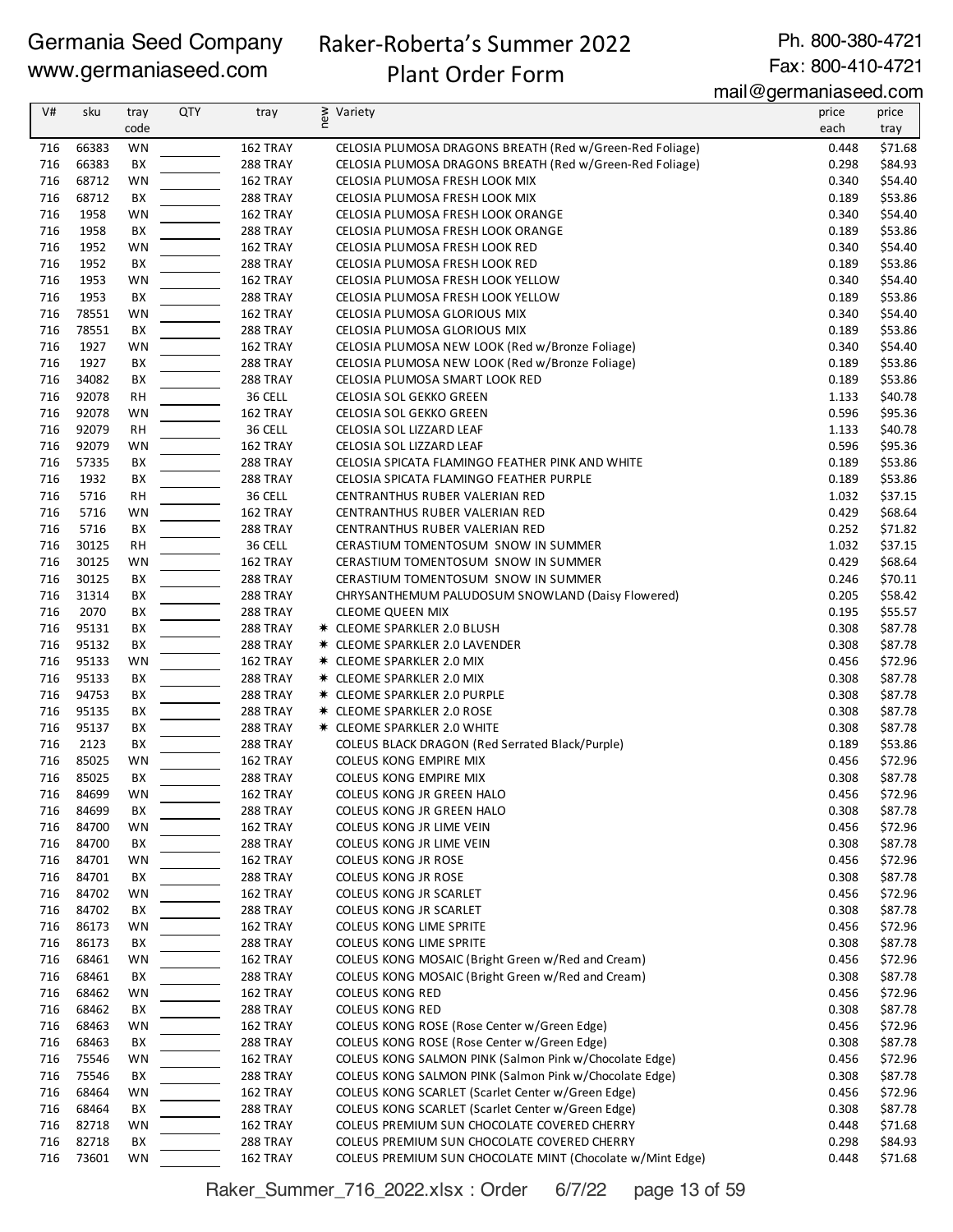Germania Seed Company
www.germaniaseed.com

Raker-Roberta's Summer 2022
Plant Order Form

Ph. 800-380-4721
Fax: 800-410-4721
mail@germaniaseed.com

| V# | sku | tray code | QTY | tray | new | Variety | price each | price tray |
|---|---|---|---|---|---|---|---|---|
| 716 | 66383 | WN | | 162 TRAY | | CELOSIA PLUMOSA DRAGONS BREATH (Red w/Green-Red Foliage) | 0.448 | $71.68 |
| 716 | 66383 | BX | | 288 TRAY | | CELOSIA PLUMOSA DRAGONS BREATH (Red w/Green-Red Foliage) | 0.298 | $84.93 |
| 716 | 68712 | WN | | 162 TRAY | | CELOSIA PLUMOSA FRESH LOOK MIX | 0.340 | $54.40 |
| 716 | 68712 | BX | | 288 TRAY | | CELOSIA PLUMOSA FRESH LOOK MIX | 0.189 | $53.86 |
| 716 | 1958 | WN | | 162 TRAY | | CELOSIA PLUMOSA FRESH LOOK ORANGE | 0.340 | $54.40 |
| 716 | 1958 | BX | | 288 TRAY | | CELOSIA PLUMOSA FRESH LOOK ORANGE | 0.189 | $53.86 |
| 716 | 1952 | WN | | 162 TRAY | | CELOSIA PLUMOSA FRESH LOOK RED | 0.340 | $54.40 |
| 716 | 1952 | BX | | 288 TRAY | | CELOSIA PLUMOSA FRESH LOOK RED | 0.189 | $53.86 |
| 716 | 1953 | WN | | 162 TRAY | | CELOSIA PLUMOSA FRESH LOOK YELLOW | 0.340 | $54.40 |
| 716 | 1953 | BX | | 288 TRAY | | CELOSIA PLUMOSA FRESH LOOK YELLOW | 0.189 | $53.86 |
| 716 | 78551 | WN | | 162 TRAY | | CELOSIA PLUMOSA GLORIOUS MIX | 0.340 | $54.40 |
| 716 | 78551 | BX | | 288 TRAY | | CELOSIA PLUMOSA GLORIOUS MIX | 0.189 | $53.86 |
| 716 | 1927 | WN | | 162 TRAY | | CELOSIA PLUMOSA NEW LOOK (Red w/Bronze Foliage) | 0.340 | $54.40 |
| 716 | 1927 | BX | | 288 TRAY | | CELOSIA PLUMOSA NEW LOOK (Red w/Bronze Foliage) | 0.189 | $53.86 |
| 716 | 34082 | BX | | 288 TRAY | | CELOSIA PLUMOSA SMART LOOK RED | 0.189 | $53.86 |
| 716 | 92078 | RH | | 36 CELL | | CELOSIA SOL GEKKO GREEN | 1.133 | $40.78 |
| 716 | 92078 | WN | | 162 TRAY | | CELOSIA SOL GEKKO GREEN | 0.596 | $95.36 |
| 716 | 92079 | RH | | 36 CELL | | CELOSIA SOL LIZZARD LEAF | 1.133 | $40.78 |
| 716 | 92079 | WN | | 162 TRAY | | CELOSIA SOL LIZZARD LEAF | 0.596 | $95.36 |
| 716 | 57335 | BX | | 288 TRAY | | CELOSIA SPICATA FLAMINGO FEATHER PINK AND WHITE | 0.189 | $53.86 |
| 716 | 1932 | BX | | 288 TRAY | | CELOSIA SPICATA FLAMINGO FEATHER PURPLE | 0.189 | $53.86 |
| 716 | 5716 | RH | | 36 CELL | | CENTRANTHUS RUBER VALERIAN RED | 1.032 | $37.15 |
| 716 | 5716 | WN | | 162 TRAY | | CENTRANTHUS RUBER VALERIAN RED | 0.429 | $68.64 |
| 716 | 5716 | BX | | 288 TRAY | | CENTRANTHUS RUBER VALERIAN RED | 0.252 | $71.82 |
| 716 | 30125 | RH | | 36 CELL | | CERASTIUM TOMENTOSUM SNOW IN SUMMER | 1.032 | $37.15 |
| 716 | 30125 | WN | | 162 TRAY | | CERASTIUM TOMENTOSUM SNOW IN SUMMER | 0.429 | $68.64 |
| 716 | 30125 | BX | | 288 TRAY | | CERASTIUM TOMENTOSUM SNOW IN SUMMER | 0.246 | $70.11 |
| 716 | 31314 | BX | | 288 TRAY | | CHRYSANTHEMUM PALUDOSUM SNOWLAND (Daisy Flowered) | 0.205 | $58.42 |
| 716 | 2070 | BX | | 288 TRAY | | CLEOME QUEEN MIX | 0.195 | $55.57 |
| 716 | 95131 | BX | | 288 TRAY | * | CLEOME SPARKLER 2.0 BLUSH | 0.308 | $87.78 |
| 716 | 95132 | BX | | 288 TRAY | * | CLEOME SPARKLER 2.0 LAVENDER | 0.308 | $87.78 |
| 716 | 95133 | WN | | 162 TRAY | * | CLEOME SPARKLER 2.0 MIX | 0.456 | $72.96 |
| 716 | 95133 | BX | | 288 TRAY | * | CLEOME SPARKLER 2.0 MIX | 0.308 | $87.78 |
| 716 | 94753 | BX | | 288 TRAY | * | CLEOME SPARKLER 2.0 PURPLE | 0.308 | $87.78 |
| 716 | 95135 | BX | | 288 TRAY | * | CLEOME SPARKLER 2.0 ROSE | 0.308 | $87.78 |
| 716 | 95137 | BX | | 288 TRAY | * | CLEOME SPARKLER 2.0 WHITE | 0.308 | $87.78 |
| 716 | 2123 | BX | | 288 TRAY | | COLEUS BLACK DRAGON (Red Serrated Black/Purple) | 0.189 | $53.86 |
| 716 | 85025 | WN | | 162 TRAY | | COLEUS KONG EMPIRE MIX | 0.456 | $72.96 |
| 716 | 85025 | BX | | 288 TRAY | | COLEUS KONG EMPIRE MIX | 0.308 | $87.78 |
| 716 | 84699 | WN | | 162 TRAY | | COLEUS KONG JR GREEN HALO | 0.456 | $72.96 |
| 716 | 84699 | BX | | 288 TRAY | | COLEUS KONG JR GREEN HALO | 0.308 | $87.78 |
| 716 | 84700 | WN | | 162 TRAY | | COLEUS KONG JR LIME VEIN | 0.456 | $72.96 |
| 716 | 84700 | BX | | 288 TRAY | | COLEUS KONG JR LIME VEIN | 0.308 | $87.78 |
| 716 | 84701 | WN | | 162 TRAY | | COLEUS KONG JR ROSE | 0.456 | $72.96 |
| 716 | 84701 | BX | | 288 TRAY | | COLEUS KONG JR ROSE | 0.308 | $87.78 |
| 716 | 84702 | WN | | 162 TRAY | | COLEUS KONG JR SCARLET | 0.456 | $72.96 |
| 716 | 84702 | BX | | 288 TRAY | | COLEUS KONG JR SCARLET | 0.308 | $87.78 |
| 716 | 86173 | WN | | 162 TRAY | | COLEUS KONG LIME SPRITE | 0.456 | $72.96 |
| 716 | 86173 | BX | | 288 TRAY | | COLEUS KONG LIME SPRITE | 0.308 | $87.78 |
| 716 | 68461 | WN | | 162 TRAY | | COLEUS KONG MOSAIC (Bright Green w/Red and Cream) | 0.456 | $72.96 |
| 716 | 68461 | BX | | 288 TRAY | | COLEUS KONG MOSAIC (Bright Green w/Red and Cream) | 0.308 | $87.78 |
| 716 | 68462 | WN | | 162 TRAY | | COLEUS KONG RED | 0.456 | $72.96 |
| 716 | 68462 | BX | | 288 TRAY | | COLEUS KONG RED | 0.308 | $87.78 |
| 716 | 68463 | WN | | 162 TRAY | | COLEUS KONG ROSE (Rose Center w/Green Edge) | 0.456 | $72.96 |
| 716 | 68463 | BX | | 288 TRAY | | COLEUS KONG ROSE (Rose Center w/Green Edge) | 0.308 | $87.78 |
| 716 | 75546 | WN | | 162 TRAY | | COLEUS KONG SALMON PINK (Salmon Pink w/Chocolate Edge) | 0.456 | $72.96 |
| 716 | 75546 | BX | | 288 TRAY | | COLEUS KONG SALMON PINK (Salmon Pink w/Chocolate Edge) | 0.308 | $87.78 |
| 716 | 68464 | WN | | 162 TRAY | | COLEUS KONG SCARLET (Scarlet Center w/Green Edge) | 0.456 | $72.96 |
| 716 | 68464 | BX | | 288 TRAY | | COLEUS KONG SCARLET (Scarlet Center w/Green Edge) | 0.308 | $87.78 |
| 716 | 82718 | WN | | 162 TRAY | | COLEUS PREMIUM SUN CHOCOLATE COVERED CHERRY | 0.448 | $71.68 |
| 716 | 82718 | BX | | 288 TRAY | | COLEUS PREMIUM SUN CHOCOLATE COVERED CHERRY | 0.298 | $84.93 |
| 716 | 73601 | WN | | 162 TRAY | | COLEUS PREMIUM SUN CHOCOLATE MINT (Chocolate w/Mint Edge) | 0.448 | $71.68 |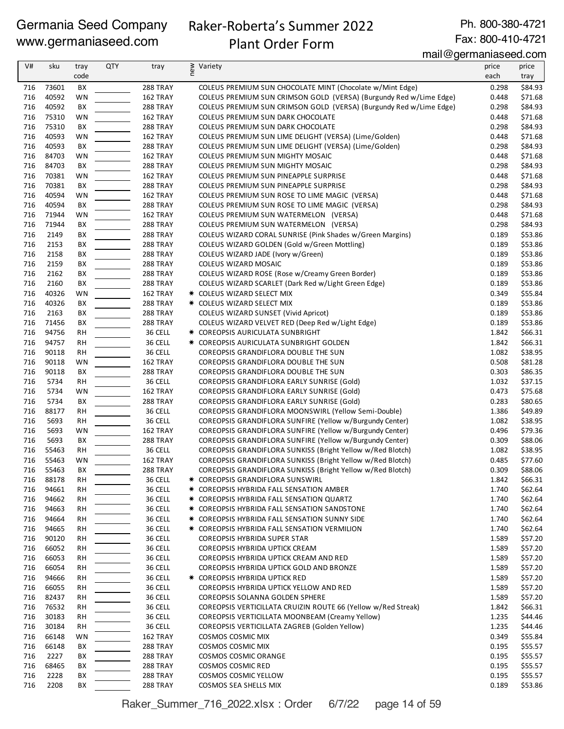Germania Seed Company
www.germaniaseed.com

Raker-Roberta's Summer 2022
Plant Order Form

Ph. 800-380-4721
Fax: 800-410-4721
mail@germaniaseed.com

| V# | sku | tray code | QTY | tray | new | Variety | price each | price tray |
|---|---|---|---|---|---|---|---|---|
| 716 | 73601 | BX | | 288 TRAY | | COLEUS PREMIUM SUN CHOCOLATE MINT (Chocolate w/Mint Edge) | 0.298 | $84.93 |
| 716 | 40592 | WN | | 162 TRAY | | COLEUS PREMIUM SUN CRIMSON GOLD (VERSA) (Burgundy Red w/Lime Edge) | 0.448 | $71.68 |
| 716 | 40592 | BX | | 288 TRAY | | COLEUS PREMIUM SUN CRIMSON GOLD (VERSA) (Burgundy Red w/Lime Edge) | 0.298 | $84.93 |
| 716 | 75310 | WN | | 162 TRAY | | COLEUS PREMIUM SUN DARK CHOCOLATE | 0.448 | $71.68 |
| 716 | 75310 | BX | | 288 TRAY | | COLEUS PREMIUM SUN DARK CHOCOLATE | 0.298 | $84.93 |
| 716 | 40593 | WN | | 162 TRAY | | COLEUS PREMIUM SUN LIME DELIGHT (VERSA) (Lime/Golden) | 0.448 | $71.68 |
| 716 | 40593 | BX | | 288 TRAY | | COLEUS PREMIUM SUN LIME DELIGHT (VERSA) (Lime/Golden) | 0.298 | $84.93 |
| 716 | 84703 | WN | | 162 TRAY | | COLEUS PREMIUM SUN MIGHTY MOSAIC | 0.448 | $71.68 |
| 716 | 84703 | BX | | 288 TRAY | | COLEUS PREMIUM SUN MIGHTY MOSAIC | 0.298 | $84.93 |
| 716 | 70381 | WN | | 162 TRAY | | COLEUS PREMIUM SUN PINEAPPLE SURPRISE | 0.448 | $71.68 |
| 716 | 70381 | BX | | 288 TRAY | | COLEUS PREMIUM SUN PINEAPPLE SURPRISE | 0.298 | $84.93 |
| 716 | 40594 | WN | | 162 TRAY | | COLEUS PREMIUM SUN ROSE TO LIME MAGIC (VERSA) | 0.448 | $71.68 |
| 716 | 40594 | BX | | 288 TRAY | | COLEUS PREMIUM SUN ROSE TO LIME MAGIC (VERSA) | 0.298 | $84.93 |
| 716 | 71944 | WN | | 162 TRAY | | COLEUS PREMIUM SUN WATERMELON (VERSA) | 0.448 | $71.68 |
| 716 | 71944 | BX | | 288 TRAY | | COLEUS PREMIUM SUN WATERMELON (VERSA) | 0.298 | $84.93 |
| 716 | 2149 | BX | | 288 TRAY | | COLEUS WIZARD CORAL SUNRISE (Pink Shades w/Green Margins) | 0.189 | $53.86 |
| 716 | 2153 | BX | | 288 TRAY | | COLEUS WIZARD GOLDEN (Gold w/Green Mottling) | 0.189 | $53.86 |
| 716 | 2158 | BX | | 288 TRAY | | COLEUS WIZARD JADE (Ivory w/Green) | 0.189 | $53.86 |
| 716 | 2159 | BX | | 288 TRAY | | COLEUS WIZARD MOSAIC | 0.189 | $53.86 |
| 716 | 2162 | BX | | 288 TRAY | | COLEUS WIZARD ROSE (Rose w/Creamy Green Border) | 0.189 | $53.86 |
| 716 | 2160 | BX | | 288 TRAY | | COLEUS WIZARD SCARLET (Dark Red w/Light Green Edge) | 0.189 | $53.86 |
| 716 | 40326 | WN | | 162 TRAY | * | COLEUS WIZARD SELECT MIX | 0.349 | $55.84 |
| 716 | 40326 | BX | | 288 TRAY | * | COLEUS WIZARD SELECT MIX | 0.189 | $53.86 |
| 716 | 2163 | BX | | 288 TRAY | | COLEUS WIZARD SUNSET (Vivid Apricot) | 0.189 | $53.86 |
| 716 | 71456 | BX | | 288 TRAY | | COLEUS WIZARD VELVET RED (Deep Red w/Light Edge) | 0.189 | $53.86 |
| 716 | 94756 | RH | | 36 CELL | * | COREOPSIS AURICULATA SUNBRIGHT | 1.842 | $66.31 |
| 716 | 94757 | RH | | 36 CELL | * | COREOPSIS AURICULATA SUNBRIGHT GOLDEN | 1.842 | $66.31 |
| 716 | 90118 | RH | | 36 CELL | | COREOPSIS GRANDIFLORA DOUBLE THE SUN | 1.082 | $38.95 |
| 716 | 90118 | WN | | 162 TRAY | | COREOPSIS GRANDIFLORA DOUBLE THE SUN | 0.508 | $81.28 |
| 716 | 90118 | BX | | 288 TRAY | | COREOPSIS GRANDIFLORA DOUBLE THE SUN | 0.303 | $86.35 |
| 716 | 5734 | RH | | 36 CELL | | COREOPSIS GRANDIFLORA EARLY SUNRISE (Gold) | 1.032 | $37.15 |
| 716 | 5734 | WN | | 162 TRAY | | COREOPSIS GRANDIFLORA EARLY SUNRISE (Gold) | 0.473 | $75.68 |
| 716 | 5734 | BX | | 288 TRAY | | COREOPSIS GRANDIFLORA EARLY SUNRISE (Gold) | 0.283 | $80.65 |
| 716 | 88177 | RH | | 36 CELL | | COREOPSIS GRANDIFLORA MOONSWIRL (Yellow Semi-Double) | 1.386 | $49.89 |
| 716 | 5693 | RH | | 36 CELL | | COREOPSIS GRANDIFLORA SUNFIRE (Yellow w/Burgundy Center) | 1.082 | $38.95 |
| 716 | 5693 | WN | | 162 TRAY | | COREOPSIS GRANDIFLORA SUNFIRE (Yellow w/Burgundy Center) | 0.496 | $79.36 |
| 716 | 5693 | BX | | 288 TRAY | | COREOPSIS GRANDIFLORA SUNFIRE (Yellow w/Burgundy Center) | 0.309 | $88.06 |
| 716 | 55463 | RH | | 36 CELL | | COREOPSIS GRANDIFLORA SUNKISS (Bright Yellow w/Red Blotch) | 1.082 | $38.95 |
| 716 | 55463 | WN | | 162 TRAY | | COREOPSIS GRANDIFLORA SUNKISS (Bright Yellow w/Red Blotch) | 0.485 | $77.60 |
| 716 | 55463 | BX | | 288 TRAY | | COREOPSIS GRANDIFLORA SUNKISS (Bright Yellow w/Red Blotch) | 0.309 | $88.06 |
| 716 | 88178 | RH | | 36 CELL | * | COREOPSIS GRANDIFLORA SUNSWIRL | 1.842 | $66.31 |
| 716 | 94661 | RH | | 36 CELL | * | COREOPSIS HYBRIDA FALL SENSATION AMBER | 1.740 | $62.64 |
| 716 | 94662 | RH | | 36 CELL | * | COREOPSIS HYBRIDA FALL SENSATION QUARTZ | 1.740 | $62.64 |
| 716 | 94663 | RH | | 36 CELL | * | COREOPSIS HYBRIDA FALL SENSATION SANDSTONE | 1.740 | $62.64 |
| 716 | 94664 | RH | | 36 CELL | * | COREOPSIS HYBRIDA FALL SENSATION SUNNY SIDE | 1.740 | $62.64 |
| 716 | 94665 | RH | | 36 CELL | * | COREOPSIS HYBRIDA FALL SENSATION VERMILION | 1.740 | $62.64 |
| 716 | 90120 | RH | | 36 CELL | | COREOPSIS HYBRIDA SUPER STAR | 1.589 | $57.20 |
| 716 | 66052 | RH | | 36 CELL | | COREOPSIS HYBRIDA UPTICK CREAM | 1.589 | $57.20 |
| 716 | 66053 | RH | | 36 CELL | | COREOPSIS HYBRIDA UPTICK CREAM AND RED | 1.589 | $57.20 |
| 716 | 66054 | RH | | 36 CELL | | COREOPSIS HYBRIDA UPTICK GOLD AND BRONZE | 1.589 | $57.20 |
| 716 | 94666 | RH | | 36 CELL | * | COREOPSIS HYBRIDA UPTICK RED | 1.589 | $57.20 |
| 716 | 66055 | RH | | 36 CELL | | COREOPSIS HYBRIDA UPTICK YELLOW AND RED | 1.589 | $57.20 |
| 716 | 82437 | RH | | 36 CELL | | COREOPSIS SOLANNA GOLDEN SPHERE | 1.589 | $57.20 |
| 716 | 76532 | RH | | 36 CELL | | COREOPSIS VERTICILLATA CRUIZIN ROUTE 66 (Yellow w/Red Streak) | 1.842 | $66.31 |
| 716 | 30183 | RH | | 36 CELL | | COREOPSIS VERTICILLATA MOONBEAM (Creamy Yellow) | 1.235 | $44.46 |
| 716 | 30184 | RH | | 36 CELL | | COREOPSIS VERTICILLATA ZAGREB (Golden Yellow) | 1.235 | $44.46 |
| 716 | 66148 | WN | | 162 TRAY | | COSMOS COSMIC MIX | 0.349 | $55.84 |
| 716 | 66148 | BX | | 288 TRAY | | COSMOS COSMIC MIX | 0.195 | $55.57 |
| 716 | 2227 | BX | | 288 TRAY | | COSMOS COSMIC ORANGE | 0.195 | $55.57 |
| 716 | 68465 | BX | | 288 TRAY | | COSMOS COSMIC RED | 0.195 | $55.57 |
| 716 | 2228 | BX | | 288 TRAY | | COSMOS COSMIC YELLOW | 0.195 | $55.57 |
| 716 | 2208 | BX | | 288 TRAY | | COSMOS SEA SHELLS MIX | 0.189 | $53.86 |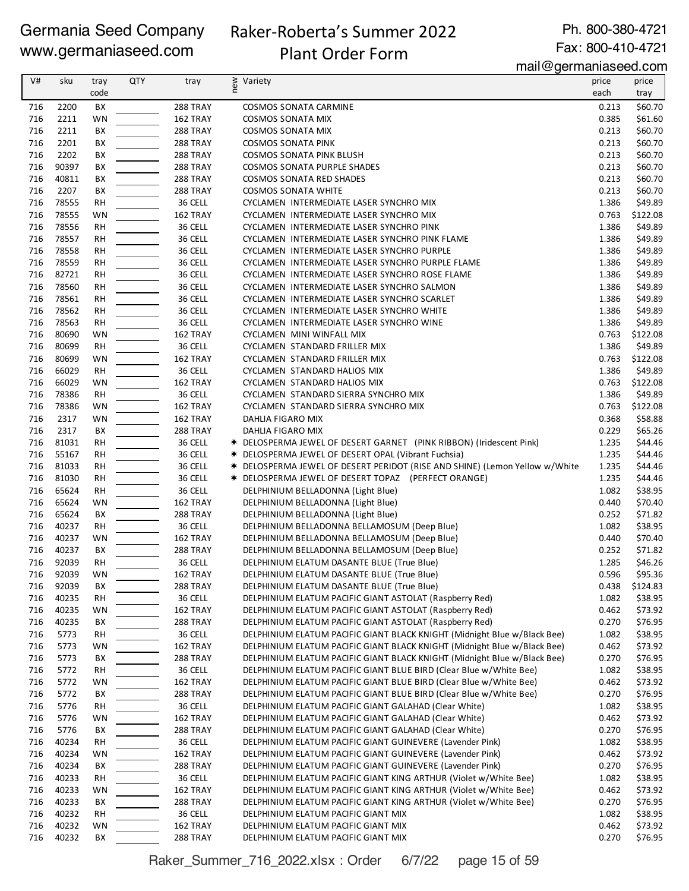Germania Seed Company
www.germaniaseed.com

# Raker-Roberta's Summer 2022 Plant Order Form

Ph. 800-380-4721
Fax: 800-410-4721
mail@germaniaseed.com

| V# | sku | tray code | QTY | tray | new | Variety | price each | price tray |
|---|---|---|---|---|---|---|---|---|
| 716 | 2200 | BX | | 288 TRAY | | COSMOS SONATA CARMINE | 0.213 | $60.70 |
| 716 | 2211 | WN | | 162 TRAY | | COSMOS SONATA MIX | 0.385 | $61.60 |
| 716 | 2211 | BX | | 288 TRAY | | COSMOS SONATA MIX | 0.213 | $60.70 |
| 716 | 2201 | BX | | 288 TRAY | | COSMOS SONATA PINK | 0.213 | $60.70 |
| 716 | 2202 | BX | | 288 TRAY | | COSMOS SONATA PINK BLUSH | 0.213 | $60.70 |
| 716 | 90397 | BX | | 288 TRAY | | COSMOS SONATA PURPLE SHADES | 0.213 | $60.70 |
| 716 | 40811 | BX | | 288 TRAY | | COSMOS SONATA RED SHADES | 0.213 | $60.70 |
| 716 | 2207 | BX | | 288 TRAY | | COSMOS SONATA WHITE | 0.213 | $60.70 |
| 716 | 78555 | RH | | 36 CELL | | CYCLAMEN INTERMEDIATE LASER SYNCHRO MIX | 1.386 | $49.89 |
| 716 | 78555 | WN | | 162 TRAY | | CYCLAMEN INTERMEDIATE LASER SYNCHRO MIX | 0.763 | $122.08 |
| 716 | 78556 | RH | | 36 CELL | | CYCLAMEN INTERMEDIATE LASER SYNCHRO PINK | 1.386 | $49.89 |
| 716 | 78557 | RH | | 36 CELL | | CYCLAMEN INTERMEDIATE LASER SYNCHRO PINK FLAME | 1.386 | $49.89 |
| 716 | 78558 | RH | | 36 CELL | | CYCLAMEN INTERMEDIATE LASER SYNCHRO PURPLE | 1.386 | $49.89 |
| 716 | 78559 | RH | | 36 CELL | | CYCLAMEN INTERMEDIATE LASER SYNCHRO PURPLE FLAME | 1.386 | $49.89 |
| 716 | 82721 | RH | | 36 CELL | | CYCLAMEN INTERMEDIATE LASER SYNCHRO ROSE FLAME | 1.386 | $49.89 |
| 716 | 78560 | RH | | 36 CELL | | CYCLAMEN INTERMEDIATE LASER SYNCHRO SALMON | 1.386 | $49.89 |
| 716 | 78561 | RH | | 36 CELL | | CYCLAMEN INTERMEDIATE LASER SYNCHRO SCARLET | 1.386 | $49.89 |
| 716 | 78562 | RH | | 36 CELL | | CYCLAMEN INTERMEDIATE LASER SYNCHRO WHITE | 1.386 | $49.89 |
| 716 | 78563 | RH | | 36 CELL | | CYCLAMEN INTERMEDIATE LASER SYNCHRO WINE | 1.386 | $49.89 |
| 716 | 80690 | WN | | 162 TRAY | | CYCLAMEN MINI WINFALL MIX | 0.763 | $122.08 |
| 716 | 80699 | RH | | 36 CELL | | CYCLAMEN STANDARD FRILLER MIX | 1.386 | $49.89 |
| 716 | 80699 | WN | | 162 TRAY | | CYCLAMEN STANDARD FRILLER MIX | 0.763 | $122.08 |
| 716 | 66029 | RH | | 36 CELL | | CYCLAMEN STANDARD HALIOS MIX | 1.386 | $49.89 |
| 716 | 66029 | WN | | 162 TRAY | | CYCLAMEN STANDARD HALIOS MIX | 0.763 | $122.08 |
| 716 | 78386 | RH | | 36 CELL | | CYCLAMEN STANDARD SIERRA SYNCHRO MIX | 1.386 | $49.89 |
| 716 | 78386 | WN | | 162 TRAY | | CYCLAMEN STANDARD SIERRA SYNCHRO MIX | 0.763 | $122.08 |
| 716 | 2317 | WN | | 162 TRAY | | DAHLIA FIGARO MIX | 0.368 | $58.88 |
| 716 | 2317 | BX | | 288 TRAY | | DAHLIA FIGARO MIX | 0.229 | $65.26 |
| 716 | 81031 | RH | | 36 CELL | ✷ | DELOSPERMA JEWEL OF DESERT GARNET (PINK RIBBON) (Iridescent Pink) | 1.235 | $44.46 |
| 716 | 55167 | RH | | 36 CELL | ✷ | DELOSPERMA JEWEL OF DESERT OPAL (Vibrant Fuchsia) | 1.235 | $44.46 |
| 716 | 81033 | RH | | 36 CELL | ✷ | DELOSPERMA JEWEL OF DESERT PERIDOT (RISE AND SHINE) (Lemon Yellow w/White | 1.235 | $44.46 |
| 716 | 81030 | RH | | 36 CELL | ✷ | DELOSPERMA JEWEL OF DESERT TOPAZ (PERFECT ORANGE) | 1.235 | $44.46 |
| 716 | 65624 | RH | | 36 CELL | | DELPHINIUM BELLADONNA (Light Blue) | 1.082 | $38.95 |
| 716 | 65624 | WN | | 162 TRAY | | DELPHINIUM BELLADONNA (Light Blue) | 0.440 | $70.40 |
| 716 | 65624 | BX | | 288 TRAY | | DELPHINIUM BELLADONNA (Light Blue) | 0.252 | $71.82 |
| 716 | 40237 | RH | | 36 CELL | | DELPHINIUM BELLADONNA BELLAMOSUM (Deep Blue) | 1.082 | $38.95 |
| 716 | 40237 | WN | | 162 TRAY | | DELPHINIUM BELLADONNA BELLAMOSUM (Deep Blue) | 0.440 | $70.40 |
| 716 | 40237 | BX | | 288 TRAY | | DELPHINIUM BELLADONNA BELLAMOSUM (Deep Blue) | 0.252 | $71.82 |
| 716 | 92039 | RH | | 36 CELL | | DELPHINIUM ELATUM DASANTE BLUE (True Blue) | 1.285 | $46.26 |
| 716 | 92039 | WN | | 162 TRAY | | DELPHINIUM ELATUM DASANTE BLUE (True Blue) | 0.596 | $95.36 |
| 716 | 92039 | BX | | 288 TRAY | | DELPHINIUM ELATUM DASANTE BLUE (True Blue) | 0.438 | $124.83 |
| 716 | 40235 | RH | | 36 CELL | | DELPHINIUM ELATUM PACIFIC GIANT ASTOLAT (Raspberry Red) | 1.082 | $38.95 |
| 716 | 40235 | WN | | 162 TRAY | | DELPHINIUM ELATUM PACIFIC GIANT ASTOLAT (Raspberry Red) | 0.462 | $73.92 |
| 716 | 40235 | BX | | 288 TRAY | | DELPHINIUM ELATUM PACIFIC GIANT ASTOLAT (Raspberry Red) | 0.270 | $76.95 |
| 716 | 5773 | RH | | 36 CELL | | DELPHINIUM ELATUM PACIFIC GIANT BLACK KNIGHT (Midnight Blue w/Black Bee) | 1.082 | $38.95 |
| 716 | 5773 | WN | | 162 TRAY | | DELPHINIUM ELATUM PACIFIC GIANT BLACK KNIGHT (Midnight Blue w/Black Bee) | 0.462 | $73.92 |
| 716 | 5773 | BX | | 288 TRAY | | DELPHINIUM ELATUM PACIFIC GIANT BLACK KNIGHT (Midnight Blue w/Black Bee) | 0.270 | $76.95 |
| 716 | 5772 | RH | | 36 CELL | | DELPHINIUM ELATUM PACIFIC GIANT BLUE BIRD (Clear Blue w/White Bee) | 1.082 | $38.95 |
| 716 | 5772 | WN | | 162 TRAY | | DELPHINIUM ELATUM PACIFIC GIANT BLUE BIRD (Clear Blue w/White Bee) | 0.462 | $73.92 |
| 716 | 5772 | BX | | 288 TRAY | | DELPHINIUM ELATUM PACIFIC GIANT BLUE BIRD (Clear Blue w/White Bee) | 0.270 | $76.95 |
| 716 | 5776 | RH | | 36 CELL | | DELPHINIUM ELATUM PACIFIC GIANT GALAHAD (Clear White) | 1.082 | $38.95 |
| 716 | 5776 | WN | | 162 TRAY | | DELPHINIUM ELATUM PACIFIC GIANT GALAHAD (Clear White) | 0.462 | $73.92 |
| 716 | 5776 | BX | | 288 TRAY | | DELPHINIUM ELATUM PACIFIC GIANT GALAHAD (Clear White) | 0.270 | $76.95 |
| 716 | 40234 | RH | | 36 CELL | | DELPHINIUM ELATUM PACIFIC GIANT GUINEVERE (Lavender Pink) | 1.082 | $38.95 |
| 716 | 40234 | WN | | 162 TRAY | | DELPHINIUM ELATUM PACIFIC GIANT GUINEVERE (Lavender Pink) | 0.462 | $73.92 |
| 716 | 40234 | BX | | 288 TRAY | | DELPHINIUM ELATUM PACIFIC GIANT GUINEVERE (Lavender Pink) | 0.270 | $76.95 |
| 716 | 40233 | RH | | 36 CELL | | DELPHINIUM ELATUM PACIFIC GIANT KING ARTHUR (Violet w/White Bee) | 1.082 | $38.95 |
| 716 | 40233 | WN | | 162 TRAY | | DELPHINIUM ELATUM PACIFIC GIANT KING ARTHUR (Violet w/White Bee) | 0.462 | $73.92 |
| 716 | 40233 | BX | | 288 TRAY | | DELPHINIUM ELATUM PACIFIC GIANT KING ARTHUR (Violet w/White Bee) | 0.270 | $76.95 |
| 716 | 40232 | RH | | 36 CELL | | DELPHINIUM ELATUM PACIFIC GIANT MIX | 1.082 | $38.95 |
| 716 | 40232 | WN | | 162 TRAY | | DELPHINIUM ELATUM PACIFIC GIANT MIX | 0.462 | $73.92 |
| 716 | 40232 | BX | | 288 TRAY | | DELPHINIUM ELATUM PACIFIC GIANT MIX | 0.270 | $76.95 |

Raker_Summer_716_2022.xlsx : Order 6/7/22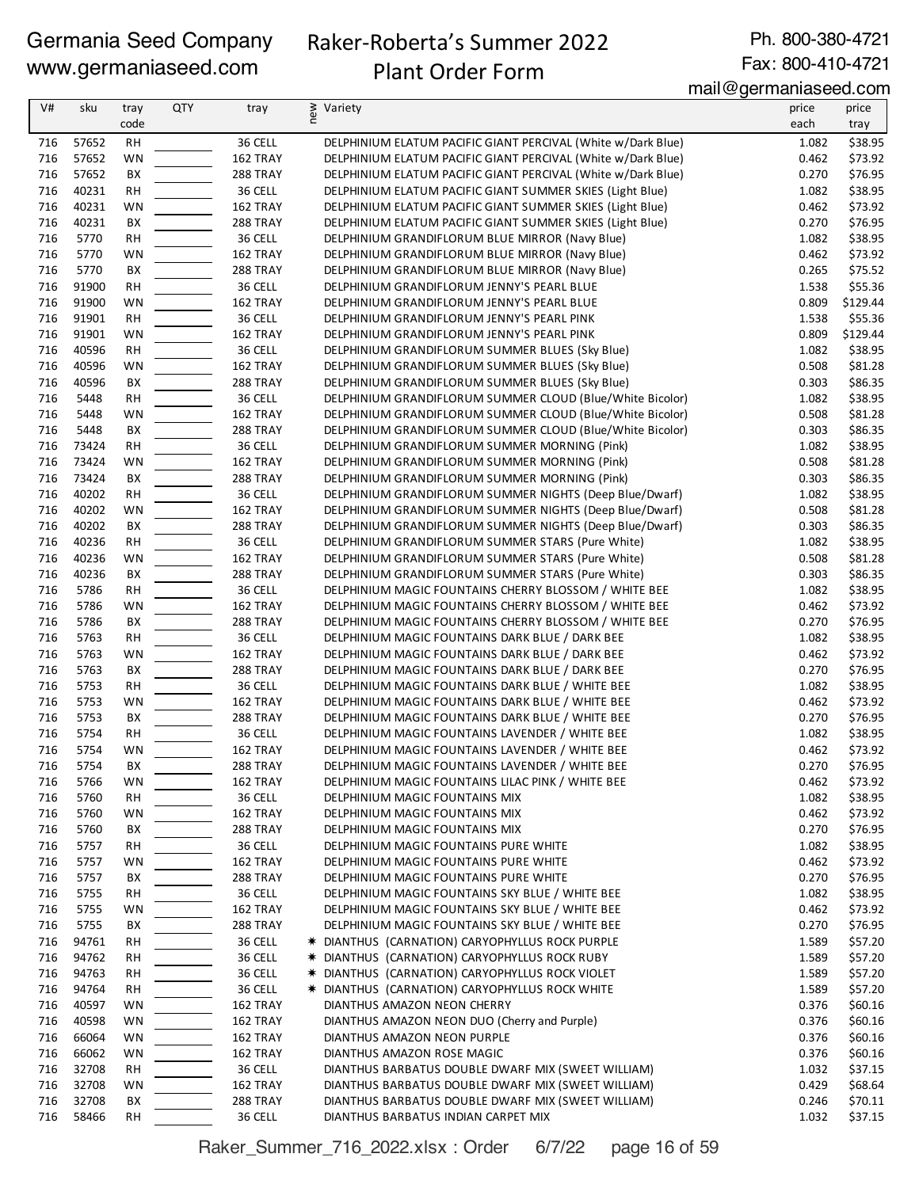Germania Seed Company
www.germaniaseed.com

# Raker-Roberta's Summer 2022 Plant Order Form

Ph. 800-380-4721
Fax: 800-410-4721
mail@germaniaseed.com

| V# | sku | tray code | QTY | tray | new | Variety | price each | price tray |
|---|---|---|---|---|---|---|---|---|
| 716 | 57652 | RH | | 36 CELL | | DELPHINIUM ELATUM PACIFIC GIANT PERCIVAL (White w/Dark Blue) | 1.082 | $38.95 |
| 716 | 57652 | WN | | 162 TRAY | | DELPHINIUM ELATUM PACIFIC GIANT PERCIVAL (White w/Dark Blue) | 0.462 | $73.92 |
| 716 | 57652 | BX | | 288 TRAY | | DELPHINIUM ELATUM PACIFIC GIANT PERCIVAL (White w/Dark Blue) | 0.270 | $76.95 |
| 716 | 40231 | RH | | 36 CELL | | DELPHINIUM ELATUM PACIFIC GIANT SUMMER SKIES (Light Blue) | 1.082 | $38.95 |
| 716 | 40231 | WN | | 162 TRAY | | DELPHINIUM ELATUM PACIFIC GIANT SUMMER SKIES (Light Blue) | 0.462 | $73.92 |
| 716 | 40231 | BX | | 288 TRAY | | DELPHINIUM ELATUM PACIFIC GIANT SUMMER SKIES (Light Blue) | 0.270 | $76.95 |
| 716 | 5770 | RH | | 36 CELL | | DELPHINIUM GRANDIFLORUM BLUE MIRROR (Navy Blue) | 1.082 | $38.95 |
| 716 | 5770 | WN | | 162 TRAY | | DELPHINIUM GRANDIFLORUM BLUE MIRROR (Navy Blue) | 0.462 | $73.92 |
| 716 | 5770 | BX | | 288 TRAY | | DELPHINIUM GRANDIFLORUM BLUE MIRROR (Navy Blue) | 0.265 | $75.52 |
| 716 | 91900 | RH | | 36 CELL | | DELPHINIUM GRANDIFLORUM JENNY'S PEARL BLUE | 1.538 | $55.36 |
| 716 | 91900 | WN | | 162 TRAY | | DELPHINIUM GRANDIFLORUM JENNY'S PEARL BLUE | 0.809 | $129.44 |
| 716 | 91901 | RH | | 36 CELL | | DELPHINIUM GRANDIFLORUM JENNY'S PEARL PINK | 1.538 | $55.36 |
| 716 | 91901 | WN | | 162 TRAY | | DELPHINIUM GRANDIFLORUM JENNY'S PEARL PINK | 0.809 | $129.44 |
| 716 | 40596 | RH | | 36 CELL | | DELPHINIUM GRANDIFLORUM SUMMER BLUES (Sky Blue) | 1.082 | $38.95 |
| 716 | 40596 | WN | | 162 TRAY | | DELPHINIUM GRANDIFLORUM SUMMER BLUES (Sky Blue) | 0.508 | $81.28 |
| 716 | 40596 | BX | | 288 TRAY | | DELPHINIUM GRANDIFLORUM SUMMER BLUES (Sky Blue) | 0.303 | $86.35 |
| 716 | 5448 | RH | | 36 CELL | | DELPHINIUM GRANDIFLORUM SUMMER CLOUD (Blue/White Bicolor) | 1.082 | $38.95 |
| 716 | 5448 | WN | | 162 TRAY | | DELPHINIUM GRANDIFLORUM SUMMER CLOUD (Blue/White Bicolor) | 0.508 | $81.28 |
| 716 | 5448 | BX | | 288 TRAY | | DELPHINIUM GRANDIFLORUM SUMMER CLOUD (Blue/White Bicolor) | 0.303 | $86.35 |
| 716 | 73424 | RH | | 36 CELL | | DELPHINIUM GRANDIFLORUM SUMMER MORNING (Pink) | 1.082 | $38.95 |
| 716 | 73424 | WN | | 162 TRAY | | DELPHINIUM GRANDIFLORUM SUMMER MORNING (Pink) | 0.508 | $81.28 |
| 716 | 73424 | BX | | 288 TRAY | | DELPHINIUM GRANDIFLORUM SUMMER MORNING (Pink) | 0.303 | $86.35 |
| 716 | 40202 | RH | | 36 CELL | | DELPHINIUM GRANDIFLORUM SUMMER NIGHTS (Deep Blue/Dwarf) | 1.082 | $38.95 |
| 716 | 40202 | WN | | 162 TRAY | | DELPHINIUM GRANDIFLORUM SUMMER NIGHTS (Deep Blue/Dwarf) | 0.508 | $81.28 |
| 716 | 40202 | BX | | 288 TRAY | | DELPHINIUM GRANDIFLORUM SUMMER NIGHTS (Deep Blue/Dwarf) | 0.303 | $86.35 |
| 716 | 40236 | RH | | 36 CELL | | DELPHINIUM GRANDIFLORUM SUMMER STARS (Pure White) | 1.082 | $38.95 |
| 716 | 40236 | WN | | 162 TRAY | | DELPHINIUM GRANDIFLORUM SUMMER STARS (Pure White) | 0.508 | $81.28 |
| 716 | 40236 | BX | | 288 TRAY | | DELPHINIUM GRANDIFLORUM SUMMER STARS (Pure White) | 0.303 | $86.35 |
| 716 | 5786 | RH | | 36 CELL | | DELPHINIUM MAGIC FOUNTAINS CHERRY BLOSSOM / WHITE BEE | 1.082 | $38.95 |
| 716 | 5786 | WN | | 162 TRAY | | DELPHINIUM MAGIC FOUNTAINS CHERRY BLOSSOM / WHITE BEE | 0.462 | $73.92 |
| 716 | 5786 | BX | | 288 TRAY | | DELPHINIUM MAGIC FOUNTAINS CHERRY BLOSSOM / WHITE BEE | 0.270 | $76.95 |
| 716 | 5763 | RH | | 36 CELL | | DELPHINIUM MAGIC FOUNTAINS DARK BLUE / DARK BEE | 1.082 | $38.95 |
| 716 | 5763 | WN | | 162 TRAY | | DELPHINIUM MAGIC FOUNTAINS DARK BLUE / DARK BEE | 0.462 | $73.92 |
| 716 | 5763 | BX | | 288 TRAY | | DELPHINIUM MAGIC FOUNTAINS DARK BLUE / DARK BEE | 0.270 | $76.95 |
| 716 | 5753 | RH | | 36 CELL | | DELPHINIUM MAGIC FOUNTAINS DARK BLUE / WHITE BEE | 1.082 | $38.95 |
| 716 | 5753 | WN | | 162 TRAY | | DELPHINIUM MAGIC FOUNTAINS DARK BLUE / WHITE BEE | 0.462 | $73.92 |
| 716 | 5753 | BX | | 288 TRAY | | DELPHINIUM MAGIC FOUNTAINS DARK BLUE / WHITE BEE | 0.270 | $76.95 |
| 716 | 5754 | RH | | 36 CELL | | DELPHINIUM MAGIC FOUNTAINS LAVENDER / WHITE BEE | 1.082 | $38.95 |
| 716 | 5754 | WN | | 162 TRAY | | DELPHINIUM MAGIC FOUNTAINS LAVENDER / WHITE BEE | 0.462 | $73.92 |
| 716 | 5754 | BX | | 288 TRAY | | DELPHINIUM MAGIC FOUNTAINS LAVENDER / WHITE BEE | 0.270 | $76.95 |
| 716 | 5766 | WN | | 162 TRAY | | DELPHINIUM MAGIC FOUNTAINS LILAC PINK / WHITE BEE | 0.462 | $73.92 |
| 716 | 5760 | RH | | 36 CELL | | DELPHINIUM MAGIC FOUNTAINS MIX | 1.082 | $38.95 |
| 716 | 5760 | WN | | 162 TRAY | | DELPHINIUM MAGIC FOUNTAINS MIX | 0.462 | $73.92 |
| 716 | 5760 | BX | | 288 TRAY | | DELPHINIUM MAGIC FOUNTAINS MIX | 0.270 | $76.95 |
| 716 | 5757 | RH | | 36 CELL | | DELPHINIUM MAGIC FOUNTAINS PURE WHITE | 1.082 | $38.95 |
| 716 | 5757 | WN | | 162 TRAY | | DELPHINIUM MAGIC FOUNTAINS PURE WHITE | 0.462 | $73.92 |
| 716 | 5757 | BX | | 288 TRAY | | DELPHINIUM MAGIC FOUNTAINS PURE WHITE | 0.270 | $76.95 |
| 716 | 5755 | RH | | 36 CELL | | DELPHINIUM MAGIC FOUNTAINS SKY BLUE / WHITE BEE | 1.082 | $38.95 |
| 716 | 5755 | WN | | 162 TRAY | | DELPHINIUM MAGIC FOUNTAINS SKY BLUE / WHITE BEE | 0.462 | $73.92 |
| 716 | 5755 | BX | | 288 TRAY | | DELPHINIUM MAGIC FOUNTAINS SKY BLUE / WHITE BEE | 0.270 | $76.95 |
| 716 | 94761 | RH | | 36 CELL | ✷ | DIANTHUS (CARNATION) CARYOPHYLLUS ROCK PURPLE | 1.589 | $57.20 |
| 716 | 94762 | RH | | 36 CELL | ✷ | DIANTHUS (CARNATION) CARYOPHYLLUS ROCK RUBY | 1.589 | $57.20 |
| 716 | 94763 | RH | | 36 CELL | ✷ | DIANTHUS (CARNATION) CARYOPHYLLUS ROCK VIOLET | 1.589 | $57.20 |
| 716 | 94764 | RH | | 36 CELL | ✷ | DIANTHUS (CARNATION) CARYOPHYLLUS ROCK WHITE | 1.589 | $57.20 |
| 716 | 40597 | WN | | 162 TRAY | | DIANTHUS AMAZON NEON CHERRY | 0.376 | $60.16 |
| 716 | 40598 | WN | | 162 TRAY | | DIANTHUS AMAZON NEON DUO (Cherry and Purple) | 0.376 | $60.16 |
| 716 | 66064 | WN | | 162 TRAY | | DIANTHUS AMAZON NEON PURPLE | 0.376 | $60.16 |
| 716 | 66062 | WN | | 162 TRAY | | DIANTHUS AMAZON ROSE MAGIC | 0.376 | $60.16 |
| 716 | 32708 | RH | | 36 CELL | | DIANTHUS BARBATUS DOUBLE DWARF MIX (SWEET WILLIAM) | 1.032 | $37.15 |
| 716 | 32708 | WN | | 162 TRAY | | DIANTHUS BARBATUS DOUBLE DWARF MIX (SWEET WILLIAM) | 0.429 | $68.64 |
| 716 | 32708 | BX | | 288 TRAY | | DIANTHUS BARBATUS DOUBLE DWARF MIX (SWEET WILLIAM) | 0.246 | $70.11 |
| 716 | 58466 | RH | | 36 CELL | | DIANTHUS BARBATUS INDIAN CARPET MIX | 1.032 | $37.15 |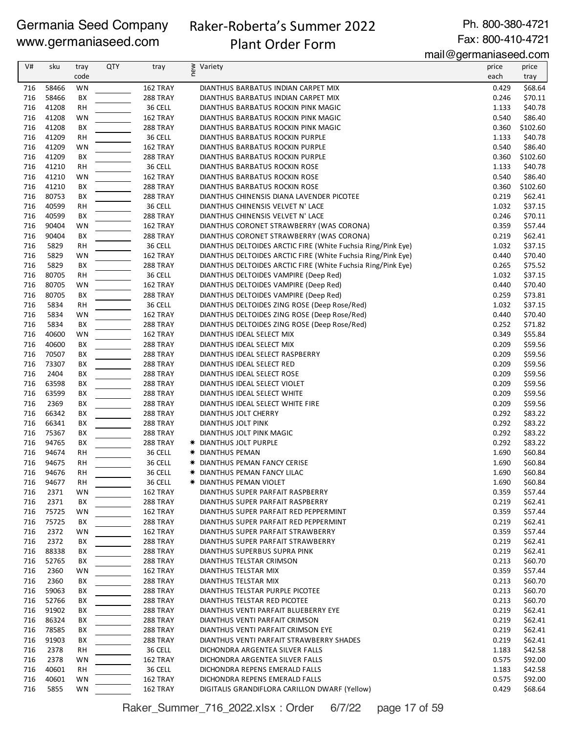Germania Seed Company
www.germaniaseed.com

# Raker-Roberta's Summer 2022 Plant Order Form

Ph. 800-380-4721
Fax: 800-410-4721
mail@germaniaseed.com

| V# | sku | tray code | QTY | tray | new | Variety | price each | price tray |
|---|---|---|---|---|---|---|---|---|
| 716 | 58466 | WN | | 162 TRAY | | DIANTHUS BARBATUS INDIAN CARPET MIX | 0.429 | $68.64 |
| 716 | 58466 | BX | | 288 TRAY | | DIANTHUS BARBATUS INDIAN CARPET MIX | 0.246 | $70.11 |
| 716 | 41208 | RH | | 36 CELL | | DIANTHUS BARBATUS ROCKIN PINK MAGIC | 1.133 | $40.78 |
| 716 | 41208 | WN | | 162 TRAY | | DIANTHUS BARBATUS ROCKIN PINK MAGIC | 0.540 | $86.40 |
| 716 | 41208 | BX | | 288 TRAY | | DIANTHUS BARBATUS ROCKIN PINK MAGIC | 0.360 | $102.60 |
| 716 | 41209 | RH | | 36 CELL | | DIANTHUS BARBATUS ROCKIN PURPLE | 1.133 | $40.78 |
| 716 | 41209 | WN | | 162 TRAY | | DIANTHUS BARBATUS ROCKIN PURPLE | 0.540 | $86.40 |
| 716 | 41209 | BX | | 288 TRAY | | DIANTHUS BARBATUS ROCKIN PURPLE | 0.360 | $102.60 |
| 716 | 41210 | RH | | 36 CELL | | DIANTHUS BARBATUS ROCKIN ROSE | 1.133 | $40.78 |
| 716 | 41210 | WN | | 162 TRAY | | DIANTHUS BARBATUS ROCKIN ROSE | 0.540 | $86.40 |
| 716 | 41210 | BX | | 288 TRAY | | DIANTHUS BARBATUS ROCKIN ROSE | 0.360 | $102.60 |
| 716 | 80753 | BX | | 288 TRAY | | DIANTHUS CHINENSIS DIANA LAVENDER PICOTEE | 0.219 | $62.41 |
| 716 | 40599 | RH | | 36 CELL | | DIANTHUS CHINENSIS VELVET N' LACE | 1.032 | $37.15 |
| 716 | 40599 | BX | | 288 TRAY | | DIANTHUS CHINENSIS VELVET N' LACE | 0.246 | $70.11 |
| 716 | 90404 | WN | | 162 TRAY | | DIANTHUS CORONET STRAWBERRY (WAS CORONA) | 0.359 | $57.44 |
| 716 | 90404 | BX | | 288 TRAY | | DIANTHUS CORONET STRAWBERRY (WAS CORONA) | 0.219 | $62.41 |
| 716 | 5829 | RH | | 36 CELL | | DIANTHUS DELTOIDES ARCTIC FIRE (White Fuchsia Ring/Pink Eye) | 1.032 | $37.15 |
| 716 | 5829 | WN | | 162 TRAY | | DIANTHUS DELTOIDES ARCTIC FIRE (White Fuchsia Ring/Pink Eye) | 0.440 | $70.40 |
| 716 | 5829 | BX | | 288 TRAY | | DIANTHUS DELTOIDES ARCTIC FIRE (White Fuchsia Ring/Pink Eye) | 0.265 | $75.52 |
| 716 | 80705 | RH | | 36 CELL | | DIANTHUS DELTOIDES VAMPIRE (Deep Red) | 1.032 | $37.15 |
| 716 | 80705 | WN | | 162 TRAY | | DIANTHUS DELTOIDES VAMPIRE (Deep Red) | 0.440 | $70.40 |
| 716 | 80705 | BX | | 288 TRAY | | DIANTHUS DELTOIDES VAMPIRE (Deep Red) | 0.259 | $73.81 |
| 716 | 5834 | RH | | 36 CELL | | DIANTHUS DELTOIDES ZING ROSE (Deep Rose/Red) | 1.032 | $37.15 |
| 716 | 5834 | WN | | 162 TRAY | | DIANTHUS DELTOIDES ZING ROSE (Deep Rose/Red) | 0.440 | $70.40 |
| 716 | 5834 | BX | | 288 TRAY | | DIANTHUS DELTOIDES ZING ROSE (Deep Rose/Red) | 0.252 | $71.82 |
| 716 | 40600 | WN | | 162 TRAY | | DIANTHUS IDEAL SELECT MIX | 0.349 | $55.84 |
| 716 | 40600 | BX | | 288 TRAY | | DIANTHUS IDEAL SELECT MIX | 0.209 | $59.56 |
| 716 | 70507 | BX | | 288 TRAY | | DIANTHUS IDEAL SELECT RASPBERRY | 0.209 | $59.56 |
| 716 | 73307 | BX | | 288 TRAY | | DIANTHUS IDEAL SELECT RED | 0.209 | $59.56 |
| 716 | 2404 | BX | | 288 TRAY | | DIANTHUS IDEAL SELECT ROSE | 0.209 | $59.56 |
| 716 | 63598 | BX | | 288 TRAY | | DIANTHUS IDEAL SELECT VIOLET | 0.209 | $59.56 |
| 716 | 63599 | BX | | 288 TRAY | | DIANTHUS IDEAL SELECT WHITE | 0.209 | $59.56 |
| 716 | 2369 | BX | | 288 TRAY | | DIANTHUS IDEAL SELECT WHITE FIRE | 0.209 | $59.56 |
| 716 | 66342 | BX | | 288 TRAY | | DIANTHUS JOLT CHERRY | 0.292 | $83.22 |
| 716 | 66341 | BX | | 288 TRAY | | DIANTHUS JOLT PINK | 0.292 | $83.22 |
| 716 | 75367 | BX | | 288 TRAY | | DIANTHUS JOLT PINK MAGIC | 0.292 | $83.22 |
| 716 | 94765 | BX | | 288 TRAY | * | DIANTHUS JOLT PURPLE | 0.292 | $83.22 |
| 716 | 94674 | RH | | 36 CELL | * | DIANTHUS PEMAN | 1.690 | $60.84 |
| 716 | 94675 | RH | | 36 CELL | * | DIANTHUS PEMAN FANCY CERISE | 1.690 | $60.84 |
| 716 | 94676 | RH | | 36 CELL | * | DIANTHUS PEMAN FANCY LILAC | 1.690 | $60.84 |
| 716 | 94677 | RH | | 36 CELL | * | DIANTHUS PEMAN VIOLET | 1.690 | $60.84 |
| 716 | 2371 | WN | | 162 TRAY | | DIANTHUS SUPER PARFAIT RASPBERRY | 0.359 | $57.44 |
| 716 | 2371 | BX | | 288 TRAY | | DIANTHUS SUPER PARFAIT RASPBERRY | 0.219 | $62.41 |
| 716 | 75725 | WN | | 162 TRAY | | DIANTHUS SUPER PARFAIT RED PEPPERMINT | 0.359 | $57.44 |
| 716 | 75725 | BX | | 288 TRAY | | DIANTHUS SUPER PARFAIT RED PEPPERMINT | 0.219 | $62.41 |
| 716 | 2372 | WN | | 162 TRAY | | DIANTHUS SUPER PARFAIT STRAWBERRY | 0.359 | $57.44 |
| 716 | 2372 | BX | | 288 TRAY | | DIANTHUS SUPER PARFAIT STRAWBERRY | 0.219 | $62.41 |
| 716 | 88338 | BX | | 288 TRAY | | DIANTHUS SUPERBUS SUPRA PINK | 0.219 | $62.41 |
| 716 | 52765 | BX | | 288 TRAY | | DIANTHUS TELSTAR CRIMSON | 0.213 | $60.70 |
| 716 | 2360 | WN | | 162 TRAY | | DIANTHUS TELSTAR MIX | 0.359 | $57.44 |
| 716 | 2360 | BX | | 288 TRAY | | DIANTHUS TELSTAR MIX | 0.213 | $60.70 |
| 716 | 59063 | BX | | 288 TRAY | | DIANTHUS TELSTAR PURPLE PICOTEE | 0.213 | $60.70 |
| 716 | 52766 | BX | | 288 TRAY | | DIANTHUS TELSTAR RED PICOTEE | 0.213 | $60.70 |
| 716 | 91902 | BX | | 288 TRAY | | DIANTHUS VENTI PARFAIT BLUEBERRY EYE | 0.219 | $62.41 |
| 716 | 86324 | BX | | 288 TRAY | | DIANTHUS VENTI PARFAIT CRIMSON | 0.219 | $62.41 |
| 716 | 78585 | BX | | 288 TRAY | | DIANTHUS VENTI PARFAIT CRIMSON EYE | 0.219 | $62.41 |
| 716 | 91903 | BX | | 288 TRAY | | DIANTHUS VENTI PARFAIT STRAWBERRY SHADES | 0.219 | $62.41 |
| 716 | 2378 | RH | | 36 CELL | | DICHONDRA ARGENTEA SILVER FALLS | 1.183 | $42.58 |
| 716 | 2378 | WN | | 162 TRAY | | DICHONDRA ARGENTEA SILVER FALLS | 0.575 | $92.00 |
| 716 | 40601 | RH | | 36 CELL | | DICHONDRA REPENS EMERALD FALLS | 1.183 | $42.58 |
| 716 | 40601 | WN | | 162 TRAY | | DICHONDRA REPENS EMERALD FALLS | 0.575 | $92.00 |
| 716 | 5855 | WN | | 162 TRAY | | DIGITALIS GRANDIFLORA CARILLON DWARF (Yellow) | 0.429 | $68.64 |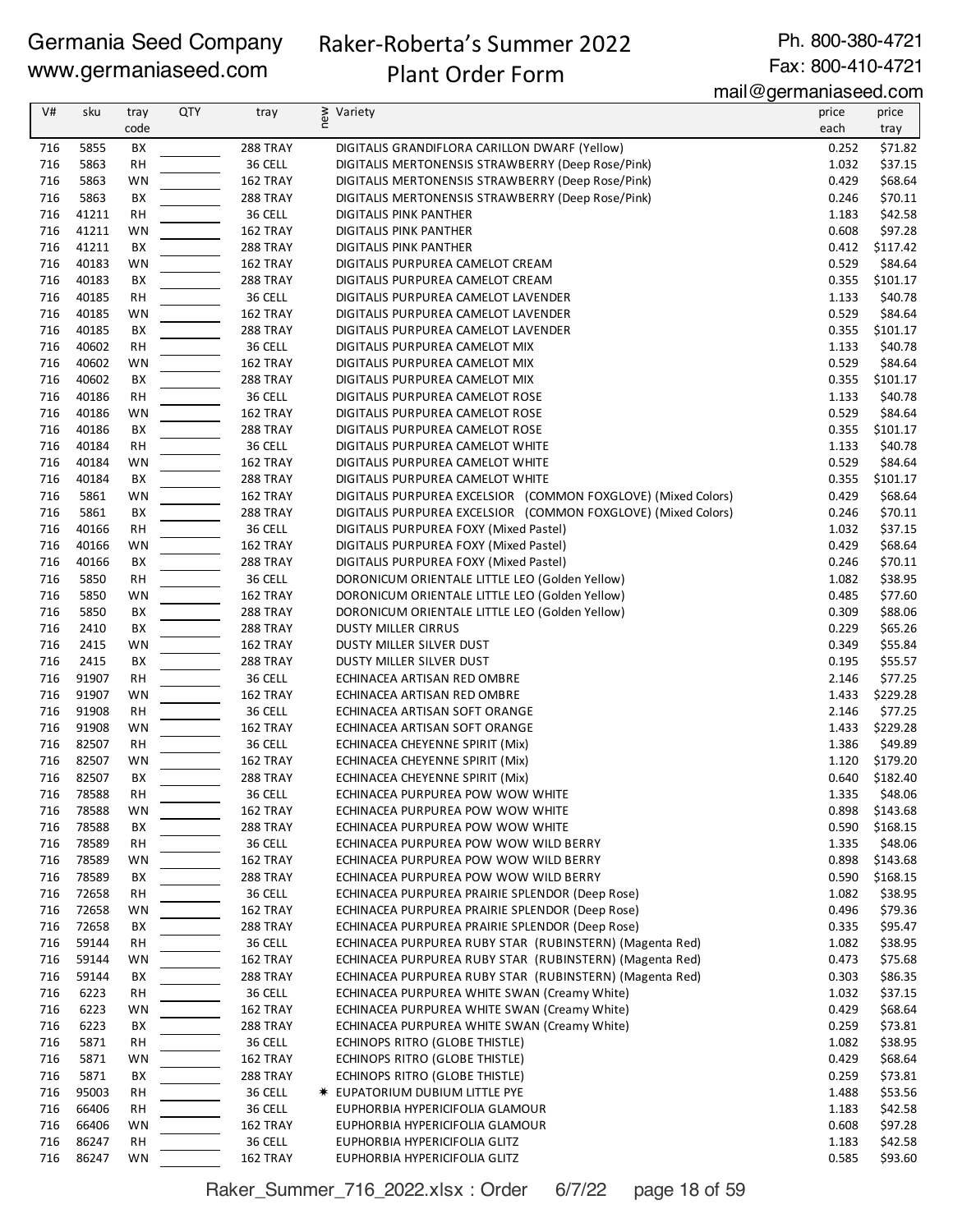# Germania Seed Company

www.germaniaseed.com

# Raker-Roberta's Summer 2022 Plant Order Form

Ph. 800-380-4721
Fax: 800-410-4721
mail@germaniaseed.com

| V# | sku | tray code | QTY | tray | new | Variety | price each | price tray |
|---|---|---|---|---|---|---|---|---|
| 716 | 5855 | BX | | 288 TRAY | | DIGITALIS GRANDIFLORA CARILLON DWARF (Yellow) | 0.252 | $71.82 |
| 716 | 5863 | RH | | 36 CELL | | DIGITALIS MERTONENSIS STRAWBERRY (Deep Rose/Pink) | 1.032 | $37.15 |
| 716 | 5863 | WN | | 162 TRAY | | DIGITALIS MERTONENSIS STRAWBERRY (Deep Rose/Pink) | 0.429 | $68.64 |
| 716 | 5863 | BX | | 288 TRAY | | DIGITALIS MERTONENSIS STRAWBERRY (Deep Rose/Pink) | 0.246 | $70.11 |
| 716 | 41211 | RH | | 36 CELL | | DIGITALIS PINK PANTHER | 1.183 | $42.58 |
| 716 | 41211 | WN | | 162 TRAY | | DIGITALIS PINK PANTHER | 0.608 | $97.28 |
| 716 | 41211 | BX | | 288 TRAY | | DIGITALIS PINK PANTHER | 0.412 | $117.42 |
| 716 | 40183 | WN | | 162 TRAY | | DIGITALIS PURPUREA CAMELOT CREAM | 0.529 | $84.64 |
| 716 | 40183 | BX | | 288 TRAY | | DIGITALIS PURPUREA CAMELOT CREAM | 0.355 | $101.17 |
| 716 | 40185 | RH | | 36 CELL | | DIGITALIS PURPUREA CAMELOT LAVENDER | 1.133 | $40.78 |
| 716 | 40185 | WN | | 162 TRAY | | DIGITALIS PURPUREA CAMELOT LAVENDER | 0.529 | $84.64 |
| 716 | 40185 | BX | | 288 TRAY | | DIGITALIS PURPUREA CAMELOT LAVENDER | 0.355 | $101.17 |
| 716 | 40602 | RH | | 36 CELL | | DIGITALIS PURPUREA CAMELOT MIX | 1.133 | $40.78 |
| 716 | 40602 | WN | | 162 TRAY | | DIGITALIS PURPUREA CAMELOT MIX | 0.529 | $84.64 |
| 716 | 40602 | BX | | 288 TRAY | | DIGITALIS PURPUREA CAMELOT MIX | 0.355 | $101.17 |
| 716 | 40186 | RH | | 36 CELL | | DIGITALIS PURPUREA CAMELOT ROSE | 1.133 | $40.78 |
| 716 | 40186 | WN | | 162 TRAY | | DIGITALIS PURPUREA CAMELOT ROSE | 0.529 | $84.64 |
| 716 | 40186 | BX | | 288 TRAY | | DIGITALIS PURPUREA CAMELOT ROSE | 0.355 | $101.17 |
| 716 | 40184 | RH | | 36 CELL | | DIGITALIS PURPUREA CAMELOT WHITE | 1.133 | $40.78 |
| 716 | 40184 | WN | | 162 TRAY | | DIGITALIS PURPUREA CAMELOT WHITE | 0.529 | $84.64 |
| 716 | 40184 | BX | | 288 TRAY | | DIGITALIS PURPUREA CAMELOT WHITE | 0.355 | $101.17 |
| 716 | 5861 | WN | | 162 TRAY | | DIGITALIS PURPUREA EXCELSIOR (COMMON FOXGLOVE) (Mixed Colors) | 0.429 | $68.64 |
| 716 | 5861 | BX | | 288 TRAY | | DIGITALIS PURPUREA EXCELSIOR (COMMON FOXGLOVE) (Mixed Colors) | 0.246 | $70.11 |
| 716 | 40166 | RH | | 36 CELL | | DIGITALIS PURPUREA FOXY (Mixed Pastel) | 1.032 | $37.15 |
| 716 | 40166 | WN | | 162 TRAY | | DIGITALIS PURPUREA FOXY (Mixed Pastel) | 0.429 | $68.64 |
| 716 | 40166 | BX | | 288 TRAY | | DIGITALIS PURPUREA FOXY (Mixed Pastel) | 0.246 | $70.11 |
| 716 | 5850 | RH | | 36 CELL | | DORONICUM ORIENTALE LITTLE LEO (Golden Yellow) | 1.082 | $38.95 |
| 716 | 5850 | WN | | 162 TRAY | | DORONICUM ORIENTALE LITTLE LEO (Golden Yellow) | 0.485 | $77.60 |
| 716 | 5850 | BX | | 288 TRAY | | DORONICUM ORIENTALE LITTLE LEO (Golden Yellow) | 0.309 | $88.06 |
| 716 | 2410 | BX | | 288 TRAY | | DUSTY MILLER CIRRUS | 0.229 | $65.26 |
| 716 | 2415 | WN | | 162 TRAY | | DUSTY MILLER SILVER DUST | 0.349 | $55.84 |
| 716 | 2415 | BX | | 288 TRAY | | DUSTY MILLER SILVER DUST | 0.195 | $55.57 |
| 716 | 91907 | RH | | 36 CELL | | ECHINACEA ARTISAN RED OMBRE | 2.146 | $77.25 |
| 716 | 91907 | WN | | 162 TRAY | | ECHINACEA ARTISAN RED OMBRE | 1.433 | $229.28 |
| 716 | 91908 | RH | | 36 CELL | | ECHINACEA ARTISAN SOFT ORANGE | 2.146 | $77.25 |
| 716 | 91908 | WN | | 162 TRAY | | ECHINACEA ARTISAN SOFT ORANGE | 1.433 | $229.28 |
| 716 | 82507 | RH | | 36 CELL | | ECHINACEA CHEYENNE SPIRIT (Mix) | 1.386 | $49.89 |
| 716 | 82507 | WN | | 162 TRAY | | ECHINACEA CHEYENNE SPIRIT (Mix) | 1.120 | $179.20 |
| 716 | 82507 | BX | | 288 TRAY | | ECHINACEA CHEYENNE SPIRIT (Mix) | 0.640 | $182.40 |
| 716 | 78588 | RH | | 36 CELL | | ECHINACEA PURPUREA POW WOW WHITE | 1.335 | $48.06 |
| 716 | 78588 | WN | | 162 TRAY | | ECHINACEA PURPUREA POW WOW WHITE | 0.898 | $143.68 |
| 716 | 78588 | BX | | 288 TRAY | | ECHINACEA PURPUREA POW WOW WHITE | 0.590 | $168.15 |
| 716 | 78589 | RH | | 36 CELL | | ECHINACEA PURPUREA POW WOW WILD BERRY | 1.335 | $48.06 |
| 716 | 78589 | WN | | 162 TRAY | | ECHINACEA PURPUREA POW WOW WILD BERRY | 0.898 | $143.68 |
| 716 | 78589 | BX | | 288 TRAY | | ECHINACEA PURPUREA POW WOW WILD BERRY | 0.590 | $168.15 |
| 716 | 72658 | RH | | 36 CELL | | ECHINACEA PURPUREA PRAIRIE SPLENDOR (Deep Rose) | 1.082 | $38.95 |
| 716 | 72658 | WN | | 162 TRAY | | ECHINACEA PURPUREA PRAIRIE SPLENDOR (Deep Rose) | 0.496 | $79.36 |
| 716 | 72658 | BX | | 288 TRAY | | ECHINACEA PURPUREA PRAIRIE SPLENDOR (Deep Rose) | 0.335 | $95.47 |
| 716 | 59144 | RH | | 36 CELL | | ECHINACEA PURPUREA RUBY STAR (RUBINSTERN) (Magenta Red) | 1.082 | $38.95 |
| 716 | 59144 | WN | | 162 TRAY | | ECHINACEA PURPUREA RUBY STAR (RUBINSTERN) (Magenta Red) | 0.473 | $75.68 |
| 716 | 59144 | BX | | 288 TRAY | | ECHINACEA PURPUREA RUBY STAR (RUBINSTERN) (Magenta Red) | 0.303 | $86.35 |
| 716 | 6223 | RH | | 36 CELL | | ECHINACEA PURPUREA WHITE SWAN (Creamy White) | 1.032 | $37.15 |
| 716 | 6223 | WN | | 162 TRAY | | ECHINACEA PURPUREA WHITE SWAN (Creamy White) | 0.429 | $68.64 |
| 716 | 6223 | BX | | 288 TRAY | | ECHINACEA PURPUREA WHITE SWAN (Creamy White) | 0.259 | $73.81 |
| 716 | 5871 | RH | | 36 CELL | | ECHINOPS RITRO (GLOBE THISTLE) | 1.082 | $38.95 |
| 716 | 5871 | WN | | 162 TRAY | | ECHINOPS RITRO (GLOBE THISTLE) | 0.429 | $68.64 |
| 716 | 5871 | BX | | 288 TRAY | | ECHINOPS RITRO (GLOBE THISTLE) | 0.259 | $73.81 |
| 716 | 95003 | RH | | 36 CELL | * | EUPATORIUM DUBIUM LITTLE PYE | 1.488 | $53.56 |
| 716 | 66406 | RH | | 36 CELL | | EUPHORBIA HYPERICIFOLIA GLAMOUR | 1.183 | $42.58 |
| 716 | 66406 | WN | | 162 TRAY | | EUPHORBIA HYPERICIFOLIA GLAMOUR | 0.608 | $97.28 |
| 716 | 86247 | RH | | 36 CELL | | EUPHORBIA HYPERICIFOLIA GLITZ | 1.183 | $42.58 |
| 716 | 86247 | WN | | 162 TRAY | | EUPHORBIA HYPERICIFOLIA GLITZ | 0.585 | $93.60 |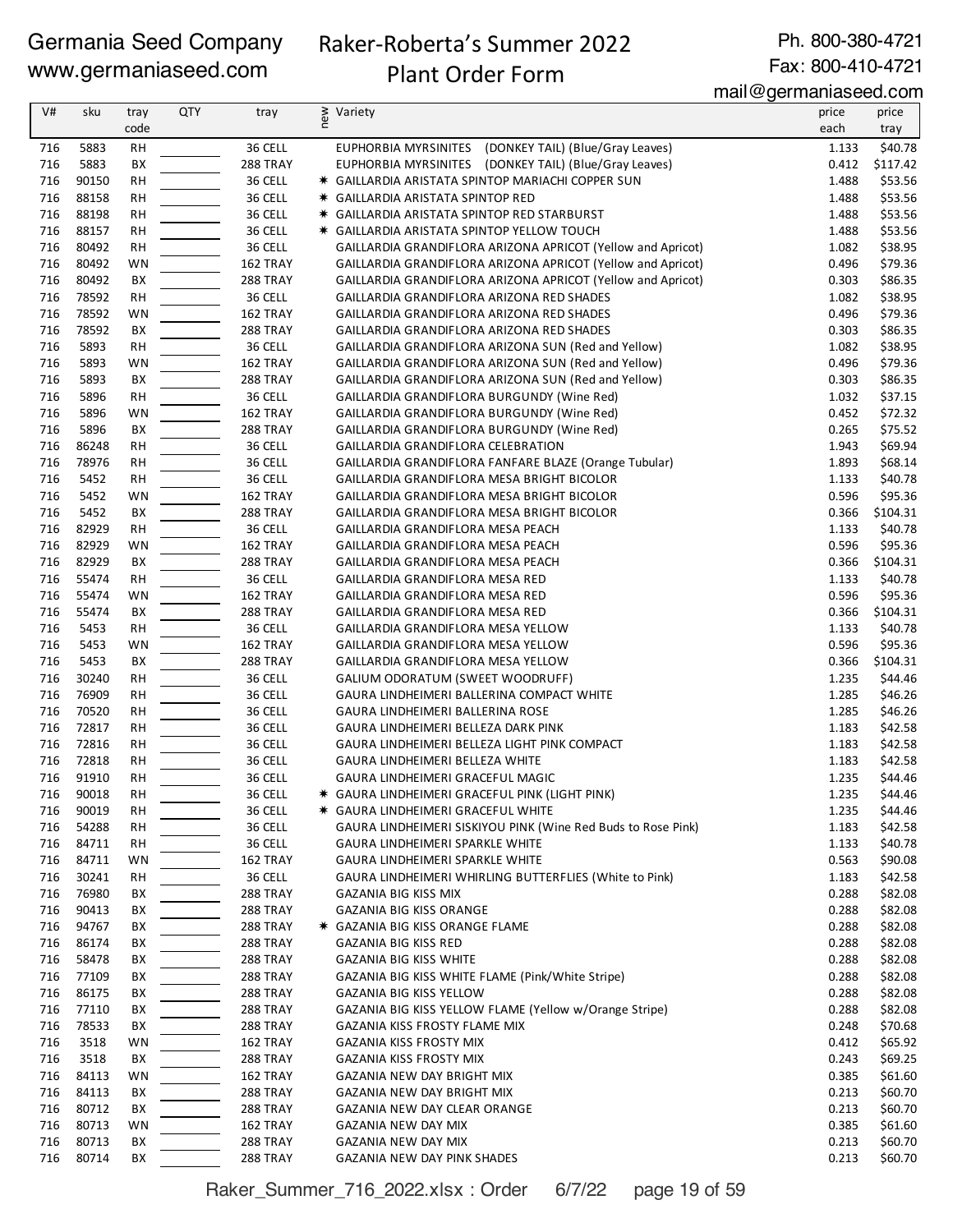Germania Seed Company
www.germaniaseed.com

# Raker-Roberta's Summer 2022 Plant Order Form

Ph. 800-380-4721
Fax: 800-410-4721
mail@germaniaseed.com

| V# | sku | tray code | QTY | tray | new | Variety | price each | price tray |
|---|---|---|---|---|---|---|---|---|
| 716 | 5883 | RH | | 36 CELL | | EUPHORBIA MYRSINITES (DONKEY TAIL) (Blue/Gray Leaves) | 1.133 | $40.78 |
| 716 | 5883 | BX | | 288 TRAY | | EUPHORBIA MYRSINITES (DONKEY TAIL) (Blue/Gray Leaves) | 0.412 | $117.42 |
| 716 | 90150 | RH | | 36 CELL | * | GAILLARDIA ARISTATA SPINTOP MARIACHI COPPER SUN | 1.488 | $53.56 |
| 716 | 88158 | RH | | 36 CELL | * | GAILLARDIA ARISTATA SPINTOP RED | 1.488 | $53.56 |
| 716 | 88198 | RH | | 36 CELL | * | GAILLARDIA ARISTATA SPINTOP RED STARBURST | 1.488 | $53.56 |
| 716 | 88157 | RH | | 36 CELL | * | GAILLARDIA ARISTATA SPINTOP YELLOW TOUCH | 1.488 | $53.56 |
| 716 | 80492 | RH | | 36 CELL | | GAILLARDIA GRANDIFLORA ARIZONA APRICOT (Yellow and Apricot) | 1.082 | $38.95 |
| 716 | 80492 | WN | | 162 TRAY | | GAILLARDIA GRANDIFLORA ARIZONA APRICOT (Yellow and Apricot) | 0.496 | $79.36 |
| 716 | 80492 | BX | | 288 TRAY | | GAILLARDIA GRANDIFLORA ARIZONA APRICOT (Yellow and Apricot) | 0.303 | $86.35 |
| 716 | 78592 | RH | | 36 CELL | | GAILLARDIA GRANDIFLORA ARIZONA RED SHADES | 1.082 | $38.95 |
| 716 | 78592 | WN | | 162 TRAY | | GAILLARDIA GRANDIFLORA ARIZONA RED SHADES | 0.496 | $79.36 |
| 716 | 78592 | BX | | 288 TRAY | | GAILLARDIA GRANDIFLORA ARIZONA RED SHADES | 0.303 | $86.35 |
| 716 | 5893 | RH | | 36 CELL | | GAILLARDIA GRANDIFLORA ARIZONA SUN (Red and Yellow) | 1.082 | $38.95 |
| 716 | 5893 | WN | | 162 TRAY | | GAILLARDIA GRANDIFLORA ARIZONA SUN (Red and Yellow) | 0.496 | $79.36 |
| 716 | 5893 | BX | | 288 TRAY | | GAILLARDIA GRANDIFLORA ARIZONA SUN (Red and Yellow) | 0.303 | $86.35 |
| 716 | 5896 | RH | | 36 CELL | | GAILLARDIA GRANDIFLORA BURGUNDY (Wine Red) | 1.032 | $37.15 |
| 716 | 5896 | WN | | 162 TRAY | | GAILLARDIA GRANDIFLORA BURGUNDY (Wine Red) | 0.452 | $72.32 |
| 716 | 5896 | BX | | 288 TRAY | | GAILLARDIA GRANDIFLORA BURGUNDY (Wine Red) | 0.265 | $75.52 |
| 716 | 86248 | RH | | 36 CELL | | GAILLARDIA GRANDIFLORA CELEBRATION | 1.943 | $69.94 |
| 716 | 78976 | RH | | 36 CELL | | GAILLARDIA GRANDIFLORA FANFARE BLAZE (Orange Tubular) | 1.893 | $68.14 |
| 716 | 5452 | RH | | 36 CELL | | GAILLARDIA GRANDIFLORA MESA BRIGHT BICOLOR | 1.133 | $40.78 |
| 716 | 5452 | WN | | 162 TRAY | | GAILLARDIA GRANDIFLORA MESA BRIGHT BICOLOR | 0.596 | $95.36 |
| 716 | 5452 | BX | | 288 TRAY | | GAILLARDIA GRANDIFLORA MESA BRIGHT BICOLOR | 0.366 | $104.31 |
| 716 | 82929 | RH | | 36 CELL | | GAILLARDIA GRANDIFLORA MESA PEACH | 1.133 | $40.78 |
| 716 | 82929 | WN | | 162 TRAY | | GAILLARDIA GRANDIFLORA MESA PEACH | 0.596 | $95.36 |
| 716 | 82929 | BX | | 288 TRAY | | GAILLARDIA GRANDIFLORA MESA PEACH | 0.366 | $104.31 |
| 716 | 55474 | RH | | 36 CELL | | GAILLARDIA GRANDIFLORA MESA RED | 1.133 | $40.78 |
| 716 | 55474 | WN | | 162 TRAY | | GAILLARDIA GRANDIFLORA MESA RED | 0.596 | $95.36 |
| 716 | 55474 | BX | | 288 TRAY | | GAILLARDIA GRANDIFLORA MESA RED | 0.366 | $104.31 |
| 716 | 5453 | RH | | 36 CELL | | GAILLARDIA GRANDIFLORA MESA YELLOW | 1.133 | $40.78 |
| 716 | 5453 | WN | | 162 TRAY | | GAILLARDIA GRANDIFLORA MESA YELLOW | 0.596 | $95.36 |
| 716 | 5453 | BX | | 288 TRAY | | GAILLARDIA GRANDIFLORA MESA YELLOW | 0.366 | $104.31 |
| 716 | 30240 | RH | | 36 CELL | | GALIUM ODORATUM (SWEET WOODRUFF) | 1.235 | $44.46 |
| 716 | 76909 | RH | | 36 CELL | | GAURA LINDHEIMERI BALLERINA COMPACT WHITE | 1.285 | $46.26 |
| 716 | 70520 | RH | | 36 CELL | | GAURA LINDHEIMERI BALLERINA ROSE | 1.285 | $46.26 |
| 716 | 72817 | RH | | 36 CELL | | GAURA LINDHEIMERI BELLEZA DARK PINK | 1.183 | $42.58 |
| 716 | 72816 | RH | | 36 CELL | | GAURA LINDHEIMERI BELLEZA LIGHT PINK COMPACT | 1.183 | $42.58 |
| 716 | 72818 | RH | | 36 CELL | | GAURA LINDHEIMERI BELLEZA WHITE | 1.183 | $42.58 |
| 716 | 91910 | RH | | 36 CELL | | GAURA LINDHEIMERI GRACEFUL MAGIC | 1.235 | $44.46 |
| 716 | 90018 | RH | | 36 CELL | * | GAURA LINDHEIMERI GRACEFUL PINK (LIGHT PINK) | 1.235 | $44.46 |
| 716 | 90019 | RH | | 36 CELL | * | GAURA LINDHEIMERI GRACEFUL WHITE | 1.235 | $44.46 |
| 716 | 54288 | RH | | 36 CELL | | GAURA LINDHEIMERI SISKIYOU PINK (Wine Red Buds to Rose Pink) | 1.183 | $42.58 |
| 716 | 84711 | RH | | 36 CELL | | GAURA LINDHEIMERI SPARKLE WHITE | 1.133 | $40.78 |
| 716 | 84711 | WN | | 162 TRAY | | GAURA LINDHEIMERI SPARKLE WHITE | 0.563 | $90.08 |
| 716 | 30241 | RH | | 36 CELL | | GAURA LINDHEIMERI WHIRLING BUTTERFLIES (White to Pink) | 1.183 | $42.58 |
| 716 | 76980 | BX | | 288 TRAY | | GAZANIA BIG KISS MIX | 0.288 | $82.08 |
| 716 | 90413 | BX | | 288 TRAY | | GAZANIA BIG KISS ORANGE | 0.288 | $82.08 |
| 716 | 94767 | BX | | 288 TRAY | * | GAZANIA BIG KISS ORANGE FLAME | 0.288 | $82.08 |
| 716 | 86174 | BX | | 288 TRAY | | GAZANIA BIG KISS RED | 0.288 | $82.08 |
| 716 | 58478 | BX | | 288 TRAY | | GAZANIA BIG KISS WHITE | 0.288 | $82.08 |
| 716 | 77109 | BX | | 288 TRAY | | GAZANIA BIG KISS WHITE FLAME (Pink/White Stripe) | 0.288 | $82.08 |
| 716 | 86175 | BX | | 288 TRAY | | GAZANIA BIG KISS YELLOW | 0.288 | $82.08 |
| 716 | 77110 | BX | | 288 TRAY | | GAZANIA BIG KISS YELLOW FLAME (Yellow w/Orange Stripe) | 0.288 | $82.08 |
| 716 | 78533 | BX | | 288 TRAY | | GAZANIA KISS FROSTY FLAME MIX | 0.248 | $70.68 |
| 716 | 3518 | WN | | 162 TRAY | | GAZANIA KISS FROSTY MIX | 0.412 | $65.92 |
| 716 | 3518 | BX | | 288 TRAY | | GAZANIA KISS FROSTY MIX | 0.243 | $69.25 |
| 716 | 84113 | WN | | 162 TRAY | | GAZANIA NEW DAY BRIGHT MIX | 0.385 | $61.60 |
| 716 | 84113 | BX | | 288 TRAY | | GAZANIA NEW DAY BRIGHT MIX | 0.213 | $60.70 |
| 716 | 80712 | BX | | 288 TRAY | | GAZANIA NEW DAY CLEAR ORANGE | 0.213 | $60.70 |
| 716 | 80713 | WN | | 162 TRAY | | GAZANIA NEW DAY MIX | 0.385 | $61.60 |
| 716 | 80713 | BX | | 288 TRAY | | GAZANIA NEW DAY MIX | 0.213 | $60.70 |
| 716 | 80714 | BX | | 288 TRAY | | GAZANIA NEW DAY PINK SHADES | 0.213 | $60.70 |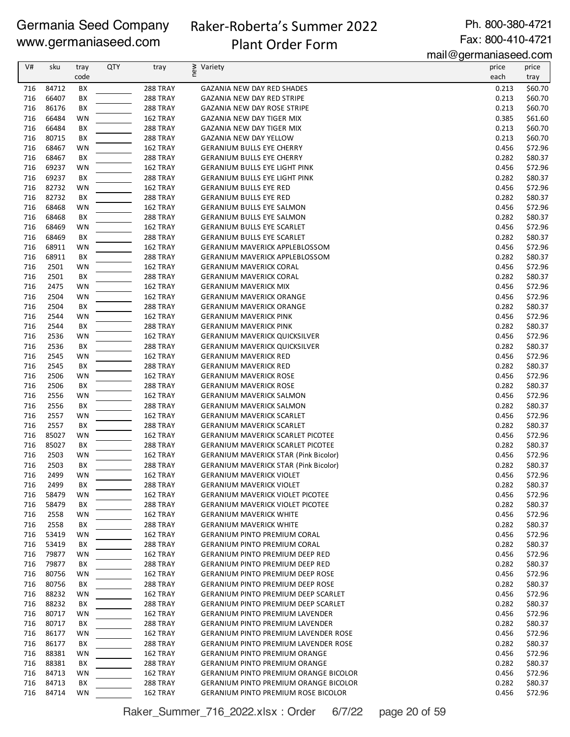Germania Seed Company
www.germaniaseed.com

# Raker-Roberta's Summer 2022 Plant Order Form

Ph. 800-380-4721
Fax: 800-410-4721
mail@germaniaseed.com

| V# | sku | tray code | QTY | tray | new | Variety | price each | price tray |
|---|---|---|---|---|---|---|---|---|
| 716 | 84712 | BX | | 288 TRAY | | GAZANIA NEW DAY RED SHADES | 0.213 | $60.70 |
| 716 | 66407 | BX | | 288 TRAY | | GAZANIA NEW DAY RED STRIPE | 0.213 | $60.70 |
| 716 | 86176 | BX | | 288 TRAY | | GAZANIA NEW DAY ROSE STRIPE | 0.213 | $60.70 |
| 716 | 66484 | WN | | 162 TRAY | | GAZANIA NEW DAY TIGER MIX | 0.385 | $61.60 |
| 716 | 66484 | BX | | 288 TRAY | | GAZANIA NEW DAY TIGER MIX | 0.213 | $60.70 |
| 716 | 80715 | BX | | 288 TRAY | | GAZANIA NEW DAY YELLOW | 0.213 | $60.70 |
| 716 | 68467 | WN | | 162 TRAY | | GERANIUM BULLS EYE CHERRY | 0.456 | $72.96 |
| 716 | 68467 | BX | | 288 TRAY | | GERANIUM BULLS EYE CHERRY | 0.282 | $80.37 |
| 716 | 69237 | WN | | 162 TRAY | | GERANIUM BULLS EYE LIGHT PINK | 0.456 | $72.96 |
| 716 | 69237 | BX | | 288 TRAY | | GERANIUM BULLS EYE LIGHT PINK | 0.282 | $80.37 |
| 716 | 82732 | WN | | 162 TRAY | | GERANIUM BULLS EYE RED | 0.456 | $72.96 |
| 716 | 82732 | BX | | 288 TRAY | | GERANIUM BULLS EYE RED | 0.282 | $80.37 |
| 716 | 68468 | WN | | 162 TRAY | | GERANIUM BULLS EYE SALMON | 0.456 | $72.96 |
| 716 | 68468 | BX | | 288 TRAY | | GERANIUM BULLS EYE SALMON | 0.282 | $80.37 |
| 716 | 68469 | WN | | 162 TRAY | | GERANIUM BULLS EYE SCARLET | 0.456 | $72.96 |
| 716 | 68469 | BX | | 288 TRAY | | GERANIUM BULLS EYE SCARLET | 0.282 | $80.37 |
| 716 | 68911 | WN | | 162 TRAY | | GERANIUM MAVERICK APPLEBLOSSOM | 0.456 | $72.96 |
| 716 | 68911 | BX | | 288 TRAY | | GERANIUM MAVERICK APPLEBLOSSOM | 0.282 | $80.37 |
| 716 | 2501 | WN | | 162 TRAY | | GERANIUM MAVERICK CORAL | 0.456 | $72.96 |
| 716 | 2501 | BX | | 288 TRAY | | GERANIUM MAVERICK CORAL | 0.282 | $80.37 |
| 716 | 2475 | WN | | 162 TRAY | | GERANIUM MAVERICK MIX | 0.456 | $72.96 |
| 716 | 2504 | WN | | 162 TRAY | | GERANIUM MAVERICK ORANGE | 0.456 | $72.96 |
| 716 | 2504 | BX | | 288 TRAY | | GERANIUM MAVERICK ORANGE | 0.282 | $80.37 |
| 716 | 2544 | WN | | 162 TRAY | | GERANIUM MAVERICK PINK | 0.456 | $72.96 |
| 716 | 2544 | BX | | 288 TRAY | | GERANIUM MAVERICK PINK | 0.282 | $80.37 |
| 716 | 2536 | WN | | 162 TRAY | | GERANIUM MAVERICK QUICKSILVER | 0.456 | $72.96 |
| 716 | 2536 | BX | | 288 TRAY | | GERANIUM MAVERICK QUICKSILVER | 0.282 | $80.37 |
| 716 | 2545 | WN | | 162 TRAY | | GERANIUM MAVERICK RED | 0.456 | $72.96 |
| 716 | 2545 | BX | | 288 TRAY | | GERANIUM MAVERICK RED | 0.282 | $80.37 |
| 716 | 2506 | WN | | 162 TRAY | | GERANIUM MAVERICK ROSE | 0.456 | $72.96 |
| 716 | 2506 | BX | | 288 TRAY | | GERANIUM MAVERICK ROSE | 0.282 | $80.37 |
| 716 | 2556 | WN | | 162 TRAY | | GERANIUM MAVERICK SALMON | 0.456 | $72.96 |
| 716 | 2556 | BX | | 288 TRAY | | GERANIUM MAVERICK SALMON | 0.282 | $80.37 |
| 716 | 2557 | WN | | 162 TRAY | | GERANIUM MAVERICK SCARLET | 0.456 | $72.96 |
| 716 | 2557 | BX | | 288 TRAY | | GERANIUM MAVERICK SCARLET | 0.282 | $80.37 |
| 716 | 85027 | WN | | 162 TRAY | | GERANIUM MAVERICK SCARLET PICOTEE | 0.456 | $72.96 |
| 716 | 85027 | BX | | 288 TRAY | | GERANIUM MAVERICK SCARLET PICOTEE | 0.282 | $80.37 |
| 716 | 2503 | WN | | 162 TRAY | | GERANIUM MAVERICK STAR (Pink Bicolor) | 0.456 | $72.96 |
| 716 | 2503 | BX | | 288 TRAY | | GERANIUM MAVERICK STAR (Pink Bicolor) | 0.282 | $80.37 |
| 716 | 2499 | WN | | 162 TRAY | | GERANIUM MAVERICK VIOLET | 0.456 | $72.96 |
| 716 | 2499 | BX | | 288 TRAY | | GERANIUM MAVERICK VIOLET | 0.282 | $80.37 |
| 716 | 58479 | WN | | 162 TRAY | | GERANIUM MAVERICK VIOLET PICOTEE | 0.456 | $72.96 |
| 716 | 58479 | BX | | 288 TRAY | | GERANIUM MAVERICK VIOLET PICOTEE | 0.282 | $80.37 |
| 716 | 2558 | WN | | 162 TRAY | | GERANIUM MAVERICK WHITE | 0.456 | $72.96 |
| 716 | 2558 | BX | | 288 TRAY | | GERANIUM MAVERICK WHITE | 0.282 | $80.37 |
| 716 | 53419 | WN | | 162 TRAY | | GERANIUM PINTO PREMIUM CORAL | 0.456 | $72.96 |
| 716 | 53419 | BX | | 288 TRAY | | GERANIUM PINTO PREMIUM CORAL | 0.282 | $80.37 |
| 716 | 79877 | WN | | 162 TRAY | | GERANIUM PINTO PREMIUM DEEP RED | 0.456 | $72.96 |
| 716 | 79877 | BX | | 288 TRAY | | GERANIUM PINTO PREMIUM DEEP RED | 0.282 | $80.37 |
| 716 | 80756 | WN | | 162 TRAY | | GERANIUM PINTO PREMIUM DEEP ROSE | 0.456 | $72.96 |
| 716 | 80756 | BX | | 288 TRAY | | GERANIUM PINTO PREMIUM DEEP ROSE | 0.282 | $80.37 |
| 716 | 88232 | WN | | 162 TRAY | | GERANIUM PINTO PREMIUM DEEP SCARLET | 0.456 | $72.96 |
| 716 | 88232 | BX | | 288 TRAY | | GERANIUM PINTO PREMIUM DEEP SCARLET | 0.282 | $80.37 |
| 716 | 80717 | WN | | 162 TRAY | | GERANIUM PINTO PREMIUM LAVENDER | 0.456 | $72.96 |
| 716 | 80717 | BX | | 288 TRAY | | GERANIUM PINTO PREMIUM LAVENDER | 0.282 | $80.37 |
| 716 | 86177 | WN | | 162 TRAY | | GERANIUM PINTO PREMIUM LAVENDER ROSE | 0.456 | $72.96 |
| 716 | 86177 | BX | | 288 TRAY | | GERANIUM PINTO PREMIUM LAVENDER ROSE | 0.282 | $80.37 |
| 716 | 88381 | WN | | 162 TRAY | | GERANIUM PINTO PREMIUM ORANGE | 0.456 | $72.96 |
| 716 | 88381 | BX | | 288 TRAY | | GERANIUM PINTO PREMIUM ORANGE | 0.282 | $80.37 |
| 716 | 84713 | WN | | 162 TRAY | | GERANIUM PINTO PREMIUM ORANGE BICOLOR | 0.456 | $72.96 |
| 716 | 84713 | BX | | 288 TRAY | | GERANIUM PINTO PREMIUM ORANGE BICOLOR | 0.282 | $80.37 |
| 716 | 84714 | WN | | 162 TRAY | | GERANIUM PINTO PREMIUM ROSE BICOLOR | 0.456 | $72.96 |

Raker_Summer_716_2022.xlsx : Order 6/7/22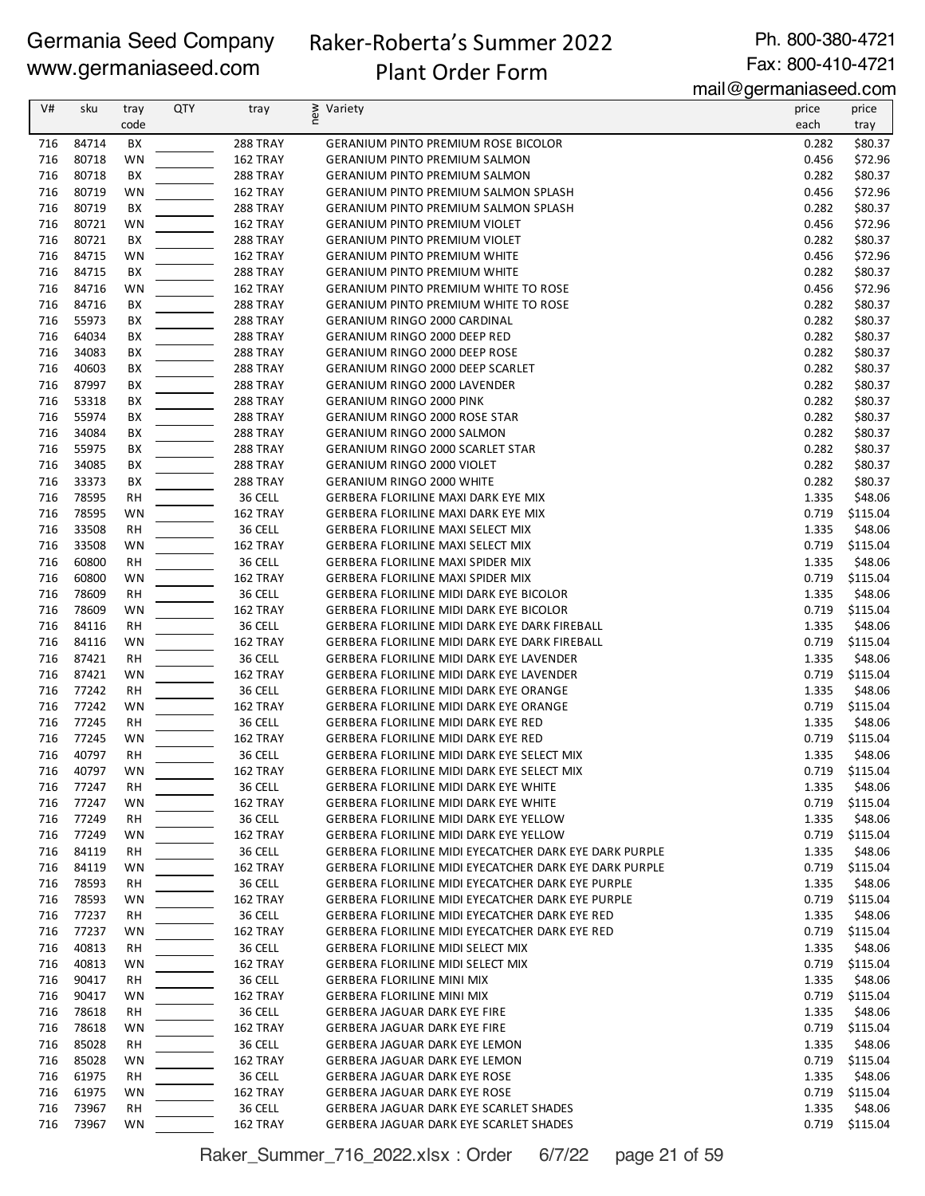Germania Seed Company
www.germaniaseed.com

Raker-Roberta's Summer 2022
Plant Order Form

Ph. 800-380-4721
Fax: 800-410-4721
mail@germaniaseed.com

| V# | sku | tray code | QTY | tray | new | Variety | price each | price tray |
|---|---|---|---|---|---|---|---|---|
| 716 | 84714 | BX | | 288 TRAY | | GERANIUM PINTO PREMIUM ROSE BICOLOR | 0.282 | $80.37 |
| 716 | 80718 | WN | | 162 TRAY | | GERANIUM PINTO PREMIUM SALMON | 0.456 | $72.96 |
| 716 | 80718 | BX | | 288 TRAY | | GERANIUM PINTO PREMIUM SALMON | 0.282 | $80.37 |
| 716 | 80719 | WN | | 162 TRAY | | GERANIUM PINTO PREMIUM SALMON SPLASH | 0.456 | $72.96 |
| 716 | 80719 | BX | | 288 TRAY | | GERANIUM PINTO PREMIUM SALMON SPLASH | 0.282 | $80.37 |
| 716 | 80721 | WN | | 162 TRAY | | GERANIUM PINTO PREMIUM VIOLET | 0.456 | $72.96 |
| 716 | 80721 | BX | | 288 TRAY | | GERANIUM PINTO PREMIUM VIOLET | 0.282 | $80.37 |
| 716 | 84715 | WN | | 162 TRAY | | GERANIUM PINTO PREMIUM WHITE | 0.456 | $72.96 |
| 716 | 84715 | BX | | 288 TRAY | | GERANIUM PINTO PREMIUM WHITE | 0.282 | $80.37 |
| 716 | 84716 | WN | | 162 TRAY | | GERANIUM PINTO PREMIUM WHITE TO ROSE | 0.456 | $72.96 |
| 716 | 84716 | BX | | 288 TRAY | | GERANIUM PINTO PREMIUM WHITE TO ROSE | 0.282 | $80.37 |
| 716 | 55973 | BX | | 288 TRAY | | GERANIUM RINGO 2000 CARDINAL | 0.282 | $80.37 |
| 716 | 64034 | BX | | 288 TRAY | | GERANIUM RINGO 2000 DEEP RED | 0.282 | $80.37 |
| 716 | 34083 | BX | | 288 TRAY | | GERANIUM RINGO 2000 DEEP ROSE | 0.282 | $80.37 |
| 716 | 40603 | BX | | 288 TRAY | | GERANIUM RINGO 2000 DEEP SCARLET | 0.282 | $80.37 |
| 716 | 87997 | BX | | 288 TRAY | | GERANIUM RINGO 2000 LAVENDER | 0.282 | $80.37 |
| 716 | 53318 | BX | | 288 TRAY | | GERANIUM RINGO 2000 PINK | 0.282 | $80.37 |
| 716 | 55974 | BX | | 288 TRAY | | GERANIUM RINGO 2000 ROSE STAR | 0.282 | $80.37 |
| 716 | 34084 | BX | | 288 TRAY | | GERANIUM RINGO 2000 SALMON | 0.282 | $80.37 |
| 716 | 55975 | BX | | 288 TRAY | | GERANIUM RINGO 2000 SCARLET STAR | 0.282 | $80.37 |
| 716 | 34085 | BX | | 288 TRAY | | GERANIUM RINGO 2000 VIOLET | 0.282 | $80.37 |
| 716 | 33373 | BX | | 288 TRAY | | GERANIUM RINGO 2000 WHITE | 0.282 | $80.37 |
| 716 | 78595 | RH | | 36 CELL | | GERBERA FLORILINE MAXI DARK EYE MIX | 1.335 | $48.06 |
| 716 | 78595 | WN | | 162 TRAY | | GERBERA FLORILINE MAXI DARK EYE MIX | 0.719 | $115.04 |
| 716 | 33508 | RH | | 36 CELL | | GERBERA FLORILINE MAXI SELECT MIX | 1.335 | $48.06 |
| 716 | 33508 | WN | | 162 TRAY | | GERBERA FLORILINE MAXI SELECT MIX | 0.719 | $115.04 |
| 716 | 60800 | RH | | 36 CELL | | GERBERA FLORILINE MAXI SPIDER MIX | 1.335 | $48.06 |
| 716 | 60800 | WN | | 162 TRAY | | GERBERA FLORILINE MAXI SPIDER MIX | 0.719 | $115.04 |
| 716 | 78609 | RH | | 36 CELL | | GERBERA FLORILINE MIDI DARK EYE BICOLOR | 1.335 | $48.06 |
| 716 | 78609 | WN | | 162 TRAY | | GERBERA FLORILINE MIDI DARK EYE BICOLOR | 0.719 | $115.04 |
| 716 | 84116 | RH | | 36 CELL | | GERBERA FLORILINE MIDI DARK EYE DARK FIREBALL | 1.335 | $48.06 |
| 716 | 84116 | WN | | 162 TRAY | | GERBERA FLORILINE MIDI DARK EYE DARK FIREBALL | 0.719 | $115.04 |
| 716 | 87421 | RH | | 36 CELL | | GERBERA FLORILINE MIDI DARK EYE LAVENDER | 1.335 | $48.06 |
| 716 | 87421 | WN | | 162 TRAY | | GERBERA FLORILINE MIDI DARK EYE LAVENDER | 0.719 | $115.04 |
| 716 | 77242 | RH | | 36 CELL | | GERBERA FLORILINE MIDI DARK EYE ORANGE | 1.335 | $48.06 |
| 716 | 77242 | WN | | 162 TRAY | | GERBERA FLORILINE MIDI DARK EYE ORANGE | 0.719 | $115.04 |
| 716 | 77245 | RH | | 36 CELL | | GERBERA FLORILINE MIDI DARK EYE RED | 1.335 | $48.06 |
| 716 | 77245 | WN | | 162 TRAY | | GERBERA FLORILINE MIDI DARK EYE RED | 0.719 | $115.04 |
| 716 | 40797 | RH | | 36 CELL | | GERBERA FLORILINE MIDI DARK EYE SELECT MIX | 1.335 | $48.06 |
| 716 | 40797 | WN | | 162 TRAY | | GERBERA FLORILINE MIDI DARK EYE SELECT MIX | 0.719 | $115.04 |
| 716 | 77247 | RH | | 36 CELL | | GERBERA FLORILINE MIDI DARK EYE WHITE | 1.335 | $48.06 |
| 716 | 77247 | WN | | 162 TRAY | | GERBERA FLORILINE MIDI DARK EYE WHITE | 0.719 | $115.04 |
| 716 | 77249 | RH | | 36 CELL | | GERBERA FLORILINE MIDI DARK EYE YELLOW | 1.335 | $48.06 |
| 716 | 77249 | WN | | 162 TRAY | | GERBERA FLORILINE MIDI DARK EYE YELLOW | 0.719 | $115.04 |
| 716 | 84119 | RH | | 36 CELL | | GERBERA FLORILINE MIDI EYECATCHER DARK EYE DARK PURPLE | 1.335 | $48.06 |
| 716 | 84119 | WN | | 162 TRAY | | GERBERA FLORILINE MIDI EYECATCHER DARK EYE DARK PURPLE | 0.719 | $115.04 |
| 716 | 78593 | RH | | 36 CELL | | GERBERA FLORILINE MIDI EYECATCHER DARK EYE PURPLE | 1.335 | $48.06 |
| 716 | 78593 | WN | | 162 TRAY | | GERBERA FLORILINE MIDI EYECATCHER DARK EYE PURPLE | 0.719 | $115.04 |
| 716 | 77237 | RH | | 36 CELL | | GERBERA FLORILINE MIDI EYECATCHER DARK EYE RED | 1.335 | $48.06 |
| 716 | 77237 | WN | | 162 TRAY | | GERBERA FLORILINE MIDI EYECATCHER DARK EYE RED | 0.719 | $115.04 |
| 716 | 40813 | RH | | 36 CELL | | GERBERA FLORILINE MIDI SELECT MIX | 1.335 | $48.06 |
| 716 | 40813 | WN | | 162 TRAY | | GERBERA FLORILINE MIDI SELECT MIX | 0.719 | $115.04 |
| 716 | 90417 | RH | | 36 CELL | | GERBERA FLORILINE MINI MIX | 1.335 | $48.06 |
| 716 | 90417 | WN | | 162 TRAY | | GERBERA FLORILINE MINI MIX | 0.719 | $115.04 |
| 716 | 78618 | RH | | 36 CELL | | GERBERA JAGUAR DARK EYE FIRE | 1.335 | $48.06 |
| 716 | 78618 | WN | | 162 TRAY | | GERBERA JAGUAR DARK EYE FIRE | 0.719 | $115.04 |
| 716 | 85028 | RH | | 36 CELL | | GERBERA JAGUAR DARK EYE LEMON | 1.335 | $48.06 |
| 716 | 85028 | WN | | 162 TRAY | | GERBERA JAGUAR DARK EYE LEMON | 0.719 | $115.04 |
| 716 | 61975 | RH | | 36 CELL | | GERBERA JAGUAR DARK EYE ROSE | 1.335 | $48.06 |
| 716 | 61975 | WN | | 162 TRAY | | GERBERA JAGUAR DARK EYE ROSE | 0.719 | $115.04 |
| 716 | 73967 | RH | | 36 CELL | | GERBERA JAGUAR DARK EYE SCARLET SHADES | 1.335 | $48.06 |
| 716 | 73967 | WN | | 162 TRAY | | GERBERA JAGUAR DARK EYE SCARLET SHADES | 0.719 | $115.04 |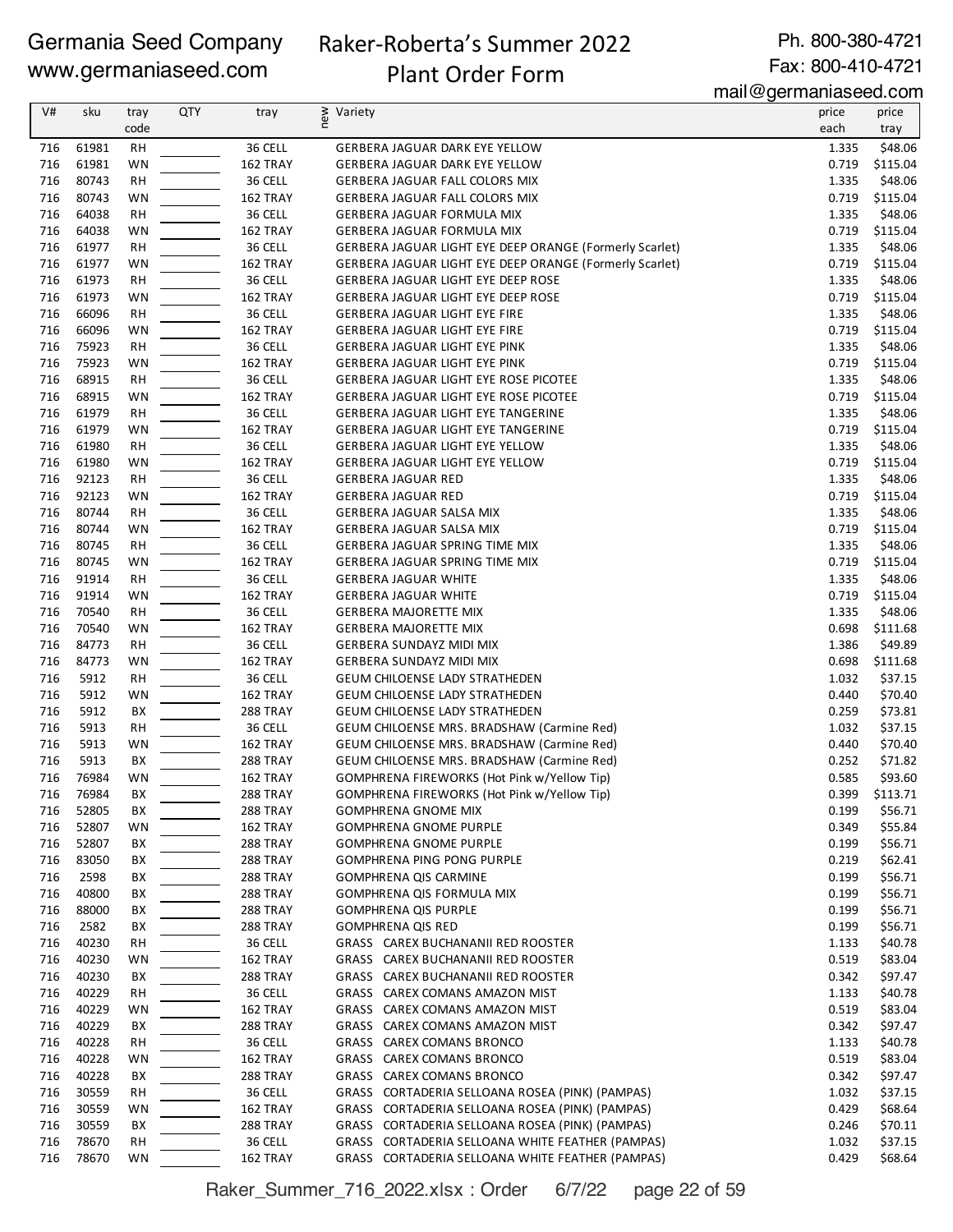Germania Seed Company
www.germaniaseed.com

# Raker-Roberta's Summer 2022 Plant Order Form

Ph. 800-380-4721
Fax: 800-410-4721
mail@germaniaseed.com

| V# | sku | tray code | QTY | tray | new | Variety | price each | price tray |
|---|---|---|---|---|---|---|---|---|
| 716 | 61981 | RH | | 36 CELL | | GERBERA JAGUAR DARK EYE YELLOW | 1.335 | $48.06 |
| 716 | 61981 | WN | | 162 TRAY | | GERBERA JAGUAR DARK EYE YELLOW | 0.719 | $115.04 |
| 716 | 80743 | RH | | 36 CELL | | GERBERA JAGUAR FALL COLORS MIX | 1.335 | $48.06 |
| 716 | 80743 | WN | | 162 TRAY | | GERBERA JAGUAR FALL COLORS MIX | 0.719 | $115.04 |
| 716 | 64038 | RH | | 36 CELL | | GERBERA JAGUAR FORMULA MIX | 1.335 | $48.06 |
| 716 | 64038 | WN | | 162 TRAY | | GERBERA JAGUAR FORMULA MIX | 0.719 | $115.04 |
| 716 | 61977 | RH | | 36 CELL | | GERBERA JAGUAR LIGHT EYE DEEP ORANGE (Formerly Scarlet) | 1.335 | $48.06 |
| 716 | 61977 | WN | | 162 TRAY | | GERBERA JAGUAR LIGHT EYE DEEP ORANGE (Formerly Scarlet) | 0.719 | $115.04 |
| 716 | 61973 | RH | | 36 CELL | | GERBERA JAGUAR LIGHT EYE DEEP ROSE | 1.335 | $48.06 |
| 716 | 61973 | WN | | 162 TRAY | | GERBERA JAGUAR LIGHT EYE DEEP ROSE | 0.719 | $115.04 |
| 716 | 66096 | RH | | 36 CELL | | GERBERA JAGUAR LIGHT EYE FIRE | 1.335 | $48.06 |
| 716 | 66096 | WN | | 162 TRAY | | GERBERA JAGUAR LIGHT EYE FIRE | 0.719 | $115.04 |
| 716 | 75923 | RH | | 36 CELL | | GERBERA JAGUAR LIGHT EYE PINK | 1.335 | $48.06 |
| 716 | 75923 | WN | | 162 TRAY | | GERBERA JAGUAR LIGHT EYE PINK | 0.719 | $115.04 |
| 716 | 68915 | RH | | 36 CELL | | GERBERA JAGUAR LIGHT EYE ROSE PICOTEE | 1.335 | $48.06 |
| 716 | 68915 | WN | | 162 TRAY | | GERBERA JAGUAR LIGHT EYE ROSE PICOTEE | 0.719 | $115.04 |
| 716 | 61979 | RH | | 36 CELL | | GERBERA JAGUAR LIGHT EYE TANGERINE | 1.335 | $48.06 |
| 716 | 61979 | WN | | 162 TRAY | | GERBERA JAGUAR LIGHT EYE TANGERINE | 0.719 | $115.04 |
| 716 | 61980 | RH | | 36 CELL | | GERBERA JAGUAR LIGHT EYE YELLOW | 1.335 | $48.06 |
| 716 | 61980 | WN | | 162 TRAY | | GERBERA JAGUAR LIGHT EYE YELLOW | 0.719 | $115.04 |
| 716 | 92123 | RH | | 36 CELL | | GERBERA JAGUAR RED | 1.335 | $48.06 |
| 716 | 92123 | WN | | 162 TRAY | | GERBERA JAGUAR RED | 0.719 | $115.04 |
| 716 | 80744 | RH | | 36 CELL | | GERBERA JAGUAR SALSA MIX | 1.335 | $48.06 |
| 716 | 80744 | WN | | 162 TRAY | | GERBERA JAGUAR SALSA MIX | 0.719 | $115.04 |
| 716 | 80745 | RH | | 36 CELL | | GERBERA JAGUAR SPRING TIME MIX | 1.335 | $48.06 |
| 716 | 80745 | WN | | 162 TRAY | | GERBERA JAGUAR SPRING TIME MIX | 0.719 | $115.04 |
| 716 | 91914 | RH | | 36 CELL | | GERBERA JAGUAR WHITE | 1.335 | $48.06 |
| 716 | 91914 | WN | | 162 TRAY | | GERBERA JAGUAR WHITE | 0.719 | $115.04 |
| 716 | 70540 | RH | | 36 CELL | | GERBERA MAJORETTE MIX | 1.335 | $48.06 |
| 716 | 70540 | WN | | 162 TRAY | | GERBERA MAJORETTE MIX | 0.698 | $111.68 |
| 716 | 84773 | RH | | 36 CELL | | GERBERA SUNDAYZ MIDI MIX | 1.386 | $49.89 |
| 716 | 84773 | WN | | 162 TRAY | | GERBERA SUNDAYZ MIDI MIX | 0.698 | $111.68 |
| 716 | 5912 | RH | | 36 CELL | | GEUM CHILOENSE LADY STRATHEDEN | 1.032 | $37.15 |
| 716 | 5912 | WN | | 162 TRAY | | GEUM CHILOENSE LADY STRATHEDEN | 0.440 | $70.40 |
| 716 | 5912 | BX | | 288 TRAY | | GEUM CHILOENSE LADY STRATHEDEN | 0.259 | $73.81 |
| 716 | 5913 | RH | | 36 CELL | | GEUM CHILOENSE MRS. BRADSHAW (Carmine Red) | 1.032 | $37.15 |
| 716 | 5913 | WN | | 162 TRAY | | GEUM CHILOENSE MRS. BRADSHAW (Carmine Red) | 0.440 | $70.40 |
| 716 | 5913 | BX | | 288 TRAY | | GEUM CHILOENSE MRS. BRADSHAW (Carmine Red) | 0.252 | $71.82 |
| 716 | 76984 | WN | | 162 TRAY | | GOMPHRENA FIREWORKS (Hot Pink w/Yellow Tip) | 0.585 | $93.60 |
| 716 | 76984 | BX | | 288 TRAY | | GOMPHRENA FIREWORKS (Hot Pink w/Yellow Tip) | 0.399 | $113.71 |
| 716 | 52805 | BX | | 288 TRAY | | GOMPHRENA GNOME MIX | 0.199 | $56.71 |
| 716 | 52807 | WN | | 162 TRAY | | GOMPHRENA GNOME PURPLE | 0.349 | $55.84 |
| 716 | 52807 | BX | | 288 TRAY | | GOMPHRENA GNOME PURPLE | 0.199 | $56.71 |
| 716 | 83050 | BX | | 288 TRAY | | GOMPHRENA PING PONG PURPLE | 0.219 | $62.41 |
| 716 | 2598 | BX | | 288 TRAY | | GOMPHRENA QIS CARMINE | 0.199 | $56.71 |
| 716 | 40800 | BX | | 288 TRAY | | GOMPHRENA QIS FORMULA MIX | 0.199 | $56.71 |
| 716 | 88000 | BX | | 288 TRAY | | GOMPHRENA QIS PURPLE | 0.199 | $56.71 |
| 716 | 2582 | BX | | 288 TRAY | | GOMPHRENA QIS RED | 0.199 | $56.71 |
| 716 | 40230 | RH | | 36 CELL | | GRASS CAREX BUCHANANII RED ROOSTER | 1.133 | $40.78 |
| 716 | 40230 | WN | | 162 TRAY | | GRASS CAREX BUCHANANII RED ROOSTER | 0.519 | $83.04 |
| 716 | 40230 | BX | | 288 TRAY | | GRASS CAREX BUCHANANII RED ROOSTER | 0.342 | $97.47 |
| 716 | 40229 | RH | | 36 CELL | | GRASS CAREX COMANS AMAZON MIST | 1.133 | $40.78 |
| 716 | 40229 | WN | | 162 TRAY | | GRASS CAREX COMANS AMAZON MIST | 0.519 | $83.04 |
| 716 | 40229 | BX | | 288 TRAY | | GRASS CAREX COMANS AMAZON MIST | 0.342 | $97.47 |
| 716 | 40228 | RH | | 36 CELL | | GRASS CAREX COMANS BRONCO | 1.133 | $40.78 |
| 716 | 40228 | WN | | 162 TRAY | | GRASS CAREX COMANS BRONCO | 0.519 | $83.04 |
| 716 | 40228 | BX | | 288 TRAY | | GRASS CAREX COMANS BRONCO | 0.342 | $97.47 |
| 716 | 30559 | RH | | 36 CELL | | GRASS CORTADERIA SELLOANA ROSEA (PINK) (PAMPAS) | 1.032 | $37.15 |
| 716 | 30559 | WN | | 162 TRAY | | GRASS CORTADERIA SELLOANA ROSEA (PINK) (PAMPAS) | 0.429 | $68.64 |
| 716 | 30559 | BX | | 288 TRAY | | GRASS CORTADERIA SELLOANA ROSEA (PINK) (PAMPAS) | 0.246 | $70.11 |
| 716 | 78670 | RH | | 36 CELL | | GRASS CORTADERIA SELLOANA WHITE FEATHER (PAMPAS) | 1.032 | $37.15 |
| 716 | 78670 | WN | | 162 TRAY | | GRASS CORTADERIA SELLOANA WHITE FEATHER (PAMPAS) | 0.429 | $68.64 |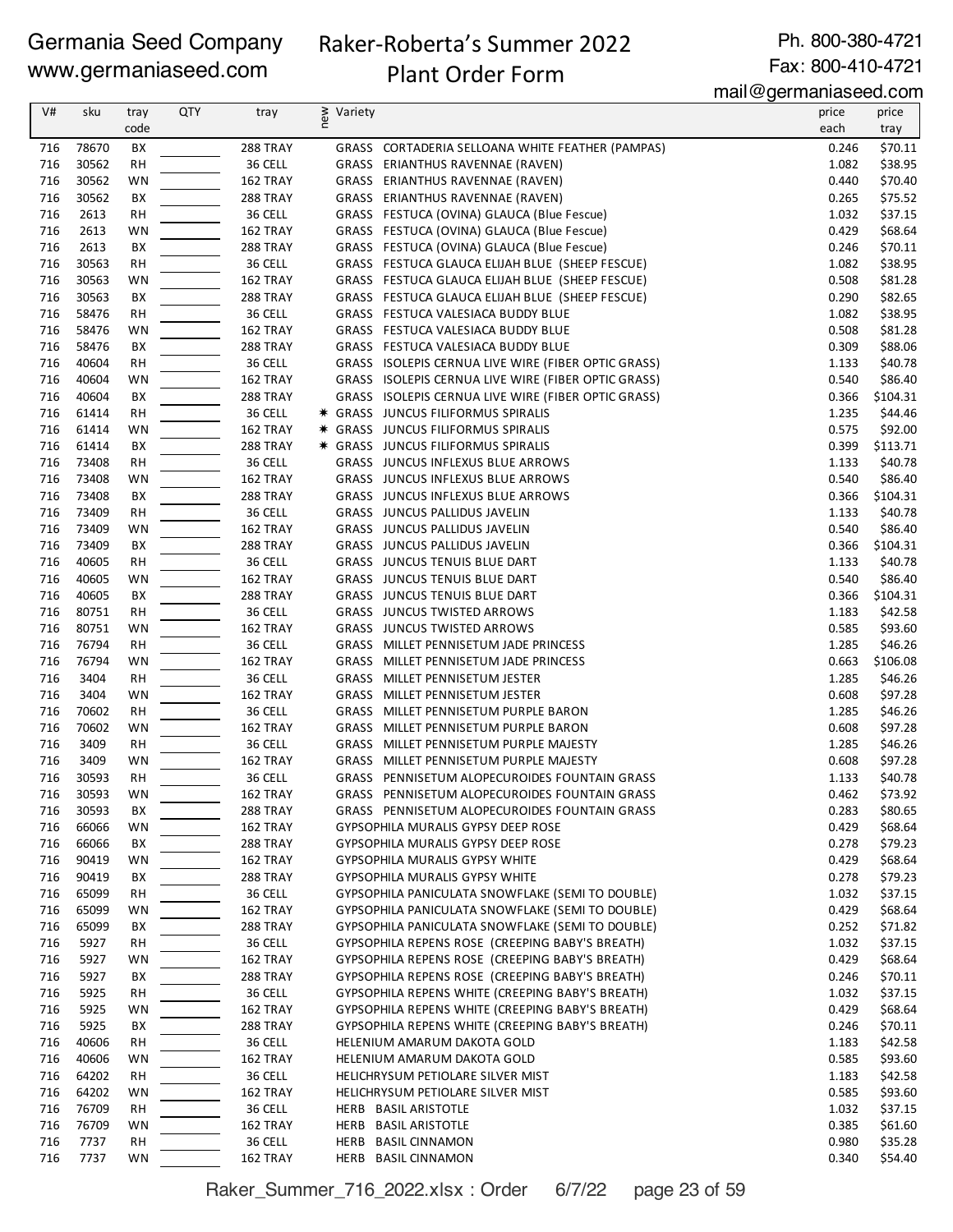Germania Seed Company
www.germaniaseed.com

# Raker-Roberta's Summer 2022 Plant Order Form

Ph. 800-380-4721
Fax: 800-410-4721
mail@germaniaseed.com

| V# | sku | tray code | QTY | tray | new | Variety | price each | price tray |
|---|---|---|---|---|---|---|---|---|
| 716 | 78670 | BX | | 288 TRAY | | GRASS CORTADERIA SELLOANA WHITE FEATHER (PAMPAS) | 0.246 | $70.11 |
| 716 | 30562 | RH | | 36 CELL | | GRASS ERIANTHUS RAVENNAE (RAVEN) | 1.082 | $38.95 |
| 716 | 30562 | WN | | 162 TRAY | | GRASS ERIANTHUS RAVENNAE (RAVEN) | 0.440 | $70.40 |
| 716 | 30562 | BX | | 288 TRAY | | GRASS ERIANTHUS RAVENNAE (RAVEN) | 0.265 | $75.52 |
| 716 | 2613 | RH | | 36 CELL | | GRASS FESTUCA (OVINA) GLAUCA (Blue Fescue) | 1.032 | $37.15 |
| 716 | 2613 | WN | | 162 TRAY | | GRASS FESTUCA (OVINA) GLAUCA (Blue Fescue) | 0.429 | $68.64 |
| 716 | 2613 | BX | | 288 TRAY | | GRASS FESTUCA (OVINA) GLAUCA (Blue Fescue) | 0.246 | $70.11 |
| 716 | 30563 | RH | | 36 CELL | | GRASS FESTUCA GLAUCA ELIJAH BLUE (SHEEP FESCUE) | 1.082 | $38.95 |
| 716 | 30563 | WN | | 162 TRAY | | GRASS FESTUCA GLAUCA ELIJAH BLUE (SHEEP FESCUE) | 0.508 | $81.28 |
| 716 | 30563 | BX | | 288 TRAY | | GRASS FESTUCA GLAUCA ELIJAH BLUE (SHEEP FESCUE) | 0.290 | $82.65 |
| 716 | 58476 | RH | | 36 CELL | | GRASS FESTUCA VALESIACA BUDDY BLUE | 1.082 | $38.95 |
| 716 | 58476 | WN | | 162 TRAY | | GRASS FESTUCA VALESIACA BUDDY BLUE | 0.508 | $81.28 |
| 716 | 58476 | BX | | 288 TRAY | | GRASS FESTUCA VALESIACA BUDDY BLUE | 0.309 | $88.06 |
| 716 | 40604 | RH | | 36 CELL | | GRASS ISOLEPIS CERNUA LIVE WIRE (FIBER OPTIC GRASS) | 1.133 | $40.78 |
| 716 | 40604 | WN | | 162 TRAY | | GRASS ISOLEPIS CERNUA LIVE WIRE (FIBER OPTIC GRASS) | 0.540 | $86.40 |
| 716 | 40604 | BX | | 288 TRAY | | GRASS ISOLEPIS CERNUA LIVE WIRE (FIBER OPTIC GRASS) | 0.366 | $104.31 |
| 716 | 61414 | RH | | 36 CELL | * | GRASS JUNCUS FILIFORMUS SPIRALIS | 1.235 | $44.46 |
| 716 | 61414 | WN | | 162 TRAY | * | GRASS JUNCUS FILIFORMUS SPIRALIS | 0.575 | $92.00 |
| 716 | 61414 | BX | | 288 TRAY | * | GRASS JUNCUS FILIFORMUS SPIRALIS | 0.399 | $113.71 |
| 716 | 73408 | RH | | 36 CELL | | GRASS JUNCUS INFLEXUS BLUE ARROWS | 1.133 | $40.78 |
| 716 | 73408 | WN | | 162 TRAY | | GRASS JUNCUS INFLEXUS BLUE ARROWS | 0.540 | $86.40 |
| 716 | 73408 | BX | | 288 TRAY | | GRASS JUNCUS INFLEXUS BLUE ARROWS | 0.366 | $104.31 |
| 716 | 73409 | RH | | 36 CELL | | GRASS JUNCUS PALLIDUS JAVELIN | 1.133 | $40.78 |
| 716 | 73409 | WN | | 162 TRAY | | GRASS JUNCUS PALLIDUS JAVELIN | 0.540 | $86.40 |
| 716 | 73409 | BX | | 288 TRAY | | GRASS JUNCUS PALLIDUS JAVELIN | 0.366 | $104.31 |
| 716 | 40605 | RH | | 36 CELL | | GRASS JUNCUS TENUIS BLUE DART | 1.133 | $40.78 |
| 716 | 40605 | WN | | 162 TRAY | | GRASS JUNCUS TENUIS BLUE DART | 0.540 | $86.40 |
| 716 | 40605 | BX | | 288 TRAY | | GRASS JUNCUS TENUIS BLUE DART | 0.366 | $104.31 |
| 716 | 80751 | RH | | 36 CELL | | GRASS JUNCUS TWISTED ARROWS | 1.183 | $42.58 |
| 716 | 80751 | WN | | 162 TRAY | | GRASS JUNCUS TWISTED ARROWS | 0.585 | $93.60 |
| 716 | 76794 | RH | | 36 CELL | | GRASS MILLET PENNISETUM JADE PRINCESS | 1.285 | $46.26 |
| 716 | 76794 | WN | | 162 TRAY | | GRASS MILLET PENNISETUM JADE PRINCESS | 0.663 | $106.08 |
| 716 | 3404 | RH | | 36 CELL | | GRASS MILLET PENNISETUM JESTER | 1.285 | $46.26 |
| 716 | 3404 | WN | | 162 TRAY | | GRASS MILLET PENNISETUM JESTER | 0.608 | $97.28 |
| 716 | 70602 | RH | | 36 CELL | | GRASS MILLET PENNISETUM PURPLE BARON | 1.285 | $46.26 |
| 716 | 70602 | WN | | 162 TRAY | | GRASS MILLET PENNISETUM PURPLE BARON | 0.608 | $97.28 |
| 716 | 3409 | RH | | 36 CELL | | GRASS MILLET PENNISETUM PURPLE MAJESTY | 1.285 | $46.26 |
| 716 | 3409 | WN | | 162 TRAY | | GRASS MILLET PENNISETUM PURPLE MAJESTY | 0.608 | $97.28 |
| 716 | 30593 | RH | | 36 CELL | | GRASS PENNISETUM ALOPECUROIDES FOUNTAIN GRASS | 1.133 | $40.78 |
| 716 | 30593 | WN | | 162 TRAY | | GRASS PENNISETUM ALOPECUROIDES FOUNTAIN GRASS | 0.462 | $73.92 |
| 716 | 30593 | BX | | 288 TRAY | | GRASS PENNISETUM ALOPECUROIDES FOUNTAIN GRASS | 0.283 | $80.65 |
| 716 | 66066 | WN | | 162 TRAY | | GYPSOPHILA MURALIS GYPSY DEEP ROSE | 0.429 | $68.64 |
| 716 | 66066 | BX | | 288 TRAY | | GYPSOPHILA MURALIS GYPSY DEEP ROSE | 0.278 | $79.23 |
| 716 | 90419 | WN | | 162 TRAY | | GYPSOPHILA MURALIS GYPSY WHITE | 0.429 | $68.64 |
| 716 | 90419 | BX | | 288 TRAY | | GYPSOPHILA MURALIS GYPSY WHITE | 0.278 | $79.23 |
| 716 | 65099 | RH | | 36 CELL | | GYPSOPHILA PANICULATA SNOWFLAKE (SEMI TO DOUBLE) | 1.032 | $37.15 |
| 716 | 65099 | WN | | 162 TRAY | | GYPSOPHILA PANICULATA SNOWFLAKE (SEMI TO DOUBLE) | 0.429 | $68.64 |
| 716 | 65099 | BX | | 288 TRAY | | GYPSOPHILA PANICULATA SNOWFLAKE (SEMI TO DOUBLE) | 0.252 | $71.82 |
| 716 | 5927 | RH | | 36 CELL | | GYPSOPHILA REPENS ROSE (CREEPING BABY'S BREATH) | 1.032 | $37.15 |
| 716 | 5927 | WN | | 162 TRAY | | GYPSOPHILA REPENS ROSE (CREEPING BABY'S BREATH) | 0.429 | $68.64 |
| 716 | 5927 | BX | | 288 TRAY | | GYPSOPHILA REPENS ROSE (CREEPING BABY'S BREATH) | 0.246 | $70.11 |
| 716 | 5925 | RH | | 36 CELL | | GYPSOPHILA REPENS WHITE (CREEPING BABY'S BREATH) | 1.032 | $37.15 |
| 716 | 5925 | WN | | 162 TRAY | | GYPSOPHILA REPENS WHITE (CREEPING BABY'S BREATH) | 0.429 | $68.64 |
| 716 | 5925 | BX | | 288 TRAY | | GYPSOPHILA REPENS WHITE (CREEPING BABY'S BREATH) | 0.246 | $70.11 |
| 716 | 40606 | RH | | 36 CELL | | HELENIUM AMARUM DAKOTA GOLD | 1.183 | $42.58 |
| 716 | 40606 | WN | | 162 TRAY | | HELENIUM AMARUM DAKOTA GOLD | 0.585 | $93.60 |
| 716 | 64202 | RH | | 36 CELL | | HELICHRYSUM PETIOLARE SILVER MIST | 1.183 | $42.58 |
| 716 | 64202 | WN | | 162 TRAY | | HELICHRYSUM PETIOLARE SILVER MIST | 0.585 | $93.60 |
| 716 | 76709 | RH | | 36 CELL | | HERB BASIL ARISTOTLE | 1.032 | $37.15 |
| 716 | 76709 | WN | | 162 TRAY | | HERB BASIL ARISTOTLE | 0.385 | $61.60 |
| 716 | 7737 | RH | | 36 CELL | | HERB BASIL CINNAMON | 0.980 | $35.28 |
| 716 | 7737 | WN | | 162 TRAY | | HERB BASIL CINNAMON | 0.340 | $54.40 |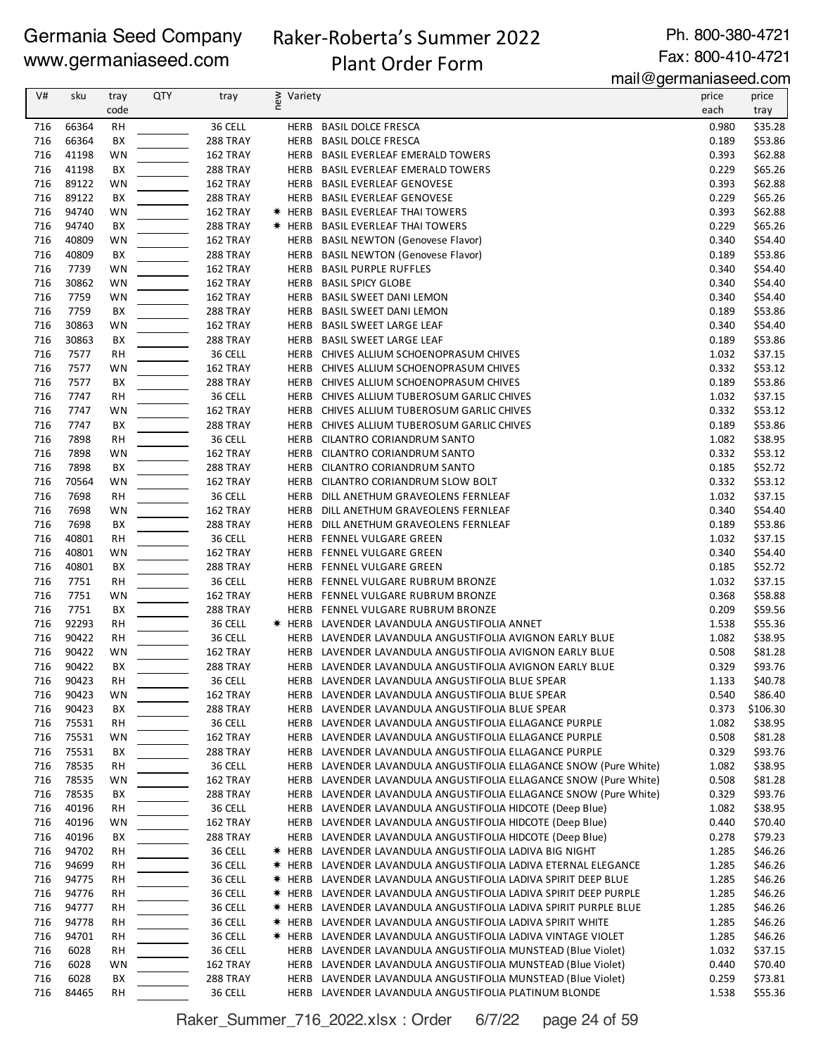Germania Seed Company
www.germaniaseed.com

# Raker-Roberta's Summer 2022 Plant Order Form

Ph. 800-380-4721
Fax: 800-410-4721
mail@germaniaseed.com

| V# | sku | tray code | QTY | tray | new | Variety | price each | price tray |
|---|---|---|---|---|---|---|---|---|
| 716 | 66364 | RH | | 36 CELL | | HERB BASIL DOLCE FRESCA | 0.980 | $35.28 |
| 716 | 66364 | BX | | 288 TRAY | | HERB BASIL DOLCE FRESCA | 0.189 | $53.86 |
| 716 | 41198 | WN | | 162 TRAY | | HERB BASIL EVERLEAF EMERALD TOWERS | 0.393 | $62.88 |
| 716 | 41198 | BX | | 288 TRAY | | HERB BASIL EVERLEAF EMERALD TOWERS | 0.229 | $65.26 |
| 716 | 89122 | WN | | 162 TRAY | | HERB BASIL EVERLEAF GENOVESE | 0.393 | $62.88 |
| 716 | 89122 | BX | | 288 TRAY | | HERB BASIL EVERLEAF GENOVESE | 0.229 | $65.26 |
| 716 | 94740 | WN | | 162 TRAY | * | HERB BASIL EVERLEAF THAI TOWERS | 0.393 | $62.88 |
| 716 | 94740 | BX | | 288 TRAY | * | HERB BASIL EVERLEAF THAI TOWERS | 0.229 | $65.26 |
| 716 | 40809 | WN | | 162 TRAY | | HERB BASIL NEWTON (Genovese Flavor) | 0.340 | $54.40 |
| 716 | 40809 | BX | | 288 TRAY | | HERB BASIL NEWTON (Genovese Flavor) | 0.189 | $53.86 |
| 716 | 7739 | WN | | 162 TRAY | | HERB BASIL PURPLE RUFFLES | 0.340 | $54.40 |
| 716 | 30862 | WN | | 162 TRAY | | HERB BASIL SPICY GLOBE | 0.340 | $54.40 |
| 716 | 7759 | WN | | 162 TRAY | | HERB BASIL SWEET DANI LEMON | 0.340 | $54.40 |
| 716 | 7759 | BX | | 288 TRAY | | HERB BASIL SWEET DANI LEMON | 0.189 | $53.86 |
| 716 | 30863 | WN | | 162 TRAY | | HERB BASIL SWEET LARGE LEAF | 0.340 | $54.40 |
| 716 | 30863 | BX | | 288 TRAY | | HERB BASIL SWEET LARGE LEAF | 0.189 | $53.86 |
| 716 | 7577 | RH | | 36 CELL | | HERB CHIVES ALLIUM SCHOENOPRASUM CHIVES | 1.032 | $37.15 |
| 716 | 7577 | WN | | 162 TRAY | | HERB CHIVES ALLIUM SCHOENOPRASUM CHIVES | 0.332 | $53.12 |
| 716 | 7577 | BX | | 288 TRAY | | HERB CHIVES ALLIUM SCHOENOPRASUM CHIVES | 0.189 | $53.86 |
| 716 | 7747 | RH | | 36 CELL | | HERB CHIVES ALLIUM TUBEROSUM GARLIC CHIVES | 1.032 | $37.15 |
| 716 | 7747 | WN | | 162 TRAY | | HERB CHIVES ALLIUM TUBEROSUM GARLIC CHIVES | 0.332 | $53.12 |
| 716 | 7747 | BX | | 288 TRAY | | HERB CHIVES ALLIUM TUBEROSUM GARLIC CHIVES | 0.189 | $53.86 |
| 716 | 7898 | RH | | 36 CELL | | HERB CILANTRO CORIANDRUM SANTO | 1.082 | $38.95 |
| 716 | 7898 | WN | | 162 TRAY | | HERB CILANTRO CORIANDRUM SANTO | 0.332 | $53.12 |
| 716 | 7898 | BX | | 288 TRAY | | HERB CILANTRO CORIANDRUM SANTO | 0.185 | $52.72 |
| 716 | 70564 | WN | | 162 TRAY | | HERB CILANTRO CORIANDRUM SLOW BOLT | 0.332 | $53.12 |
| 716 | 7698 | RH | | 36 CELL | | HERB DILL ANETHUM GRAVEOLENS FERNLEAF | 1.032 | $37.15 |
| 716 | 7698 | WN | | 162 TRAY | | HERB DILL ANETHUM GRAVEOLENS FERNLEAF | 0.340 | $54.40 |
| 716 | 7698 | BX | | 288 TRAY | | HERB DILL ANETHUM GRAVEOLENS FERNLEAF | 0.189 | $53.86 |
| 716 | 40801 | RH | | 36 CELL | | HERB FENNEL VULGARE GREEN | 1.032 | $37.15 |
| 716 | 40801 | WN | | 162 TRAY | | HERB FENNEL VULGARE GREEN | 0.340 | $54.40 |
| 716 | 40801 | BX | | 288 TRAY | | HERB FENNEL VULGARE GREEN | 0.185 | $52.72 |
| 716 | 7751 | RH | | 36 CELL | | HERB FENNEL VULGARE RUBRUM BRONZE | 1.032 | $37.15 |
| 716 | 7751 | WN | | 162 TRAY | | HERB FENNEL VULGARE RUBRUM BRONZE | 0.368 | $58.88 |
| 716 | 7751 | BX | | 288 TRAY | | HERB FENNEL VULGARE RUBRUM BRONZE | 0.209 | $59.56 |
| 716 | 92293 | RH | | 36 CELL | * | HERB LAVENDER LAVANDULA ANGUSTIFOLIA ANNET | 1.538 | $55.36 |
| 716 | 90422 | RH | | 36 CELL | | HERB LAVENDER LAVANDULA ANGUSTIFOLIA AVIGNON EARLY BLUE | 1.082 | $38.95 |
| 716 | 90422 | WN | | 162 TRAY | | HERB LAVENDER LAVANDULA ANGUSTIFOLIA AVIGNON EARLY BLUE | 0.508 | $81.28 |
| 716 | 90422 | BX | | 288 TRAY | | HERB LAVENDER LAVANDULA ANGUSTIFOLIA AVIGNON EARLY BLUE | 0.329 | $93.76 |
| 716 | 90423 | RH | | 36 CELL | | HERB LAVENDER LAVANDULA ANGUSTIFOLIA BLUE SPEAR | 1.133 | $40.78 |
| 716 | 90423 | WN | | 162 TRAY | | HERB LAVENDER LAVANDULA ANGUSTIFOLIA BLUE SPEAR | 0.540 | $86.40 |
| 716 | 90423 | BX | | 288 TRAY | | HERB LAVENDER LAVANDULA ANGUSTIFOLIA BLUE SPEAR | 0.373 | $106.30 |
| 716 | 75531 | RH | | 36 CELL | | HERB LAVENDER LAVANDULA ANGUSTIFOLIA ELLAGANCE PURPLE | 1.082 | $38.95 |
| 716 | 75531 | WN | | 162 TRAY | | HERB LAVENDER LAVANDULA ANGUSTIFOLIA ELLAGANCE PURPLE | 0.508 | $81.28 |
| 716 | 75531 | BX | | 288 TRAY | | HERB LAVENDER LAVANDULA ANGUSTIFOLIA ELLAGANCE PURPLE | 0.329 | $93.76 |
| 716 | 78535 | RH | | 36 CELL | | HERB LAVENDER LAVANDULA ANGUSTIFOLIA ELLAGANCE SNOW (Pure White) | 1.082 | $38.95 |
| 716 | 78535 | WN | | 162 TRAY | | HERB LAVENDER LAVANDULA ANGUSTIFOLIA ELLAGANCE SNOW (Pure White) | 0.508 | $81.28 |
| 716 | 78535 | BX | | 288 TRAY | | HERB LAVENDER LAVANDULA ANGUSTIFOLIA ELLAGANCE SNOW (Pure White) | 0.329 | $93.76 |
| 716 | 40196 | RH | | 36 CELL | | HERB LAVENDER LAVANDULA ANGUSTIFOLIA HIDCOTE (Deep Blue) | 1.082 | $38.95 |
| 716 | 40196 | WN | | 162 TRAY | | HERB LAVENDER LAVANDULA ANGUSTIFOLIA HIDCOTE (Deep Blue) | 0.440 | $70.40 |
| 716 | 40196 | BX | | 288 TRAY | | HERB LAVENDER LAVANDULA ANGUSTIFOLIA HIDCOTE (Deep Blue) | 0.278 | $79.23 |
| 716 | 94702 | RH | | 36 CELL | * | HERB LAVENDER LAVANDULA ANGUSTIFOLIA LADIVA BIG NIGHT | 1.285 | $46.26 |
| 716 | 94699 | RH | | 36 CELL | * | HERB LAVENDER LAVANDULA ANGUSTIFOLIA LADIVA ETERNAL ELEGANCE | 1.285 | $46.26 |
| 716 | 94775 | RH | | 36 CELL | * | HERB LAVENDER LAVANDULA ANGUSTIFOLIA LADIVA SPIRIT DEEP BLUE | 1.285 | $46.26 |
| 716 | 94776 | RH | | 36 CELL | * | HERB LAVENDER LAVANDULA ANGUSTIFOLIA LADIVA SPIRIT DEEP PURPLE | 1.285 | $46.26 |
| 716 | 94777 | RH | | 36 CELL | * | HERB LAVENDER LAVANDULA ANGUSTIFOLIA LADIVA SPIRIT PURPLE BLUE | 1.285 | $46.26 |
| 716 | 94778 | RH | | 36 CELL | * | HERB LAVENDER LAVANDULA ANGUSTIFOLIA LADIVA SPIRIT WHITE | 1.285 | $46.26 |
| 716 | 94701 | RH | | 36 CELL | * | HERB LAVENDER LAVANDULA ANGUSTIFOLIA LADIVA VINTAGE VIOLET | 1.285 | $46.26 |
| 716 | 6028 | RH | | 36 CELL | | HERB LAVENDER LAVANDULA ANGUSTIFOLIA MUNSTEAD (Blue Violet) | 1.032 | $37.15 |
| 716 | 6028 | WN | | 162 TRAY | | HERB LAVENDER LAVANDULA ANGUSTIFOLIA MUNSTEAD (Blue Violet) | 0.440 | $70.40 |
| 716 | 6028 | BX | | 288 TRAY | | HERB LAVENDER LAVANDULA ANGUSTIFOLIA MUNSTEAD (Blue Violet) | 0.259 | $73.81 |
| 716 | 84465 | RH | | 36 CELL | | HERB LAVENDER LAVANDULA ANGUSTIFOLIA PLATINUM BLONDE | 1.538 | $55.36 |

Raker_Summer_716_2022.xlsx : Order 6/7/22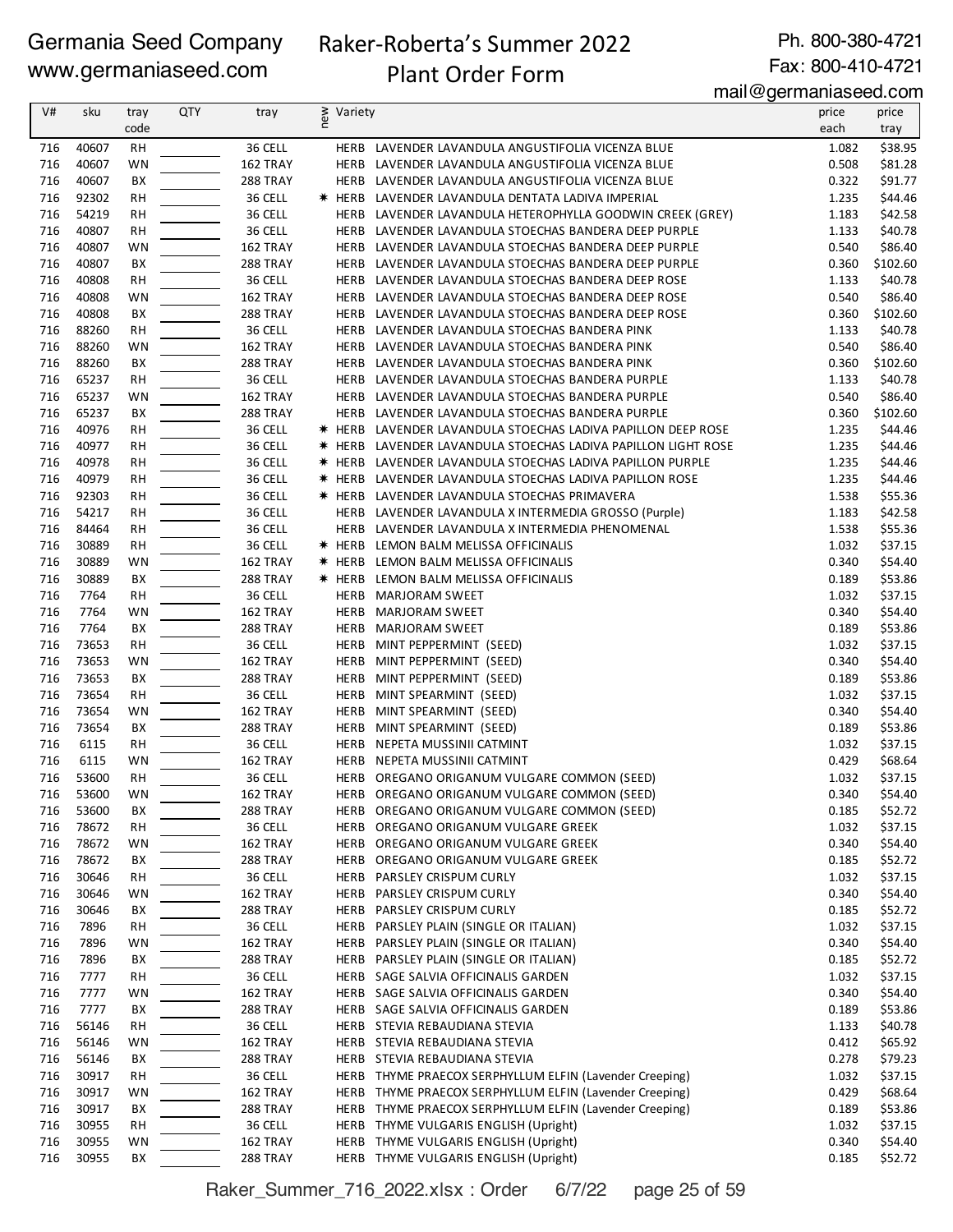Germania Seed Company
www.germaniaseed.com

Raker-Roberta's Summer 2022
Plant Order Form

Ph. 800-380-4721
Fax: 800-410-4721
mail@germaniaseed.com

| V# | sku | tray code | QTY | tray | new | Variety | price each | price tray |
|---|---|---|---|---|---|---|---|---|
| 716 | 40607 | RH | | 36 CELL | | HERB LAVENDER LAVANDULA ANGUSTIFOLIA VICENZA BLUE | 1.082 | $38.95 |
| 716 | 40607 | WN | | 162 TRAY | | HERB LAVENDER LAVANDULA ANGUSTIFOLIA VICENZA BLUE | 0.508 | $81.28 |
| 716 | 40607 | BX | | 288 TRAY | | HERB LAVENDER LAVANDULA ANGUSTIFOLIA VICENZA BLUE | 0.322 | $91.77 |
| 716 | 92302 | RH | | 36 CELL | * | HERB LAVENDER LAVANDULA DENTATA LADIVA IMPERIAL | 1.235 | $44.46 |
| 716 | 54219 | RH | | 36 CELL | | HERB LAVENDER LAVANDULA HETEROPHYLLA GOODWIN CREEK (GREY) | 1.183 | $42.58 |
| 716 | 40807 | RH | | 36 CELL | | HERB LAVENDER LAVANDULA STOECHAS BANDERA DEEP PURPLE | 1.133 | $40.78 |
| 716 | 40807 | WN | | 162 TRAY | | HERB LAVENDER LAVANDULA STOECHAS BANDERA DEEP PURPLE | 0.540 | $86.40 |
| 716 | 40807 | BX | | 288 TRAY | | HERB LAVENDER LAVANDULA STOECHAS BANDERA DEEP PURPLE | 0.360 | $102.60 |
| 716 | 40808 | RH | | 36 CELL | | HERB LAVENDER LAVANDULA STOECHAS BANDERA DEEP ROSE | 1.133 | $40.78 |
| 716 | 40808 | WN | | 162 TRAY | | HERB LAVENDER LAVANDULA STOECHAS BANDERA DEEP ROSE | 0.540 | $86.40 |
| 716 | 40808 | BX | | 288 TRAY | | HERB LAVENDER LAVANDULA STOECHAS BANDERA DEEP ROSE | 0.360 | $102.60 |
| 716 | 88260 | RH | | 36 CELL | | HERB LAVENDER LAVANDULA STOECHAS BANDERA PINK | 1.133 | $40.78 |
| 716 | 88260 | WN | | 162 TRAY | | HERB LAVENDER LAVANDULA STOECHAS BANDERA PINK | 0.540 | $86.40 |
| 716 | 88260 | BX | | 288 TRAY | | HERB LAVENDER LAVANDULA STOECHAS BANDERA PINK | 0.360 | $102.60 |
| 716 | 65237 | RH | | 36 CELL | | HERB LAVENDER LAVANDULA STOECHAS BANDERA PURPLE | 1.133 | $40.78 |
| 716 | 65237 | WN | | 162 TRAY | | HERB LAVENDER LAVANDULA STOECHAS BANDERA PURPLE | 0.540 | $86.40 |
| 716 | 65237 | BX | | 288 TRAY | | HERB LAVENDER LAVANDULA STOECHAS BANDERA PURPLE | 0.360 | $102.60 |
| 716 | 40976 | RH | | 36 CELL | * | HERB LAVENDER LAVANDULA STOECHAS LADIVA PAPILLON DEEP ROSE | 1.235 | $44.46 |
| 716 | 40977 | RH | | 36 CELL | * | HERB LAVENDER LAVANDULA STOECHAS LADIVA PAPILLON LIGHT ROSE | 1.235 | $44.46 |
| 716 | 40978 | RH | | 36 CELL | * | HERB LAVENDER LAVANDULA STOECHAS LADIVA PAPILLON PURPLE | 1.235 | $44.46 |
| 716 | 40979 | RH | | 36 CELL | * | HERB LAVENDER LAVANDULA STOECHAS LADIVA PAPILLON ROSE | 1.235 | $44.46 |
| 716 | 92303 | RH | | 36 CELL | * | HERB LAVENDER LAVANDULA STOECHAS PRIMAVERA | 1.538 | $55.36 |
| 716 | 54217 | RH | | 36 CELL | | HERB LAVENDER LAVANDULA X INTERMEDIA GROSSO (Purple) | 1.183 | $42.58 |
| 716 | 84464 | RH | | 36 CELL | | HERB LAVENDER LAVANDULA X INTERMEDIA PHENOMENAL | 1.538 | $55.36 |
| 716 | 30889 | RH | | 36 CELL | * | HERB LEMON BALM MELISSA OFFICINALIS | 1.032 | $37.15 |
| 716 | 30889 | WN | | 162 TRAY | * | HERB LEMON BALM MELISSA OFFICINALIS | 0.340 | $54.40 |
| 716 | 30889 | BX | | 288 TRAY | * | HERB LEMON BALM MELISSA OFFICINALIS | 0.189 | $53.86 |
| 716 | 7764 | RH | | 36 CELL | | HERB MARJORAM SWEET | 1.032 | $37.15 |
| 716 | 7764 | WN | | 162 TRAY | | HERB MARJORAM SWEET | 0.340 | $54.40 |
| 716 | 7764 | BX | | 288 TRAY | | HERB MARJORAM SWEET | 0.189 | $53.86 |
| 716 | 73653 | RH | | 36 CELL | | HERB MINT PEPPERMINT (SEED) | 1.032 | $37.15 |
| 716 | 73653 | WN | | 162 TRAY | | HERB MINT PEPPERMINT (SEED) | 0.340 | $54.40 |
| 716 | 73653 | BX | | 288 TRAY | | HERB MINT PEPPERMINT (SEED) | 0.189 | $53.86 |
| 716 | 73654 | RH | | 36 CELL | | HERB MINT SPEARMINT (SEED) | 1.032 | $37.15 |
| 716 | 73654 | WN | | 162 TRAY | | HERB MINT SPEARMINT (SEED) | 0.340 | $54.40 |
| 716 | 73654 | BX | | 288 TRAY | | HERB MINT SPEARMINT (SEED) | 0.189 | $53.86 |
| 716 | 6115 | RH | | 36 CELL | | HERB NEPETA MUSSINII CATMINT | 1.032 | $37.15 |
| 716 | 6115 | WN | | 162 TRAY | | HERB NEPETA MUSSINII CATMINT | 0.429 | $68.64 |
| 716 | 53600 | RH | | 36 CELL | | HERB OREGANO ORIGANUM VULGARE COMMON (SEED) | 1.032 | $37.15 |
| 716 | 53600 | WN | | 162 TRAY | | HERB OREGANO ORIGANUM VULGARE COMMON (SEED) | 0.340 | $54.40 |
| 716 | 53600 | BX | | 288 TRAY | | HERB OREGANO ORIGANUM VULGARE COMMON (SEED) | 0.185 | $52.72 |
| 716 | 78672 | RH | | 36 CELL | | HERB OREGANO ORIGANUM VULGARE GREEK | 1.032 | $37.15 |
| 716 | 78672 | WN | | 162 TRAY | | HERB OREGANO ORIGANUM VULGARE GREEK | 0.340 | $54.40 |
| 716 | 78672 | BX | | 288 TRAY | | HERB OREGANO ORIGANUM VULGARE GREEK | 0.185 | $52.72 |
| 716 | 30646 | RH | | 36 CELL | | HERB PARSLEY CRISPUM CURLY | 1.032 | $37.15 |
| 716 | 30646 | WN | | 162 TRAY | | HERB PARSLEY CRISPUM CURLY | 0.340 | $54.40 |
| 716 | 30646 | BX | | 288 TRAY | | HERB PARSLEY CRISPUM CURLY | 0.185 | $52.72 |
| 716 | 7896 | RH | | 36 CELL | | HERB PARSLEY PLAIN (SINGLE OR ITALIAN) | 1.032 | $37.15 |
| 716 | 7896 | WN | | 162 TRAY | | HERB PARSLEY PLAIN (SINGLE OR ITALIAN) | 0.340 | $54.40 |
| 716 | 7896 | BX | | 288 TRAY | | HERB PARSLEY PLAIN (SINGLE OR ITALIAN) | 0.185 | $52.72 |
| 716 | 7777 | RH | | 36 CELL | | HERB SAGE SALVIA OFFICINALIS GARDEN | 1.032 | $37.15 |
| 716 | 7777 | WN | | 162 TRAY | | HERB SAGE SALVIA OFFICINALIS GARDEN | 0.340 | $54.40 |
| 716 | 7777 | BX | | 288 TRAY | | HERB SAGE SALVIA OFFICINALIS GARDEN | 0.189 | $53.86 |
| 716 | 56146 | RH | | 36 CELL | | HERB STEVIA REBAUDIANA STEVIA | 1.133 | $40.78 |
| 716 | 56146 | WN | | 162 TRAY | | HERB STEVIA REBAUDIANA STEVIA | 0.412 | $65.92 |
| 716 | 56146 | BX | | 288 TRAY | | HERB STEVIA REBAUDIANA STEVIA | 0.278 | $79.23 |
| 716 | 30917 | RH | | 36 CELL | | HERB THYME PRAECOX SERPHYLLUM ELFIN (Lavender Creeping) | 1.032 | $37.15 |
| 716 | 30917 | WN | | 162 TRAY | | HERB THYME PRAECOX SERPHYLLUM ELFIN (Lavender Creeping) | 0.429 | $68.64 |
| 716 | 30917 | BX | | 288 TRAY | | HERB THYME PRAECOX SERPHYLLUM ELFIN (Lavender Creeping) | 0.189 | $53.86 |
| 716 | 30955 | RH | | 36 CELL | | HERB THYME VULGARIS ENGLISH (Upright) | 1.032 | $37.15 |
| 716 | 30955 | WN | | 162 TRAY | | HERB THYME VULGARIS ENGLISH (Upright) | 0.340 | $54.40 |
| 716 | 30955 | BX | | 288 TRAY | | HERB THYME VULGARIS ENGLISH (Upright) | 0.185 | $52.72 |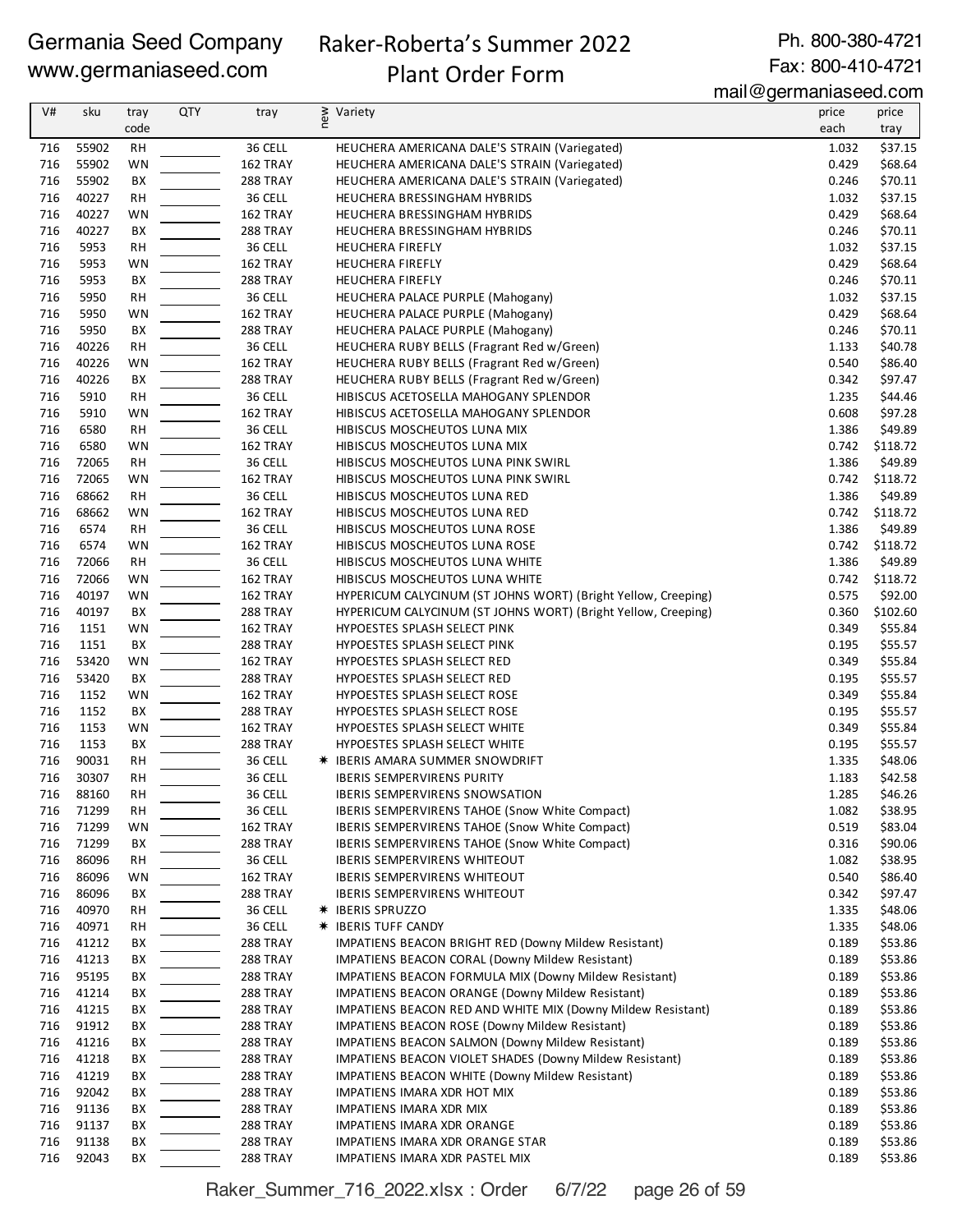Germania Seed Company
www.germaniaseed.com

Raker-Roberta's Summer 2022
Plant Order Form

Ph. 800-380-4721
Fax: 800-410-4721
mail@germaniaseed.com

| V# | sku | tray code | QTY | tray | new | Variety | price each | price tray |
|---|---|---|---|---|---|---|---|---|
| 716 | 55902 | RH | | 36 CELL | | HEUCHERA AMERICANA DALE'S STRAIN (Variegated) | 1.032 | $37.15 |
| 716 | 55902 | WN | | 162 TRAY | | HEUCHERA AMERICANA DALE'S STRAIN (Variegated) | 0.429 | $68.64 |
| 716 | 55902 | BX | | 288 TRAY | | HEUCHERA AMERICANA DALE'S STRAIN (Variegated) | 0.246 | $70.11 |
| 716 | 40227 | RH | | 36 CELL | | HEUCHERA BRESSINGHAM HYBRIDS | 1.032 | $37.15 |
| 716 | 40227 | WN | | 162 TRAY | | HEUCHERA BRESSINGHAM HYBRIDS | 0.429 | $68.64 |
| 716 | 40227 | BX | | 288 TRAY | | HEUCHERA BRESSINGHAM HYBRIDS | 0.246 | $70.11 |
| 716 | 5953 | RH | | 36 CELL | | HEUCHERA FIREFLY | 1.032 | $37.15 |
| 716 | 5953 | WN | | 162 TRAY | | HEUCHERA FIREFLY | 0.429 | $68.64 |
| 716 | 5953 | BX | | 288 TRAY | | HEUCHERA FIREFLY | 0.246 | $70.11 |
| 716 | 5950 | RH | | 36 CELL | | HEUCHERA PALACE PURPLE (Mahogany) | 1.032 | $37.15 |
| 716 | 5950 | WN | | 162 TRAY | | HEUCHERA PALACE PURPLE (Mahogany) | 0.429 | $68.64 |
| 716 | 5950 | BX | | 288 TRAY | | HEUCHERA PALACE PURPLE (Mahogany) | 0.246 | $70.11 |
| 716 | 40226 | RH | | 36 CELL | | HEUCHERA RUBY BELLS (Fragrant Red w/Green) | 1.133 | $40.78 |
| 716 | 40226 | WN | | 162 TRAY | | HEUCHERA RUBY BELLS (Fragrant Red w/Green) | 0.540 | $86.40 |
| 716 | 40226 | BX | | 288 TRAY | | HEUCHERA RUBY BELLS (Fragrant Red w/Green) | 0.342 | $97.47 |
| 716 | 5910 | RH | | 36 CELL | | HIBISCUS ACETOSELLA MAHOGANY SPLENDOR | 1.235 | $44.46 |
| 716 | 5910 | WN | | 162 TRAY | | HIBISCUS ACETOSELLA MAHOGANY SPLENDOR | 0.608 | $97.28 |
| 716 | 6580 | RH | | 36 CELL | | HIBISCUS MOSCHEUTOS LUNA MIX | 1.386 | $49.89 |
| 716 | 6580 | WN | | 162 TRAY | | HIBISCUS MOSCHEUTOS LUNA MIX | 0.742 | $118.72 |
| 716 | 72065 | RH | | 36 CELL | | HIBISCUS MOSCHEUTOS LUNA PINK SWIRL | 1.386 | $49.89 |
| 716 | 72065 | WN | | 162 TRAY | | HIBISCUS MOSCHEUTOS LUNA PINK SWIRL | 0.742 | $118.72 |
| 716 | 68662 | RH | | 36 CELL | | HIBISCUS MOSCHEUTOS LUNA RED | 1.386 | $49.89 |
| 716 | 68662 | WN | | 162 TRAY | | HIBISCUS MOSCHEUTOS LUNA RED | 0.742 | $118.72 |
| 716 | 6574 | RH | | 36 CELL | | HIBISCUS MOSCHEUTOS LUNA ROSE | 1.386 | $49.89 |
| 716 | 6574 | WN | | 162 TRAY | | HIBISCUS MOSCHEUTOS LUNA ROSE | 0.742 | $118.72 |
| 716 | 72066 | RH | | 36 CELL | | HIBISCUS MOSCHEUTOS LUNA WHITE | 1.386 | $49.89 |
| 716 | 72066 | WN | | 162 TRAY | | HIBISCUS MOSCHEUTOS LUNA WHITE | 0.742 | $118.72 |
| 716 | 40197 | WN | | 162 TRAY | | HYPERICUM CALYCINUM (ST JOHNS WORT) (Bright Yellow, Creeping) | 0.575 | $92.00 |
| 716 | 40197 | BX | | 288 TRAY | | HYPERICUM CALYCINUM (ST JOHNS WORT) (Bright Yellow, Creeping) | 0.360 | $102.60 |
| 716 | 1151 | WN | | 162 TRAY | | HYPOESTES SPLASH SELECT PINK | 0.349 | $55.84 |
| 716 | 1151 | BX | | 288 TRAY | | HYPOESTES SPLASH SELECT PINK | 0.195 | $55.57 |
| 716 | 53420 | WN | | 162 TRAY | | HYPOESTES SPLASH SELECT RED | 0.349 | $55.84 |
| 716 | 53420 | BX | | 288 TRAY | | HYPOESTES SPLASH SELECT RED | 0.195 | $55.57 |
| 716 | 1152 | WN | | 162 TRAY | | HYPOESTES SPLASH SELECT ROSE | 0.349 | $55.84 |
| 716 | 1152 | BX | | 288 TRAY | | HYPOESTES SPLASH SELECT ROSE | 0.195 | $55.57 |
| 716 | 1153 | WN | | 162 TRAY | | HYPOESTES SPLASH SELECT WHITE | 0.349 | $55.84 |
| 716 | 1153 | BX | | 288 TRAY | | HYPOESTES SPLASH SELECT WHITE | 0.195 | $55.57 |
| 716 | 90031 | RH | | 36 CELL | ✱ | IBERIS AMARA SUMMER SNOWDRIFT | 1.335 | $48.06 |
| 716 | 30307 | RH | | 36 CELL | | IBERIS SEMPERVIRENS PURITY | 1.183 | $42.58 |
| 716 | 88160 | RH | | 36 CELL | | IBERIS SEMPERVIRENS SNOWSATION | 1.285 | $46.26 |
| 716 | 71299 | RH | | 36 CELL | | IBERIS SEMPERVIRENS TAHOE (Snow White Compact) | 1.082 | $38.95 |
| 716 | 71299 | WN | | 162 TRAY | | IBERIS SEMPERVIRENS TAHOE (Snow White Compact) | 0.519 | $83.04 |
| 716 | 71299 | BX | | 288 TRAY | | IBERIS SEMPERVIRENS TAHOE (Snow White Compact) | 0.316 | $90.06 |
| 716 | 86096 | RH | | 36 CELL | | IBERIS SEMPERVIRENS WHITEOUT | 1.082 | $38.95 |
| 716 | 86096 | WN | | 162 TRAY | | IBERIS SEMPERVIRENS WHITEOUT | 0.540 | $86.40 |
| 716 | 86096 | BX | | 288 TRAY | | IBERIS SEMPERVIRENS WHITEOUT | 0.342 | $97.47 |
| 716 | 40970 | RH | | 36 CELL | ✱ | IBERIS SPRUZZO | 1.335 | $48.06 |
| 716 | 40971 | RH | | 36 CELL | ✱ | IBERIS TUFF CANDY | 1.335 | $48.06 |
| 716 | 41212 | BX | | 288 TRAY | | IMPATIENS BEACON BRIGHT RED (Downy Mildew Resistant) | 0.189 | $53.86 |
| 716 | 41213 | BX | | 288 TRAY | | IMPATIENS BEACON CORAL (Downy Mildew Resistant) | 0.189 | $53.86 |
| 716 | 95195 | BX | | 288 TRAY | | IMPATIENS BEACON FORMULA MIX (Downy Mildew Resistant) | 0.189 | $53.86 |
| 716 | 41214 | BX | | 288 TRAY | | IMPATIENS BEACON ORANGE (Downy Mildew Resistant) | 0.189 | $53.86 |
| 716 | 41215 | BX | | 288 TRAY | | IMPATIENS BEACON RED AND WHITE MIX (Downy Mildew Resistant) | 0.189 | $53.86 |
| 716 | 91912 | BX | | 288 TRAY | | IMPATIENS BEACON ROSE (Downy Mildew Resistant) | 0.189 | $53.86 |
| 716 | 41216 | BX | | 288 TRAY | | IMPATIENS BEACON SALMON (Downy Mildew Resistant) | 0.189 | $53.86 |
| 716 | 41218 | BX | | 288 TRAY | | IMPATIENS BEACON VIOLET SHADES (Downy Mildew Resistant) | 0.189 | $53.86 |
| 716 | 41219 | BX | | 288 TRAY | | IMPATIENS BEACON WHITE (Downy Mildew Resistant) | 0.189 | $53.86 |
| 716 | 92042 | BX | | 288 TRAY | | IMPATIENS IMARA XDR HOT MIX | 0.189 | $53.86 |
| 716 | 91136 | BX | | 288 TRAY | | IMPATIENS IMARA XDR MIX | 0.189 | $53.86 |
| 716 | 91137 | BX | | 288 TRAY | | IMPATIENS IMARA XDR ORANGE | 0.189 | $53.86 |
| 716 | 91138 | BX | | 288 TRAY | | IMPATIENS IMARA XDR ORANGE STAR | 0.189 | $53.86 |
| 716 | 92043 | BX | | 288 TRAY | | IMPATIENS IMARA XDR PASTEL MIX | 0.189 | $53.86 |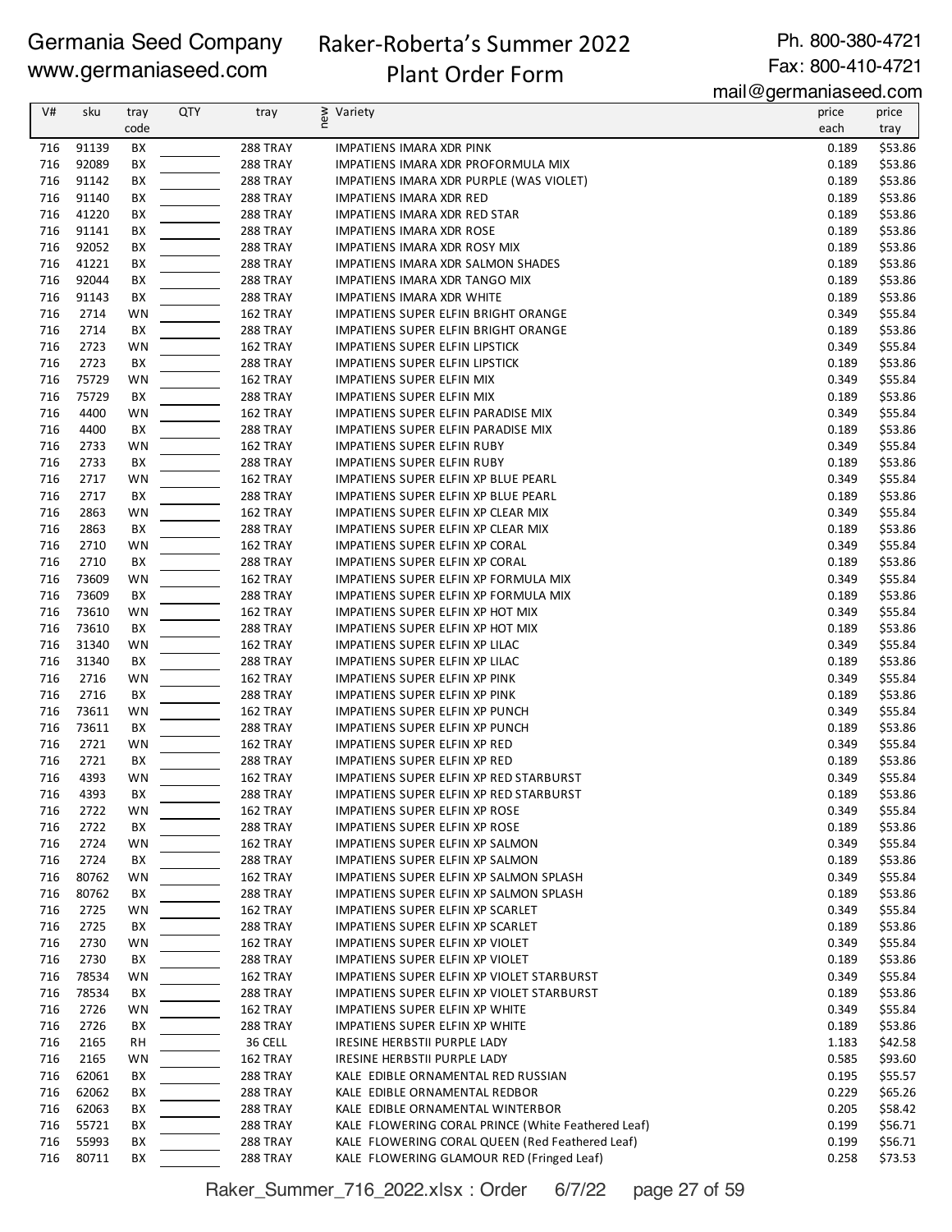# Germania Seed Company
www.germaniaseed.com

## Raker-Roberta's Summer 2022 Plant Order Form

Ph. 800-380-4721
Fax: 800-410-4721
mail@germaniaseed.com

| V# | sku | tray code | QTY | tray | new | Variety | price each | price tray |
|---|---|---|---|---|---|---|---|---|
| 716 | 91139 | BX | | 288 TRAY | | IMPATIENS IMARA XDR PINK | 0.189 | $53.86 |
| 716 | 92089 | BX | | 288 TRAY | | IMPATIENS IMARA XDR PROFORMULA MIX | 0.189 | $53.86 |
| 716 | 91142 | BX | | 288 TRAY | | IMPATIENS IMARA XDR PURPLE (WAS VIOLET) | 0.189 | $53.86 |
| 716 | 91140 | BX | | 288 TRAY | | IMPATIENS IMARA XDR RED | 0.189 | $53.86 |
| 716 | 41220 | BX | | 288 TRAY | | IMPATIENS IMARA XDR RED STAR | 0.189 | $53.86 |
| 716 | 91141 | BX | | 288 TRAY | | IMPATIENS IMARA XDR ROSE | 0.189 | $53.86 |
| 716 | 92052 | BX | | 288 TRAY | | IMPATIENS IMARA XDR ROSY MIX | 0.189 | $53.86 |
| 716 | 41221 | BX | | 288 TRAY | | IMPATIENS IMARA XDR SALMON SHADES | 0.189 | $53.86 |
| 716 | 92044 | BX | | 288 TRAY | | IMPATIENS IMARA XDR TANGO MIX | 0.189 | $53.86 |
| 716 | 91143 | BX | | 288 TRAY | | IMPATIENS IMARA XDR WHITE | 0.189 | $53.86 |
| 716 | 2714 | WN | | 162 TRAY | | IMPATIENS SUPER ELFIN BRIGHT ORANGE | 0.349 | $55.84 |
| 716 | 2714 | BX | | 288 TRAY | | IMPATIENS SUPER ELFIN BRIGHT ORANGE | 0.189 | $53.86 |
| 716 | 2723 | WN | | 162 TRAY | | IMPATIENS SUPER ELFIN LIPSTICK | 0.349 | $55.84 |
| 716 | 2723 | BX | | 288 TRAY | | IMPATIENS SUPER ELFIN LIPSTICK | 0.189 | $53.86 |
| 716 | 75729 | WN | | 162 TRAY | | IMPATIENS SUPER ELFIN MIX | 0.349 | $55.84 |
| 716 | 75729 | BX | | 288 TRAY | | IMPATIENS SUPER ELFIN MIX | 0.189 | $53.86 |
| 716 | 4400 | WN | | 162 TRAY | | IMPATIENS SUPER ELFIN PARADISE MIX | 0.349 | $55.84 |
| 716 | 4400 | BX | | 288 TRAY | | IMPATIENS SUPER ELFIN PARADISE MIX | 0.189 | $53.86 |
| 716 | 2733 | WN | | 162 TRAY | | IMPATIENS SUPER ELFIN RUBY | 0.349 | $55.84 |
| 716 | 2733 | BX | | 288 TRAY | | IMPATIENS SUPER ELFIN RUBY | 0.189 | $53.86 |
| 716 | 2717 | WN | | 162 TRAY | | IMPATIENS SUPER ELFIN XP BLUE PEARL | 0.349 | $55.84 |
| 716 | 2717 | BX | | 288 TRAY | | IMPATIENS SUPER ELFIN XP BLUE PEARL | 0.189 | $53.86 |
| 716 | 2863 | WN | | 162 TRAY | | IMPATIENS SUPER ELFIN XP CLEAR MIX | 0.349 | $55.84 |
| 716 | 2863 | BX | | 288 TRAY | | IMPATIENS SUPER ELFIN XP CLEAR MIX | 0.189 | $53.86 |
| 716 | 2710 | WN | | 162 TRAY | | IMPATIENS SUPER ELFIN XP CORAL | 0.349 | $55.84 |
| 716 | 2710 | BX | | 288 TRAY | | IMPATIENS SUPER ELFIN XP CORAL | 0.189 | $53.86 |
| 716 | 73609 | WN | | 162 TRAY | | IMPATIENS SUPER ELFIN XP FORMULA MIX | 0.349 | $55.84 |
| 716 | 73609 | BX | | 288 TRAY | | IMPATIENS SUPER ELFIN XP FORMULA MIX | 0.189 | $53.86 |
| 716 | 73610 | WN | | 162 TRAY | | IMPATIENS SUPER ELFIN XP HOT MIX | 0.349 | $55.84 |
| 716 | 73610 | BX | | 288 TRAY | | IMPATIENS SUPER ELFIN XP HOT MIX | 0.189 | $53.86 |
| 716 | 31340 | WN | | 162 TRAY | | IMPATIENS SUPER ELFIN XP LILAC | 0.349 | $55.84 |
| 716 | 31340 | BX | | 288 TRAY | | IMPATIENS SUPER ELFIN XP LILAC | 0.189 | $53.86 |
| 716 | 2716 | WN | | 162 TRAY | | IMPATIENS SUPER ELFIN XP PINK | 0.349 | $55.84 |
| 716 | 2716 | BX | | 288 TRAY | | IMPATIENS SUPER ELFIN XP PINK | 0.189 | $53.86 |
| 716 | 73611 | WN | | 162 TRAY | | IMPATIENS SUPER ELFIN XP PUNCH | 0.349 | $55.84 |
| 716 | 73611 | BX | | 288 TRAY | | IMPATIENS SUPER ELFIN XP PUNCH | 0.189 | $53.86 |
| 716 | 2721 | WN | | 162 TRAY | | IMPATIENS SUPER ELFIN XP RED | 0.349 | $55.84 |
| 716 | 2721 | BX | | 288 TRAY | | IMPATIENS SUPER ELFIN XP RED | 0.189 | $53.86 |
| 716 | 4393 | WN | | 162 TRAY | | IMPATIENS SUPER ELFIN XP RED STARBURST | 0.349 | $55.84 |
| 716 | 4393 | BX | | 288 TRAY | | IMPATIENS SUPER ELFIN XP RED STARBURST | 0.189 | $53.86 |
| 716 | 2722 | WN | | 162 TRAY | | IMPATIENS SUPER ELFIN XP ROSE | 0.349 | $55.84 |
| 716 | 2722 | BX | | 288 TRAY | | IMPATIENS SUPER ELFIN XP ROSE | 0.189 | $53.86 |
| 716 | 2724 | WN | | 162 TRAY | | IMPATIENS SUPER ELFIN XP SALMON | 0.349 | $55.84 |
| 716 | 2724 | BX | | 288 TRAY | | IMPATIENS SUPER ELFIN XP SALMON | 0.189 | $53.86 |
| 716 | 80762 | WN | | 162 TRAY | | IMPATIENS SUPER ELFIN XP SALMON SPLASH | 0.349 | $55.84 |
| 716 | 80762 | BX | | 288 TRAY | | IMPATIENS SUPER ELFIN XP SALMON SPLASH | 0.189 | $53.86 |
| 716 | 2725 | WN | | 162 TRAY | | IMPATIENS SUPER ELFIN XP SCARLET | 0.349 | $55.84 |
| 716 | 2725 | BX | | 288 TRAY | | IMPATIENS SUPER ELFIN XP SCARLET | 0.189 | $53.86 |
| 716 | 2730 | WN | | 162 TRAY | | IMPATIENS SUPER ELFIN XP VIOLET | 0.349 | $55.84 |
| 716 | 2730 | BX | | 288 TRAY | | IMPATIENS SUPER ELFIN XP VIOLET | 0.189 | $53.86 |
| 716 | 78534 | WN | | 162 TRAY | | IMPATIENS SUPER ELFIN XP VIOLET STARBURST | 0.349 | $55.84 |
| 716 | 78534 | BX | | 288 TRAY | | IMPATIENS SUPER ELFIN XP VIOLET STARBURST | 0.189 | $53.86 |
| 716 | 2726 | WN | | 162 TRAY | | IMPATIENS SUPER ELFIN XP WHITE | 0.349 | $55.84 |
| 716 | 2726 | BX | | 288 TRAY | | IMPATIENS SUPER ELFIN XP WHITE | 0.189 | $53.86 |
| 716 | 2165 | RH | | 36 CELL | | IRESINE HERBSTII PURPLE LADY | 1.183 | $42.58 |
| 716 | 2165 | WN | | 162 TRAY | | IRESINE HERBSTII PURPLE LADY | 0.585 | $93.60 |
| 716 | 62061 | BX | | 288 TRAY | | KALE EDIBLE ORNAMENTAL RED RUSSIAN | 0.195 | $55.57 |
| 716 | 62062 | BX | | 288 TRAY | | KALE EDIBLE ORNAMENTAL REDBOR | 0.229 | $65.26 |
| 716 | 62063 | BX | | 288 TRAY | | KALE EDIBLE ORNAMENTAL WINTERBOR | 0.205 | $58.42 |
| 716 | 55721 | BX | | 288 TRAY | | KALE FLOWERING CORAL PRINCE (White Feathered Leaf) | 0.199 | $56.71 |
| 716 | 55993 | BX | | 288 TRAY | | KALE FLOWERING CORAL QUEEN (Red Feathered Leaf) | 0.199 | $56.71 |
| 716 | 80711 | BX | | 288 TRAY | | KALE FLOWERING GLAMOUR RED (Fringed Leaf) | 0.258 | $73.53 |

Raker_Summer_716_2022.xlsx : Order 6/7/22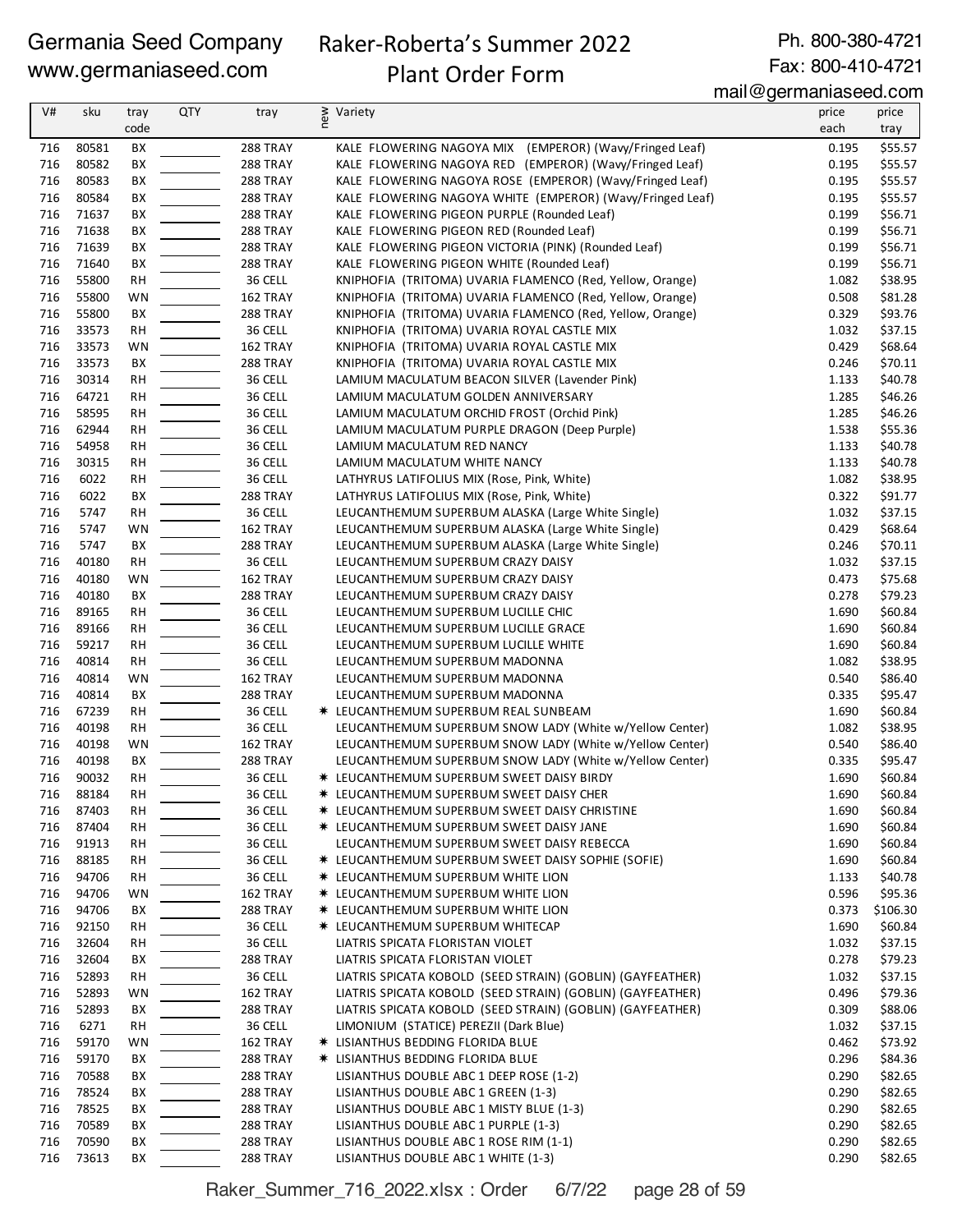Germania Seed Company
www.germaniaseed.com

# Raker-Roberta's Summer 2022 Plant Order Form

Ph. 800-380-4721
Fax: 800-410-4721
mail@germaniaseed.com

| V# | sku | tray code | QTY | tray | new | Variety | price each | price tray |
|---|---|---|---|---|---|---|---|---|
| 716 | 80581 | BX | | 288 TRAY | | KALE FLOWERING NAGOYA MIX (EMPEROR) (Wavy/Fringed Leaf) | 0.195 | $55.57 |
| 716 | 80582 | BX | | 288 TRAY | | KALE FLOWERING NAGOYA RED (EMPEROR) (Wavy/Fringed Leaf) | 0.195 | $55.57 |
| 716 | 80583 | BX | | 288 TRAY | | KALE FLOWERING NAGOYA ROSE (EMPEROR) (Wavy/Fringed Leaf) | 0.195 | $55.57 |
| 716 | 80584 | BX | | 288 TRAY | | KALE FLOWERING NAGOYA WHITE (EMPEROR) (Wavy/Fringed Leaf) | 0.195 | $55.57 |
| 716 | 71637 | BX | | 288 TRAY | | KALE FLOWERING PIGEON PURPLE (Rounded Leaf) | 0.199 | $56.71 |
| 716 | 71638 | BX | | 288 TRAY | | KALE FLOWERING PIGEON RED (Rounded Leaf) | 0.199 | $56.71 |
| 716 | 71639 | BX | | 288 TRAY | | KALE FLOWERING PIGEON VICTORIA (PINK) (Rounded Leaf) | 0.199 | $56.71 |
| 716 | 71640 | BX | | 288 TRAY | | KALE FLOWERING PIGEON WHITE (Rounded Leaf) | 0.199 | $56.71 |
| 716 | 55800 | RH | | 36 CELL | | KNIPHOFIA (TRITOMA) UVARIA FLAMENCO (Red, Yellow, Orange) | 1.082 | $38.95 |
| 716 | 55800 | WN | | 162 TRAY | | KNIPHOFIA (TRITOMA) UVARIA FLAMENCO (Red, Yellow, Orange) | 0.508 | $81.28 |
| 716 | 55800 | BX | | 288 TRAY | | KNIPHOFIA (TRITOMA) UVARIA FLAMENCO (Red, Yellow, Orange) | 0.329 | $93.76 |
| 716 | 33573 | RH | | 36 CELL | | KNIPHOFIA (TRITOMA) UVARIA ROYAL CASTLE MIX | 1.032 | $37.15 |
| 716 | 33573 | WN | | 162 TRAY | | KNIPHOFIA (TRITOMA) UVARIA ROYAL CASTLE MIX | 0.429 | $68.64 |
| 716 | 33573 | BX | | 288 TRAY | | KNIPHOFIA (TRITOMA) UVARIA ROYAL CASTLE MIX | 0.246 | $70.11 |
| 716 | 30314 | RH | | 36 CELL | | LAMIUM MACULATUM BEACON SILVER (Lavender Pink) | 1.133 | $40.78 |
| 716 | 64721 | RH | | 36 CELL | | LAMIUM MACULATUM GOLDEN ANNIVERSARY | 1.285 | $46.26 |
| 716 | 58595 | RH | | 36 CELL | | LAMIUM MACULATUM ORCHID FROST (Orchid Pink) | 1.285 | $46.26 |
| 716 | 62944 | RH | | 36 CELL | | LAMIUM MACULATUM PURPLE DRAGON (Deep Purple) | 1.538 | $55.36 |
| 716 | 54958 | RH | | 36 CELL | | LAMIUM MACULATUM RED NANCY | 1.133 | $40.78 |
| 716 | 30315 | RH | | 36 CELL | | LAMIUM MACULATUM WHITE NANCY | 1.133 | $40.78 |
| 716 | 6022 | RH | | 36 CELL | | LATHYRUS LATIFOLIUS MIX (Rose, Pink, White) | 1.082 | $38.95 |
| 716 | 6022 | BX | | 288 TRAY | | LATHYRUS LATIFOLIUS MIX (Rose, Pink, White) | 0.322 | $91.77 |
| 716 | 5747 | RH | | 36 CELL | | LEUCANTHEMUM SUPERBUM ALASKA (Large White Single) | 1.032 | $37.15 |
| 716 | 5747 | WN | | 162 TRAY | | LEUCANTHEMUM SUPERBUM ALASKA (Large White Single) | 0.429 | $68.64 |
| 716 | 5747 | BX | | 288 TRAY | | LEUCANTHEMUM SUPERBUM ALASKA (Large White Single) | 0.246 | $70.11 |
| 716 | 40180 | RH | | 36 CELL | | LEUCANTHEMUM SUPERBUM CRAZY DAISY | 1.032 | $37.15 |
| 716 | 40180 | WN | | 162 TRAY | | LEUCANTHEMUM SUPERBUM CRAZY DAISY | 0.473 | $75.68 |
| 716 | 40180 | BX | | 288 TRAY | | LEUCANTHEMUM SUPERBUM CRAZY DAISY | 0.278 | $79.23 |
| 716 | 89165 | RH | | 36 CELL | | LEUCANTHEMUM SUPERBUM LUCILLE CHIC | 1.690 | $60.84 |
| 716 | 89166 | RH | | 36 CELL | | LEUCANTHEMUM SUPERBUM LUCILLE GRACE | 1.690 | $60.84 |
| 716 | 59217 | RH | | 36 CELL | | LEUCANTHEMUM SUPERBUM LUCILLE WHITE | 1.690 | $60.84 |
| 716 | 40814 | RH | | 36 CELL | | LEUCANTHEMUM SUPERBUM MADONNA | 1.082 | $38.95 |
| 716 | 40814 | WN | | 162 TRAY | | LEUCANTHEMUM SUPERBUM MADONNA | 0.540 | $86.40 |
| 716 | 40814 | BX | | 288 TRAY | | LEUCANTHEMUM SUPERBUM MADONNA | 0.335 | $95.47 |
| 716 | 67239 | RH | | 36 CELL | * | LEUCANTHEMUM SUPERBUM REAL SUNBEAM | 1.690 | $60.84 |
| 716 | 40198 | RH | | 36 CELL | | LEUCANTHEMUM SUPERBUM SNOW LADY (White w/Yellow Center) | 1.082 | $38.95 |
| 716 | 40198 | WN | | 162 TRAY | | LEUCANTHEMUM SUPERBUM SNOW LADY (White w/Yellow Center) | 0.540 | $86.40 |
| 716 | 40198 | BX | | 288 TRAY | | LEUCANTHEMUM SUPERBUM SNOW LADY (White w/Yellow Center) | 0.335 | $95.47 |
| 716 | 90032 | RH | | 36 CELL | * | LEUCANTHEMUM SUPERBUM SWEET DAISY BIRDY | 1.690 | $60.84 |
| 716 | 88184 | RH | | 36 CELL | * | LEUCANTHEMUM SUPERBUM SWEET DAISY CHER | 1.690 | $60.84 |
| 716 | 87403 | RH | | 36 CELL | * | LEUCANTHEMUM SUPERBUM SWEET DAISY CHRISTINE | 1.690 | $60.84 |
| 716 | 87404 | RH | | 36 CELL | * | LEUCANTHEMUM SUPERBUM SWEET DAISY JANE | 1.690 | $60.84 |
| 716 | 91913 | RH | | 36 CELL | | LEUCANTHEMUM SUPERBUM SWEET DAISY REBECCA | 1.690 | $60.84 |
| 716 | 88185 | RH | | 36 CELL | * | LEUCANTHEMUM SUPERBUM SWEET DAISY SOPHIE (SOFIE) | 1.690 | $60.84 |
| 716 | 94706 | RH | | 36 CELL | * | LEUCANTHEMUM SUPERBUM WHITE LION | 1.133 | $40.78 |
| 716 | 94706 | WN | | 162 TRAY | * | LEUCANTHEMUM SUPERBUM WHITE LION | 0.596 | $95.36 |
| 716 | 94706 | BX | | 288 TRAY | * | LEUCANTHEMUM SUPERBUM WHITE LION | 0.373 | $106.30 |
| 716 | 92150 | RH | | 36 CELL | * | LEUCANTHEMUM SUPERBUM WHITECAP | 1.690 | $60.84 |
| 716 | 32604 | RH | | 36 CELL | | LIATRIS SPICATA FLORISTAN VIOLET | 1.032 | $37.15 |
| 716 | 32604 | BX | | 288 TRAY | | LIATRIS SPICATA FLORISTAN VIOLET | 0.278 | $79.23 |
| 716 | 52893 | RH | | 36 CELL | | LIATRIS SPICATA KOBOLD (SEED STRAIN) (GOBLIN) (GAYFEATHER) | 1.032 | $37.15 |
| 716 | 52893 | WN | | 162 TRAY | | LIATRIS SPICATA KOBOLD (SEED STRAIN) (GOBLIN) (GAYFEATHER) | 0.496 | $79.36 |
| 716 | 52893 | BX | | 288 TRAY | | LIATRIS SPICATA KOBOLD (SEED STRAIN) (GOBLIN) (GAYFEATHER) | 0.309 | $88.06 |
| 716 | 6271 | RH | | 36 CELL | | LIMONIUM (STATICE) PEREZII (Dark Blue) | 1.032 | $37.15 |
| 716 | 59170 | WN | | 162 TRAY | * | LISIANTHUS BEDDING FLORIDA BLUE | 0.462 | $73.92 |
| 716 | 59170 | BX | | 288 TRAY | * | LISIANTHUS BEDDING FLORIDA BLUE | 0.296 | $84.36 |
| 716 | 70588 | BX | | 288 TRAY | | LISIANTHUS DOUBLE ABC 1 DEEP ROSE (1-2) | 0.290 | $82.65 |
| 716 | 78524 | BX | | 288 TRAY | | LISIANTHUS DOUBLE ABC 1 GREEN (1-3) | 0.290 | $82.65 |
| 716 | 78525 | BX | | 288 TRAY | | LISIANTHUS DOUBLE ABC 1 MISTY BLUE (1-3) | 0.290 | $82.65 |
| 716 | 70589 | BX | | 288 TRAY | | LISIANTHUS DOUBLE ABC 1 PURPLE (1-3) | 0.290 | $82.65 |
| 716 | 70590 | BX | | 288 TRAY | | LISIANTHUS DOUBLE ABC 1 ROSE RIM (1-1) | 0.290 | $82.65 |
| 716 | 73613 | BX | | 288 TRAY | | LISIANTHUS DOUBLE ABC 1 WHITE (1-3) | 0.290 | $82.65 |

Raker_Summer_716_2022.xlsx : Order 6/7/22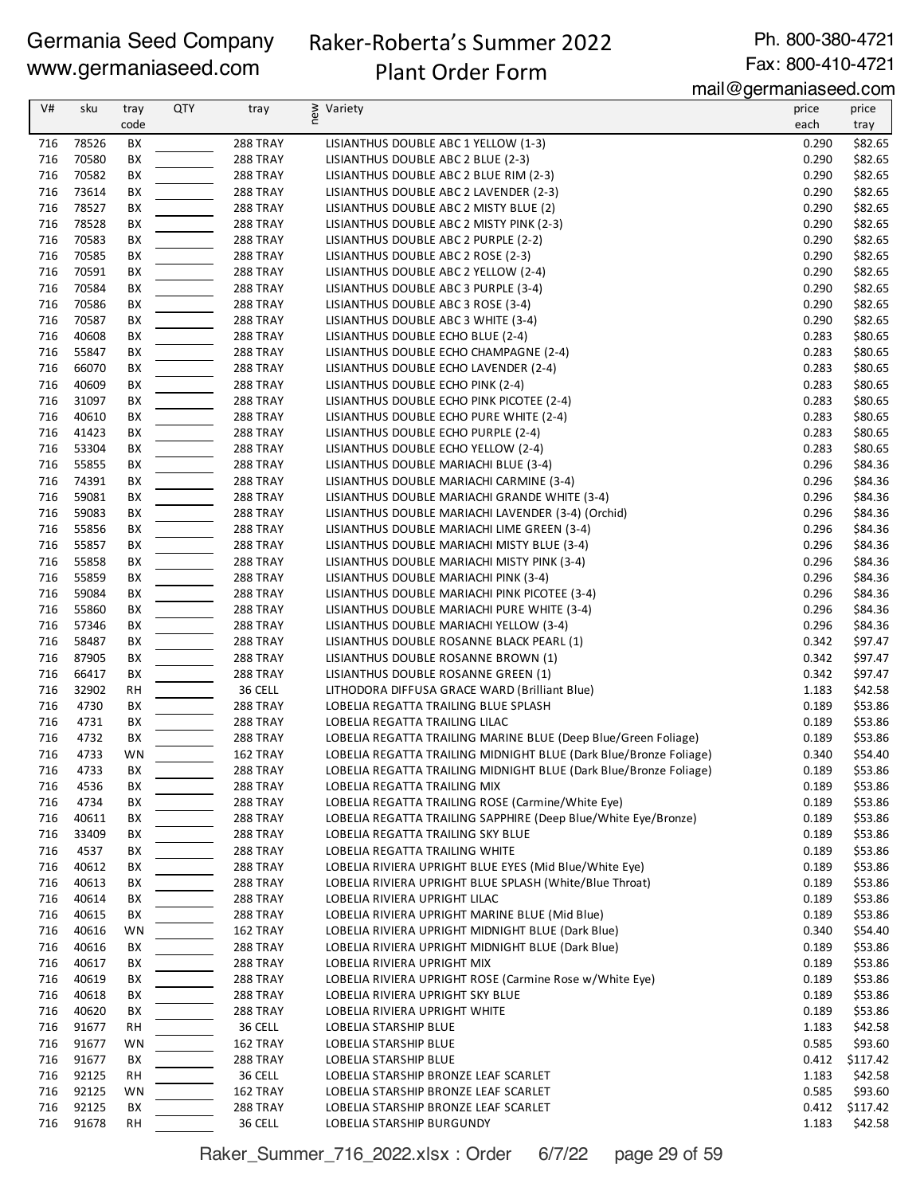Germania Seed Company
www.germaniaseed.com

Raker-Roberta's Summer 2022
Plant Order Form

Ph. 800-380-4721
Fax: 800-410-4721
mail@germaniaseed.com

| V# | sku | tray code | QTY | tray | new | Variety | price each | price tray |
|---|---|---|---|---|---|---|---|---|
| 716 | 78526 | BX | | 288 TRAY | | LISIANTHUS DOUBLE ABC 1 YELLOW (1-3) | 0.290 | $82.65 |
| 716 | 70580 | BX | | 288 TRAY | | LISIANTHUS DOUBLE ABC 2 BLUE (2-3) | 0.290 | $82.65 |
| 716 | 70582 | BX | | 288 TRAY | | LISIANTHUS DOUBLE ABC 2 BLUE RIM (2-3) | 0.290 | $82.65 |
| 716 | 73614 | BX | | 288 TRAY | | LISIANTHUS DOUBLE ABC 2 LAVENDER (2-3) | 0.290 | $82.65 |
| 716 | 78527 | BX | | 288 TRAY | | LISIANTHUS DOUBLE ABC 2 MISTY BLUE (2) | 0.290 | $82.65 |
| 716 | 78528 | BX | | 288 TRAY | | LISIANTHUS DOUBLE ABC 2 MISTY PINK (2-3) | 0.290 | $82.65 |
| 716 | 70583 | BX | | 288 TRAY | | LISIANTHUS DOUBLE ABC 2 PURPLE (2-2) | 0.290 | $82.65 |
| 716 | 70585 | BX | | 288 TRAY | | LISIANTHUS DOUBLE ABC 2 ROSE (2-3) | 0.290 | $82.65 |
| 716 | 70591 | BX | | 288 TRAY | | LISIANTHUS DOUBLE ABC 2 YELLOW (2-4) | 0.290 | $82.65 |
| 716 | 70584 | BX | | 288 TRAY | | LISIANTHUS DOUBLE ABC 3 PURPLE (3-4) | 0.290 | $82.65 |
| 716 | 70586 | BX | | 288 TRAY | | LISIANTHUS DOUBLE ABC 3 ROSE (3-4) | 0.290 | $82.65 |
| 716 | 70587 | BX | | 288 TRAY | | LISIANTHUS DOUBLE ABC 3 WHITE (3-4) | 0.290 | $82.65 |
| 716 | 40608 | BX | | 288 TRAY | | LISIANTHUS DOUBLE ECHO BLUE (2-4) | 0.283 | $80.65 |
| 716 | 55847 | BX | | 288 TRAY | | LISIANTHUS DOUBLE ECHO CHAMPAGNE (2-4) | 0.283 | $80.65 |
| 716 | 66070 | BX | | 288 TRAY | | LISIANTHUS DOUBLE ECHO LAVENDER (2-4) | 0.283 | $80.65 |
| 716 | 40609 | BX | | 288 TRAY | | LISIANTHUS DOUBLE ECHO PINK (2-4) | 0.283 | $80.65 |
| 716 | 31097 | BX | | 288 TRAY | | LISIANTHUS DOUBLE ECHO PINK PICOTEE (2-4) | 0.283 | $80.65 |
| 716 | 40610 | BX | | 288 TRAY | | LISIANTHUS DOUBLE ECHO PURE WHITE (2-4) | 0.283 | $80.65 |
| 716 | 41423 | BX | | 288 TRAY | | LISIANTHUS DOUBLE ECHO PURPLE (2-4) | 0.283 | $80.65 |
| 716 | 53304 | BX | | 288 TRAY | | LISIANTHUS DOUBLE ECHO YELLOW (2-4) | 0.283 | $80.65 |
| 716 | 55855 | BX | | 288 TRAY | | LISIANTHUS DOUBLE MARIACHI BLUE (3-4) | 0.296 | $84.36 |
| 716 | 74391 | BX | | 288 TRAY | | LISIANTHUS DOUBLE MARIACHI CARMINE (3-4) | 0.296 | $84.36 |
| 716 | 59081 | BX | | 288 TRAY | | LISIANTHUS DOUBLE MARIACHI GRANDE WHITE (3-4) | 0.296 | $84.36 |
| 716 | 59083 | BX | | 288 TRAY | | LISIANTHUS DOUBLE MARIACHI LAVENDER (3-4) (Orchid) | 0.296 | $84.36 |
| 716 | 55856 | BX | | 288 TRAY | | LISIANTHUS DOUBLE MARIACHI LIME GREEN (3-4) | 0.296 | $84.36 |
| 716 | 55857 | BX | | 288 TRAY | | LISIANTHUS DOUBLE MARIACHI MISTY BLUE (3-4) | 0.296 | $84.36 |
| 716 | 55858 | BX | | 288 TRAY | | LISIANTHUS DOUBLE MARIACHI MISTY PINK (3-4) | 0.296 | $84.36 |
| 716 | 55859 | BX | | 288 TRAY | | LISIANTHUS DOUBLE MARIACHI PINK (3-4) | 0.296 | $84.36 |
| 716 | 59084 | BX | | 288 TRAY | | LISIANTHUS DOUBLE MARIACHI PINK PICOTEE (3-4) | 0.296 | $84.36 |
| 716 | 55860 | BX | | 288 TRAY | | LISIANTHUS DOUBLE MARIACHI PURE WHITE (3-4) | 0.296 | $84.36 |
| 716 | 57346 | BX | | 288 TRAY | | LISIANTHUS DOUBLE MARIACHI YELLOW (3-4) | 0.296 | $84.36 |
| 716 | 58487 | BX | | 288 TRAY | | LISIANTHUS DOUBLE ROSANNE BLACK PEARL (1) | 0.342 | $97.47 |
| 716 | 87905 | BX | | 288 TRAY | | LISIANTHUS DOUBLE ROSANNE BROWN (1) | 0.342 | $97.47 |
| 716 | 66417 | BX | | 288 TRAY | | LISIANTHUS DOUBLE ROSANNE GREEN (1) | 0.342 | $97.47 |
| 716 | 32902 | RH | | 36 CELL | | LITHODORA DIFFUSA GRACE WARD (Brilliant Blue) | 1.183 | $42.58 |
| 716 | 4730 | BX | | 288 TRAY | | LOBELIA REGATTA TRAILING BLUE SPLASH | 0.189 | $53.86 |
| 716 | 4731 | BX | | 288 TRAY | | LOBELIA REGATTA TRAILING LILAC | 0.189 | $53.86 |
| 716 | 4732 | BX | | 288 TRAY | | LOBELIA REGATTA TRAILING MARINE BLUE (Deep Blue/Green Foliage) | 0.189 | $53.86 |
| 716 | 4733 | WN | | 162 TRAY | | LOBELIA REGATTA TRAILING MIDNIGHT BLUE (Dark Blue/Bronze Foliage) | 0.340 | $54.40 |
| 716 | 4733 | BX | | 288 TRAY | | LOBELIA REGATTA TRAILING MIDNIGHT BLUE (Dark Blue/Bronze Foliage) | 0.189 | $53.86 |
| 716 | 4536 | BX | | 288 TRAY | | LOBELIA REGATTA TRAILING MIX | 0.189 | $53.86 |
| 716 | 4734 | BX | | 288 TRAY | | LOBELIA REGATTA TRAILING ROSE (Carmine/White Eye) | 0.189 | $53.86 |
| 716 | 40611 | BX | | 288 TRAY | | LOBELIA REGATTA TRAILING SAPPHIRE (Deep Blue/White Eye/Bronze) | 0.189 | $53.86 |
| 716 | 33409 | BX | | 288 TRAY | | LOBELIA REGATTA TRAILING SKY BLUE | 0.189 | $53.86 |
| 716 | 4537 | BX | | 288 TRAY | | LOBELIA REGATTA TRAILING WHITE | 0.189 | $53.86 |
| 716 | 40612 | BX | | 288 TRAY | | LOBELIA RIVIERA UPRIGHT BLUE EYES (Mid Blue/White Eye) | 0.189 | $53.86 |
| 716 | 40613 | BX | | 288 TRAY | | LOBELIA RIVIERA UPRIGHT BLUE SPLASH (White/Blue Throat) | 0.189 | $53.86 |
| 716 | 40614 | BX | | 288 TRAY | | LOBELIA RIVIERA UPRIGHT LILAC | 0.189 | $53.86 |
| 716 | 40615 | BX | | 288 TRAY | | LOBELIA RIVIERA UPRIGHT MARINE BLUE (Mid Blue) | 0.189 | $53.86 |
| 716 | 40616 | WN | | 162 TRAY | | LOBELIA RIVIERA UPRIGHT MIDNIGHT BLUE (Dark Blue) | 0.340 | $54.40 |
| 716 | 40616 | BX | | 288 TRAY | | LOBELIA RIVIERA UPRIGHT MIDNIGHT BLUE (Dark Blue) | 0.189 | $53.86 |
| 716 | 40617 | BX | | 288 TRAY | | LOBELIA RIVIERA UPRIGHT MIX | 0.189 | $53.86 |
| 716 | 40619 | BX | | 288 TRAY | | LOBELIA RIVIERA UPRIGHT ROSE (Carmine Rose w/White Eye) | 0.189 | $53.86 |
| 716 | 40618 | BX | | 288 TRAY | | LOBELIA RIVIERA UPRIGHT SKY BLUE | 0.189 | $53.86 |
| 716 | 40620 | BX | | 288 TRAY | | LOBELIA RIVIERA UPRIGHT WHITE | 0.189 | $53.86 |
| 716 | 91677 | RH | | 36 CELL | | LOBELIA STARSHIP BLUE | 1.183 | $42.58 |
| 716 | 91677 | WN | | 162 TRAY | | LOBELIA STARSHIP BLUE | 0.585 | $93.60 |
| 716 | 91677 | BX | | 288 TRAY | | LOBELIA STARSHIP BLUE | 0.412 | $117.42 |
| 716 | 92125 | RH | | 36 CELL | | LOBELIA STARSHIP BRONZE LEAF SCARLET | 1.183 | $42.58 |
| 716 | 92125 | WN | | 162 TRAY | | LOBELIA STARSHIP BRONZE LEAF SCARLET | 0.585 | $93.60 |
| 716 | 92125 | BX | | 288 TRAY | | LOBELIA STARSHIP BRONZE LEAF SCARLET | 0.412 | $117.42 |
| 716 | 91678 | RH | | 36 CELL | | LOBELIA STARSHIP BURGUNDY | 1.183 | $42.58 |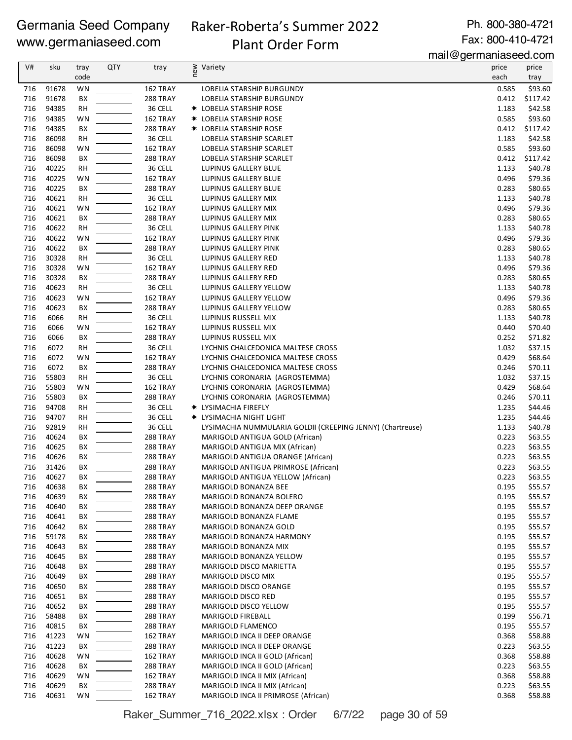Germania Seed Company
www.germaniaseed.com

# Raker-Roberta's Summer 2022 Plant Order Form

Ph. 800-380-4721
Fax: 800-410-4721
mail@germaniaseed.com

| V# | sku | tray code | QTY | tray | new | Variety | price each | price tray |
|---|---|---|---|---|---|---|---|---|
| 716 | 91678 | WN | | 162 TRAY | | LOBELIA STARSHIP BURGUNDY | 0.585 | $93.60 |
| 716 | 91678 | BX | | 288 TRAY | | LOBELIA STARSHIP BURGUNDY | 0.412 | $117.42 |
| 716 | 94385 | RH | | 36 CELL | * | LOBELIA STARSHIP ROSE | 1.183 | $42.58 |
| 716 | 94385 | WN | | 162 TRAY | * | LOBELIA STARSHIP ROSE | 0.585 | $93.60 |
| 716 | 94385 | BX | | 288 TRAY | * | LOBELIA STARSHIP ROSE | 0.412 | $117.42 |
| 716 | 86098 | RH | | 36 CELL | | LOBELIA STARSHIP SCARLET | 1.183 | $42.58 |
| 716 | 86098 | WN | | 162 TRAY | | LOBELIA STARSHIP SCARLET | 0.585 | $93.60 |
| 716 | 86098 | BX | | 288 TRAY | | LOBELIA STARSHIP SCARLET | 0.412 | $117.42 |
| 716 | 40225 | RH | | 36 CELL | | LUPINUS GALLERY BLUE | 1.133 | $40.78 |
| 716 | 40225 | WN | | 162 TRAY | | LUPINUS GALLERY BLUE | 0.496 | $79.36 |
| 716 | 40225 | BX | | 288 TRAY | | LUPINUS GALLERY BLUE | 0.283 | $80.65 |
| 716 | 40621 | RH | | 36 CELL | | LUPINUS GALLERY MIX | 1.133 | $40.78 |
| 716 | 40621 | WN | | 162 TRAY | | LUPINUS GALLERY MIX | 0.496 | $79.36 |
| 716 | 40621 | BX | | 288 TRAY | | LUPINUS GALLERY MIX | 0.283 | $80.65 |
| 716 | 40622 | RH | | 36 CELL | | LUPINUS GALLERY PINK | 1.133 | $40.78 |
| 716 | 40622 | WN | | 162 TRAY | | LUPINUS GALLERY PINK | 0.496 | $79.36 |
| 716 | 40622 | BX | | 288 TRAY | | LUPINUS GALLERY PINK | 0.283 | $80.65 |
| 716 | 30328 | RH | | 36 CELL | | LUPINUS GALLERY RED | 1.133 | $40.78 |
| 716 | 30328 | WN | | 162 TRAY | | LUPINUS GALLERY RED | 0.496 | $79.36 |
| 716 | 30328 | BX | | 288 TRAY | | LUPINUS GALLERY RED | 0.283 | $80.65 |
| 716 | 40623 | RH | | 36 CELL | | LUPINUS GALLERY YELLOW | 1.133 | $40.78 |
| 716 | 40623 | WN | | 162 TRAY | | LUPINUS GALLERY YELLOW | 0.496 | $79.36 |
| 716 | 40623 | BX | | 288 TRAY | | LUPINUS GALLERY YELLOW | 0.283 | $80.65 |
| 716 | 6066 | RH | | 36 CELL | | LUPINUS RUSSELL MIX | 1.133 | $40.78 |
| 716 | 6066 | WN | | 162 TRAY | | LUPINUS RUSSELL MIX | 0.440 | $70.40 |
| 716 | 6066 | BX | | 288 TRAY | | LUPINUS RUSSELL MIX | 0.252 | $71.82 |
| 716 | 6072 | RH | | 36 CELL | | LYCHNIS CHALCEDONICA MALTESE CROSS | 1.032 | $37.15 |
| 716 | 6072 | WN | | 162 TRAY | | LYCHNIS CHALCEDONICA MALTESE CROSS | 0.429 | $68.64 |
| 716 | 6072 | BX | | 288 TRAY | | LYCHNIS CHALCEDONICA MALTESE CROSS | 0.246 | $70.11 |
| 716 | 55803 | RH | | 36 CELL | | LYCHNIS CORONARIA (AGROSTEMMA) | 1.032 | $37.15 |
| 716 | 55803 | WN | | 162 TRAY | | LYCHNIS CORONARIA (AGROSTEMMA) | 0.429 | $68.64 |
| 716 | 55803 | BX | | 288 TRAY | | LYCHNIS CORONARIA (AGROSTEMMA) | 0.246 | $70.11 |
| 716 | 94708 | RH | | 36 CELL | * | LYSIMACHIA FIREFLY | 1.235 | $44.46 |
| 716 | 94707 | RH | | 36 CELL | * | LYSIMACHIA NIGHT LIGHT | 1.235 | $44.46 |
| 716 | 92819 | RH | | 36 CELL | | LYSIMACHIA NUMMULARIA GOLDII (CREEPING JENNY) (Chartreuse) | 1.133 | $40.78 |
| 716 | 40624 | BX | | 288 TRAY | | MARIGOLD ANTIGUA GOLD (African) | 0.223 | $63.55 |
| 716 | 40625 | BX | | 288 TRAY | | MARIGOLD ANTIGUA MIX (African) | 0.223 | $63.55 |
| 716 | 40626 | BX | | 288 TRAY | | MARIGOLD ANTIGUA ORANGE (African) | 0.223 | $63.55 |
| 716 | 31426 | BX | | 288 TRAY | | MARIGOLD ANTIGUA PRIMROSE (African) | 0.223 | $63.55 |
| 716 | 40627 | BX | | 288 TRAY | | MARIGOLD ANTIGUA YELLOW (African) | 0.223 | $63.55 |
| 716 | 40638 | BX | | 288 TRAY | | MARIGOLD BONANZA BEE | 0.195 | $55.57 |
| 716 | 40639 | BX | | 288 TRAY | | MARIGOLD BONANZA BOLERO | 0.195 | $55.57 |
| 716 | 40640 | BX | | 288 TRAY | | MARIGOLD BONANZA DEEP ORANGE | 0.195 | $55.57 |
| 716 | 40641 | BX | | 288 TRAY | | MARIGOLD BONANZA FLAME | 0.195 | $55.57 |
| 716 | 40642 | BX | | 288 TRAY | | MARIGOLD BONANZA GOLD | 0.195 | $55.57 |
| 716 | 59178 | BX | | 288 TRAY | | MARIGOLD BONANZA HARMONY | 0.195 | $55.57 |
| 716 | 40643 | BX | | 288 TRAY | | MARIGOLD BONANZA MIX | 0.195 | $55.57 |
| 716 | 40645 | BX | | 288 TRAY | | MARIGOLD BONANZA YELLOW | 0.195 | $55.57 |
| 716 | 40648 | BX | | 288 TRAY | | MARIGOLD DISCO MARIETTA | 0.195 | $55.57 |
| 716 | 40649 | BX | | 288 TRAY | | MARIGOLD DISCO MIX | 0.195 | $55.57 |
| 716 | 40650 | BX | | 288 TRAY | | MARIGOLD DISCO ORANGE | 0.195 | $55.57 |
| 716 | 40651 | BX | | 288 TRAY | | MARIGOLD DISCO RED | 0.195 | $55.57 |
| 716 | 40652 | BX | | 288 TRAY | | MARIGOLD DISCO YELLOW | 0.195 | $55.57 |
| 716 | 58488 | BX | | 288 TRAY | | MARIGOLD FIREBALL | 0.199 | $56.71 |
| 716 | 40815 | BX | | 288 TRAY | | MARIGOLD FLAMENCO | 0.195 | $55.57 |
| 716 | 41223 | WN | | 162 TRAY | | MARIGOLD INCA II DEEP ORANGE | 0.368 | $58.88 |
| 716 | 41223 | BX | | 288 TRAY | | MARIGOLD INCA II DEEP ORANGE | 0.223 | $63.55 |
| 716 | 40628 | WN | | 162 TRAY | | MARIGOLD INCA II GOLD (African) | 0.368 | $58.88 |
| 716 | 40628 | BX | | 288 TRAY | | MARIGOLD INCA II GOLD (African) | 0.223 | $63.55 |
| 716 | 40629 | WN | | 162 TRAY | | MARIGOLD INCA II MIX (African) | 0.368 | $58.88 |
| 716 | 40629 | BX | | 288 TRAY | | MARIGOLD INCA II MIX (African) | 0.223 | $63.55 |
| 716 | 40631 | WN | | 162 TRAY | | MARIGOLD INCA II PRIMROSE (African) | 0.368 | $58.88 |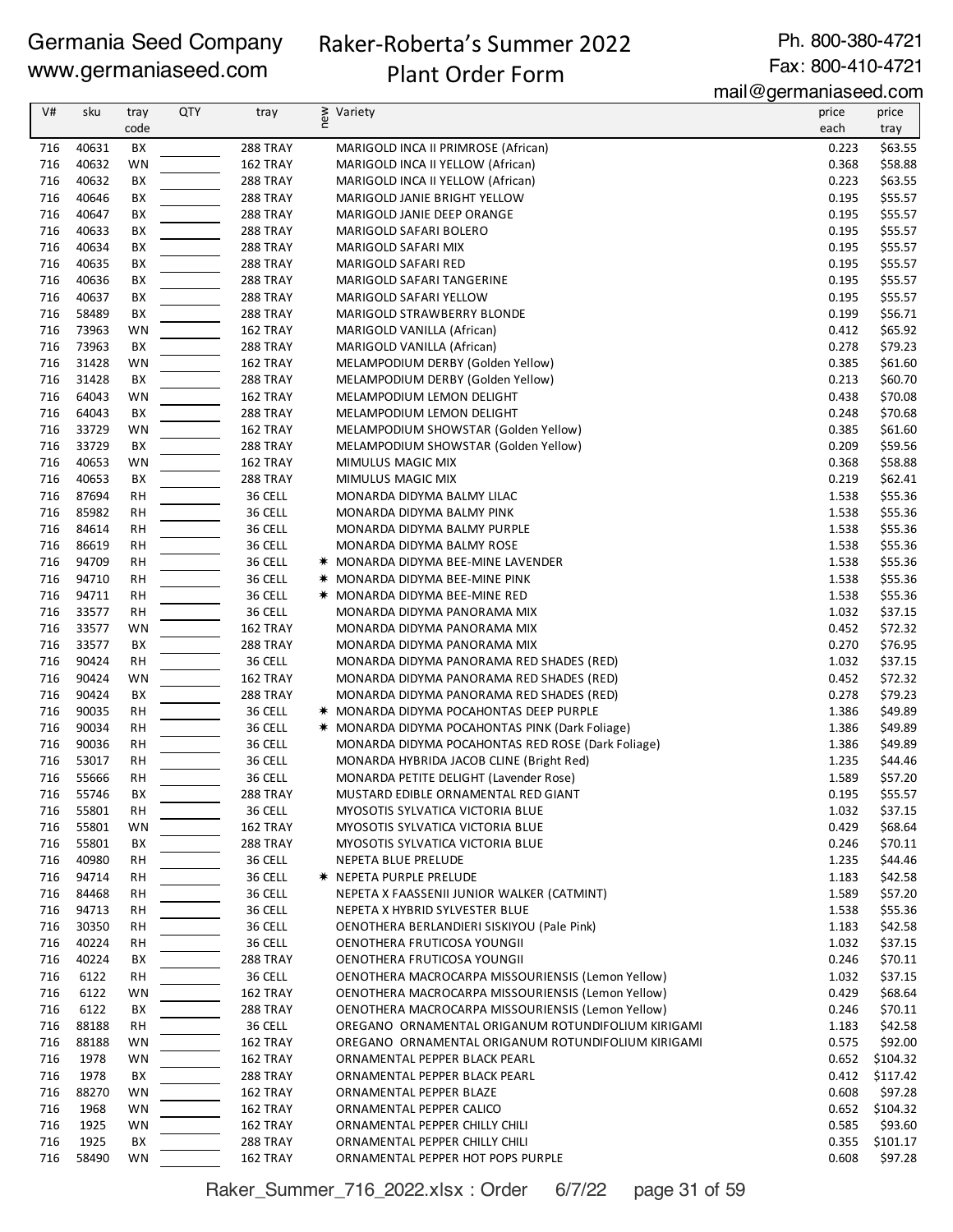Germania Seed Company
www.germaniaseed.com

Raker-Roberta's Summer 2022
Plant Order Form

Ph. 800-380-4721
Fax: 800-410-4721
mail@germaniaseed.com

| V# | sku | tray code | QTY | tray | new | Variety | price each | price tray |
|---|---|---|---|---|---|---|---|---|
| 716 | 40631 | BX | | 288 TRAY | | MARIGOLD INCA II PRIMROSE (African) | 0.223 | $63.55 |
| 716 | 40632 | WN | | 162 TRAY | | MARIGOLD INCA II YELLOW (African) | 0.368 | $58.88 |
| 716 | 40632 | BX | | 288 TRAY | | MARIGOLD INCA II YELLOW (African) | 0.223 | $63.55 |
| 716 | 40646 | BX | | 288 TRAY | | MARIGOLD JANIE BRIGHT YELLOW | 0.195 | $55.57 |
| 716 | 40647 | BX | | 288 TRAY | | MARIGOLD JANIE DEEP ORANGE | 0.195 | $55.57 |
| 716 | 40633 | BX | | 288 TRAY | | MARIGOLD SAFARI BOLERO | 0.195 | $55.57 |
| 716 | 40634 | BX | | 288 TRAY | | MARIGOLD SAFARI MIX | 0.195 | $55.57 |
| 716 | 40635 | BX | | 288 TRAY | | MARIGOLD SAFARI RED | 0.195 | $55.57 |
| 716 | 40636 | BX | | 288 TRAY | | MARIGOLD SAFARI TANGERINE | 0.195 | $55.57 |
| 716 | 40637 | BX | | 288 TRAY | | MARIGOLD SAFARI YELLOW | 0.195 | $55.57 |
| 716 | 58489 | BX | | 288 TRAY | | MARIGOLD STRAWBERRY BLONDE | 0.199 | $56.71 |
| 716 | 73963 | WN | | 162 TRAY | | MARIGOLD VANILLA (African) | 0.412 | $65.92 |
| 716 | 73963 | BX | | 288 TRAY | | MARIGOLD VANILLA (African) | 0.278 | $79.23 |
| 716 | 31428 | WN | | 162 TRAY | | MELAMPODIUM DERBY (Golden Yellow) | 0.385 | $61.60 |
| 716 | 31428 | BX | | 288 TRAY | | MELAMPODIUM DERBY (Golden Yellow) | 0.213 | $60.70 |
| 716 | 64043 | WN | | 162 TRAY | | MELAMPODIUM LEMON DELIGHT | 0.438 | $70.08 |
| 716 | 64043 | BX | | 288 TRAY | | MELAMPODIUM LEMON DELIGHT | 0.248 | $70.68 |
| 716 | 33729 | WN | | 162 TRAY | | MELAMPODIUM SHOWSTAR (Golden Yellow) | 0.385 | $61.60 |
| 716 | 33729 | BX | | 288 TRAY | | MELAMPODIUM SHOWSTAR (Golden Yellow) | 0.209 | $59.56 |
| 716 | 40653 | WN | | 162 TRAY | | MIMULUS MAGIC MIX | 0.368 | $58.88 |
| 716 | 40653 | BX | | 288 TRAY | | MIMULUS MAGIC MIX | 0.219 | $62.41 |
| 716 | 87694 | RH | | 36 CELL | | MONARDA DIDYMA BALMY LILAC | 1.538 | $55.36 |
| 716 | 85982 | RH | | 36 CELL | | MONARDA DIDYMA BALMY PINK | 1.538 | $55.36 |
| 716 | 84614 | RH | | 36 CELL | | MONARDA DIDYMA BALMY PURPLE | 1.538 | $55.36 |
| 716 | 86619 | RH | | 36 CELL | | MONARDA DIDYMA BALMY ROSE | 1.538 | $55.36 |
| 716 | 94709 | RH | | 36 CELL | ✷ | MONARDA DIDYMA BEE-MINE LAVENDER | 1.538 | $55.36 |
| 716 | 94710 | RH | | 36 CELL | ✷ | MONARDA DIDYMA BEE-MINE PINK | 1.538 | $55.36 |
| 716 | 94711 | RH | | 36 CELL | ✷ | MONARDA DIDYMA BEE-MINE RED | 1.538 | $55.36 |
| 716 | 33577 | RH | | 36 CELL | | MONARDA DIDYMA PANORAMA MIX | 1.032 | $37.15 |
| 716 | 33577 | WN | | 162 TRAY | | MONARDA DIDYMA PANORAMA MIX | 0.452 | $72.32 |
| 716 | 33577 | BX | | 288 TRAY | | MONARDA DIDYMA PANORAMA MIX | 0.270 | $76.95 |
| 716 | 90424 | RH | | 36 CELL | | MONARDA DIDYMA PANORAMA RED SHADES (RED) | 1.032 | $37.15 |
| 716 | 90424 | WN | | 162 TRAY | | MONARDA DIDYMA PANORAMA RED SHADES (RED) | 0.452 | $72.32 |
| 716 | 90424 | BX | | 288 TRAY | | MONARDA DIDYMA PANORAMA RED SHADES (RED) | 0.278 | $79.23 |
| 716 | 90035 | RH | | 36 CELL | ✷ | MONARDA DIDYMA POCAHONTAS DEEP PURPLE | 1.386 | $49.89 |
| 716 | 90034 | RH | | 36 CELL | ✷ | MONARDA DIDYMA POCAHONTAS PINK (Dark Foliage) | 1.386 | $49.89 |
| 716 | 90036 | RH | | 36 CELL | | MONARDA DIDYMA POCAHONTAS RED ROSE (Dark Foliage) | 1.386 | $49.89 |
| 716 | 53017 | RH | | 36 CELL | | MONARDA HYBRIDA JACOB CLINE (Bright Red) | 1.235 | $44.46 |
| 716 | 55666 | RH | | 36 CELL | | MONARDA PETITE DELIGHT (Lavender Rose) | 1.589 | $57.20 |
| 716 | 55746 | BX | | 288 TRAY | | MUSTARD EDIBLE ORNAMENTAL RED GIANT | 0.195 | $55.57 |
| 716 | 55801 | RH | | 36 CELL | | MYOSOTIS SYLVATICA VICTORIA BLUE | 1.032 | $37.15 |
| 716 | 55801 | WN | | 162 TRAY | | MYOSOTIS SYLVATICA VICTORIA BLUE | 0.429 | $68.64 |
| 716 | 55801 | BX | | 288 TRAY | | MYOSOTIS SYLVATICA VICTORIA BLUE | 0.246 | $70.11 |
| 716 | 40980 | RH | | 36 CELL | | NEPETA BLUE PRELUDE | 1.235 | $44.46 |
| 716 | 94714 | RH | | 36 CELL | ✷ | NEPETA PURPLE PRELUDE | 1.183 | $42.58 |
| 716 | 84468 | RH | | 36 CELL | | NEPETA X FAASSENII JUNIOR WALKER (CATMINT) | 1.589 | $57.20 |
| 716 | 94713 | RH | | 36 CELL | | NEPETA X HYBRID SYLVESTER BLUE | 1.538 | $55.36 |
| 716 | 30350 | RH | | 36 CELL | | OENOTHERA BERLANDIERI SISKIYOU (Pale Pink) | 1.183 | $42.58 |
| 716 | 40224 | RH | | 36 CELL | | OENOTHERA FRUTICOSA YOUNGII | 1.032 | $37.15 |
| 716 | 40224 | BX | | 288 TRAY | | OENOTHERA FRUTICOSA YOUNGII | 0.246 | $70.11 |
| 716 | 6122 | RH | | 36 CELL | | OENOTHERA MACROCARPA MISSOURIENSIS (Lemon Yellow) | 1.032 | $37.15 |
| 716 | 6122 | WN | | 162 TRAY | | OENOTHERA MACROCARPA MISSOURIENSIS (Lemon Yellow) | 0.429 | $68.64 |
| 716 | 6122 | BX | | 288 TRAY | | OENOTHERA MACROCARPA MISSOURIENSIS (Lemon Yellow) | 0.246 | $70.11 |
| 716 | 88188 | RH | | 36 CELL | | OREGANO ORNAMENTAL ORIGANUM ROTUNDIFOLIUM KIRIGAMI | 1.183 | $42.58 |
| 716 | 88188 | WN | | 162 TRAY | | OREGANO ORNAMENTAL ORIGANUM ROTUNDIFOLIUM KIRIGAMI | 0.575 | $92.00 |
| 716 | 1978 | WN | | 162 TRAY | | ORNAMENTAL PEPPER BLACK PEARL | 0.652 | $104.32 |
| 716 | 1978 | BX | | 288 TRAY | | ORNAMENTAL PEPPER BLACK PEARL | 0.412 | $117.42 |
| 716 | 88270 | WN | | 162 TRAY | | ORNAMENTAL PEPPER BLAZE | 0.608 | $97.28 |
| 716 | 1968 | WN | | 162 TRAY | | ORNAMENTAL PEPPER CALICO | 0.652 | $104.32 |
| 716 | 1925 | WN | | 162 TRAY | | ORNAMENTAL PEPPER CHILLY CHILI | 0.585 | $93.60 |
| 716 | 1925 | BX | | 288 TRAY | | ORNAMENTAL PEPPER CHILLY CHILI | 0.355 | $101.17 |
| 716 | 58490 | WN | | 162 TRAY | | ORNAMENTAL PEPPER HOT POPS PURPLE | 0.608 | $97.28 |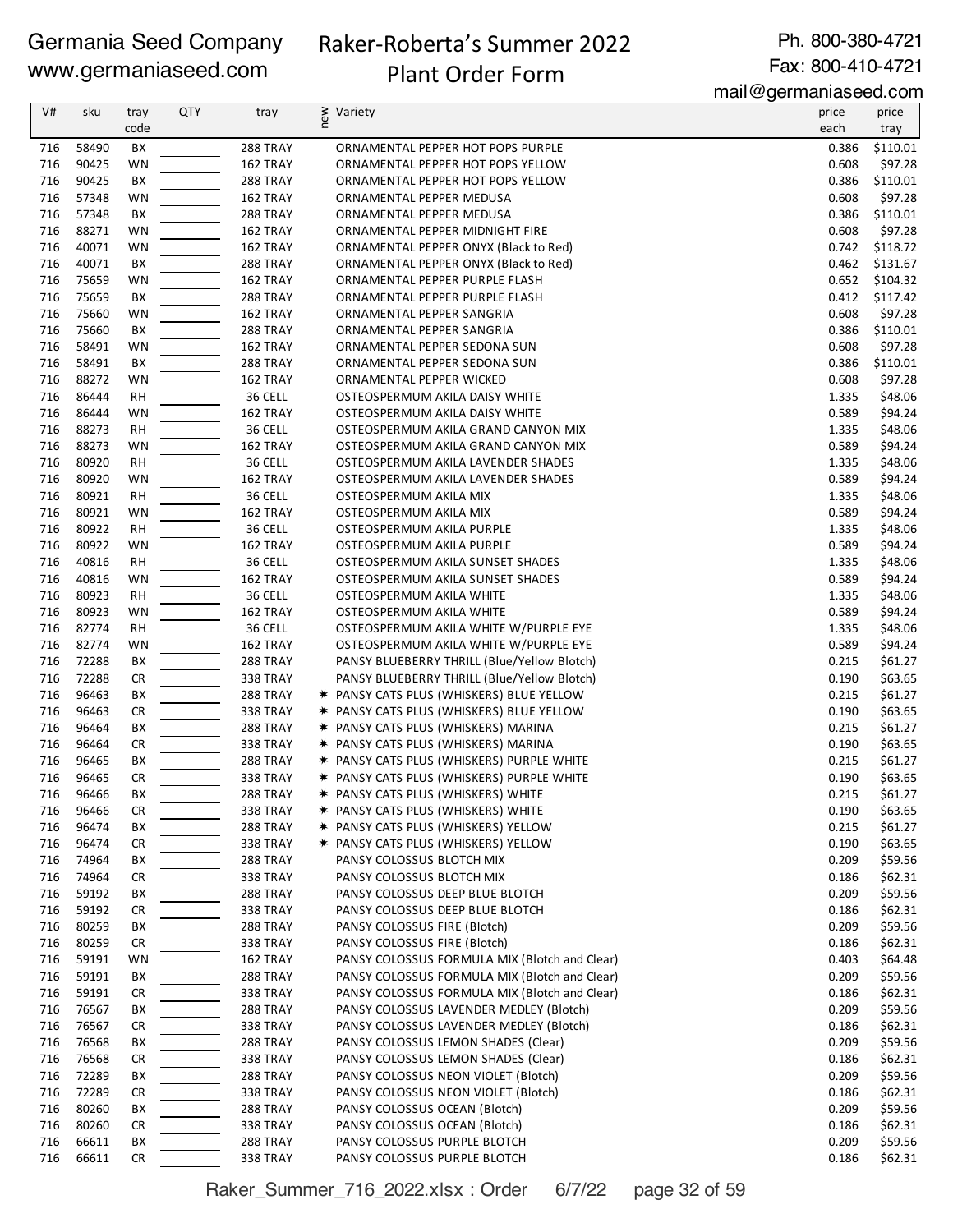Germania Seed Company
www.germaniaseed.com

# Raker-Roberta's Summer 2022 Plant Order Form

Ph. 800-380-4721
Fax: 800-410-4721
mail@germaniaseed.com

| V# | sku | tray code | QTY | tray | new | Variety | price each | price tray |
|---|---|---|---|---|---|---|---|---|
| 716 | 58490 | BX | | 288 TRAY | | ORNAMENTAL PEPPER HOT POPS PURPLE | 0.386 | $110.01 |
| 716 | 90425 | WN | | 162 TRAY | | ORNAMENTAL PEPPER HOT POPS YELLOW | 0.608 | $97.28 |
| 716 | 90425 | BX | | 288 TRAY | | ORNAMENTAL PEPPER HOT POPS YELLOW | 0.386 | $110.01 |
| 716 | 57348 | WN | | 162 TRAY | | ORNAMENTAL PEPPER MEDUSA | 0.608 | $97.28 |
| 716 | 57348 | BX | | 288 TRAY | | ORNAMENTAL PEPPER MEDUSA | 0.386 | $110.01 |
| 716 | 88271 | WN | | 162 TRAY | | ORNAMENTAL PEPPER MIDNIGHT FIRE | 0.608 | $97.28 |
| 716 | 40071 | WN | | 162 TRAY | | ORNAMENTAL PEPPER ONYX (Black to Red) | 0.742 | $118.72 |
| 716 | 40071 | BX | | 288 TRAY | | ORNAMENTAL PEPPER ONYX (Black to Red) | 0.462 | $131.67 |
| 716 | 75659 | WN | | 162 TRAY | | ORNAMENTAL PEPPER PURPLE FLASH | 0.652 | $104.32 |
| 716 | 75659 | BX | | 288 TRAY | | ORNAMENTAL PEPPER PURPLE FLASH | 0.412 | $117.42 |
| 716 | 75660 | WN | | 162 TRAY | | ORNAMENTAL PEPPER SANGRIA | 0.608 | $97.28 |
| 716 | 75660 | BX | | 288 TRAY | | ORNAMENTAL PEPPER SANGRIA | 0.386 | $110.01 |
| 716 | 58491 | WN | | 162 TRAY | | ORNAMENTAL PEPPER SEDONA SUN | 0.608 | $97.28 |
| 716 | 58491 | BX | | 288 TRAY | | ORNAMENTAL PEPPER SEDONA SUN | 0.386 | $110.01 |
| 716 | 88272 | WN | | 162 TRAY | | ORNAMENTAL PEPPER WICKED | 0.608 | $97.28 |
| 716 | 86444 | RH | | 36 CELL | | OSTEOSPERMUM AKILA DAISY WHITE | 1.335 | $48.06 |
| 716 | 86444 | WN | | 162 TRAY | | OSTEOSPERMUM AKILA DAISY WHITE | 0.589 | $94.24 |
| 716 | 88273 | RH | | 36 CELL | | OSTEOSPERMUM AKILA GRAND CANYON MIX | 1.335 | $48.06 |
| 716 | 88273 | WN | | 162 TRAY | | OSTEOSPERMUM AKILA GRAND CANYON MIX | 0.589 | $94.24 |
| 716 | 80920 | RH | | 36 CELL | | OSTEOSPERMUM AKILA LAVENDER SHADES | 1.335 | $48.06 |
| 716 | 80920 | WN | | 162 TRAY | | OSTEOSPERMUM AKILA LAVENDER SHADES | 0.589 | $94.24 |
| 716 | 80921 | RH | | 36 CELL | | OSTEOSPERMUM AKILA MIX | 1.335 | $48.06 |
| 716 | 80921 | WN | | 162 TRAY | | OSTEOSPERMUM AKILA MIX | 0.589 | $94.24 |
| 716 | 80922 | RH | | 36 CELL | | OSTEOSPERMUM AKILA PURPLE | 1.335 | $48.06 |
| 716 | 80922 | WN | | 162 TRAY | | OSTEOSPERMUM AKILA PURPLE | 0.589 | $94.24 |
| 716 | 40816 | RH | | 36 CELL | | OSTEOSPERMUM AKILA SUNSET SHADES | 1.335 | $48.06 |
| 716 | 40816 | WN | | 162 TRAY | | OSTEOSPERMUM AKILA SUNSET SHADES | 0.589 | $94.24 |
| 716 | 80923 | RH | | 36 CELL | | OSTEOSPERMUM AKILA WHITE | 1.335 | $48.06 |
| 716 | 80923 | WN | | 162 TRAY | | OSTEOSPERMUM AKILA WHITE | 0.589 | $94.24 |
| 716 | 82774 | RH | | 36 CELL | | OSTEOSPERMUM AKILA WHITE W/PURPLE EYE | 1.335 | $48.06 |
| 716 | 82774 | WN | | 162 TRAY | | OSTEOSPERMUM AKILA WHITE W/PURPLE EYE | 0.589 | $94.24 |
| 716 | 72288 | BX | | 288 TRAY | | PANSY BLUEBERRY THRILL (Blue/Yellow Blotch) | 0.215 | $61.27 |
| 716 | 72288 | CR | | 338 TRAY | | PANSY BLUEBERRY THRILL (Blue/Yellow Blotch) | 0.190 | $63.65 |
| 716 | 96463 | BX | | 288 TRAY | * | PANSY CATS PLUS (WHISKERS) BLUE YELLOW | 0.215 | $61.27 |
| 716 | 96463 | CR | | 338 TRAY | * | PANSY CATS PLUS (WHISKERS) BLUE YELLOW | 0.190 | $63.65 |
| 716 | 96464 | BX | | 288 TRAY | * | PANSY CATS PLUS (WHISKERS) MARINA | 0.215 | $61.27 |
| 716 | 96464 | CR | | 338 TRAY | * | PANSY CATS PLUS (WHISKERS) MARINA | 0.190 | $63.65 |
| 716 | 96465 | BX | | 288 TRAY | * | PANSY CATS PLUS (WHISKERS) PURPLE WHITE | 0.215 | $61.27 |
| 716 | 96465 | CR | | 338 TRAY | * | PANSY CATS PLUS (WHISKERS) PURPLE WHITE | 0.190 | $63.65 |
| 716 | 96466 | BX | | 288 TRAY | * | PANSY CATS PLUS (WHISKERS) WHITE | 0.215 | $61.27 |
| 716 | 96466 | CR | | 338 TRAY | * | PANSY CATS PLUS (WHISKERS) WHITE | 0.190 | $63.65 |
| 716 | 96474 | BX | | 288 TRAY | * | PANSY CATS PLUS (WHISKERS) YELLOW | 0.215 | $61.27 |
| 716 | 96474 | CR | | 338 TRAY | * | PANSY CATS PLUS (WHISKERS) YELLOW | 0.190 | $63.65 |
| 716 | 74964 | BX | | 288 TRAY | | PANSY COLOSSUS BLOTCH MIX | 0.209 | $59.56 |
| 716 | 74964 | CR | | 338 TRAY | | PANSY COLOSSUS BLOTCH MIX | 0.186 | $62.31 |
| 716 | 59192 | BX | | 288 TRAY | | PANSY COLOSSUS DEEP BLUE BLOTCH | 0.209 | $59.56 |
| 716 | 59192 | CR | | 338 TRAY | | PANSY COLOSSUS DEEP BLUE BLOTCH | 0.186 | $62.31 |
| 716 | 80259 | BX | | 288 TRAY | | PANSY COLOSSUS FIRE (Blotch) | 0.209 | $59.56 |
| 716 | 80259 | CR | | 338 TRAY | | PANSY COLOSSUS FIRE (Blotch) | 0.186 | $62.31 |
| 716 | 59191 | WN | | 162 TRAY | | PANSY COLOSSUS FORMULA MIX (Blotch and Clear) | 0.403 | $64.48 |
| 716 | 59191 | BX | | 288 TRAY | | PANSY COLOSSUS FORMULA MIX (Blotch and Clear) | 0.209 | $59.56 |
| 716 | 59191 | CR | | 338 TRAY | | PANSY COLOSSUS FORMULA MIX (Blotch and Clear) | 0.186 | $62.31 |
| 716 | 76567 | BX | | 288 TRAY | | PANSY COLOSSUS LAVENDER MEDLEY (Blotch) | 0.209 | $59.56 |
| 716 | 76567 | CR | | 338 TRAY | | PANSY COLOSSUS LAVENDER MEDLEY (Blotch) | 0.186 | $62.31 |
| 716 | 76568 | BX | | 288 TRAY | | PANSY COLOSSUS LEMON SHADES (Clear) | 0.209 | $59.56 |
| 716 | 76568 | CR | | 338 TRAY | | PANSY COLOSSUS LEMON SHADES (Clear) | 0.186 | $62.31 |
| 716 | 72289 | BX | | 288 TRAY | | PANSY COLOSSUS NEON VIOLET (Blotch) | 0.209 | $59.56 |
| 716 | 72289 | CR | | 338 TRAY | | PANSY COLOSSUS NEON VIOLET (Blotch) | 0.186 | $62.31 |
| 716 | 80260 | BX | | 288 TRAY | | PANSY COLOSSUS OCEAN (Blotch) | 0.209 | $59.56 |
| 716 | 80260 | CR | | 338 TRAY | | PANSY COLOSSUS OCEAN (Blotch) | 0.186 | $62.31 |
| 716 | 66611 | BX | | 288 TRAY | | PANSY COLOSSUS PURPLE BLOTCH | 0.209 | $59.56 |
| 716 | 66611 | CR | | 338 TRAY | | PANSY COLOSSUS PURPLE BLOTCH | 0.186 | $62.31 |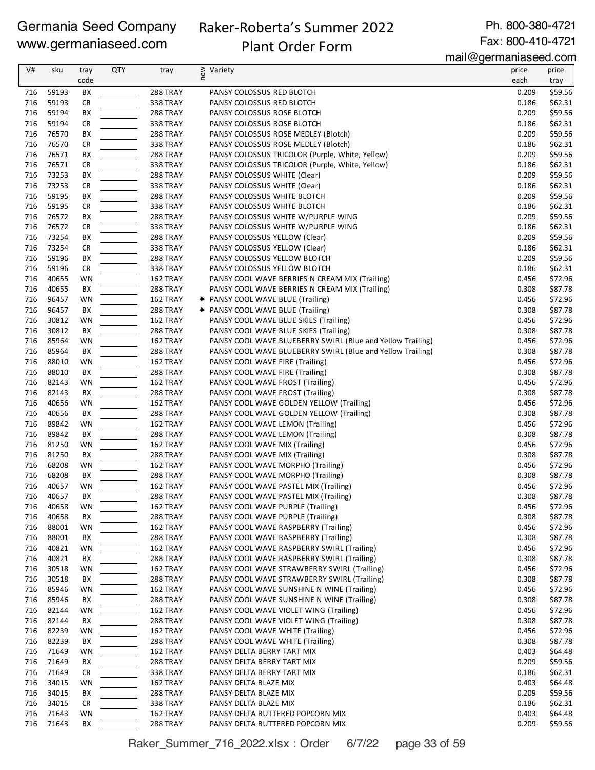Germania Seed Company
www.germaniaseed.com

Raker-Roberta's Summer 2022
Plant Order Form

Ph. 800-380-4721
Fax: 800-410-4721
mail@germaniaseed.com

| V# | sku | tray code | QTY | tray | new | Variety | price each | price tray |
|---|---|---|---|---|---|---|---|---|
| 716 | 59193 | BX | | 288 TRAY | | PANSY COLOSSUS RED BLOTCH | 0.209 | $59.56 |
| 716 | 59193 | CR | | 338 TRAY | | PANSY COLOSSUS RED BLOTCH | 0.186 | $62.31 |
| 716 | 59194 | BX | | 288 TRAY | | PANSY COLOSSUS ROSE BLOTCH | 0.209 | $59.56 |
| 716 | 59194 | CR | | 338 TRAY | | PANSY COLOSSUS ROSE BLOTCH | 0.186 | $62.31 |
| 716 | 76570 | BX | | 288 TRAY | | PANSY COLOSSUS ROSE MEDLEY (Blotch) | 0.209 | $59.56 |
| 716 | 76570 | CR | | 338 TRAY | | PANSY COLOSSUS ROSE MEDLEY (Blotch) | 0.186 | $62.31 |
| 716 | 76571 | BX | | 288 TRAY | | PANSY COLOSSUS TRICOLOR (Purple, White, Yellow) | 0.209 | $59.56 |
| 716 | 76571 | CR | | 338 TRAY | | PANSY COLOSSUS TRICOLOR (Purple, White, Yellow) | 0.186 | $62.31 |
| 716 | 73253 | BX | | 288 TRAY | | PANSY COLOSSUS WHITE (Clear) | 0.209 | $59.56 |
| 716 | 73253 | CR | | 338 TRAY | | PANSY COLOSSUS WHITE (Clear) | 0.186 | $62.31 |
| 716 | 59195 | BX | | 288 TRAY | | PANSY COLOSSUS WHITE BLOTCH | 0.209 | $59.56 |
| 716 | 59195 | CR | | 338 TRAY | | PANSY COLOSSUS WHITE BLOTCH | 0.186 | $62.31 |
| 716 | 76572 | BX | | 288 TRAY | | PANSY COLOSSUS WHITE W/PURPLE WING | 0.209 | $59.56 |
| 716 | 76572 | CR | | 338 TRAY | | PANSY COLOSSUS WHITE W/PURPLE WING | 0.186 | $62.31 |
| 716 | 73254 | BX | | 288 TRAY | | PANSY COLOSSUS YELLOW (Clear) | 0.209 | $59.56 |
| 716 | 73254 | CR | | 338 TRAY | | PANSY COLOSSUS YELLOW (Clear) | 0.186 | $62.31 |
| 716 | 59196 | BX | | 288 TRAY | | PANSY COLOSSUS YELLOW BLOTCH | 0.209 | $59.56 |
| 716 | 59196 | CR | | 338 TRAY | | PANSY COLOSSUS YELLOW BLOTCH | 0.186 | $62.31 |
| 716 | 40655 | WN | | 162 TRAY | | PANSY COOL WAVE BERRIES N CREAM MIX (Trailing) | 0.456 | $72.96 |
| 716 | 40655 | BX | | 288 TRAY | | PANSY COOL WAVE BERRIES N CREAM MIX (Trailing) | 0.308 | $87.78 |
| 716 | 96457 | WN | | 162 TRAY | * | PANSY COOL WAVE BLUE (Trailing) | 0.456 | $72.96 |
| 716 | 96457 | BX | | 288 TRAY | * | PANSY COOL WAVE BLUE (Trailing) | 0.308 | $87.78 |
| 716 | 30812 | WN | | 162 TRAY | | PANSY COOL WAVE BLUE SKIES (Trailing) | 0.456 | $72.96 |
| 716 | 30812 | BX | | 288 TRAY | | PANSY COOL WAVE BLUE SKIES (Trailing) | 0.308 | $87.78 |
| 716 | 85964 | WN | | 162 TRAY | | PANSY COOL WAVE BLUEBERRY SWIRL (Blue and Yellow Trailing) | 0.456 | $72.96 |
| 716 | 85964 | BX | | 288 TRAY | | PANSY COOL WAVE BLUEBERRY SWIRL (Blue and Yellow Trailing) | 0.308 | $87.78 |
| 716 | 88010 | WN | | 162 TRAY | | PANSY COOL WAVE FIRE (Trailing) | 0.456 | $72.96 |
| 716 | 88010 | BX | | 288 TRAY | | PANSY COOL WAVE FIRE (Trailing) | 0.308 | $87.78 |
| 716 | 82143 | WN | | 162 TRAY | | PANSY COOL WAVE FROST (Trailing) | 0.456 | $72.96 |
| 716 | 82143 | BX | | 288 TRAY | | PANSY COOL WAVE FROST (Trailing) | 0.308 | $87.78 |
| 716 | 40656 | WN | | 162 TRAY | | PANSY COOL WAVE GOLDEN YELLOW (Trailing) | 0.456 | $72.96 |
| 716 | 40656 | BX | | 288 TRAY | | PANSY COOL WAVE GOLDEN YELLOW (Trailing) | 0.308 | $87.78 |
| 716 | 89842 | WN | | 162 TRAY | | PANSY COOL WAVE LEMON (Trailing) | 0.456 | $72.96 |
| 716 | 89842 | BX | | 288 TRAY | | PANSY COOL WAVE LEMON (Trailing) | 0.308 | $87.78 |
| 716 | 81250 | WN | | 162 TRAY | | PANSY COOL WAVE MIX (Trailing) | 0.456 | $72.96 |
| 716 | 81250 | BX | | 288 TRAY | | PANSY COOL WAVE MIX (Trailing) | 0.308 | $87.78 |
| 716 | 68208 | WN | | 162 TRAY | | PANSY COOL WAVE MORPHO (Trailing) | 0.456 | $72.96 |
| 716 | 68208 | BX | | 288 TRAY | | PANSY COOL WAVE MORPHO (Trailing) | 0.308 | $87.78 |
| 716 | 40657 | WN | | 162 TRAY | | PANSY COOL WAVE PASTEL MIX (Trailing) | 0.456 | $72.96 |
| 716 | 40657 | BX | | 288 TRAY | | PANSY COOL WAVE PASTEL MIX (Trailing) | 0.308 | $87.78 |
| 716 | 40658 | WN | | 162 TRAY | | PANSY COOL WAVE PURPLE (Trailing) | 0.456 | $72.96 |
| 716 | 40658 | BX | | 288 TRAY | | PANSY COOL WAVE PURPLE (Trailing) | 0.308 | $87.78 |
| 716 | 88001 | WN | | 162 TRAY | | PANSY COOL WAVE RASPBERRY (Trailing) | 0.456 | $72.96 |
| 716 | 88001 | BX | | 288 TRAY | | PANSY COOL WAVE RASPBERRY (Trailing) | 0.308 | $87.78 |
| 716 | 40821 | WN | | 162 TRAY | | PANSY COOL WAVE RASPBERRY SWIRL (Trailing) | 0.456 | $72.96 |
| 716 | 40821 | BX | | 288 TRAY | | PANSY COOL WAVE RASPBERRY SWIRL (Trailing) | 0.308 | $87.78 |
| 716 | 30518 | WN | | 162 TRAY | | PANSY COOL WAVE STRAWBERRY SWIRL (Trailing) | 0.456 | $72.96 |
| 716 | 30518 | BX | | 288 TRAY | | PANSY COOL WAVE STRAWBERRY SWIRL (Trailing) | 0.308 | $87.78 |
| 716 | 85946 | WN | | 162 TRAY | | PANSY COOL WAVE SUNSHINE N WINE (Trailing) | 0.456 | $72.96 |
| 716 | 85946 | BX | | 288 TRAY | | PANSY COOL WAVE SUNSHINE N WINE (Trailing) | 0.308 | $87.78 |
| 716 | 82144 | WN | | 162 TRAY | | PANSY COOL WAVE VIOLET WING (Trailing) | 0.456 | $72.96 |
| 716 | 82144 | BX | | 288 TRAY | | PANSY COOL WAVE VIOLET WING (Trailing) | 0.308 | $87.78 |
| 716 | 82239 | WN | | 162 TRAY | | PANSY COOL WAVE WHITE (Trailing) | 0.456 | $72.96 |
| 716 | 82239 | BX | | 288 TRAY | | PANSY COOL WAVE WHITE (Trailing) | 0.308 | $87.78 |
| 716 | 71649 | WN | | 162 TRAY | | PANSY DELTA BERRY TART MIX | 0.403 | $64.48 |
| 716 | 71649 | BX | | 288 TRAY | | PANSY DELTA BERRY TART MIX | 0.209 | $59.56 |
| 716 | 71649 | CR | | 338 TRAY | | PANSY DELTA BERRY TART MIX | 0.186 | $62.31 |
| 716 | 34015 | WN | | 162 TRAY | | PANSY DELTA BLAZE MIX | 0.403 | $64.48 |
| 716 | 34015 | BX | | 288 TRAY | | PANSY DELTA BLAZE MIX | 0.209 | $59.56 |
| 716 | 34015 | CR | | 338 TRAY | | PANSY DELTA BLAZE MIX | 0.186 | $62.31 |
| 716 | 71643 | WN | | 162 TRAY | | PANSY DELTA BUTTERED POPCORN MIX | 0.403 | $64.48 |
| 716 | 71643 | BX | | 288 TRAY | | PANSY DELTA BUTTERED POPCORN MIX | 0.209 | $59.56 |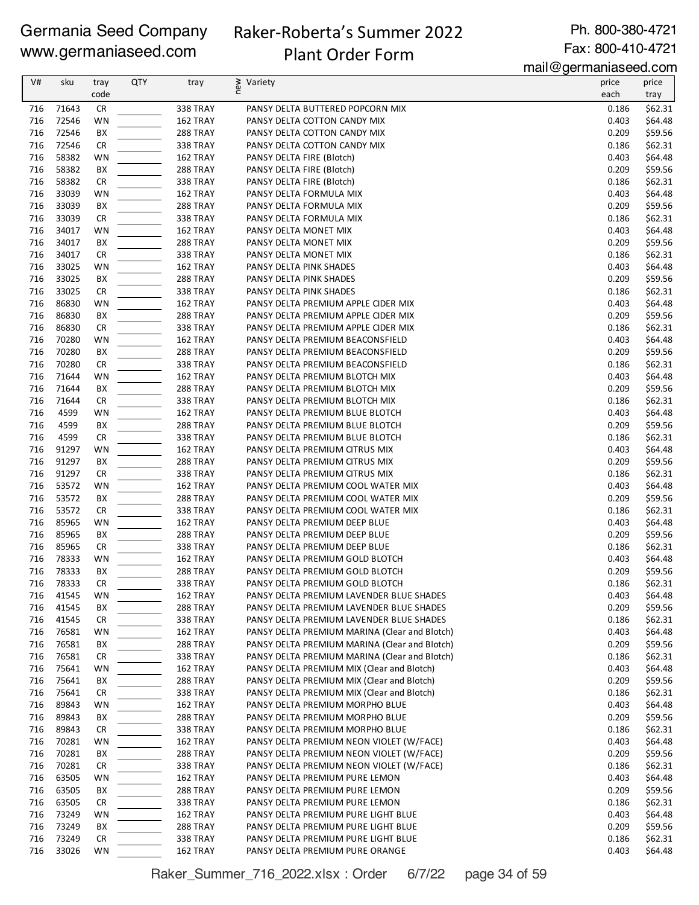Germania Seed Company
www.germaniaseed.com

# Raker-Roberta's Summer 2022 Plant Order Form

Ph. 800-380-4721
Fax: 800-410-4721
mail@germaniaseed.com

| V# | sku | tray code | QTY | tray | new | Variety | price each | price tray |
|---|---|---|---|---|---|---|---|---|
| 716 | 71643 | CR | | 338 TRAY | | PANSY DELTA BUTTERED POPCORN MIX | 0.186 | $62.31 |
| 716 | 72546 | WN | | 162 TRAY | | PANSY DELTA COTTON CANDY MIX | 0.403 | $64.48 |
| 716 | 72546 | BX | | 288 TRAY | | PANSY DELTA COTTON CANDY MIX | 0.209 | $59.56 |
| 716 | 72546 | CR | | 338 TRAY | | PANSY DELTA COTTON CANDY MIX | 0.186 | $62.31 |
| 716 | 58382 | WN | | 162 TRAY | | PANSY DELTA FIRE (Blotch) | 0.403 | $64.48 |
| 716 | 58382 | BX | | 288 TRAY | | PANSY DELTA FIRE (Blotch) | 0.209 | $59.56 |
| 716 | 58382 | CR | | 338 TRAY | | PANSY DELTA FIRE (Blotch) | 0.186 | $62.31 |
| 716 | 33039 | WN | | 162 TRAY | | PANSY DELTA FORMULA MIX | 0.403 | $64.48 |
| 716 | 33039 | BX | | 288 TRAY | | PANSY DELTA FORMULA MIX | 0.209 | $59.56 |
| 716 | 33039 | CR | | 338 TRAY | | PANSY DELTA FORMULA MIX | 0.186 | $62.31 |
| 716 | 34017 | WN | | 162 TRAY | | PANSY DELTA MONET MIX | 0.403 | $64.48 |
| 716 | 34017 | BX | | 288 TRAY | | PANSY DELTA MONET MIX | 0.209 | $59.56 |
| 716 | 34017 | CR | | 338 TRAY | | PANSY DELTA MONET MIX | 0.186 | $62.31 |
| 716 | 33025 | WN | | 162 TRAY | | PANSY DELTA PINK SHADES | 0.403 | $64.48 |
| 716 | 33025 | BX | | 288 TRAY | | PANSY DELTA PINK SHADES | 0.209 | $59.56 |
| 716 | 33025 | CR | | 338 TRAY | | PANSY DELTA PINK SHADES | 0.186 | $62.31 |
| 716 | 86830 | WN | | 162 TRAY | | PANSY DELTA PREMIUM APPLE CIDER MIX | 0.403 | $64.48 |
| 716 | 86830 | BX | | 288 TRAY | | PANSY DELTA PREMIUM APPLE CIDER MIX | 0.209 | $59.56 |
| 716 | 86830 | CR | | 338 TRAY | | PANSY DELTA PREMIUM APPLE CIDER MIX | 0.186 | $62.31 |
| 716 | 70280 | WN | | 162 TRAY | | PANSY DELTA PREMIUM BEACONSFIELD | 0.403 | $64.48 |
| 716 | 70280 | BX | | 288 TRAY | | PANSY DELTA PREMIUM BEACONSFIELD | 0.209 | $59.56 |
| 716 | 70280 | CR | | 338 TRAY | | PANSY DELTA PREMIUM BEACONSFIELD | 0.186 | $62.31 |
| 716 | 71644 | WN | | 162 TRAY | | PANSY DELTA PREMIUM BLOTCH MIX | 0.403 | $64.48 |
| 716 | 71644 | BX | | 288 TRAY | | PANSY DELTA PREMIUM BLOTCH MIX | 0.209 | $59.56 |
| 716 | 71644 | CR | | 338 TRAY | | PANSY DELTA PREMIUM BLOTCH MIX | 0.186 | $62.31 |
| 716 | 4599 | WN | | 162 TRAY | | PANSY DELTA PREMIUM BLUE BLOTCH | 0.403 | $64.48 |
| 716 | 4599 | BX | | 288 TRAY | | PANSY DELTA PREMIUM BLUE BLOTCH | 0.209 | $59.56 |
| 716 | 4599 | CR | | 338 TRAY | | PANSY DELTA PREMIUM BLUE BLOTCH | 0.186 | $62.31 |
| 716 | 91297 | WN | | 162 TRAY | | PANSY DELTA PREMIUM CITRUS MIX | 0.403 | $64.48 |
| 716 | 91297 | BX | | 288 TRAY | | PANSY DELTA PREMIUM CITRUS MIX | 0.209 | $59.56 |
| 716 | 91297 | CR | | 338 TRAY | | PANSY DELTA PREMIUM CITRUS MIX | 0.186 | $62.31 |
| 716 | 53572 | WN | | 162 TRAY | | PANSY DELTA PREMIUM COOL WATER MIX | 0.403 | $64.48 |
| 716 | 53572 | BX | | 288 TRAY | | PANSY DELTA PREMIUM COOL WATER MIX | 0.209 | $59.56 |
| 716 | 53572 | CR | | 338 TRAY | | PANSY DELTA PREMIUM COOL WATER MIX | 0.186 | $62.31 |
| 716 | 85965 | WN | | 162 TRAY | | PANSY DELTA PREMIUM DEEP BLUE | 0.403 | $64.48 |
| 716 | 85965 | BX | | 288 TRAY | | PANSY DELTA PREMIUM DEEP BLUE | 0.209 | $59.56 |
| 716 | 85965 | CR | | 338 TRAY | | PANSY DELTA PREMIUM DEEP BLUE | 0.186 | $62.31 |
| 716 | 78333 | WN | | 162 TRAY | | PANSY DELTA PREMIUM GOLD BLOTCH | 0.403 | $64.48 |
| 716 | 78333 | BX | | 288 TRAY | | PANSY DELTA PREMIUM GOLD BLOTCH | 0.209 | $59.56 |
| 716 | 78333 | CR | | 338 TRAY | | PANSY DELTA PREMIUM GOLD BLOTCH | 0.186 | $62.31 |
| 716 | 41545 | WN | | 162 TRAY | | PANSY DELTA PREMIUM LAVENDER BLUE SHADES | 0.403 | $64.48 |
| 716 | 41545 | BX | | 288 TRAY | | PANSY DELTA PREMIUM LAVENDER BLUE SHADES | 0.209 | $59.56 |
| 716 | 41545 | CR | | 338 TRAY | | PANSY DELTA PREMIUM LAVENDER BLUE SHADES | 0.186 | $62.31 |
| 716 | 76581 | WN | | 162 TRAY | | PANSY DELTA PREMIUM MARINA (Clear and Blotch) | 0.403 | $64.48 |
| 716 | 76581 | BX | | 288 TRAY | | PANSY DELTA PREMIUM MARINA (Clear and Blotch) | 0.209 | $59.56 |
| 716 | 76581 | CR | | 338 TRAY | | PANSY DELTA PREMIUM MARINA (Clear and Blotch) | 0.186 | $62.31 |
| 716 | 75641 | WN | | 162 TRAY | | PANSY DELTA PREMIUM MIX (Clear and Blotch) | 0.403 | $64.48 |
| 716 | 75641 | BX | | 288 TRAY | | PANSY DELTA PREMIUM MIX (Clear and Blotch) | 0.209 | $59.56 |
| 716 | 75641 | CR | | 338 TRAY | | PANSY DELTA PREMIUM MIX (Clear and Blotch) | 0.186 | $62.31 |
| 716 | 89843 | WN | | 162 TRAY | | PANSY DELTA PREMIUM MORPHO BLUE | 0.403 | $64.48 |
| 716 | 89843 | BX | | 288 TRAY | | PANSY DELTA PREMIUM MORPHO BLUE | 0.209 | $59.56 |
| 716 | 89843 | CR | | 338 TRAY | | PANSY DELTA PREMIUM MORPHO BLUE | 0.186 | $62.31 |
| 716 | 70281 | WN | | 162 TRAY | | PANSY DELTA PREMIUM NEON VIOLET (W/FACE) | 0.403 | $64.48 |
| 716 | 70281 | BX | | 288 TRAY | | PANSY DELTA PREMIUM NEON VIOLET (W/FACE) | 0.209 | $59.56 |
| 716 | 70281 | CR | | 338 TRAY | | PANSY DELTA PREMIUM NEON VIOLET (W/FACE) | 0.186 | $62.31 |
| 716 | 63505 | WN | | 162 TRAY | | PANSY DELTA PREMIUM PURE LEMON | 0.403 | $64.48 |
| 716 | 63505 | BX | | 288 TRAY | | PANSY DELTA PREMIUM PURE LEMON | 0.209 | $59.56 |
| 716 | 63505 | CR | | 338 TRAY | | PANSY DELTA PREMIUM PURE LEMON | 0.186 | $62.31 |
| 716 | 73249 | WN | | 162 TRAY | | PANSY DELTA PREMIUM PURE LIGHT BLUE | 0.403 | $64.48 |
| 716 | 73249 | BX | | 288 TRAY | | PANSY DELTA PREMIUM PURE LIGHT BLUE | 0.209 | $59.56 |
| 716 | 73249 | CR | | 338 TRAY | | PANSY DELTA PREMIUM PURE LIGHT BLUE | 0.186 | $62.31 |
| 716 | 33026 | WN | | 162 TRAY | | PANSY DELTA PREMIUM PURE ORANGE | 0.403 | $64.48 |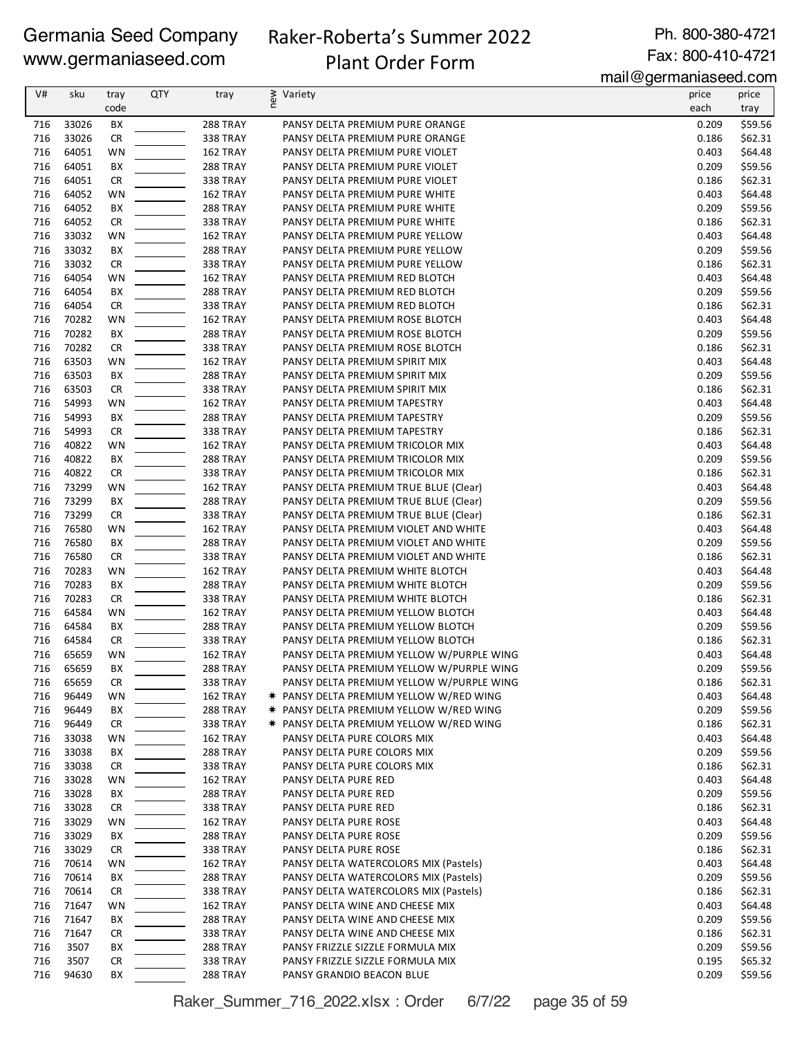Germania Seed Company
www.germaniaseed.com

# Raker-Roberta's Summer 2022 Plant Order Form

Ph. 800-380-4721
Fax: 800-410-4721
mail@germaniaseed.com

| V# | sku | tray code | QTY | tray | new | Variety | price each | price tray |
|---|---|---|---|---|---|---|---|---|
| 716 | 33026 | BX | | 288 TRAY | | PANSY DELTA PREMIUM PURE ORANGE | 0.209 | $59.56 |
| 716 | 33026 | CR | | 338 TRAY | | PANSY DELTA PREMIUM PURE ORANGE | 0.186 | $62.31 |
| 716 | 64051 | WN | | 162 TRAY | | PANSY DELTA PREMIUM PURE VIOLET | 0.403 | $64.48 |
| 716 | 64051 | BX | | 288 TRAY | | PANSY DELTA PREMIUM PURE VIOLET | 0.209 | $59.56 |
| 716 | 64051 | CR | | 338 TRAY | | PANSY DELTA PREMIUM PURE VIOLET | 0.186 | $62.31 |
| 716 | 64052 | WN | | 162 TRAY | | PANSY DELTA PREMIUM PURE WHITE | 0.403 | $64.48 |
| 716 | 64052 | BX | | 288 TRAY | | PANSY DELTA PREMIUM PURE WHITE | 0.209 | $59.56 |
| 716 | 64052 | CR | | 338 TRAY | | PANSY DELTA PREMIUM PURE WHITE | 0.186 | $62.31 |
| 716 | 33032 | WN | | 162 TRAY | | PANSY DELTA PREMIUM PURE YELLOW | 0.403 | $64.48 |
| 716 | 33032 | BX | | 288 TRAY | | PANSY DELTA PREMIUM PURE YELLOW | 0.209 | $59.56 |
| 716 | 33032 | CR | | 338 TRAY | | PANSY DELTA PREMIUM PURE YELLOW | 0.186 | $62.31 |
| 716 | 64054 | WN | | 162 TRAY | | PANSY DELTA PREMIUM RED BLOTCH | 0.403 | $64.48 |
| 716 | 64054 | BX | | 288 TRAY | | PANSY DELTA PREMIUM RED BLOTCH | 0.209 | $59.56 |
| 716 | 64054 | CR | | 338 TRAY | | PANSY DELTA PREMIUM RED BLOTCH | 0.186 | $62.31 |
| 716 | 70282 | WN | | 162 TRAY | | PANSY DELTA PREMIUM ROSE BLOTCH | 0.403 | $64.48 |
| 716 | 70282 | BX | | 288 TRAY | | PANSY DELTA PREMIUM ROSE BLOTCH | 0.209 | $59.56 |
| 716 | 70282 | CR | | 338 TRAY | | PANSY DELTA PREMIUM ROSE BLOTCH | 0.186 | $62.31 |
| 716 | 63503 | WN | | 162 TRAY | | PANSY DELTA PREMIUM SPIRIT MIX | 0.403 | $64.48 |
| 716 | 63503 | BX | | 288 TRAY | | PANSY DELTA PREMIUM SPIRIT MIX | 0.209 | $59.56 |
| 716 | 63503 | CR | | 338 TRAY | | PANSY DELTA PREMIUM SPIRIT MIX | 0.186 | $62.31 |
| 716 | 54993 | WN | | 162 TRAY | | PANSY DELTA PREMIUM TAPESTRY | 0.403 | $64.48 |
| 716 | 54993 | BX | | 288 TRAY | | PANSY DELTA PREMIUM TAPESTRY | 0.209 | $59.56 |
| 716 | 54993 | CR | | 338 TRAY | | PANSY DELTA PREMIUM TAPESTRY | 0.186 | $62.31 |
| 716 | 40822 | WN | | 162 TRAY | | PANSY DELTA PREMIUM TRICOLOR MIX | 0.403 | $64.48 |
| 716 | 40822 | BX | | 288 TRAY | | PANSY DELTA PREMIUM TRICOLOR MIX | 0.209 | $59.56 |
| 716 | 40822 | CR | | 338 TRAY | | PANSY DELTA PREMIUM TRICOLOR MIX | 0.186 | $62.31 |
| 716 | 73299 | WN | | 162 TRAY | | PANSY DELTA PREMIUM TRUE BLUE (Clear) | 0.403 | $64.48 |
| 716 | 73299 | BX | | 288 TRAY | | PANSY DELTA PREMIUM TRUE BLUE (Clear) | 0.209 | $59.56 |
| 716 | 73299 | CR | | 338 TRAY | | PANSY DELTA PREMIUM TRUE BLUE (Clear) | 0.186 | $62.31 |
| 716 | 76580 | WN | | 162 TRAY | | PANSY DELTA PREMIUM VIOLET AND WHITE | 0.403 | $64.48 |
| 716 | 76580 | BX | | 288 TRAY | | PANSY DELTA PREMIUM VIOLET AND WHITE | 0.209 | $59.56 |
| 716 | 76580 | CR | | 338 TRAY | | PANSY DELTA PREMIUM VIOLET AND WHITE | 0.186 | $62.31 |
| 716 | 70283 | WN | | 162 TRAY | | PANSY DELTA PREMIUM WHITE BLOTCH | 0.403 | $64.48 |
| 716 | 70283 | BX | | 288 TRAY | | PANSY DELTA PREMIUM WHITE BLOTCH | 0.209 | $59.56 |
| 716 | 70283 | CR | | 338 TRAY | | PANSY DELTA PREMIUM WHITE BLOTCH | 0.186 | $62.31 |
| 716 | 64584 | WN | | 162 TRAY | | PANSY DELTA PREMIUM YELLOW BLOTCH | 0.403 | $64.48 |
| 716 | 64584 | BX | | 288 TRAY | | PANSY DELTA PREMIUM YELLOW BLOTCH | 0.209 | $59.56 |
| 716 | 64584 | CR | | 338 TRAY | | PANSY DELTA PREMIUM YELLOW BLOTCH | 0.186 | $62.31 |
| 716 | 65659 | WN | | 162 TRAY | | PANSY DELTA PREMIUM YELLOW W/PURPLE WING | 0.403 | $64.48 |
| 716 | 65659 | BX | | 288 TRAY | | PANSY DELTA PREMIUM YELLOW W/PURPLE WING | 0.209 | $59.56 |
| 716 | 65659 | CR | | 338 TRAY | | PANSY DELTA PREMIUM YELLOW W/PURPLE WING | 0.186 | $62.31 |
| 716 | 96449 | WN | | 162 TRAY | ✷ | PANSY DELTA PREMIUM YELLOW W/RED WING | 0.403 | $64.48 |
| 716 | 96449 | BX | | 288 TRAY | ✷ | PANSY DELTA PREMIUM YELLOW W/RED WING | 0.209 | $59.56 |
| 716 | 96449 | CR | | 338 TRAY | ✷ | PANSY DELTA PREMIUM YELLOW W/RED WING | 0.186 | $62.31 |
| 716 | 33038 | WN | | 162 TRAY | | PANSY DELTA PURE COLORS MIX | 0.403 | $64.48 |
| 716 | 33038 | BX | | 288 TRAY | | PANSY DELTA PURE COLORS MIX | 0.209 | $59.56 |
| 716 | 33038 | CR | | 338 TRAY | | PANSY DELTA PURE COLORS MIX | 0.186 | $62.31 |
| 716 | 33028 | WN | | 162 TRAY | | PANSY DELTA PURE RED | 0.403 | $64.48 |
| 716 | 33028 | BX | | 288 TRAY | | PANSY DELTA PURE RED | 0.209 | $59.56 |
| 716 | 33028 | CR | | 338 TRAY | | PANSY DELTA PURE RED | 0.186 | $62.31 |
| 716 | 33029 | WN | | 162 TRAY | | PANSY DELTA PURE ROSE | 0.403 | $64.48 |
| 716 | 33029 | BX | | 288 TRAY | | PANSY DELTA PURE ROSE | 0.209 | $59.56 |
| 716 | 33029 | CR | | 338 TRAY | | PANSY DELTA PURE ROSE | 0.186 | $62.31 |
| 716 | 70614 | WN | | 162 TRAY | | PANSY DELTA WATERCOLORS MIX (Pastels) | 0.403 | $64.48 |
| 716 | 70614 | BX | | 288 TRAY | | PANSY DELTA WATERCOLORS MIX (Pastels) | 0.209 | $59.56 |
| 716 | 70614 | CR | | 338 TRAY | | PANSY DELTA WATERCOLORS MIX (Pastels) | 0.186 | $62.31 |
| 716 | 71647 | WN | | 162 TRAY | | PANSY DELTA WINE AND CHEESE MIX | 0.403 | $64.48 |
| 716 | 71647 | BX | | 288 TRAY | | PANSY DELTA WINE AND CHEESE MIX | 0.209 | $59.56 |
| 716 | 71647 | CR | | 338 TRAY | | PANSY DELTA WINE AND CHEESE MIX | 0.186 | $62.31 |
| 716 | 3507 | BX | | 288 TRAY | | PANSY FRIZZLE SIZZLE FORMULA MIX | 0.209 | $59.56 |
| 716 | 3507 | CR | | 338 TRAY | | PANSY FRIZZLE SIZZLE FORMULA MIX | 0.195 | $65.32 |
| 716 | 94630 | BX | | 288 TRAY | | PANSY GRANDIO BEACON BLUE | 0.209 | $59.56 |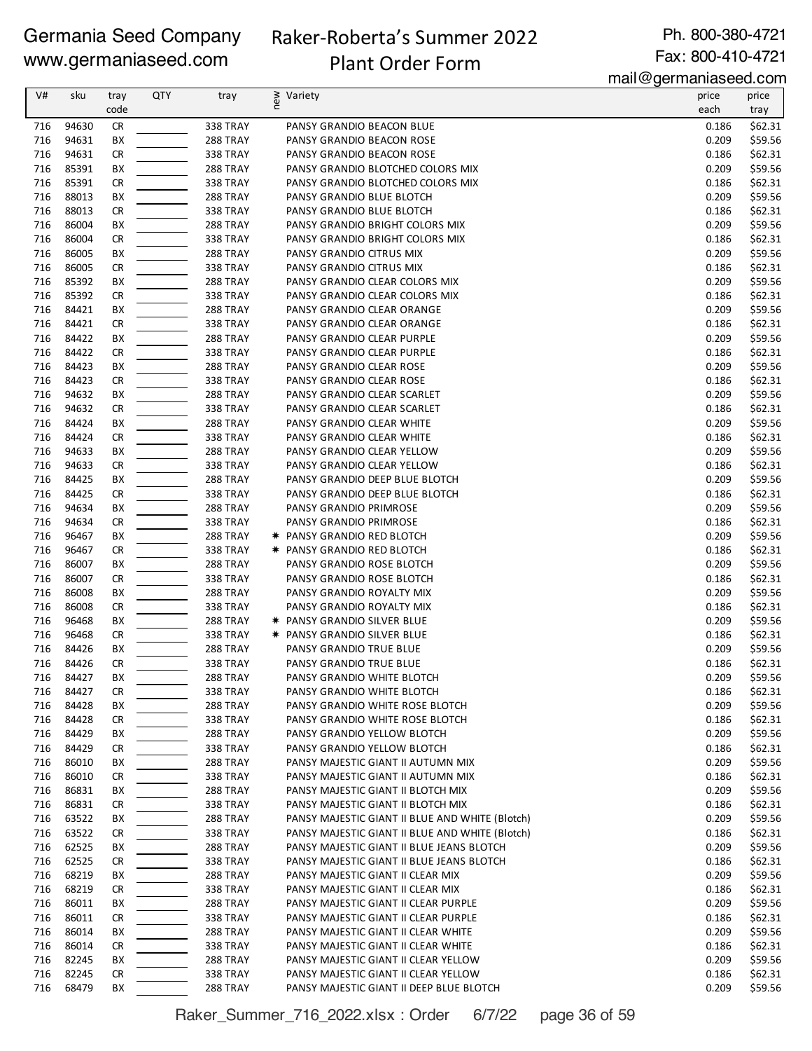# Germania Seed Company
www.germaniaseed.com

## Raker-Roberta's Summer 2022 Plant Order Form

Ph. 800-380-4721
Fax: 800-410-4721
mail@germaniaseed.com

| V# | sku | tray code | QTY | tray | new | Variety | price each | price tray |
|---|---|---|---|---|---|---|---|---|
| 716 | 94630 | CR | | 338 TRAY | | PANSY GRANDIO BEACON BLUE | 0.186 | $62.31 |
| 716 | 94631 | BX | | 288 TRAY | | PANSY GRANDIO BEACON ROSE | 0.209 | $59.56 |
| 716 | 94631 | CR | | 338 TRAY | | PANSY GRANDIO BEACON ROSE | 0.186 | $62.31 |
| 716 | 85391 | BX | | 288 TRAY | | PANSY GRANDIO BLOTCHED COLORS MIX | 0.209 | $59.56 |
| 716 | 85391 | CR | | 338 TRAY | | PANSY GRANDIO BLOTCHED COLORS MIX | 0.186 | $62.31 |
| 716 | 88013 | BX | | 288 TRAY | | PANSY GRANDIO BLUE BLOTCH | 0.209 | $59.56 |
| 716 | 88013 | CR | | 338 TRAY | | PANSY GRANDIO BLUE BLOTCH | 0.186 | $62.31 |
| 716 | 86004 | BX | | 288 TRAY | | PANSY GRANDIO BRIGHT COLORS MIX | 0.209 | $59.56 |
| 716 | 86004 | CR | | 338 TRAY | | PANSY GRANDIO BRIGHT COLORS MIX | 0.186 | $62.31 |
| 716 | 86005 | BX | | 288 TRAY | | PANSY GRANDIO CITRUS MIX | 0.209 | $59.56 |
| 716 | 86005 | CR | | 338 TRAY | | PANSY GRANDIO CITRUS MIX | 0.186 | $62.31 |
| 716 | 85392 | BX | | 288 TRAY | | PANSY GRANDIO CLEAR COLORS MIX | 0.209 | $59.56 |
| 716 | 85392 | CR | | 338 TRAY | | PANSY GRANDIO CLEAR COLORS MIX | 0.186 | $62.31 |
| 716 | 84421 | BX | | 288 TRAY | | PANSY GRANDIO CLEAR ORANGE | 0.209 | $59.56 |
| 716 | 84421 | CR | | 338 TRAY | | PANSY GRANDIO CLEAR ORANGE | 0.186 | $62.31 |
| 716 | 84422 | BX | | 288 TRAY | | PANSY GRANDIO CLEAR PURPLE | 0.209 | $59.56 |
| 716 | 84422 | CR | | 338 TRAY | | PANSY GRANDIO CLEAR PURPLE | 0.186 | $62.31 |
| 716 | 84423 | BX | | 288 TRAY | | PANSY GRANDIO CLEAR ROSE | 0.209 | $59.56 |
| 716 | 84423 | CR | | 338 TRAY | | PANSY GRANDIO CLEAR ROSE | 0.186 | $62.31 |
| 716 | 94632 | BX | | 288 TRAY | | PANSY GRANDIO CLEAR SCARLET | 0.209 | $59.56 |
| 716 | 94632 | CR | | 338 TRAY | | PANSY GRANDIO CLEAR SCARLET | 0.186 | $62.31 |
| 716 | 84424 | BX | | 288 TRAY | | PANSY GRANDIO CLEAR WHITE | 0.209 | $59.56 |
| 716 | 84424 | CR | | 338 TRAY | | PANSY GRANDIO CLEAR WHITE | 0.186 | $62.31 |
| 716 | 94633 | BX | | 288 TRAY | | PANSY GRANDIO CLEAR YELLOW | 0.209 | $59.56 |
| 716 | 94633 | CR | | 338 TRAY | | PANSY GRANDIO CLEAR YELLOW | 0.186 | $62.31 |
| 716 | 84425 | BX | | 288 TRAY | | PANSY GRANDIO DEEP BLUE BLOTCH | 0.209 | $59.56 |
| 716 | 84425 | CR | | 338 TRAY | | PANSY GRANDIO DEEP BLUE BLOTCH | 0.186 | $62.31 |
| 716 | 94634 | BX | | 288 TRAY | | PANSY GRANDIO PRIMROSE | 0.209 | $59.56 |
| 716 | 94634 | CR | | 338 TRAY | | PANSY GRANDIO PRIMROSE | 0.186 | $62.31 |
| 716 | 96467 | BX | | 288 TRAY | * | PANSY GRANDIO RED BLOTCH | 0.209 | $59.56 |
| 716 | 96467 | CR | | 338 TRAY | * | PANSY GRANDIO RED BLOTCH | 0.186 | $62.31 |
| 716 | 86007 | BX | | 288 TRAY | | PANSY GRANDIO ROSE BLOTCH | 0.209 | $59.56 |
| 716 | 86007 | CR | | 338 TRAY | | PANSY GRANDIO ROSE BLOTCH | 0.186 | $62.31 |
| 716 | 86008 | BX | | 288 TRAY | | PANSY GRANDIO ROYALTY MIX | 0.209 | $59.56 |
| 716 | 86008 | CR | | 338 TRAY | | PANSY GRANDIO ROYALTY MIX | 0.186 | $62.31 |
| 716 | 96468 | BX | | 288 TRAY | * | PANSY GRANDIO SILVER BLUE | 0.209 | $59.56 |
| 716 | 96468 | CR | | 338 TRAY | * | PANSY GRANDIO SILVER BLUE | 0.186 | $62.31 |
| 716 | 84426 | BX | | 288 TRAY | | PANSY GRANDIO TRUE BLUE | 0.209 | $59.56 |
| 716 | 84426 | CR | | 338 TRAY | | PANSY GRANDIO TRUE BLUE | 0.186 | $62.31 |
| 716 | 84427 | BX | | 288 TRAY | | PANSY GRANDIO WHITE BLOTCH | 0.209 | $59.56 |
| 716 | 84427 | CR | | 338 TRAY | | PANSY GRANDIO WHITE BLOTCH | 0.186 | $62.31 |
| 716 | 84428 | BX | | 288 TRAY | | PANSY GRANDIO WHITE ROSE BLOTCH | 0.209 | $59.56 |
| 716 | 84428 | CR | | 338 TRAY | | PANSY GRANDIO WHITE ROSE BLOTCH | 0.186 | $62.31 |
| 716 | 84429 | BX | | 288 TRAY | | PANSY GRANDIO YELLOW BLOTCH | 0.209 | $59.56 |
| 716 | 84429 | CR | | 338 TRAY | | PANSY GRANDIO YELLOW BLOTCH | 0.186 | $62.31 |
| 716 | 86010 | BX | | 288 TRAY | | PANSY MAJESTIC GIANT II AUTUMN MIX | 0.209 | $59.56 |
| 716 | 86010 | CR | | 338 TRAY | | PANSY MAJESTIC GIANT II AUTUMN MIX | 0.186 | $62.31 |
| 716 | 86831 | BX | | 288 TRAY | | PANSY MAJESTIC GIANT II BLOTCH MIX | 0.209 | $59.56 |
| 716 | 86831 | CR | | 338 TRAY | | PANSY MAJESTIC GIANT II BLOTCH MIX | 0.186 | $62.31 |
| 716 | 63522 | BX | | 288 TRAY | | PANSY MAJESTIC GIANT II BLUE AND WHITE (Blotch) | 0.209 | $59.56 |
| 716 | 63522 | CR | | 338 TRAY | | PANSY MAJESTIC GIANT II BLUE AND WHITE (Blotch) | 0.186 | $62.31 |
| 716 | 62525 | BX | | 288 TRAY | | PANSY MAJESTIC GIANT II BLUE JEANS BLOTCH | 0.209 | $59.56 |
| 716 | 62525 | CR | | 338 TRAY | | PANSY MAJESTIC GIANT II BLUE JEANS BLOTCH | 0.186 | $62.31 |
| 716 | 68219 | BX | | 288 TRAY | | PANSY MAJESTIC GIANT II CLEAR MIX | 0.209 | $59.56 |
| 716 | 68219 | CR | | 338 TRAY | | PANSY MAJESTIC GIANT II CLEAR MIX | 0.186 | $62.31 |
| 716 | 86011 | BX | | 288 TRAY | | PANSY MAJESTIC GIANT II CLEAR PURPLE | 0.209 | $59.56 |
| 716 | 86011 | CR | | 338 TRAY | | PANSY MAJESTIC GIANT II CLEAR PURPLE | 0.186 | $62.31 |
| 716 | 86014 | BX | | 288 TRAY | | PANSY MAJESTIC GIANT II CLEAR WHITE | 0.209 | $59.56 |
| 716 | 86014 | CR | | 338 TRAY | | PANSY MAJESTIC GIANT II CLEAR WHITE | 0.186 | $62.31 |
| 716 | 82245 | BX | | 288 TRAY | | PANSY MAJESTIC GIANT II CLEAR YELLOW | 0.209 | $59.56 |
| 716 | 82245 | CR | | 338 TRAY | | PANSY MAJESTIC GIANT II CLEAR YELLOW | 0.186 | $62.31 |
| 716 | 68479 | BX | | 288 TRAY | | PANSY MAJESTIC GIANT II DEEP BLUE BLOTCH | 0.209 | $59.56 |

Raker_Summer_716_2022.xlsx : Order 6/7/22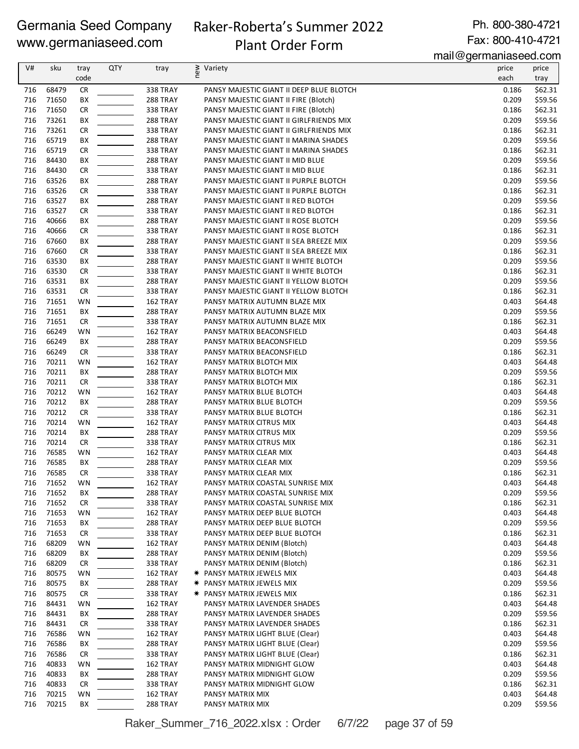Germania Seed Company
www.germaniaseed.com

# Raker-Roberta's Summer 2022 Plant Order Form

Ph. 800-380-4721
Fax: 800-410-4721
mail@germaniaseed.com

| V# | sku | tray code | QTY | tray | new | Variety | price each | price tray |
|---|---|---|---|---|---|---|---|---|
| 716 | 68479 | CR | | 338 TRAY | | PANSY MAJESTIC GIANT II DEEP BLUE BLOTCH | 0.186 | $62.31 |
| 716 | 71650 | BX | | 288 TRAY | | PANSY MAJESTIC GIANT II FIRE (Blotch) | 0.209 | $59.56 |
| 716 | 71650 | CR | | 338 TRAY | | PANSY MAJESTIC GIANT II FIRE (Blotch) | 0.186 | $62.31 |
| 716 | 73261 | BX | | 288 TRAY | | PANSY MAJESTIC GIANT II GIRLFRIENDS MIX | 0.209 | $59.56 |
| 716 | 73261 | CR | | 338 TRAY | | PANSY MAJESTIC GIANT II GIRLFRIENDS MIX | 0.186 | $62.31 |
| 716 | 65719 | BX | | 288 TRAY | | PANSY MAJESTIC GIANT II MARINA SHADES | 0.209 | $59.56 |
| 716 | 65719 | CR | | 338 TRAY | | PANSY MAJESTIC GIANT II MARINA SHADES | 0.186 | $62.31 |
| 716 | 84430 | BX | | 288 TRAY | | PANSY MAJESTIC GIANT II MID BLUE | 0.209 | $59.56 |
| 716 | 84430 | CR | | 338 TRAY | | PANSY MAJESTIC GIANT II MID BLUE | 0.186 | $62.31 |
| 716 | 63526 | BX | | 288 TRAY | | PANSY MAJESTIC GIANT II PURPLE BLOTCH | 0.209 | $59.56 |
| 716 | 63526 | CR | | 338 TRAY | | PANSY MAJESTIC GIANT II PURPLE BLOTCH | 0.186 | $62.31 |
| 716 | 63527 | BX | | 288 TRAY | | PANSY MAJESTIC GIANT II RED BLOTCH | 0.209 | $59.56 |
| 716 | 63527 | CR | | 338 TRAY | | PANSY MAJESTIC GIANT II RED BLOTCH | 0.186 | $62.31 |
| 716 | 40666 | BX | | 288 TRAY | | PANSY MAJESTIC GIANT II ROSE BLOTCH | 0.209 | $59.56 |
| 716 | 40666 | CR | | 338 TRAY | | PANSY MAJESTIC GIANT II ROSE BLOTCH | 0.186 | $62.31 |
| 716 | 67660 | BX | | 288 TRAY | | PANSY MAJESTIC GIANT II SEA BREEZE MIX | 0.209 | $59.56 |
| 716 | 67660 | CR | | 338 TRAY | | PANSY MAJESTIC GIANT II SEA BREEZE MIX | 0.186 | $62.31 |
| 716 | 63530 | BX | | 288 TRAY | | PANSY MAJESTIC GIANT II WHITE BLOTCH | 0.209 | $59.56 |
| 716 | 63530 | CR | | 338 TRAY | | PANSY MAJESTIC GIANT II WHITE BLOTCH | 0.186 | $62.31 |
| 716 | 63531 | BX | | 288 TRAY | | PANSY MAJESTIC GIANT II YELLOW BLOTCH | 0.209 | $59.56 |
| 716 | 63531 | CR | | 338 TRAY | | PANSY MAJESTIC GIANT II YELLOW BLOTCH | 0.186 | $62.31 |
| 716 | 71651 | WN | | 162 TRAY | | PANSY MATRIX AUTUMN BLAZE MIX | 0.403 | $64.48 |
| 716 | 71651 | BX | | 288 TRAY | | PANSY MATRIX AUTUMN BLAZE MIX | 0.209 | $59.56 |
| 716 | 71651 | CR | | 338 TRAY | | PANSY MATRIX AUTUMN BLAZE MIX | 0.186 | $62.31 |
| 716 | 66249 | WN | | 162 TRAY | | PANSY MATRIX BEACONSFIELD | 0.403 | $64.48 |
| 716 | 66249 | BX | | 288 TRAY | | PANSY MATRIX BEACONSFIELD | 0.209 | $59.56 |
| 716 | 66249 | CR | | 338 TRAY | | PANSY MATRIX BEACONSFIELD | 0.186 | $62.31 |
| 716 | 70211 | WN | | 162 TRAY | | PANSY MATRIX BLOTCH MIX | 0.403 | $64.48 |
| 716 | 70211 | BX | | 288 TRAY | | PANSY MATRIX BLOTCH MIX | 0.209 | $59.56 |
| 716 | 70211 | CR | | 338 TRAY | | PANSY MATRIX BLOTCH MIX | 0.186 | $62.31 |
| 716 | 70212 | WN | | 162 TRAY | | PANSY MATRIX BLUE BLOTCH | 0.403 | $64.48 |
| 716 | 70212 | BX | | 288 TRAY | | PANSY MATRIX BLUE BLOTCH | 0.209 | $59.56 |
| 716 | 70212 | CR | | 338 TRAY | | PANSY MATRIX BLUE BLOTCH | 0.186 | $62.31 |
| 716 | 70214 | WN | | 162 TRAY | | PANSY MATRIX CITRUS MIX | 0.403 | $64.48 |
| 716 | 70214 | BX | | 288 TRAY | | PANSY MATRIX CITRUS MIX | 0.209 | $59.56 |
| 716 | 70214 | CR | | 338 TRAY | | PANSY MATRIX CITRUS MIX | 0.186 | $62.31 |
| 716 | 76585 | WN | | 162 TRAY | | PANSY MATRIX CLEAR MIX | 0.403 | $64.48 |
| 716 | 76585 | BX | | 288 TRAY | | PANSY MATRIX CLEAR MIX | 0.209 | $59.56 |
| 716 | 76585 | CR | | 338 TRAY | | PANSY MATRIX CLEAR MIX | 0.186 | $62.31 |
| 716 | 71652 | WN | | 162 TRAY | | PANSY MATRIX COASTAL SUNRISE MIX | 0.403 | $64.48 |
| 716 | 71652 | BX | | 288 TRAY | | PANSY MATRIX COASTAL SUNRISE MIX | 0.209 | $59.56 |
| 716 | 71652 | CR | | 338 TRAY | | PANSY MATRIX COASTAL SUNRISE MIX | 0.186 | $62.31 |
| 716 | 71653 | WN | | 162 TRAY | | PANSY MATRIX DEEP BLUE BLOTCH | 0.403 | $64.48 |
| 716 | 71653 | BX | | 288 TRAY | | PANSY MATRIX DEEP BLUE BLOTCH | 0.209 | $59.56 |
| 716 | 71653 | CR | | 338 TRAY | | PANSY MATRIX DEEP BLUE BLOTCH | 0.186 | $62.31 |
| 716 | 68209 | WN | | 162 TRAY | | PANSY MATRIX DENIM (Blotch) | 0.403 | $64.48 |
| 716 | 68209 | BX | | 288 TRAY | | PANSY MATRIX DENIM (Blotch) | 0.209 | $59.56 |
| 716 | 68209 | CR | | 338 TRAY | | PANSY MATRIX DENIM (Blotch) | 0.186 | $62.31 |
| 716 | 80575 | WN | | 162 TRAY | ✷ | PANSY MATRIX JEWELS MIX | 0.403 | $64.48 |
| 716 | 80575 | BX | | 288 TRAY | ✷ | PANSY MATRIX JEWELS MIX | 0.209 | $59.56 |
| 716 | 80575 | CR | | 338 TRAY | ✷ | PANSY MATRIX JEWELS MIX | 0.186 | $62.31 |
| 716 | 84431 | WN | | 162 TRAY | | PANSY MATRIX LAVENDER SHADES | 0.403 | $64.48 |
| 716 | 84431 | BX | | 288 TRAY | | PANSY MATRIX LAVENDER SHADES | 0.209 | $59.56 |
| 716 | 84431 | CR | | 338 TRAY | | PANSY MATRIX LAVENDER SHADES | 0.186 | $62.31 |
| 716 | 76586 | WN | | 162 TRAY | | PANSY MATRIX LIGHT BLUE (Clear) | 0.403 | $64.48 |
| 716 | 76586 | BX | | 288 TRAY | | PANSY MATRIX LIGHT BLUE (Clear) | 0.209 | $59.56 |
| 716 | 76586 | CR | | 338 TRAY | | PANSY MATRIX LIGHT BLUE (Clear) | 0.186 | $62.31 |
| 716 | 40833 | WN | | 162 TRAY | | PANSY MATRIX MIDNIGHT GLOW | 0.403 | $64.48 |
| 716 | 40833 | BX | | 288 TRAY | | PANSY MATRIX MIDNIGHT GLOW | 0.209 | $59.56 |
| 716 | 40833 | CR | | 338 TRAY | | PANSY MATRIX MIDNIGHT GLOW | 0.186 | $62.31 |
| 716 | 70215 | WN | | 162 TRAY | | PANSY MATRIX MIX | 0.403 | $64.48 |
| 716 | 70215 | BX | | 288 TRAY | | PANSY MATRIX MIX | 0.209 | $59.56 |

Raker_Summer_716_2022.xlsx : Order 6/7/22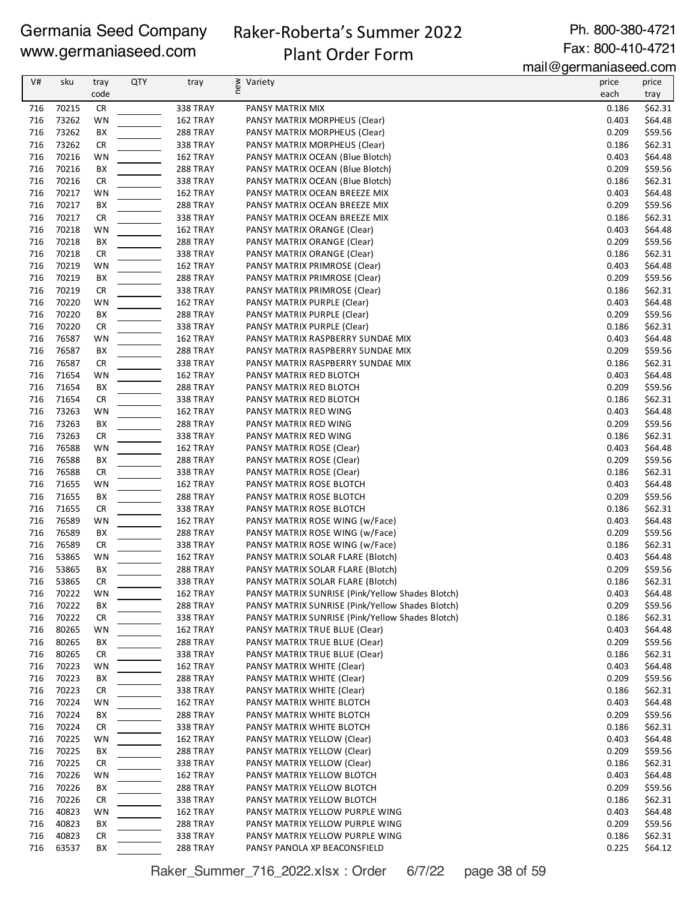Germania Seed Company
www.germaniaseed.com

# Raker-Roberta's Summer 2022 Plant Order Form

Ph. 800-380-4721
Fax: 800-410-4721
mail@germaniaseed.com

| V# | sku | tray code | QTY | tray | new | Variety | price each | price tray |
|---|---|---|---|---|---|---|---|---|
| 716 | 70215 | CR | | 338 TRAY | | PANSY MATRIX MIX | 0.186 | $62.31 |
| 716 | 73262 | WN | | 162 TRAY | | PANSY MATRIX MORPHEUS (Clear) | 0.403 | $64.48 |
| 716 | 73262 | BX | | 288 TRAY | | PANSY MATRIX MORPHEUS (Clear) | 0.209 | $59.56 |
| 716 | 73262 | CR | | 338 TRAY | | PANSY MATRIX MORPHEUS (Clear) | 0.186 | $62.31 |
| 716 | 70216 | WN | | 162 TRAY | | PANSY MATRIX OCEAN (Blue Blotch) | 0.403 | $64.48 |
| 716 | 70216 | BX | | 288 TRAY | | PANSY MATRIX OCEAN (Blue Blotch) | 0.209 | $59.56 |
| 716 | 70216 | CR | | 338 TRAY | | PANSY MATRIX OCEAN (Blue Blotch) | 0.186 | $62.31 |
| 716 | 70217 | WN | | 162 TRAY | | PANSY MATRIX OCEAN BREEZE MIX | 0.403 | $64.48 |
| 716 | 70217 | BX | | 288 TRAY | | PANSY MATRIX OCEAN BREEZE MIX | 0.209 | $59.56 |
| 716 | 70217 | CR | | 338 TRAY | | PANSY MATRIX OCEAN BREEZE MIX | 0.186 | $62.31 |
| 716 | 70218 | WN | | 162 TRAY | | PANSY MATRIX ORANGE (Clear) | 0.403 | $64.48 |
| 716 | 70218 | BX | | 288 TRAY | | PANSY MATRIX ORANGE (Clear) | 0.209 | $59.56 |
| 716 | 70218 | CR | | 338 TRAY | | PANSY MATRIX ORANGE (Clear) | 0.186 | $62.31 |
| 716 | 70219 | WN | | 162 TRAY | | PANSY MATRIX PRIMROSE (Clear) | 0.403 | $64.48 |
| 716 | 70219 | BX | | 288 TRAY | | PANSY MATRIX PRIMROSE (Clear) | 0.209 | $59.56 |
| 716 | 70219 | CR | | 338 TRAY | | PANSY MATRIX PRIMROSE (Clear) | 0.186 | $62.31 |
| 716 | 70220 | WN | | 162 TRAY | | PANSY MATRIX PURPLE (Clear) | 0.403 | $64.48 |
| 716 | 70220 | BX | | 288 TRAY | | PANSY MATRIX PURPLE (Clear) | 0.209 | $59.56 |
| 716 | 70220 | CR | | 338 TRAY | | PANSY MATRIX PURPLE (Clear) | 0.186 | $62.31 |
| 716 | 76587 | WN | | 162 TRAY | | PANSY MATRIX RASPBERRY SUNDAE MIX | 0.403 | $64.48 |
| 716 | 76587 | BX | | 288 TRAY | | PANSY MATRIX RASPBERRY SUNDAE MIX | 0.209 | $59.56 |
| 716 | 76587 | CR | | 338 TRAY | | PANSY MATRIX RASPBERRY SUNDAE MIX | 0.186 | $62.31 |
| 716 | 71654 | WN | | 162 TRAY | | PANSY MATRIX RED BLOTCH | 0.403 | $64.48 |
| 716 | 71654 | BX | | 288 TRAY | | PANSY MATRIX RED BLOTCH | 0.209 | $59.56 |
| 716 | 71654 | CR | | 338 TRAY | | PANSY MATRIX RED BLOTCH | 0.186 | $62.31 |
| 716 | 73263 | WN | | 162 TRAY | | PANSY MATRIX RED WING | 0.403 | $64.48 |
| 716 | 73263 | BX | | 288 TRAY | | PANSY MATRIX RED WING | 0.209 | $59.56 |
| 716 | 73263 | CR | | 338 TRAY | | PANSY MATRIX RED WING | 0.186 | $62.31 |
| 716 | 76588 | WN | | 162 TRAY | | PANSY MATRIX ROSE (Clear) | 0.403 | $64.48 |
| 716 | 76588 | BX | | 288 TRAY | | PANSY MATRIX ROSE (Clear) | 0.209 | $59.56 |
| 716 | 76588 | CR | | 338 TRAY | | PANSY MATRIX ROSE (Clear) | 0.186 | $62.31 |
| 716 | 71655 | WN | | 162 TRAY | | PANSY MATRIX ROSE BLOTCH | 0.403 | $64.48 |
| 716 | 71655 | BX | | 288 TRAY | | PANSY MATRIX ROSE BLOTCH | 0.209 | $59.56 |
| 716 | 71655 | CR | | 338 TRAY | | PANSY MATRIX ROSE BLOTCH | 0.186 | $62.31 |
| 716 | 76589 | WN | | 162 TRAY | | PANSY MATRIX ROSE WING (w/Face) | 0.403 | $64.48 |
| 716 | 76589 | BX | | 288 TRAY | | PANSY MATRIX ROSE WING (w/Face) | 0.209 | $59.56 |
| 716 | 76589 | CR | | 338 TRAY | | PANSY MATRIX ROSE WING (w/Face) | 0.186 | $62.31 |
| 716 | 53865 | WN | | 162 TRAY | | PANSY MATRIX SOLAR FLARE (Blotch) | 0.403 | $64.48 |
| 716 | 53865 | BX | | 288 TRAY | | PANSY MATRIX SOLAR FLARE (Blotch) | 0.209 | $59.56 |
| 716 | 53865 | CR | | 338 TRAY | | PANSY MATRIX SOLAR FLARE (Blotch) | 0.186 | $62.31 |
| 716 | 70222 | WN | | 162 TRAY | | PANSY MATRIX SUNRISE (Pink/Yellow Shades Blotch) | 0.403 | $64.48 |
| 716 | 70222 | BX | | 288 TRAY | | PANSY MATRIX SUNRISE (Pink/Yellow Shades Blotch) | 0.209 | $59.56 |
| 716 | 70222 | CR | | 338 TRAY | | PANSY MATRIX SUNRISE (Pink/Yellow Shades Blotch) | 0.186 | $62.31 |
| 716 | 80265 | WN | | 162 TRAY | | PANSY MATRIX TRUE BLUE (Clear) | 0.403 | $64.48 |
| 716 | 80265 | BX | | 288 TRAY | | PANSY MATRIX TRUE BLUE (Clear) | 0.209 | $59.56 |
| 716 | 80265 | CR | | 338 TRAY | | PANSY MATRIX TRUE BLUE (Clear) | 0.186 | $62.31 |
| 716 | 70223 | WN | | 162 TRAY | | PANSY MATRIX WHITE (Clear) | 0.403 | $64.48 |
| 716 | 70223 | BX | | 288 TRAY | | PANSY MATRIX WHITE (Clear) | 0.209 | $59.56 |
| 716 | 70223 | CR | | 338 TRAY | | PANSY MATRIX WHITE (Clear) | 0.186 | $62.31 |
| 716 | 70224 | WN | | 162 TRAY | | PANSY MATRIX WHITE BLOTCH | 0.403 | $64.48 |
| 716 | 70224 | BX | | 288 TRAY | | PANSY MATRIX WHITE BLOTCH | 0.209 | $59.56 |
| 716 | 70224 | CR | | 338 TRAY | | PANSY MATRIX WHITE BLOTCH | 0.186 | $62.31 |
| 716 | 70225 | WN | | 162 TRAY | | PANSY MATRIX YELLOW (Clear) | 0.403 | $64.48 |
| 716 | 70225 | BX | | 288 TRAY | | PANSY MATRIX YELLOW (Clear) | 0.209 | $59.56 |
| 716 | 70225 | CR | | 338 TRAY | | PANSY MATRIX YELLOW (Clear) | 0.186 | $62.31 |
| 716 | 70226 | WN | | 162 TRAY | | PANSY MATRIX YELLOW BLOTCH | 0.403 | $64.48 |
| 716 | 70226 | BX | | 288 TRAY | | PANSY MATRIX YELLOW BLOTCH | 0.209 | $59.56 |
| 716 | 70226 | CR | | 338 TRAY | | PANSY MATRIX YELLOW BLOTCH | 0.186 | $62.31 |
| 716 | 40823 | WN | | 162 TRAY | | PANSY MATRIX YELLOW PURPLE WING | 0.403 | $64.48 |
| 716 | 40823 | BX | | 288 TRAY | | PANSY MATRIX YELLOW PURPLE WING | 0.209 | $59.56 |
| 716 | 40823 | CR | | 338 TRAY | | PANSY MATRIX YELLOW PURPLE WING | 0.186 | $62.31 |
| 716 | 63537 | BX | | 288 TRAY | | PANSY PANOLA XP BEACONSFIELD | 0.225 | $64.12 |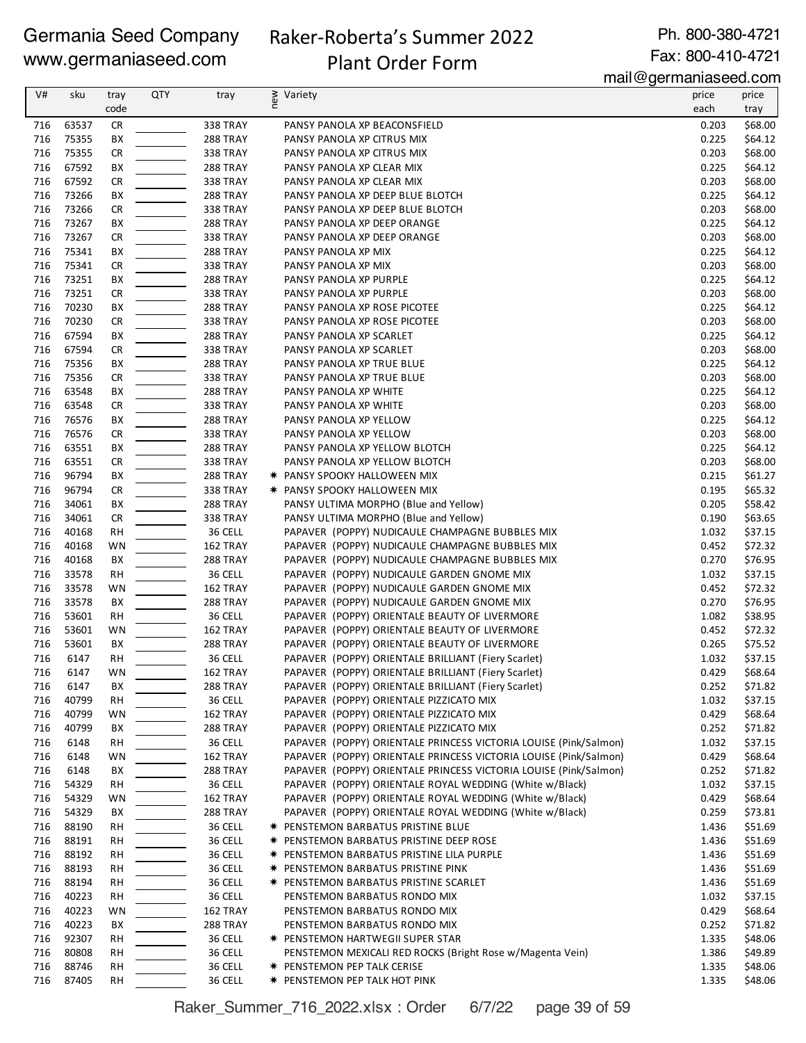Germania Seed Company
www.germaniaseed.com

# Raker-Roberta's Summer 2022 Plant Order Form

Ph. 800-380-4721
Fax: 800-410-4721
mail@germaniaseed.com

| V# | sku | tray code | QTY | tray | new | Variety | price each | price tray |
|---|---|---|---|---|---|---|---|---|
| 716 | 63537 | CR | | 338 TRAY | | PANSY PANOLA XP BEACONSFIELD | 0.203 | $68.00 |
| 716 | 75355 | BX | | 288 TRAY | | PANSY PANOLA XP CITRUS MIX | 0.225 | $64.12 |
| 716 | 75355 | CR | | 338 TRAY | | PANSY PANOLA XP CITRUS MIX | 0.203 | $68.00 |
| 716 | 67592 | BX | | 288 TRAY | | PANSY PANOLA XP CLEAR MIX | 0.225 | $64.12 |
| 716 | 67592 | CR | | 338 TRAY | | PANSY PANOLA XP CLEAR MIX | 0.203 | $68.00 |
| 716 | 73266 | BX | | 288 TRAY | | PANSY PANOLA XP DEEP BLUE BLOTCH | 0.225 | $64.12 |
| 716 | 73266 | CR | | 338 TRAY | | PANSY PANOLA XP DEEP BLUE BLOTCH | 0.203 | $68.00 |
| 716 | 73267 | BX | | 288 TRAY | | PANSY PANOLA XP DEEP ORANGE | 0.225 | $64.12 |
| 716 | 73267 | CR | | 338 TRAY | | PANSY PANOLA XP DEEP ORANGE | 0.203 | $68.00 |
| 716 | 75341 | BX | | 288 TRAY | | PANSY PANOLA XP MIX | 0.225 | $64.12 |
| 716 | 75341 | CR | | 338 TRAY | | PANSY PANOLA XP MIX | 0.203 | $68.00 |
| 716 | 73251 | BX | | 288 TRAY | | PANSY PANOLA XP PURPLE | 0.225 | $64.12 |
| 716 | 73251 | CR | | 338 TRAY | | PANSY PANOLA XP PURPLE | 0.203 | $68.00 |
| 716 | 70230 | BX | | 288 TRAY | | PANSY PANOLA XP ROSE PICOTEE | 0.225 | $64.12 |
| 716 | 70230 | CR | | 338 TRAY | | PANSY PANOLA XP ROSE PICOTEE | 0.203 | $68.00 |
| 716 | 67594 | BX | | 288 TRAY | | PANSY PANOLA XP SCARLET | 0.225 | $64.12 |
| 716 | 67594 | CR | | 338 TRAY | | PANSY PANOLA XP SCARLET | 0.203 | $68.00 |
| 716 | 75356 | BX | | 288 TRAY | | PANSY PANOLA XP TRUE BLUE | 0.225 | $64.12 |
| 716 | 75356 | CR | | 338 TRAY | | PANSY PANOLA XP TRUE BLUE | 0.203 | $68.00 |
| 716 | 63548 | BX | | 288 TRAY | | PANSY PANOLA XP WHITE | 0.225 | $64.12 |
| 716 | 63548 | CR | | 338 TRAY | | PANSY PANOLA XP WHITE | 0.203 | $68.00 |
| 716 | 76576 | BX | | 288 TRAY | | PANSY PANOLA XP YELLOW | 0.225 | $64.12 |
| 716 | 76576 | CR | | 338 TRAY | | PANSY PANOLA XP YELLOW | 0.203 | $68.00 |
| 716 | 63551 | BX | | 288 TRAY | | PANSY PANOLA XP YELLOW BLOTCH | 0.225 | $64.12 |
| 716 | 63551 | CR | | 338 TRAY | | PANSY PANOLA XP YELLOW BLOTCH | 0.203 | $68.00 |
| 716 | 96794 | BX | | 288 TRAY | ✷ | PANSY SPOOKY HALLOWEEN MIX | 0.215 | $61.27 |
| 716 | 96794 | CR | | 338 TRAY | ✷ | PANSY SPOOKY HALLOWEEN MIX | 0.195 | $65.32 |
| 716 | 34061 | BX | | 288 TRAY | | PANSY ULTIMA MORPHO (Blue and Yellow) | 0.205 | $58.42 |
| 716 | 34061 | CR | | 338 TRAY | | PANSY ULTIMA MORPHO (Blue and Yellow) | 0.190 | $63.65 |
| 716 | 40168 | RH | | 36 CELL | | PAPAVER (POPPY) NUDICAULE CHAMPAGNE BUBBLES MIX | 1.032 | $37.15 |
| 716 | 40168 | WN | | 162 TRAY | | PAPAVER (POPPY) NUDICAULE CHAMPAGNE BUBBLES MIX | 0.452 | $72.32 |
| 716 | 40168 | BX | | 288 TRAY | | PAPAVER (POPPY) NUDICAULE CHAMPAGNE BUBBLES MIX | 0.270 | $76.95 |
| 716 | 33578 | RH | | 36 CELL | | PAPAVER (POPPY) NUDICAULE GARDEN GNOME MIX | 1.032 | $37.15 |
| 716 | 33578 | WN | | 162 TRAY | | PAPAVER (POPPY) NUDICAULE GARDEN GNOME MIX | 0.452 | $72.32 |
| 716 | 33578 | BX | | 288 TRAY | | PAPAVER (POPPY) NUDICAULE GARDEN GNOME MIX | 0.270 | $76.95 |
| 716 | 53601 | RH | | 36 CELL | | PAPAVER (POPPY) ORIENTALE BEAUTY OF LIVERMORE | 1.082 | $38.95 |
| 716 | 53601 | WN | | 162 TRAY | | PAPAVER (POPPY) ORIENTALE BEAUTY OF LIVERMORE | 0.452 | $72.32 |
| 716 | 53601 | BX | | 288 TRAY | | PAPAVER (POPPY) ORIENTALE BEAUTY OF LIVERMORE | 0.265 | $75.52 |
| 716 | 6147 | RH | | 36 CELL | | PAPAVER (POPPY) ORIENTALE BRILLIANT (Fiery Scarlet) | 1.032 | $37.15 |
| 716 | 6147 | WN | | 162 TRAY | | PAPAVER (POPPY) ORIENTALE BRILLIANT (Fiery Scarlet) | 0.429 | $68.64 |
| 716 | 6147 | BX | | 288 TRAY | | PAPAVER (POPPY) ORIENTALE BRILLIANT (Fiery Scarlet) | 0.252 | $71.82 |
| 716 | 40799 | RH | | 36 CELL | | PAPAVER (POPPY) ORIENTALE PIZZICATO MIX | 1.032 | $37.15 |
| 716 | 40799 | WN | | 162 TRAY | | PAPAVER (POPPY) ORIENTALE PIZZICATO MIX | 0.429 | $68.64 |
| 716 | 40799 | BX | | 288 TRAY | | PAPAVER (POPPY) ORIENTALE PIZZICATO MIX | 0.252 | $71.82 |
| 716 | 6148 | RH | | 36 CELL | | PAPAVER (POPPY) ORIENTALE PRINCESS VICTORIA LOUISE (Pink/Salmon) | 1.032 | $37.15 |
| 716 | 6148 | WN | | 162 TRAY | | PAPAVER (POPPY) ORIENTALE PRINCESS VICTORIA LOUISE (Pink/Salmon) | 0.429 | $68.64 |
| 716 | 6148 | BX | | 288 TRAY | | PAPAVER (POPPY) ORIENTALE PRINCESS VICTORIA LOUISE (Pink/Salmon) | 0.252 | $71.82 |
| 716 | 54329 | RH | | 36 CELL | | PAPAVER (POPPY) ORIENTALE ROYAL WEDDING (White w/Black) | 1.032 | $37.15 |
| 716 | 54329 | WN | | 162 TRAY | | PAPAVER (POPPY) ORIENTALE ROYAL WEDDING (White w/Black) | 0.429 | $68.64 |
| 716 | 54329 | BX | | 288 TRAY | | PAPAVER (POPPY) ORIENTALE ROYAL WEDDING (White w/Black) | 0.259 | $73.81 |
| 716 | 88190 | RH | | 36 CELL | ✷ | PENSTEMON BARBATUS PRISTINE BLUE | 1.436 | $51.69 |
| 716 | 88191 | RH | | 36 CELL | ✷ | PENSTEMON BARBATUS PRISTINE DEEP ROSE | 1.436 | $51.69 |
| 716 | 88192 | RH | | 36 CELL | ✷ | PENSTEMON BARBATUS PRISTINE LILA PURPLE | 1.436 | $51.69 |
| 716 | 88193 | RH | | 36 CELL | ✷ | PENSTEMON BARBATUS PRISTINE PINK | 1.436 | $51.69 |
| 716 | 88194 | RH | | 36 CELL | ✷ | PENSTEMON BARBATUS PRISTINE SCARLET | 1.436 | $51.69 |
| 716 | 40223 | RH | | 36 CELL | | PENSTEMON BARBATUS RONDO MIX | 1.032 | $37.15 |
| 716 | 40223 | WN | | 162 TRAY | | PENSTEMON BARBATUS RONDO MIX | 0.429 | $68.64 |
| 716 | 40223 | BX | | 288 TRAY | | PENSTEMON BARBATUS RONDO MIX | 0.252 | $71.82 |
| 716 | 92307 | RH | | 36 CELL | ✷ | PENSTEMON HARTWEGII SUPER STAR | 1.335 | $48.06 |
| 716 | 80808 | RH | | 36 CELL | | PENSTEMON MEXICALI RED ROCKS (Bright Rose w/Magenta Vein) | 1.386 | $49.89 |
| 716 | 88746 | RH | | 36 CELL | ✷ | PENSTEMON PEP TALK CERISE | 1.335 | $48.06 |
| 716 | 87405 | RH | | 36 CELL | ✷ | PENSTEMON PEP TALK HOT PINK | 1.335 | $48.06 |

Raker_Summer_716_2022.xlsx : Order 6/7/22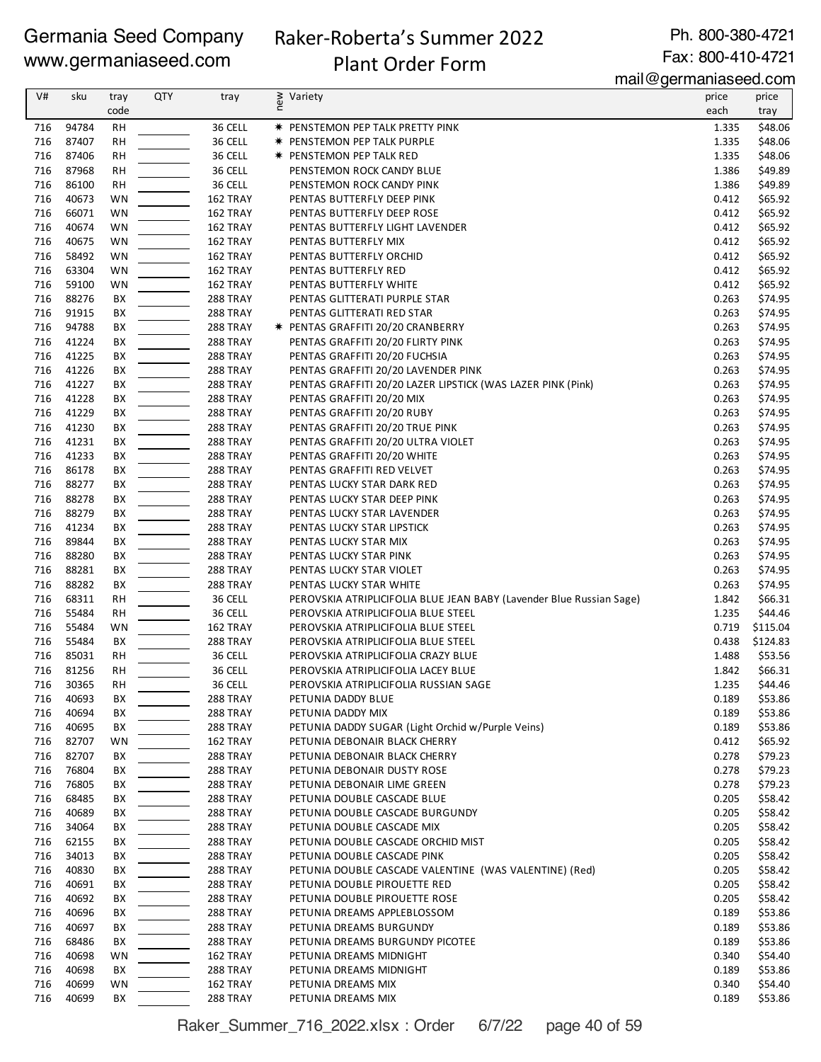Germania Seed Company
www.germaniaseed.com

# Raker-Roberta's Summer 2022 Plant Order Form

Ph. 800-380-4721
Fax: 800-410-4721
mail@germaniaseed.com

| V# | sku | tray code | QTY | tray | new | Variety | price each | price tray |
|---|---|---|---|---|---|---|---|---|
| 716 | 94784 | RH | | 36 CELL | ✱ | PENSTEMON PEP TALK PRETTY PINK | 1.335 | $48.06 |
| 716 | 87407 | RH | | 36 CELL | ✱ | PENSTEMON PEP TALK PURPLE | 1.335 | $48.06 |
| 716 | 87406 | RH | | 36 CELL | ✱ | PENSTEMON PEP TALK RED | 1.335 | $48.06 |
| 716 | 87968 | RH | | 36 CELL | | PENSTEMON ROCK CANDY BLUE | 1.386 | $49.89 |
| 716 | 86100 | RH | | 36 CELL | | PENSTEMON ROCK CANDY PINK | 1.386 | $49.89 |
| 716 | 40673 | WN | | 162 TRAY | | PENTAS BUTTERFLY DEEP PINK | 0.412 | $65.92 |
| 716 | 66071 | WN | | 162 TRAY | | PENTAS BUTTERFLY DEEP ROSE | 0.412 | $65.92 |
| 716 | 40674 | WN | | 162 TRAY | | PENTAS BUTTERFLY LIGHT LAVENDER | 0.412 | $65.92 |
| 716 | 40675 | WN | | 162 TRAY | | PENTAS BUTTERFLY MIX | 0.412 | $65.92 |
| 716 | 58492 | WN | | 162 TRAY | | PENTAS BUTTERFLY ORCHID | 0.412 | $65.92 |
| 716 | 63304 | WN | | 162 TRAY | | PENTAS BUTTERFLY RED | 0.412 | $65.92 |
| 716 | 59100 | WN | | 162 TRAY | | PENTAS BUTTERFLY WHITE | 0.412 | $65.92 |
| 716 | 88276 | BX | | 288 TRAY | | PENTAS GLITTERATI PURPLE STAR | 0.263 | $74.95 |
| 716 | 91915 | BX | | 288 TRAY | | PENTAS GLITTERATI RED STAR | 0.263 | $74.95 |
| 716 | 94788 | BX | | 288 TRAY | ✱ | PENTAS GRAFFITI 20/20 CRANBERRY | 0.263 | $74.95 |
| 716 | 41224 | BX | | 288 TRAY | | PENTAS GRAFFITI 20/20 FLIRTY PINK | 0.263 | $74.95 |
| 716 | 41225 | BX | | 288 TRAY | | PENTAS GRAFFITI 20/20 FUCHSIA | 0.263 | $74.95 |
| 716 | 41226 | BX | | 288 TRAY | | PENTAS GRAFFITI 20/20 LAVENDER PINK | 0.263 | $74.95 |
| 716 | 41227 | BX | | 288 TRAY | | PENTAS GRAFFITI 20/20 LAZER LIPSTICK (WAS LAZER PINK (Pink) | 0.263 | $74.95 |
| 716 | 41228 | BX | | 288 TRAY | | PENTAS GRAFFITI 20/20 MIX | 0.263 | $74.95 |
| 716 | 41229 | BX | | 288 TRAY | | PENTAS GRAFFITI 20/20 RUBY | 0.263 | $74.95 |
| 716 | 41230 | BX | | 288 TRAY | | PENTAS GRAFFITI 20/20 TRUE PINK | 0.263 | $74.95 |
| 716 | 41231 | BX | | 288 TRAY | | PENTAS GRAFFITI 20/20 ULTRA VIOLET | 0.263 | $74.95 |
| 716 | 41233 | BX | | 288 TRAY | | PENTAS GRAFFITI 20/20 WHITE | 0.263 | $74.95 |
| 716 | 86178 | BX | | 288 TRAY | | PENTAS GRAFFITI RED VELVET | 0.263 | $74.95 |
| 716 | 88277 | BX | | 288 TRAY | | PENTAS LUCKY STAR DARK RED | 0.263 | $74.95 |
| 716 | 88278 | BX | | 288 TRAY | | PENTAS LUCKY STAR DEEP PINK | 0.263 | $74.95 |
| 716 | 88279 | BX | | 288 TRAY | | PENTAS LUCKY STAR LAVENDER | 0.263 | $74.95 |
| 716 | 41234 | BX | | 288 TRAY | | PENTAS LUCKY STAR LIPSTICK | 0.263 | $74.95 |
| 716 | 89844 | BX | | 288 TRAY | | PENTAS LUCKY STAR MIX | 0.263 | $74.95 |
| 716 | 88280 | BX | | 288 TRAY | | PENTAS LUCKY STAR PINK | 0.263 | $74.95 |
| 716 | 88281 | BX | | 288 TRAY | | PENTAS LUCKY STAR VIOLET | 0.263 | $74.95 |
| 716 | 88282 | BX | | 288 TRAY | | PENTAS LUCKY STAR WHITE | 0.263 | $74.95 |
| 716 | 68311 | RH | | 36 CELL | | PEROVSKIA ATRIPLICIFOLIA BLUE JEAN BABY (Lavender Blue Russian Sage) | 1.842 | $66.31 |
| 716 | 55484 | RH | | 36 CELL | | PEROVSKIA ATRIPLICIFOLIA BLUE STEEL | 1.235 | $44.46 |
| 716 | 55484 | WN | | 162 TRAY | | PEROVSKIA ATRIPLICIFOLIA BLUE STEEL | 0.719 | $115.04 |
| 716 | 55484 | BX | | 288 TRAY | | PEROVSKIA ATRIPLICIFOLIA BLUE STEEL | 0.438 | $124.83 |
| 716 | 85031 | RH | | 36 CELL | | PEROVSKIA ATRIPLICIFOLIA CRAZY BLUE | 1.488 | $53.56 |
| 716 | 81256 | RH | | 36 CELL | | PEROVSKIA ATRIPLICIFOLIA LACEY BLUE | 1.842 | $66.31 |
| 716 | 30365 | RH | | 36 CELL | | PEROVSKIA ATRIPLICIFOLIA RUSSIAN SAGE | 1.235 | $44.46 |
| 716 | 40693 | BX | | 288 TRAY | | PETUNIA DADDY BLUE | 0.189 | $53.86 |
| 716 | 40694 | BX | | 288 TRAY | | PETUNIA DADDY MIX | 0.189 | $53.86 |
| 716 | 40695 | BX | | 288 TRAY | | PETUNIA DADDY SUGAR (Light Orchid w/Purple Veins) | 0.189 | $53.86 |
| 716 | 82707 | WN | | 162 TRAY | | PETUNIA DEBONAIR BLACK CHERRY | 0.412 | $65.92 |
| 716 | 82707 | BX | | 288 TRAY | | PETUNIA DEBONAIR BLACK CHERRY | 0.278 | $79.23 |
| 716 | 76804 | BX | | 288 TRAY | | PETUNIA DEBONAIR DUSTY ROSE | 0.278 | $79.23 |
| 716 | 76805 | BX | | 288 TRAY | | PETUNIA DEBONAIR LIME GREEN | 0.278 | $79.23 |
| 716 | 68485 | BX | | 288 TRAY | | PETUNIA DOUBLE CASCADE BLUE | 0.205 | $58.42 |
| 716 | 40689 | BX | | 288 TRAY | | PETUNIA DOUBLE CASCADE BURGUNDY | 0.205 | $58.42 |
| 716 | 34064 | BX | | 288 TRAY | | PETUNIA DOUBLE CASCADE MIX | 0.205 | $58.42 |
| 716 | 62155 | BX | | 288 TRAY | | PETUNIA DOUBLE CASCADE ORCHID MIST | 0.205 | $58.42 |
| 716 | 34013 | BX | | 288 TRAY | | PETUNIA DOUBLE CASCADE PINK | 0.205 | $58.42 |
| 716 | 40830 | BX | | 288 TRAY | | PETUNIA DOUBLE CASCADE VALENTINE (WAS VALENTINE) (Red) | 0.205 | $58.42 |
| 716 | 40691 | BX | | 288 TRAY | | PETUNIA DOUBLE PIROUETTE RED | 0.205 | $58.42 |
| 716 | 40692 | BX | | 288 TRAY | | PETUNIA DOUBLE PIROUETTE ROSE | 0.205 | $58.42 |
| 716 | 40696 | BX | | 288 TRAY | | PETUNIA DREAMS APPLEBLOSSOM | 0.189 | $53.86 |
| 716 | 40697 | BX | | 288 TRAY | | PETUNIA DREAMS BURGUNDY | 0.189 | $53.86 |
| 716 | 68486 | BX | | 288 TRAY | | PETUNIA DREAMS BURGUNDY PICOTEE | 0.189 | $53.86 |
| 716 | 40698 | WN | | 162 TRAY | | PETUNIA DREAMS MIDNIGHT | 0.340 | $54.40 |
| 716 | 40698 | BX | | 288 TRAY | | PETUNIA DREAMS MIDNIGHT | 0.189 | $53.86 |
| 716 | 40699 | WN | | 162 TRAY | | PETUNIA DREAMS MIX | 0.340 | $54.40 |
| 716 | 40699 | BX | | 288 TRAY | | PETUNIA DREAMS MIX | 0.189 | $53.86 |

Raker_Summer_716_2022.xlsx : Order 6/7/22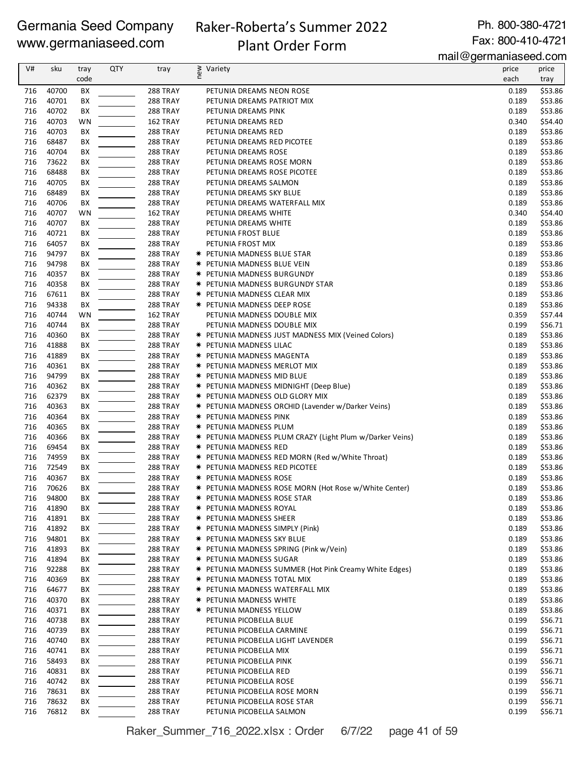Germania Seed Company
www.germaniaseed.com

# Raker-Roberta's Summer 2022 Plant Order Form

Ph. 800-380-4721
Fax: 800-410-4721
mail@germaniaseed.com

| V# | sku | tray code | QTY | tray | new | Variety | price each | price tray |
|---|---|---|---|---|---|---|---|---|
| 716 | 40700 | BX | | 288 TRAY | | PETUNIA DREAMS NEON ROSE | 0.189 | $53.86 |
| 716 | 40701 | BX | | 288 TRAY | | PETUNIA DREAMS PATRIOT MIX | 0.189 | $53.86 |
| 716 | 40702 | BX | | 288 TRAY | | PETUNIA DREAMS PINK | 0.189 | $53.86 |
| 716 | 40703 | WN | | 162 TRAY | | PETUNIA DREAMS RED | 0.340 | $54.40 |
| 716 | 40703 | BX | | 288 TRAY | | PETUNIA DREAMS RED | 0.189 | $53.86 |
| 716 | 68487 | BX | | 288 TRAY | | PETUNIA DREAMS RED PICOTEE | 0.189 | $53.86 |
| 716 | 40704 | BX | | 288 TRAY | | PETUNIA DREAMS ROSE | 0.189 | $53.86 |
| 716 | 73622 | BX | | 288 TRAY | | PETUNIA DREAMS ROSE MORN | 0.189 | $53.86 |
| 716 | 68488 | BX | | 288 TRAY | | PETUNIA DREAMS ROSE PICOTEE | 0.189 | $53.86 |
| 716 | 40705 | BX | | 288 TRAY | | PETUNIA DREAMS SALMON | 0.189 | $53.86 |
| 716 | 68489 | BX | | 288 TRAY | | PETUNIA DREAMS SKY BLUE | 0.189 | $53.86 |
| 716 | 40706 | BX | | 288 TRAY | | PETUNIA DREAMS WATERFALL MIX | 0.189 | $53.86 |
| 716 | 40707 | WN | | 162 TRAY | | PETUNIA DREAMS WHITE | 0.340 | $54.40 |
| 716 | 40707 | BX | | 288 TRAY | | PETUNIA DREAMS WHITE | 0.189 | $53.86 |
| 716 | 40721 | BX | | 288 TRAY | | PETUNIA FROST BLUE | 0.189 | $53.86 |
| 716 | 64057 | BX | | 288 TRAY | | PETUNIA FROST MIX | 0.189 | $53.86 |
| 716 | 94797 | BX | | 288 TRAY | * | PETUNIA MADNESS BLUE STAR | 0.189 | $53.86 |
| 716 | 94798 | BX | | 288 TRAY | * | PETUNIA MADNESS BLUE VEIN | 0.189 | $53.86 |
| 716 | 40357 | BX | | 288 TRAY | * | PETUNIA MADNESS BURGUNDY | 0.189 | $53.86 |
| 716 | 40358 | BX | | 288 TRAY | * | PETUNIA MADNESS BURGUNDY STAR | 0.189 | $53.86 |
| 716 | 67611 | BX | | 288 TRAY | * | PETUNIA MADNESS CLEAR MIX | 0.189 | $53.86 |
| 716 | 94338 | BX | | 288 TRAY | * | PETUNIA MADNESS DEEP ROSE | 0.189 | $53.86 |
| 716 | 40744 | WN | | 162 TRAY | | PETUNIA MADNESS DOUBLE MIX | 0.359 | $57.44 |
| 716 | 40744 | BX | | 288 TRAY | | PETUNIA MADNESS DOUBLE MIX | 0.199 | $56.71 |
| 716 | 40360 | BX | | 288 TRAY | * | PETUNIA MADNESS JUST MADNESS MIX (Veined Colors) | 0.189 | $53.86 |
| 716 | 41888 | BX | | 288 TRAY | * | PETUNIA MADNESS LILAC | 0.189 | $53.86 |
| 716 | 41889 | BX | | 288 TRAY | * | PETUNIA MADNESS MAGENTA | 0.189 | $53.86 |
| 716 | 40361 | BX | | 288 TRAY | * | PETUNIA MADNESS MERLOT MIX | 0.189 | $53.86 |
| 716 | 94799 | BX | | 288 TRAY | * | PETUNIA MADNESS MID BLUE | 0.189 | $53.86 |
| 716 | 40362 | BX | | 288 TRAY | * | PETUNIA MADNESS MIDNIGHT (Deep Blue) | 0.189 | $53.86 |
| 716 | 62379 | BX | | 288 TRAY | * | PETUNIA MADNESS OLD GLORY MIX | 0.189 | $53.86 |
| 716 | 40363 | BX | | 288 TRAY | * | PETUNIA MADNESS ORCHID (Lavender w/Darker Veins) | 0.189 | $53.86 |
| 716 | 40364 | BX | | 288 TRAY | * | PETUNIA MADNESS PINK | 0.189 | $53.86 |
| 716 | 40365 | BX | | 288 TRAY | * | PETUNIA MADNESS PLUM | 0.189 | $53.86 |
| 716 | 40366 | BX | | 288 TRAY | * | PETUNIA MADNESS PLUM CRAZY (Light Plum w/Darker Veins) | 0.189 | $53.86 |
| 716 | 69454 | BX | | 288 TRAY | * | PETUNIA MADNESS RED | 0.189 | $53.86 |
| 716 | 74959 | BX | | 288 TRAY | * | PETUNIA MADNESS RED MORN (Red w/White Throat) | 0.189 | $53.86 |
| 716 | 72549 | BX | | 288 TRAY | * | PETUNIA MADNESS RED PICOTEE | 0.189 | $53.86 |
| 716 | 40367 | BX | | 288 TRAY | * | PETUNIA MADNESS ROSE | 0.189 | $53.86 |
| 716 | 70626 | BX | | 288 TRAY | * | PETUNIA MADNESS ROSE MORN (Hot Rose w/White Center) | 0.189 | $53.86 |
| 716 | 94800 | BX | | 288 TRAY | * | PETUNIA MADNESS ROSE STAR | 0.189 | $53.86 |
| 716 | 41890 | BX | | 288 TRAY | * | PETUNIA MADNESS ROYAL | 0.189 | $53.86 |
| 716 | 41891 | BX | | 288 TRAY | * | PETUNIA MADNESS SHEER | 0.189 | $53.86 |
| 716 | 41892 | BX | | 288 TRAY | * | PETUNIA MADNESS SIMPLY (Pink) | 0.189 | $53.86 |
| 716 | 94801 | BX | | 288 TRAY | * | PETUNIA MADNESS SKY BLUE | 0.189 | $53.86 |
| 716 | 41893 | BX | | 288 TRAY | * | PETUNIA MADNESS SPRING (Pink w/Vein) | 0.189 | $53.86 |
| 716 | 41894 | BX | | 288 TRAY | * | PETUNIA MADNESS SUGAR | 0.189 | $53.86 |
| 716 | 92288 | BX | | 288 TRAY | * | PETUNIA MADNESS SUMMER (Hot Pink Creamy White Edges) | 0.189 | $53.86 |
| 716 | 40369 | BX | | 288 TRAY | * | PETUNIA MADNESS TOTAL MIX | 0.189 | $53.86 |
| 716 | 64677 | BX | | 288 TRAY | * | PETUNIA MADNESS WATERFALL MIX | 0.189 | $53.86 |
| 716 | 40370 | BX | | 288 TRAY | * | PETUNIA MADNESS WHITE | 0.189 | $53.86 |
| 716 | 40371 | BX | | 288 TRAY | * | PETUNIA MADNESS YELLOW | 0.189 | $53.86 |
| 716 | 40738 | BX | | 288 TRAY | | PETUNIA PICOBELLA BLUE | 0.199 | $56.71 |
| 716 | 40739 | BX | | 288 TRAY | | PETUNIA PICOBELLA CARMINE | 0.199 | $56.71 |
| 716 | 40740 | BX | | 288 TRAY | | PETUNIA PICOBELLA LIGHT LAVENDER | 0.199 | $56.71 |
| 716 | 40741 | BX | | 288 TRAY | | PETUNIA PICOBELLA MIX | 0.199 | $56.71 |
| 716 | 58493 | BX | | 288 TRAY | | PETUNIA PICOBELLA PINK | 0.199 | $56.71 |
| 716 | 40831 | BX | | 288 TRAY | | PETUNIA PICOBELLA RED | 0.199 | $56.71 |
| 716 | 40742 | BX | | 288 TRAY | | PETUNIA PICOBELLA ROSE | 0.199 | $56.71 |
| 716 | 78631 | BX | | 288 TRAY | | PETUNIA PICOBELLA ROSE MORN | 0.199 | $56.71 |
| 716 | 78632 | BX | | 288 TRAY | | PETUNIA PICOBELLA ROSE STAR | 0.199 | $56.71 |
| 716 | 76812 | BX | | 288 TRAY | | PETUNIA PICOBELLA SALMON | 0.199 | $56.71 |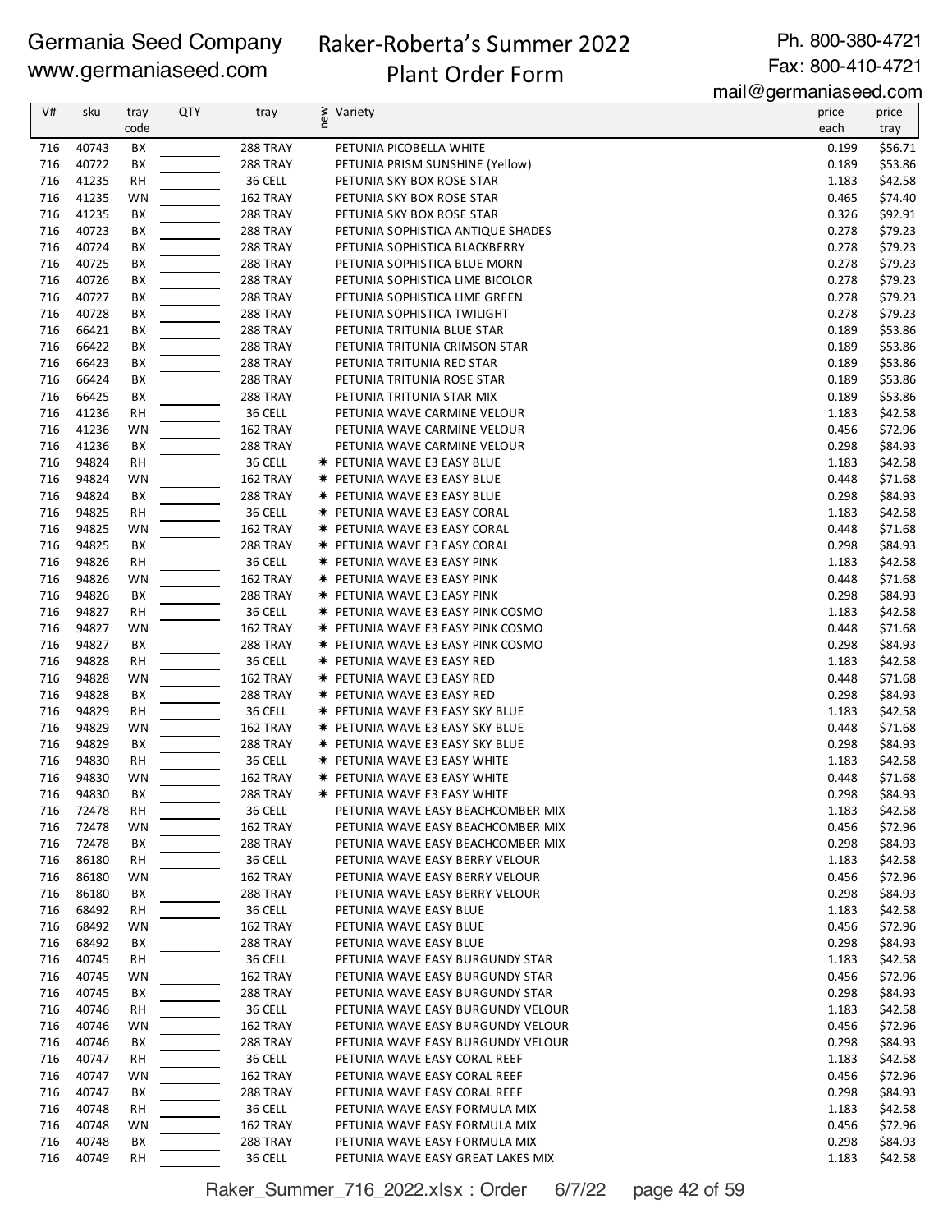Germania Seed Company
www.germaniaseed.com

# Raker-Roberta's Summer 2022 Plant Order Form

Ph. 800-380-4721
Fax: 800-410-4721
mail@germaniaseed.com

| V# | sku | tray code | QTY | tray | new | Variety | price each | price tray |
|---|---|---|---|---|---|---|---|---|
| 716 | 40743 | BX | | 288 TRAY | | PETUNIA PICOBELLA WHITE | 0.199 | $56.71 |
| 716 | 40722 | BX | | 288 TRAY | | PETUNIA PRISM SUNSHINE (Yellow) | 0.189 | $53.86 |
| 716 | 41235 | RH | | 36 CELL | | PETUNIA SKY BOX ROSE STAR | 1.183 | $42.58 |
| 716 | 41235 | WN | | 162 TRAY | | PETUNIA SKY BOX ROSE STAR | 0.465 | $74.40 |
| 716 | 41235 | BX | | 288 TRAY | | PETUNIA SKY BOX ROSE STAR | 0.326 | $92.91 |
| 716 | 40723 | BX | | 288 TRAY | | PETUNIA SOPHISTICA ANTIQUE SHADES | 0.278 | $79.23 |
| 716 | 40724 | BX | | 288 TRAY | | PETUNIA SOPHISTICA BLACKBERRY | 0.278 | $79.23 |
| 716 | 40725 | BX | | 288 TRAY | | PETUNIA SOPHISTICA BLUE MORN | 0.278 | $79.23 |
| 716 | 40726 | BX | | 288 TRAY | | PETUNIA SOPHISTICA LIME BICOLOR | 0.278 | $79.23 |
| 716 | 40727 | BX | | 288 TRAY | | PETUNIA SOPHISTICA LIME GREEN | 0.278 | $79.23 |
| 716 | 40728 | BX | | 288 TRAY | | PETUNIA SOPHISTICA TWILIGHT | 0.278 | $79.23 |
| 716 | 66421 | BX | | 288 TRAY | | PETUNIA TRITUNIA BLUE STAR | 0.189 | $53.86 |
| 716 | 66422 | BX | | 288 TRAY | | PETUNIA TRITUNIA CRIMSON STAR | 0.189 | $53.86 |
| 716 | 66423 | BX | | 288 TRAY | | PETUNIA TRITUNIA RED STAR | 0.189 | $53.86 |
| 716 | 66424 | BX | | 288 TRAY | | PETUNIA TRITUNIA ROSE STAR | 0.189 | $53.86 |
| 716 | 66425 | BX | | 288 TRAY | | PETUNIA TRITUNIA STAR MIX | 0.189 | $53.86 |
| 716 | 41236 | RH | | 36 CELL | | PETUNIA WAVE CARMINE VELOUR | 1.183 | $42.58 |
| 716 | 41236 | WN | | 162 TRAY | | PETUNIA WAVE CARMINE VELOUR | 0.456 | $72.96 |
| 716 | 41236 | BX | | 288 TRAY | | PETUNIA WAVE CARMINE VELOUR | 0.298 | $84.93 |
| 716 | 94824 | RH | | 36 CELL | * | PETUNIA WAVE E3 EASY BLUE | 1.183 | $42.58 |
| 716 | 94824 | WN | | 162 TRAY | * | PETUNIA WAVE E3 EASY BLUE | 0.448 | $71.68 |
| 716 | 94824 | BX | | 288 TRAY | * | PETUNIA WAVE E3 EASY BLUE | 0.298 | $84.93 |
| 716 | 94825 | RH | | 36 CELL | * | PETUNIA WAVE E3 EASY CORAL | 1.183 | $42.58 |
| 716 | 94825 | WN | | 162 TRAY | * | PETUNIA WAVE E3 EASY CORAL | 0.448 | $71.68 |
| 716 | 94825 | BX | | 288 TRAY | * | PETUNIA WAVE E3 EASY CORAL | 0.298 | $84.93 |
| 716 | 94826 | RH | | 36 CELL | * | PETUNIA WAVE E3 EASY PINK | 1.183 | $42.58 |
| 716 | 94826 | WN | | 162 TRAY | * | PETUNIA WAVE E3 EASY PINK | 0.448 | $71.68 |
| 716 | 94826 | BX | | 288 TRAY | * | PETUNIA WAVE E3 EASY PINK | 0.298 | $84.93 |
| 716 | 94827 | RH | | 36 CELL | * | PETUNIA WAVE E3 EASY PINK COSMO | 1.183 | $42.58 |
| 716 | 94827 | WN | | 162 TRAY | * | PETUNIA WAVE E3 EASY PINK COSMO | 0.448 | $71.68 |
| 716 | 94827 | BX | | 288 TRAY | * | PETUNIA WAVE E3 EASY PINK COSMO | 0.298 | $84.93 |
| 716 | 94828 | RH | | 36 CELL | * | PETUNIA WAVE E3 EASY RED | 1.183 | $42.58 |
| 716 | 94828 | WN | | 162 TRAY | * | PETUNIA WAVE E3 EASY RED | 0.448 | $71.68 |
| 716 | 94828 | BX | | 288 TRAY | * | PETUNIA WAVE E3 EASY RED | 0.298 | $84.93 |
| 716 | 94829 | RH | | 36 CELL | * | PETUNIA WAVE E3 EASY SKY BLUE | 1.183 | $42.58 |
| 716 | 94829 | WN | | 162 TRAY | * | PETUNIA WAVE E3 EASY SKY BLUE | 0.448 | $71.68 |
| 716 | 94829 | BX | | 288 TRAY | * | PETUNIA WAVE E3 EASY SKY BLUE | 0.298 | $84.93 |
| 716 | 94830 | RH | | 36 CELL | * | PETUNIA WAVE E3 EASY WHITE | 1.183 | $42.58 |
| 716 | 94830 | WN | | 162 TRAY | * | PETUNIA WAVE E3 EASY WHITE | 0.448 | $71.68 |
| 716 | 94830 | BX | | 288 TRAY | * | PETUNIA WAVE E3 EASY WHITE | 0.298 | $84.93 |
| 716 | 72478 | RH | | 36 CELL | | PETUNIA WAVE EASY BEACHCOMBER MIX | 1.183 | $42.58 |
| 716 | 72478 | WN | | 162 TRAY | | PETUNIA WAVE EASY BEACHCOMBER MIX | 0.456 | $72.96 |
| 716 | 72478 | BX | | 288 TRAY | | PETUNIA WAVE EASY BEACHCOMBER MIX | 0.298 | $84.93 |
| 716 | 86180 | RH | | 36 CELL | | PETUNIA WAVE EASY BERRY VELOUR | 1.183 | $42.58 |
| 716 | 86180 | WN | | 162 TRAY | | PETUNIA WAVE EASY BERRY VELOUR | 0.456 | $72.96 |
| 716 | 86180 | BX | | 288 TRAY | | PETUNIA WAVE EASY BERRY VELOUR | 0.298 | $84.93 |
| 716 | 68492 | RH | | 36 CELL | | PETUNIA WAVE EASY BLUE | 1.183 | $42.58 |
| 716 | 68492 | WN | | 162 TRAY | | PETUNIA WAVE EASY BLUE | 0.456 | $72.96 |
| 716 | 68492 | BX | | 288 TRAY | | PETUNIA WAVE EASY BLUE | 0.298 | $84.93 |
| 716 | 40745 | RH | | 36 CELL | | PETUNIA WAVE EASY BURGUNDY STAR | 1.183 | $42.58 |
| 716 | 40745 | WN | | 162 TRAY | | PETUNIA WAVE EASY BURGUNDY STAR | 0.456 | $72.96 |
| 716 | 40745 | BX | | 288 TRAY | | PETUNIA WAVE EASY BURGUNDY STAR | 0.298 | $84.93 |
| 716 | 40746 | RH | | 36 CELL | | PETUNIA WAVE EASY BURGUNDY VELOUR | 1.183 | $42.58 |
| 716 | 40746 | WN | | 162 TRAY | | PETUNIA WAVE EASY BURGUNDY VELOUR | 0.456 | $72.96 |
| 716 | 40746 | BX | | 288 TRAY | | PETUNIA WAVE EASY BURGUNDY VELOUR | 0.298 | $84.93 |
| 716 | 40747 | RH | | 36 CELL | | PETUNIA WAVE EASY CORAL REEF | 1.183 | $42.58 |
| 716 | 40747 | WN | | 162 TRAY | | PETUNIA WAVE EASY CORAL REEF | 0.456 | $72.96 |
| 716 | 40747 | BX | | 288 TRAY | | PETUNIA WAVE EASY CORAL REEF | 0.298 | $84.93 |
| 716 | 40748 | RH | | 36 CELL | | PETUNIA WAVE EASY FORMULA MIX | 1.183 | $42.58 |
| 716 | 40748 | WN | | 162 TRAY | | PETUNIA WAVE EASY FORMULA MIX | 0.456 | $72.96 |
| 716 | 40748 | BX | | 288 TRAY | | PETUNIA WAVE EASY FORMULA MIX | 0.298 | $84.93 |
| 716 | 40749 | RH | | 36 CELL | | PETUNIA WAVE EASY GREAT LAKES MIX | 1.183 | $42.58 |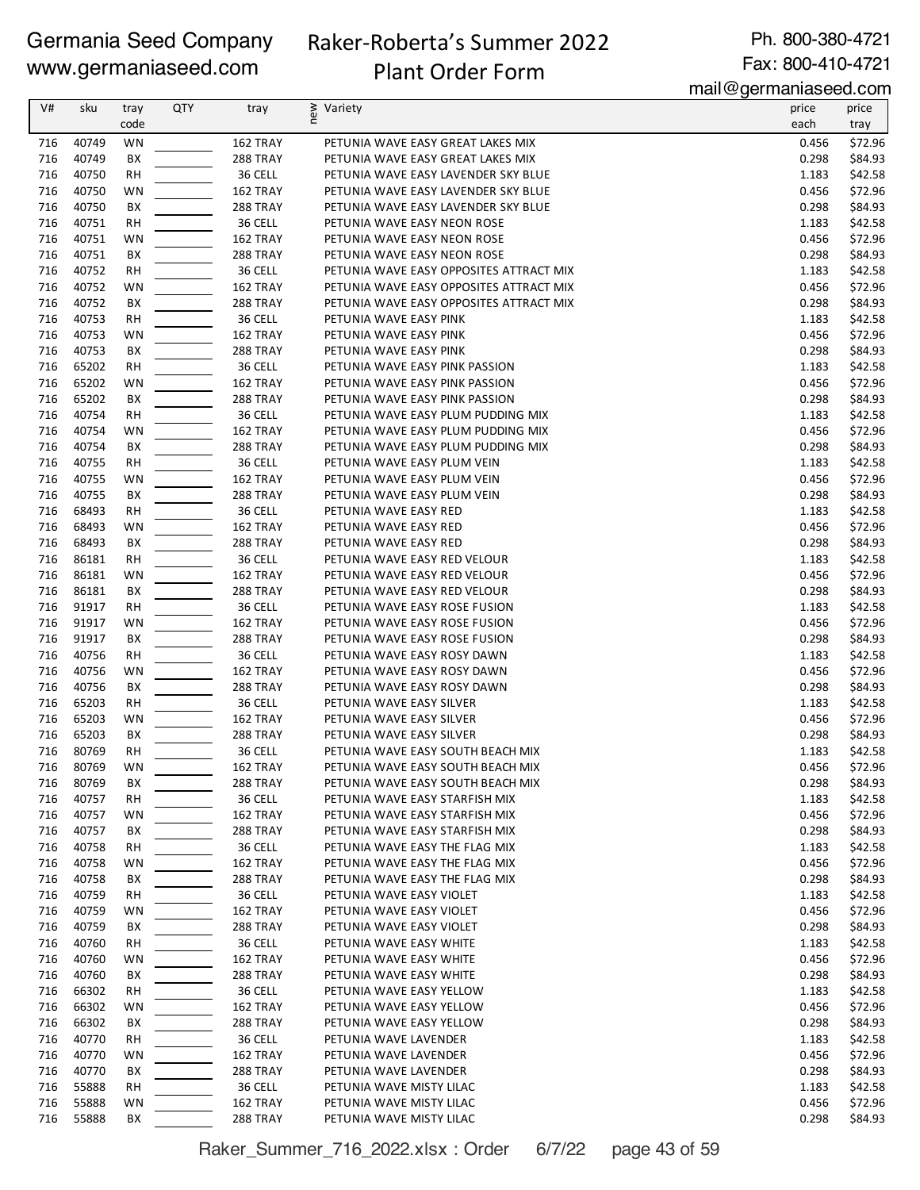Germania Seed Company
www.germaniaseed.com

# Raker-Roberta's Summer 2022 Plant Order Form

Ph. 800-380-4721
Fax: 800-410-4721
mail@germaniaseed.com

| V# | sku | tray code | QTY | tray | new | Variety | price each | price tray |
|---|---|---|---|---|---|---|---|---|
| 716 | 40749 | WN | | 162 TRAY | | PETUNIA WAVE EASY GREAT LAKES MIX | 0.456 | $72.96 |
| 716 | 40749 | BX | | 288 TRAY | | PETUNIA WAVE EASY GREAT LAKES MIX | 0.298 | $84.93 |
| 716 | 40750 | RH | | 36 CELL | | PETUNIA WAVE EASY LAVENDER SKY BLUE | 1.183 | $42.58 |
| 716 | 40750 | WN | | 162 TRAY | | PETUNIA WAVE EASY LAVENDER SKY BLUE | 0.456 | $72.96 |
| 716 | 40750 | BX | | 288 TRAY | | PETUNIA WAVE EASY LAVENDER SKY BLUE | 0.298 | $84.93 |
| 716 | 40751 | RH | | 36 CELL | | PETUNIA WAVE EASY NEON ROSE | 1.183 | $42.58 |
| 716 | 40751 | WN | | 162 TRAY | | PETUNIA WAVE EASY NEON ROSE | 0.456 | $72.96 |
| 716 | 40751 | BX | | 288 TRAY | | PETUNIA WAVE EASY NEON ROSE | 0.298 | $84.93 |
| 716 | 40752 | RH | | 36 CELL | | PETUNIA WAVE EASY OPPOSITES ATTRACT MIX | 1.183 | $42.58 |
| 716 | 40752 | WN | | 162 TRAY | | PETUNIA WAVE EASY OPPOSITES ATTRACT MIX | 0.456 | $72.96 |
| 716 | 40752 | BX | | 288 TRAY | | PETUNIA WAVE EASY OPPOSITES ATTRACT MIX | 0.298 | $84.93 |
| 716 | 40753 | RH | | 36 CELL | | PETUNIA WAVE EASY PINK | 1.183 | $42.58 |
| 716 | 40753 | WN | | 162 TRAY | | PETUNIA WAVE EASY PINK | 0.456 | $72.96 |
| 716 | 40753 | BX | | 288 TRAY | | PETUNIA WAVE EASY PINK | 0.298 | $84.93 |
| 716 | 65202 | RH | | 36 CELL | | PETUNIA WAVE EASY PINK PASSION | 1.183 | $42.58 |
| 716 | 65202 | WN | | 162 TRAY | | PETUNIA WAVE EASY PINK PASSION | 0.456 | $72.96 |
| 716 | 65202 | BX | | 288 TRAY | | PETUNIA WAVE EASY PINK PASSION | 0.298 | $84.93 |
| 716 | 40754 | RH | | 36 CELL | | PETUNIA WAVE EASY PLUM PUDDING MIX | 1.183 | $42.58 |
| 716 | 40754 | WN | | 162 TRAY | | PETUNIA WAVE EASY PLUM PUDDING MIX | 0.456 | $72.96 |
| 716 | 40754 | BX | | 288 TRAY | | PETUNIA WAVE EASY PLUM PUDDING MIX | 0.298 | $84.93 |
| 716 | 40755 | RH | | 36 CELL | | PETUNIA WAVE EASY PLUM VEIN | 1.183 | $42.58 |
| 716 | 40755 | WN | | 162 TRAY | | PETUNIA WAVE EASY PLUM VEIN | 0.456 | $72.96 |
| 716 | 40755 | BX | | 288 TRAY | | PETUNIA WAVE EASY PLUM VEIN | 0.298 | $84.93 |
| 716 | 68493 | RH | | 36 CELL | | PETUNIA WAVE EASY RED | 1.183 | $42.58 |
| 716 | 68493 | WN | | 162 TRAY | | PETUNIA WAVE EASY RED | 0.456 | $72.96 |
| 716 | 68493 | BX | | 288 TRAY | | PETUNIA WAVE EASY RED | 0.298 | $84.93 |
| 716 | 86181 | RH | | 36 CELL | | PETUNIA WAVE EASY RED VELOUR | 1.183 | $42.58 |
| 716 | 86181 | WN | | 162 TRAY | | PETUNIA WAVE EASY RED VELOUR | 0.456 | $72.96 |
| 716 | 86181 | BX | | 288 TRAY | | PETUNIA WAVE EASY RED VELOUR | 0.298 | $84.93 |
| 716 | 91917 | RH | | 36 CELL | | PETUNIA WAVE EASY ROSE FUSION | 1.183 | $42.58 |
| 716 | 91917 | WN | | 162 TRAY | | PETUNIA WAVE EASY ROSE FUSION | 0.456 | $72.96 |
| 716 | 91917 | BX | | 288 TRAY | | PETUNIA WAVE EASY ROSE FUSION | 0.298 | $84.93 |
| 716 | 40756 | RH | | 36 CELL | | PETUNIA WAVE EASY ROSY DAWN | 1.183 | $42.58 |
| 716 | 40756 | WN | | 162 TRAY | | PETUNIA WAVE EASY ROSY DAWN | 0.456 | $72.96 |
| 716 | 40756 | BX | | 288 TRAY | | PETUNIA WAVE EASY ROSY DAWN | 0.298 | $84.93 |
| 716 | 65203 | RH | | 36 CELL | | PETUNIA WAVE EASY SILVER | 1.183 | $42.58 |
| 716 | 65203 | WN | | 162 TRAY | | PETUNIA WAVE EASY SILVER | 0.456 | $72.96 |
| 716 | 65203 | BX | | 288 TRAY | | PETUNIA WAVE EASY SILVER | 0.298 | $84.93 |
| 716 | 80769 | RH | | 36 CELL | | PETUNIA WAVE EASY SOUTH BEACH MIX | 1.183 | $42.58 |
| 716 | 80769 | WN | | 162 TRAY | | PETUNIA WAVE EASY SOUTH BEACH MIX | 0.456 | $72.96 |
| 716 | 80769 | BX | | 288 TRAY | | PETUNIA WAVE EASY SOUTH BEACH MIX | 0.298 | $84.93 |
| 716 | 40757 | RH | | 36 CELL | | PETUNIA WAVE EASY STARFISH MIX | 1.183 | $42.58 |
| 716 | 40757 | WN | | 162 TRAY | | PETUNIA WAVE EASY STARFISH MIX | 0.456 | $72.96 |
| 716 | 40757 | BX | | 288 TRAY | | PETUNIA WAVE EASY STARFISH MIX | 0.298 | $84.93 |
| 716 | 40758 | RH | | 36 CELL | | PETUNIA WAVE EASY THE FLAG MIX | 1.183 | $42.58 |
| 716 | 40758 | WN | | 162 TRAY | | PETUNIA WAVE EASY THE FLAG MIX | 0.456 | $72.96 |
| 716 | 40758 | BX | | 288 TRAY | | PETUNIA WAVE EASY THE FLAG MIX | 0.298 | $84.93 |
| 716 | 40759 | RH | | 36 CELL | | PETUNIA WAVE EASY VIOLET | 1.183 | $42.58 |
| 716 | 40759 | WN | | 162 TRAY | | PETUNIA WAVE EASY VIOLET | 0.456 | $72.96 |
| 716 | 40759 | BX | | 288 TRAY | | PETUNIA WAVE EASY VIOLET | 0.298 | $84.93 |
| 716 | 40760 | RH | | 36 CELL | | PETUNIA WAVE EASY WHITE | 1.183 | $42.58 |
| 716 | 40760 | WN | | 162 TRAY | | PETUNIA WAVE EASY WHITE | 0.456 | $72.96 |
| 716 | 40760 | BX | | 288 TRAY | | PETUNIA WAVE EASY WHITE | 0.298 | $84.93 |
| 716 | 66302 | RH | | 36 CELL | | PETUNIA WAVE EASY YELLOW | 1.183 | $42.58 |
| 716 | 66302 | WN | | 162 TRAY | | PETUNIA WAVE EASY YELLOW | 0.456 | $72.96 |
| 716 | 66302 | BX | | 288 TRAY | | PETUNIA WAVE EASY YELLOW | 0.298 | $84.93 |
| 716 | 40770 | RH | | 36 CELL | | PETUNIA WAVE LAVENDER | 1.183 | $42.58 |
| 716 | 40770 | WN | | 162 TRAY | | PETUNIA WAVE LAVENDER | 0.456 | $72.96 |
| 716 | 40770 | BX | | 288 TRAY | | PETUNIA WAVE LAVENDER | 0.298 | $84.93 |
| 716 | 55888 | RH | | 36 CELL | | PETUNIA WAVE MISTY LILAC | 1.183 | $42.58 |
| 716 | 55888 | WN | | 162 TRAY | | PETUNIA WAVE MISTY LILAC | 0.456 | $72.96 |
| 716 | 55888 | BX | | 288 TRAY | | PETUNIA WAVE MISTY LILAC | 0.298 | $84.93 |

Raker_Summer_716_2022.xlsx : Order 6/7/22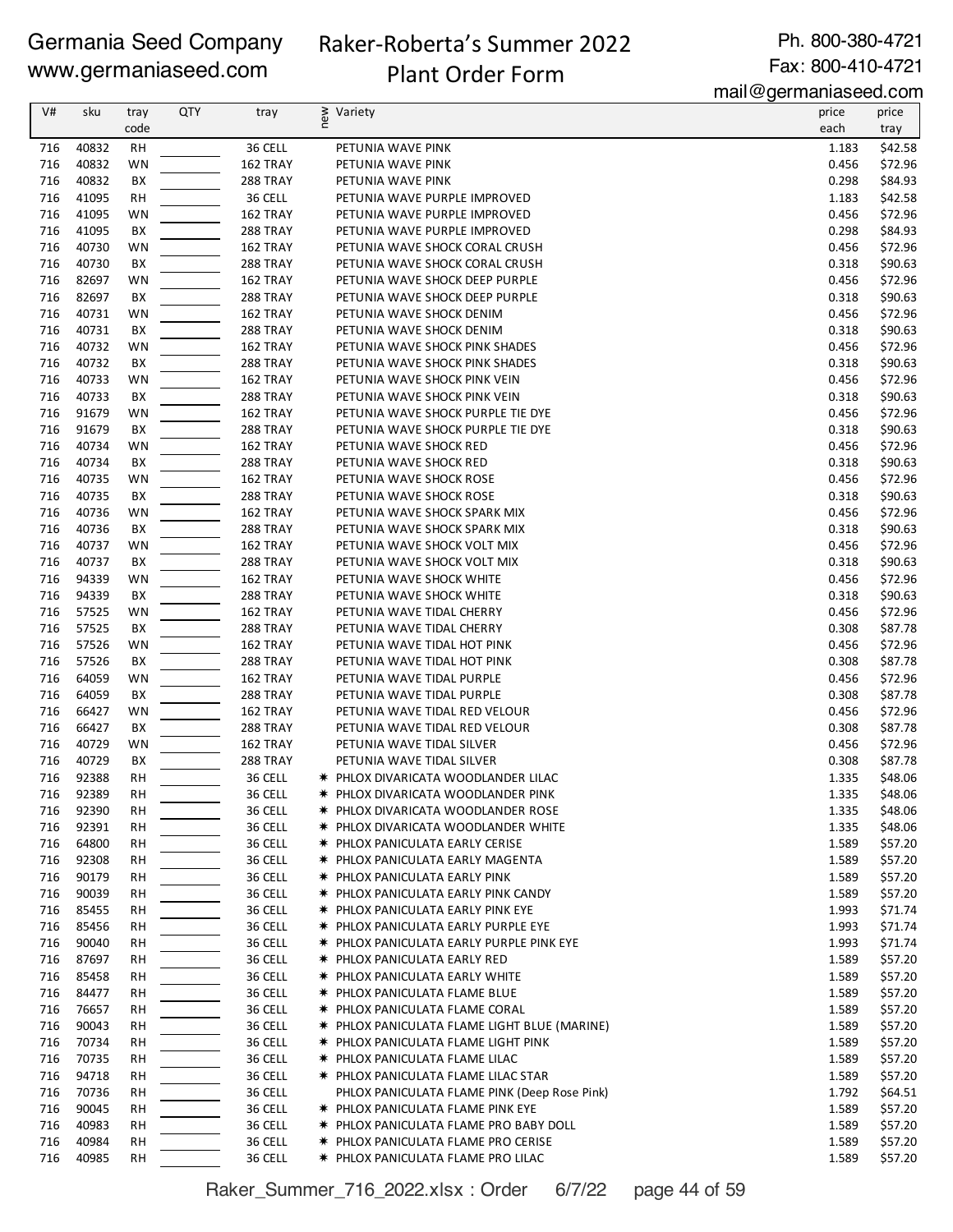Germania Seed Company
www.germaniaseed.com

# Raker-Roberta's Summer 2022 Plant Order Form

Ph. 800-380-4721
Fax: 800-410-4721
mail@germaniaseed.com

| V# | sku | tray code | QTY | tray | new | Variety | price each | price tray |
|---|---|---|---|---|---|---|---|---|
| 716 | 40832 | RH | | 36 CELL | | PETUNIA WAVE PINK | 1.183 | $42.58 |
| 716 | 40832 | WN | | 162 TRAY | | PETUNIA WAVE PINK | 0.456 | $72.96 |
| 716 | 40832 | BX | | 288 TRAY | | PETUNIA WAVE PINK | 0.298 | $84.93 |
| 716 | 41095 | RH | | 36 CELL | | PETUNIA WAVE PURPLE IMPROVED | 1.183 | $42.58 |
| 716 | 41095 | WN | | 162 TRAY | | PETUNIA WAVE PURPLE IMPROVED | 0.456 | $72.96 |
| 716 | 41095 | BX | | 288 TRAY | | PETUNIA WAVE PURPLE IMPROVED | 0.298 | $84.93 |
| 716 | 40730 | WN | | 162 TRAY | | PETUNIA WAVE SHOCK CORAL CRUSH | 0.456 | $72.96 |
| 716 | 40730 | BX | | 288 TRAY | | PETUNIA WAVE SHOCK CORAL CRUSH | 0.318 | $90.63 |
| 716 | 82697 | WN | | 162 TRAY | | PETUNIA WAVE SHOCK DEEP PURPLE | 0.456 | $72.96 |
| 716 | 82697 | BX | | 288 TRAY | | PETUNIA WAVE SHOCK DEEP PURPLE | 0.318 | $90.63 |
| 716 | 40731 | WN | | 162 TRAY | | PETUNIA WAVE SHOCK DENIM | 0.456 | $72.96 |
| 716 | 40731 | BX | | 288 TRAY | | PETUNIA WAVE SHOCK DENIM | 0.318 | $90.63 |
| 716 | 40732 | WN | | 162 TRAY | | PETUNIA WAVE SHOCK PINK SHADES | 0.456 | $72.96 |
| 716 | 40732 | BX | | 288 TRAY | | PETUNIA WAVE SHOCK PINK SHADES | 0.318 | $90.63 |
| 716 | 40733 | WN | | 162 TRAY | | PETUNIA WAVE SHOCK PINK VEIN | 0.456 | $72.96 |
| 716 | 40733 | BX | | 288 TRAY | | PETUNIA WAVE SHOCK PINK VEIN | 0.318 | $90.63 |
| 716 | 91679 | WN | | 162 TRAY | | PETUNIA WAVE SHOCK PURPLE TIE DYE | 0.456 | $72.96 |
| 716 | 91679 | BX | | 288 TRAY | | PETUNIA WAVE SHOCK PURPLE TIE DYE | 0.318 | $90.63 |
| 716 | 40734 | WN | | 162 TRAY | | PETUNIA WAVE SHOCK RED | 0.456 | $72.96 |
| 716 | 40734 | BX | | 288 TRAY | | PETUNIA WAVE SHOCK RED | 0.318 | $90.63 |
| 716 | 40735 | WN | | 162 TRAY | | PETUNIA WAVE SHOCK ROSE | 0.456 | $72.96 |
| 716 | 40735 | BX | | 288 TRAY | | PETUNIA WAVE SHOCK ROSE | 0.318 | $90.63 |
| 716 | 40736 | WN | | 162 TRAY | | PETUNIA WAVE SHOCK SPARK MIX | 0.456 | $72.96 |
| 716 | 40736 | BX | | 288 TRAY | | PETUNIA WAVE SHOCK SPARK MIX | 0.318 | $90.63 |
| 716 | 40737 | WN | | 162 TRAY | | PETUNIA WAVE SHOCK VOLT MIX | 0.456 | $72.96 |
| 716 | 40737 | BX | | 288 TRAY | | PETUNIA WAVE SHOCK VOLT MIX | 0.318 | $90.63 |
| 716 | 94339 | WN | | 162 TRAY | | PETUNIA WAVE SHOCK WHITE | 0.456 | $72.96 |
| 716 | 94339 | BX | | 288 TRAY | | PETUNIA WAVE SHOCK WHITE | 0.318 | $90.63 |
| 716 | 57525 | WN | | 162 TRAY | | PETUNIA WAVE TIDAL CHERRY | 0.456 | $72.96 |
| 716 | 57525 | BX | | 288 TRAY | | PETUNIA WAVE TIDAL CHERRY | 0.308 | $87.78 |
| 716 | 57526 | WN | | 162 TRAY | | PETUNIA WAVE TIDAL HOT PINK | 0.456 | $72.96 |
| 716 | 57526 | BX | | 288 TRAY | | PETUNIA WAVE TIDAL HOT PINK | 0.308 | $87.78 |
| 716 | 64059 | WN | | 162 TRAY | | PETUNIA WAVE TIDAL PURPLE | 0.456 | $72.96 |
| 716 | 64059 | BX | | 288 TRAY | | PETUNIA WAVE TIDAL PURPLE | 0.308 | $87.78 |
| 716 | 66427 | WN | | 162 TRAY | | PETUNIA WAVE TIDAL RED VELOUR | 0.456 | $72.96 |
| 716 | 66427 | BX | | 288 TRAY | | PETUNIA WAVE TIDAL RED VELOUR | 0.308 | $87.78 |
| 716 | 40729 | WN | | 162 TRAY | | PETUNIA WAVE TIDAL SILVER | 0.456 | $72.96 |
| 716 | 40729 | BX | | 288 TRAY | | PETUNIA WAVE TIDAL SILVER | 0.308 | $87.78 |
| 716 | 92388 | RH | | 36 CELL | * | PHLOX DIVARICATA WOODLANDER LILAC | 1.335 | $48.06 |
| 716 | 92389 | RH | | 36 CELL | * | PHLOX DIVARICATA WOODLANDER PINK | 1.335 | $48.06 |
| 716 | 92390 | RH | | 36 CELL | * | PHLOX DIVARICATA WOODLANDER ROSE | 1.335 | $48.06 |
| 716 | 92391 | RH | | 36 CELL | * | PHLOX DIVARICATA WOODLANDER WHITE | 1.335 | $48.06 |
| 716 | 64800 | RH | | 36 CELL | * | PHLOX PANICULATA EARLY CERISE | 1.589 | $57.20 |
| 716 | 92308 | RH | | 36 CELL | * | PHLOX PANICULATA EARLY MAGENTA | 1.589 | $57.20 |
| 716 | 90179 | RH | | 36 CELL | * | PHLOX PANICULATA EARLY PINK | 1.589 | $57.20 |
| 716 | 90039 | RH | | 36 CELL | * | PHLOX PANICULATA EARLY PINK CANDY | 1.589 | $57.20 |
| 716 | 85455 | RH | | 36 CELL | * | PHLOX PANICULATA EARLY PINK EYE | 1.993 | $71.74 |
| 716 | 85456 | RH | | 36 CELL | * | PHLOX PANICULATA EARLY PURPLE EYE | 1.993 | $71.74 |
| 716 | 90040 | RH | | 36 CELL | * | PHLOX PANICULATA EARLY PURPLE PINK EYE | 1.993 | $71.74 |
| 716 | 87697 | RH | | 36 CELL | * | PHLOX PANICULATA EARLY RED | 1.589 | $57.20 |
| 716 | 85458 | RH | | 36 CELL | * | PHLOX PANICULATA EARLY WHITE | 1.589 | $57.20 |
| 716 | 84477 | RH | | 36 CELL | * | PHLOX PANICULATA FLAME BLUE | 1.589 | $57.20 |
| 716 | 76657 | RH | | 36 CELL | * | PHLOX PANICULATA FLAME CORAL | 1.589 | $57.20 |
| 716 | 90043 | RH | | 36 CELL | * | PHLOX PANICULATA FLAME LIGHT BLUE (MARINE) | 1.589 | $57.20 |
| 716 | 70734 | RH | | 36 CELL | * | PHLOX PANICULATA FLAME LIGHT PINK | 1.589 | $57.20 |
| 716 | 70735 | RH | | 36 CELL | * | PHLOX PANICULATA FLAME LILAC | 1.589 | $57.20 |
| 716 | 94718 | RH | | 36 CELL | * | PHLOX PANICULATA FLAME LILAC STAR | 1.589 | $57.20 |
| 716 | 70736 | RH | | 36 CELL | | PHLOX PANICULATA FLAME PINK (Deep Rose Pink) | 1.792 | $64.51 |
| 716 | 90045 | RH | | 36 CELL | * | PHLOX PANICULATA FLAME PINK EYE | 1.589 | $57.20 |
| 716 | 40983 | RH | | 36 CELL | * | PHLOX PANICULATA FLAME PRO BABY DOLL | 1.589 | $57.20 |
| 716 | 40984 | RH | | 36 CELL | * | PHLOX PANICULATA FLAME PRO CERISE | 1.589 | $57.20 |
| 716 | 40985 | RH | | 36 CELL | * | PHLOX PANICULATA FLAME PRO LILAC | 1.589 | $57.20 |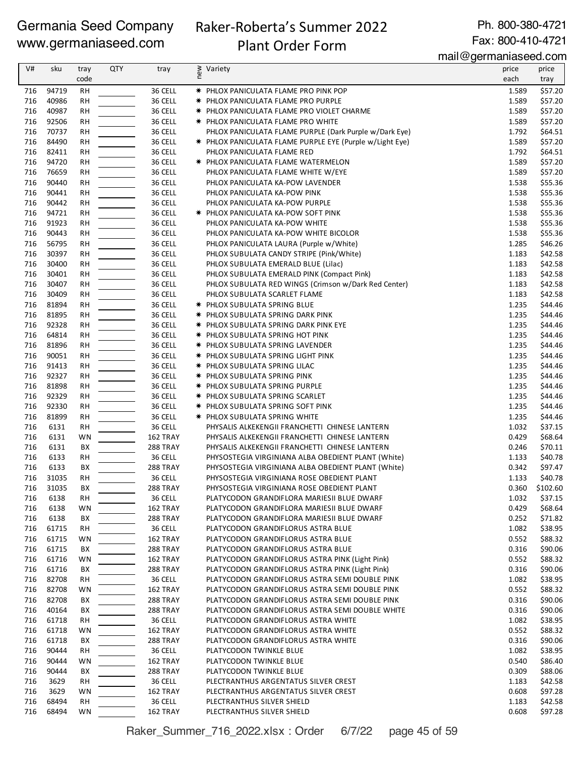Germania Seed Company
www.germaniaseed.com

# Raker-Roberta's Summer 2022 Plant Order Form

Ph. 800-380-4721
Fax: 800-410-4721
mail@germaniaseed.com

| V# | sku | tray code | QTY | tray | new | Variety | price each | price tray |
|---|---|---|---|---|---|---|---|---|
| 716 | 94719 | RH | | 36 CELL | ✱ | PHLOX PANICULATA FLAME PRO PINK POP | 1.589 | $57.20 |
| 716 | 40986 | RH | | 36 CELL | ✱ | PHLOX PANICULATA FLAME PRO PURPLE | 1.589 | $57.20 |
| 716 | 40987 | RH | | 36 CELL | ✱ | PHLOX PANICULATA FLAME PRO VIOLET CHARME | 1.589 | $57.20 |
| 716 | 92506 | RH | | 36 CELL | ✱ | PHLOX PANICULATA FLAME PRO WHITE | 1.589 | $57.20 |
| 716 | 70737 | RH | | 36 CELL | | PHLOX PANICULATA FLAME PURPLE (Dark Purple w/Dark Eye) | 1.792 | $64.51 |
| 716 | 84490 | RH | | 36 CELL | ✱ | PHLOX PANICULATA FLAME PURPLE EYE (Purple w/Light Eye) | 1.589 | $57.20 |
| 716 | 82411 | RH | | 36 CELL | | PHLOX PANICULATA FLAME RED | 1.792 | $64.51 |
| 716 | 94720 | RH | | 36 CELL | ✱ | PHLOX PANICULATA FLAME WATERMELON | 1.589 | $57.20 |
| 716 | 76659 | RH | | 36 CELL | | PHLOX PANICULATA FLAME WHITE W/EYE | 1.589 | $57.20 |
| 716 | 90440 | RH | | 36 CELL | | PHLOX PANICULATA KA-POW LAVENDER | 1.538 | $55.36 |
| 716 | 90441 | RH | | 36 CELL | | PHLOX PANICULATA KA-POW PINK | 1.538 | $55.36 |
| 716 | 90442 | RH | | 36 CELL | | PHLOX PANICULATA KA-POW PURPLE | 1.538 | $55.36 |
| 716 | 94721 | RH | | 36 CELL | ✱ | PHLOX PANICULATA KA-POW SOFT PINK | 1.538 | $55.36 |
| 716 | 91923 | RH | | 36 CELL | | PHLOX PANICULATA KA-POW WHITE | 1.538 | $55.36 |
| 716 | 90443 | RH | | 36 CELL | | PHLOX PANICULATA KA-POW WHITE BICOLOR | 1.538 | $55.36 |
| 716 | 56795 | RH | | 36 CELL | | PHLOX PANICULATA LAURA (Purple w/White) | 1.285 | $46.26 |
| 716 | 30397 | RH | | 36 CELL | | PHLOX SUBULATA CANDY STRIPE (Pink/White) | 1.183 | $42.58 |
| 716 | 30400 | RH | | 36 CELL | | PHLOX SUBULATA EMERALD BLUE (Lilac) | 1.183 | $42.58 |
| 716 | 30401 | RH | | 36 CELL | | PHLOX SUBULATA EMERALD PINK (Compact Pink) | 1.183 | $42.58 |
| 716 | 30407 | RH | | 36 CELL | | PHLOX SUBULATA RED WINGS (Crimson w/Dark Red Center) | 1.183 | $42.58 |
| 716 | 30409 | RH | | 36 CELL | | PHLOX SUBULATA SCARLET FLAME | 1.183 | $42.58 |
| 716 | 81894 | RH | | 36 CELL | ✱ | PHLOX SUBULATA SPRING BLUE | 1.235 | $44.46 |
| 716 | 81895 | RH | | 36 CELL | ✱ | PHLOX SUBULATA SPRING DARK PINK | 1.235 | $44.46 |
| 716 | 92328 | RH | | 36 CELL | ✱ | PHLOX SUBULATA SPRING DARK PINK EYE | 1.235 | $44.46 |
| 716 | 64814 | RH | | 36 CELL | ✱ | PHLOX SUBULATA SPRING HOT PINK | 1.235 | $44.46 |
| 716 | 81896 | RH | | 36 CELL | ✱ | PHLOX SUBULATA SPRING LAVENDER | 1.235 | $44.46 |
| 716 | 90051 | RH | | 36 CELL | ✱ | PHLOX SUBULATA SPRING LIGHT PINK | 1.235 | $44.46 |
| 716 | 91413 | RH | | 36 CELL | ✱ | PHLOX SUBULATA SPRING LILAC | 1.235 | $44.46 |
| 716 | 92327 | RH | | 36 CELL | ✱ | PHLOX SUBULATA SPRING PINK | 1.235 | $44.46 |
| 716 | 81898 | RH | | 36 CELL | ✱ | PHLOX SUBULATA SPRING PURPLE | 1.235 | $44.46 |
| 716 | 92329 | RH | | 36 CELL | ✱ | PHLOX SUBULATA SPRING SCARLET | 1.235 | $44.46 |
| 716 | 92330 | RH | | 36 CELL | ✱ | PHLOX SUBULATA SPRING SOFT PINK | 1.235 | $44.46 |
| 716 | 81899 | RH | | 36 CELL | ✱ | PHLOX SUBULATA SPRING WHITE | 1.235 | $44.46 |
| 716 | 6131 | RH | | 36 CELL | | PHYSALIS ALKEKENGII FRANCHETTI CHINESE LANTERN | 1.032 | $37.15 |
| 716 | 6131 | WN | | 162 TRAY | | PHYSALIS ALKEKENGII FRANCHETTI CHINESE LANTERN | 0.429 | $68.64 |
| 716 | 6131 | BX | | 288 TRAY | | PHYSALIS ALKEKENGII FRANCHETTI CHINESE LANTERN | 0.246 | $70.11 |
| 716 | 6133 | RH | | 36 CELL | | PHYSOSTEGIA VIRGINIANA ALBA OBEDIENT PLANT (White) | 1.133 | $40.78 |
| 716 | 6133 | BX | | 288 TRAY | | PHYSOSTEGIA VIRGINIANA ALBA OBEDIENT PLANT (White) | 0.342 | $97.47 |
| 716 | 31035 | RH | | 36 CELL | | PHYSOSTEGIA VIRGINIANA ROSE OBEDIENT PLANT | 1.133 | $40.78 |
| 716 | 31035 | BX | | 288 TRAY | | PHYSOSTEGIA VIRGINIANA ROSE OBEDIENT PLANT | 0.360 | $102.60 |
| 716 | 6138 | RH | | 36 CELL | | PLATYCODON GRANDIFLORA MARIESII BLUE DWARF | 1.032 | $37.15 |
| 716 | 6138 | WN | | 162 TRAY | | PLATYCODON GRANDIFLORA MARIESII BLUE DWARF | 0.429 | $68.64 |
| 716 | 6138 | BX | | 288 TRAY | | PLATYCODON GRANDIFLORA MARIESII BLUE DWARF | 0.252 | $71.82 |
| 716 | 61715 | RH | | 36 CELL | | PLATYCODON GRANDIFLORUS ASTRA BLUE | 1.082 | $38.95 |
| 716 | 61715 | WN | | 162 TRAY | | PLATYCODON GRANDIFLORUS ASTRA BLUE | 0.552 | $88.32 |
| 716 | 61715 | BX | | 288 TRAY | | PLATYCODON GRANDIFLORUS ASTRA BLUE | 0.316 | $90.06 |
| 716 | 61716 | WN | | 162 TRAY | | PLATYCODON GRANDIFLORUS ASTRA PINK (Light Pink) | 0.552 | $88.32 |
| 716 | 61716 | BX | | 288 TRAY | | PLATYCODON GRANDIFLORUS ASTRA PINK (Light Pink) | 0.316 | $90.06 |
| 716 | 82708 | RH | | 36 CELL | | PLATYCODON GRANDIFLORUS ASTRA SEMI DOUBLE PINK | 1.082 | $38.95 |
| 716 | 82708 | WN | | 162 TRAY | | PLATYCODON GRANDIFLORUS ASTRA SEMI DOUBLE PINK | 0.552 | $88.32 |
| 716 | 82708 | BX | | 288 TRAY | | PLATYCODON GRANDIFLORUS ASTRA SEMI DOUBLE PINK | 0.316 | $90.06 |
| 716 | 40164 | BX | | 288 TRAY | | PLATYCODON GRANDIFLORUS ASTRA SEMI DOUBLE WHITE | 0.316 | $90.06 |
| 716 | 61718 | RH | | 36 CELL | | PLATYCODON GRANDIFLORUS ASTRA WHITE | 1.082 | $38.95 |
| 716 | 61718 | WN | | 162 TRAY | | PLATYCODON GRANDIFLORUS ASTRA WHITE | 0.552 | $88.32 |
| 716 | 61718 | BX | | 288 TRAY | | PLATYCODON GRANDIFLORUS ASTRA WHITE | 0.316 | $90.06 |
| 716 | 90444 | RH | | 36 CELL | | PLATYCODON TWINKLE BLUE | 1.082 | $38.95 |
| 716 | 90444 | WN | | 162 TRAY | | PLATYCODON TWINKLE BLUE | 0.540 | $86.40 |
| 716 | 90444 | BX | | 288 TRAY | | PLATYCODON TWINKLE BLUE | 0.309 | $88.06 |
| 716 | 3629 | RH | | 36 CELL | | PLECTRANTHUS ARGENTATUS SILVER CREST | 1.183 | $42.58 |
| 716 | 3629 | WN | | 162 TRAY | | PLECTRANTHUS ARGENTATUS SILVER CREST | 0.608 | $97.28 |
| 716 | 68494 | RH | | 36 CELL | | PLECTRANTHUS SILVER SHIELD | 1.183 | $42.58 |
| 716 | 68494 | WN | | 162 TRAY | | PLECTRANTHUS SILVER SHIELD | 0.608 | $97.28 |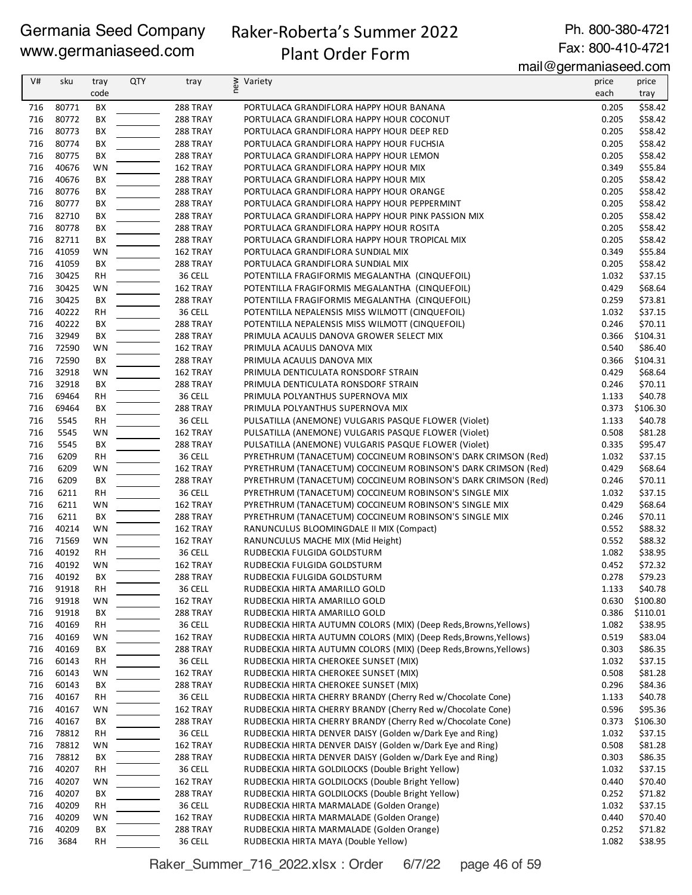Germania Seed Company
www.germaniaseed.com

Raker-Roberta's Summer 2022
Plant Order Form

Ph. 800-380-4721
Fax: 800-410-4721
mail@germaniaseed.com

| V# | sku | tray code | QTY | tray | new | Variety | price each | price tray |
|---|---|---|---|---|---|---|---|---|
| 716 | 80771 | BX | | 288 TRAY | | PORTULACA GRANDIFLORA HAPPY HOUR BANANA | 0.205 | $58.42 |
| 716 | 80772 | BX | | 288 TRAY | | PORTULACA GRANDIFLORA HAPPY HOUR COCONUT | 0.205 | $58.42 |
| 716 | 80773 | BX | | 288 TRAY | | PORTULACA GRANDIFLORA HAPPY HOUR DEEP RED | 0.205 | $58.42 |
| 716 | 80774 | BX | | 288 TRAY | | PORTULACA GRANDIFLORA HAPPY HOUR FUCHSIA | 0.205 | $58.42 |
| 716 | 80775 | BX | | 288 TRAY | | PORTULACA GRANDIFLORA HAPPY HOUR LEMON | 0.205 | $58.42 |
| 716 | 40676 | WN | | 162 TRAY | | PORTULACA GRANDIFLORA HAPPY HOUR MIX | 0.349 | $55.84 |
| 716 | 40676 | BX | | 288 TRAY | | PORTULACA GRANDIFLORA HAPPY HOUR MIX | 0.205 | $58.42 |
| 716 | 80776 | BX | | 288 TRAY | | PORTULACA GRANDIFLORA HAPPY HOUR ORANGE | 0.205 | $58.42 |
| 716 | 80777 | BX | | 288 TRAY | | PORTULACA GRANDIFLORA HAPPY HOUR PEPPERMINT | 0.205 | $58.42 |
| 716 | 82710 | BX | | 288 TRAY | | PORTULACA GRANDIFLORA HAPPY HOUR PINK PASSION MIX | 0.205 | $58.42 |
| 716 | 80778 | BX | | 288 TRAY | | PORTULACA GRANDIFLORA HAPPY HOUR ROSITA | 0.205 | $58.42 |
| 716 | 82711 | BX | | 288 TRAY | | PORTULACA GRANDIFLORA HAPPY HOUR TROPICAL MIX | 0.205 | $58.42 |
| 716 | 41059 | WN | | 162 TRAY | | PORTULACA GRANDIFLORA SUNDIAL MIX | 0.349 | $55.84 |
| 716 | 41059 | BX | | 288 TRAY | | PORTULACA GRANDIFLORA SUNDIAL MIX | 0.205 | $58.42 |
| 716 | 30425 | RH | | 36 CELL | | POTENTILLA FRAGIFORMIS MEGALANTHA (CINQUEFOIL) | 1.032 | $37.15 |
| 716 | 30425 | WN | | 162 TRAY | | POTENTILLA FRAGIFORMIS MEGALANTHA (CINQUEFOIL) | 0.429 | $68.64 |
| 716 | 30425 | BX | | 288 TRAY | | POTENTILLA FRAGIFORMIS MEGALANTHA (CINQUEFOIL) | 0.259 | $73.81 |
| 716 | 40222 | RH | | 36 CELL | | POTENTILLA NEPALENSIS MISS WILMOTT (CINQUEFOIL) | 1.032 | $37.15 |
| 716 | 40222 | BX | | 288 TRAY | | POTENTILLA NEPALENSIS MISS WILMOTT (CINQUEFOIL) | 0.246 | $70.11 |
| 716 | 32949 | BX | | 288 TRAY | | PRIMULA ACAULIS DANOVA GROWER SELECT MIX | 0.366 | $104.31 |
| 716 | 72590 | WN | | 162 TRAY | | PRIMULA ACAULIS DANOVA MIX | 0.540 | $86.40 |
| 716 | 72590 | BX | | 288 TRAY | | PRIMULA ACAULIS DANOVA MIX | 0.366 | $104.31 |
| 716 | 32918 | WN | | 162 TRAY | | PRIMULA DENTICULATA RONSDORF STRAIN | 0.429 | $68.64 |
| 716 | 32918 | BX | | 288 TRAY | | PRIMULA DENTICULATA RONSDORF STRAIN | 0.246 | $70.11 |
| 716 | 69464 | RH | | 36 CELL | | PRIMULA POLYANTHUS SUPERNOVA MIX | 1.133 | $40.78 |
| 716 | 69464 | BX | | 288 TRAY | | PRIMULA POLYANTHUS SUPERNOVA MIX | 0.373 | $106.30 |
| 716 | 5545 | RH | | 36 CELL | | PULSATILLA (ANEMONE) VULGARIS PASQUE FLOWER (Violet) | 1.133 | $40.78 |
| 716 | 5545 | WN | | 162 TRAY | | PULSATILLA (ANEMONE) VULGARIS PASQUE FLOWER (Violet) | 0.508 | $81.28 |
| 716 | 5545 | BX | | 288 TRAY | | PULSATILLA (ANEMONE) VULGARIS PASQUE FLOWER (Violet) | 0.335 | $95.47 |
| 716 | 6209 | RH | | 36 CELL | | PYRETHRUM (TANACETUM) COCCINEUM ROBINSON'S DARK CRIMSON (Red) | 1.032 | $37.15 |
| 716 | 6209 | WN | | 162 TRAY | | PYRETHRUM (TANACETUM) COCCINEUM ROBINSON'S DARK CRIMSON (Red) | 0.429 | $68.64 |
| 716 | 6209 | BX | | 288 TRAY | | PYRETHRUM (TANACETUM) COCCINEUM ROBINSON'S DARK CRIMSON (Red) | 0.246 | $70.11 |
| 716 | 6211 | RH | | 36 CELL | | PYRETHRUM (TANACETUM) COCCINEUM ROBINSON'S SINGLE MIX | 1.032 | $37.15 |
| 716 | 6211 | WN | | 162 TRAY | | PYRETHRUM (TANACETUM) COCCINEUM ROBINSON'S SINGLE MIX | 0.429 | $68.64 |
| 716 | 6211 | BX | | 288 TRAY | | PYRETHRUM (TANACETUM) COCCINEUM ROBINSON'S SINGLE MIX | 0.246 | $70.11 |
| 716 | 40214 | WN | | 162 TRAY | | RANUNCULUS BLOOMINGDALE II MIX (Compact) | 0.552 | $88.32 |
| 716 | 71569 | WN | | 162 TRAY | | RANUNCULUS MACHE MIX (Mid Height) | 0.552 | $88.32 |
| 716 | 40192 | RH | | 36 CELL | | RUDBECKIA FULGIDA GOLDSTURM | 1.082 | $38.95 |
| 716 | 40192 | WN | | 162 TRAY | | RUDBECKIA FULGIDA GOLDSTURM | 0.452 | $72.32 |
| 716 | 40192 | BX | | 288 TRAY | | RUDBECKIA FULGIDA GOLDSTURM | 0.278 | $79.23 |
| 716 | 91918 | RH | | 36 CELL | | RUDBECKIA HIRTA AMARILLO GOLD | 1.133 | $40.78 |
| 716 | 91918 | WN | | 162 TRAY | | RUDBECKIA HIRTA AMARILLO GOLD | 0.630 | $100.80 |
| 716 | 91918 | BX | | 288 TRAY | | RUDBECKIA HIRTA AMARILLO GOLD | 0.386 | $110.01 |
| 716 | 40169 | RH | | 36 CELL | | RUDBECKIA HIRTA AUTUMN COLORS (MIX) (Deep Reds,Browns,Yellows) | 1.082 | $38.95 |
| 716 | 40169 | WN | | 162 TRAY | | RUDBECKIA HIRTA AUTUMN COLORS (MIX) (Deep Reds,Browns,Yellows) | 0.519 | $83.04 |
| 716 | 40169 | BX | | 288 TRAY | | RUDBECKIA HIRTA AUTUMN COLORS (MIX) (Deep Reds,Browns,Yellows) | 0.303 | $86.35 |
| 716 | 60143 | RH | | 36 CELL | | RUDBECKIA HIRTA CHEROKEE SUNSET (MIX) | 1.032 | $37.15 |
| 716 | 60143 | WN | | 162 TRAY | | RUDBECKIA HIRTA CHEROKEE SUNSET (MIX) | 0.508 | $81.28 |
| 716 | 60143 | BX | | 288 TRAY | | RUDBECKIA HIRTA CHEROKEE SUNSET (MIX) | 0.296 | $84.36 |
| 716 | 40167 | RH | | 36 CELL | | RUDBECKIA HIRTA CHERRY BRANDY (Cherry Red w/Chocolate Cone) | 1.133 | $40.78 |
| 716 | 40167 | WN | | 162 TRAY | | RUDBECKIA HIRTA CHERRY BRANDY (Cherry Red w/Chocolate Cone) | 0.596 | $95.36 |
| 716 | 40167 | BX | | 288 TRAY | | RUDBECKIA HIRTA CHERRY BRANDY (Cherry Red w/Chocolate Cone) | 0.373 | $106.30 |
| 716 | 78812 | RH | | 36 CELL | | RUDBECKIA HIRTA DENVER DAISY (Golden w/Dark Eye and Ring) | 1.032 | $37.15 |
| 716 | 78812 | WN | | 162 TRAY | | RUDBECKIA HIRTA DENVER DAISY (Golden w/Dark Eye and Ring) | 0.508 | $81.28 |
| 716 | 78812 | BX | | 288 TRAY | | RUDBECKIA HIRTA DENVER DAISY (Golden w/Dark Eye and Ring) | 0.303 | $86.35 |
| 716 | 40207 | RH | | 36 CELL | | RUDBECKIA HIRTA GOLDILOCKS (Double Bright Yellow) | 1.032 | $37.15 |
| 716 | 40207 | WN | | 162 TRAY | | RUDBECKIA HIRTA GOLDILOCKS (Double Bright Yellow) | 0.440 | $70.40 |
| 716 | 40207 | BX | | 288 TRAY | | RUDBECKIA HIRTA GOLDILOCKS (Double Bright Yellow) | 0.252 | $71.82 |
| 716 | 40209 | RH | | 36 CELL | | RUDBECKIA HIRTA MARMALADE (Golden Orange) | 1.032 | $37.15 |
| 716 | 40209 | WN | | 162 TRAY | | RUDBECKIA HIRTA MARMALADE (Golden Orange) | 0.440 | $70.40 |
| 716 | 40209 | BX | | 288 TRAY | | RUDBECKIA HIRTA MARMALADE (Golden Orange) | 0.252 | $71.82 |
| 716 | 3684 | RH | | 36 CELL | | RUDBECKIA HIRTA MAYA (Double Yellow) | 1.082 | $38.95 |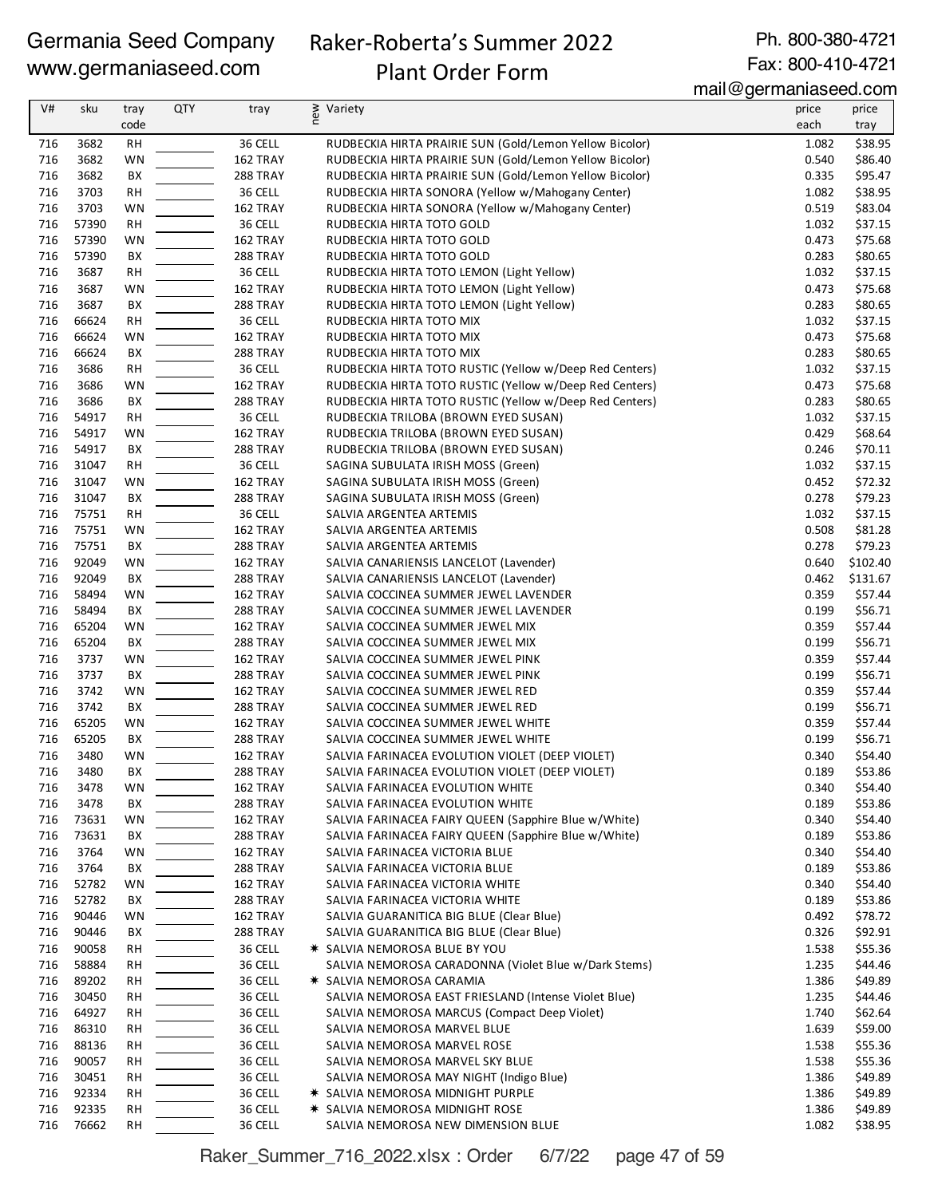Germania Seed Company
www.germaniaseed.com

# Raker-Roberta's Summer 2022 Plant Order Form

Ph. 800-380-4721
Fax: 800-410-4721
mail@germaniaseed.com

| V# | sku | tray code | QTY | tray | new | Variety | price each | price tray |
|---|---|---|---|---|---|---|---|---|
| 716 | 3682 | RH | | 36 CELL | | RUDBECKIA HIRTA PRAIRIE SUN (Gold/Lemon Yellow Bicolor) | 1.082 | $38.95 |
| 716 | 3682 | WN | | 162 TRAY | | RUDBECKIA HIRTA PRAIRIE SUN (Gold/Lemon Yellow Bicolor) | 0.540 | $86.40 |
| 716 | 3682 | BX | | 288 TRAY | | RUDBECKIA HIRTA PRAIRIE SUN (Gold/Lemon Yellow Bicolor) | 0.335 | $95.47 |
| 716 | 3703 | RH | | 36 CELL | | RUDBECKIA HIRTA SONORA (Yellow w/Mahogany Center) | 1.082 | $38.95 |
| 716 | 3703 | WN | | 162 TRAY | | RUDBECKIA HIRTA SONORA (Yellow w/Mahogany Center) | 0.519 | $83.04 |
| 716 | 57390 | RH | | 36 CELL | | RUDBECKIA HIRTA TOTO GOLD | 1.032 | $37.15 |
| 716 | 57390 | WN | | 162 TRAY | | RUDBECKIA HIRTA TOTO GOLD | 0.473 | $75.68 |
| 716 | 57390 | BX | | 288 TRAY | | RUDBECKIA HIRTA TOTO GOLD | 0.283 | $80.65 |
| 716 | 3687 | RH | | 36 CELL | | RUDBECKIA HIRTA TOTO LEMON (Light Yellow) | 1.032 | $37.15 |
| 716 | 3687 | WN | | 162 TRAY | | RUDBECKIA HIRTA TOTO LEMON (Light Yellow) | 0.473 | $75.68 |
| 716 | 3687 | BX | | 288 TRAY | | RUDBECKIA HIRTA TOTO LEMON (Light Yellow) | 0.283 | $80.65 |
| 716 | 66624 | RH | | 36 CELL | | RUDBECKIA HIRTA TOTO MIX | 1.032 | $37.15 |
| 716 | 66624 | WN | | 162 TRAY | | RUDBECKIA HIRTA TOTO MIX | 0.473 | $75.68 |
| 716 | 66624 | BX | | 288 TRAY | | RUDBECKIA HIRTA TOTO MIX | 0.283 | $80.65 |
| 716 | 3686 | RH | | 36 CELL | | RUDBECKIA HIRTA TOTO RUSTIC (Yellow w/Deep Red Centers) | 1.032 | $37.15 |
| 716 | 3686 | WN | | 162 TRAY | | RUDBECKIA HIRTA TOTO RUSTIC (Yellow w/Deep Red Centers) | 0.473 | $75.68 |
| 716 | 3686 | BX | | 288 TRAY | | RUDBECKIA HIRTA TOTO RUSTIC (Yellow w/Deep Red Centers) | 0.283 | $80.65 |
| 716 | 54917 | RH | | 36 CELL | | RUDBECKIA TRILOBA (BROWN EYED SUSAN) | 1.032 | $37.15 |
| 716 | 54917 | WN | | 162 TRAY | | RUDBECKIA TRILOBA (BROWN EYED SUSAN) | 0.429 | $68.64 |
| 716 | 54917 | BX | | 288 TRAY | | RUDBECKIA TRILOBA (BROWN EYED SUSAN) | 0.246 | $70.11 |
| 716 | 31047 | RH | | 36 CELL | | SAGINA SUBULATA IRISH MOSS (Green) | 1.032 | $37.15 |
| 716 | 31047 | WN | | 162 TRAY | | SAGINA SUBULATA IRISH MOSS (Green) | 0.452 | $72.32 |
| 716 | 31047 | BX | | 288 TRAY | | SAGINA SUBULATA IRISH MOSS (Green) | 0.278 | $79.23 |
| 716 | 75751 | RH | | 36 CELL | | SALVIA ARGENTEA ARTEMIS | 1.032 | $37.15 |
| 716 | 75751 | WN | | 162 TRAY | | SALVIA ARGENTEA ARTEMIS | 0.508 | $81.28 |
| 716 | 75751 | BX | | 288 TRAY | | SALVIA ARGENTEA ARTEMIS | 0.278 | $79.23 |
| 716 | 92049 | WN | | 162 TRAY | | SALVIA CANARIENSIS LANCELOT (Lavender) | 0.640 | $102.40 |
| 716 | 92049 | BX | | 288 TRAY | | SALVIA CANARIENSIS LANCELOT (Lavender) | 0.462 | $131.67 |
| 716 | 58494 | WN | | 162 TRAY | | SALVIA COCCINEA SUMMER JEWEL LAVENDER | 0.359 | $57.44 |
| 716 | 58494 | BX | | 288 TRAY | | SALVIA COCCINEA SUMMER JEWEL LAVENDER | 0.199 | $56.71 |
| 716 | 65204 | WN | | 162 TRAY | | SALVIA COCCINEA SUMMER JEWEL MIX | 0.359 | $57.44 |
| 716 | 65204 | BX | | 288 TRAY | | SALVIA COCCINEA SUMMER JEWEL MIX | 0.199 | $56.71 |
| 716 | 3737 | WN | | 162 TRAY | | SALVIA COCCINEA SUMMER JEWEL PINK | 0.359 | $57.44 |
| 716 | 3737 | BX | | 288 TRAY | | SALVIA COCCINEA SUMMER JEWEL PINK | 0.199 | $56.71 |
| 716 | 3742 | WN | | 162 TRAY | | SALVIA COCCINEA SUMMER JEWEL RED | 0.359 | $57.44 |
| 716 | 3742 | BX | | 288 TRAY | | SALVIA COCCINEA SUMMER JEWEL RED | 0.199 | $56.71 |
| 716 | 65205 | WN | | 162 TRAY | | SALVIA COCCINEA SUMMER JEWEL WHITE | 0.359 | $57.44 |
| 716 | 65205 | BX | | 288 TRAY | | SALVIA COCCINEA SUMMER JEWEL WHITE | 0.199 | $56.71 |
| 716 | 3480 | WN | | 162 TRAY | | SALVIA FARINACEA EVOLUTION VIOLET (DEEP VIOLET) | 0.340 | $54.40 |
| 716 | 3480 | BX | | 288 TRAY | | SALVIA FARINACEA EVOLUTION VIOLET (DEEP VIOLET) | 0.189 | $53.86 |
| 716 | 3478 | WN | | 162 TRAY | | SALVIA FARINACEA EVOLUTION WHITE | 0.340 | $54.40 |
| 716 | 3478 | BX | | 288 TRAY | | SALVIA FARINACEA EVOLUTION WHITE | 0.189 | $53.86 |
| 716 | 73631 | WN | | 162 TRAY | | SALVIA FARINACEA FAIRY QUEEN (Sapphire Blue w/White) | 0.340 | $54.40 |
| 716 | 73631 | BX | | 288 TRAY | | SALVIA FARINACEA FAIRY QUEEN (Sapphire Blue w/White) | 0.189 | $53.86 |
| 716 | 3764 | WN | | 162 TRAY | | SALVIA FARINACEA VICTORIA BLUE | 0.340 | $54.40 |
| 716 | 3764 | BX | | 288 TRAY | | SALVIA FARINACEA VICTORIA BLUE | 0.189 | $53.86 |
| 716 | 52782 | WN | | 162 TRAY | | SALVIA FARINACEA VICTORIA WHITE | 0.340 | $54.40 |
| 716 | 52782 | BX | | 288 TRAY | | SALVIA FARINACEA VICTORIA WHITE | 0.189 | $53.86 |
| 716 | 90446 | WN | | 162 TRAY | | SALVIA GUARANITICA BIG BLUE (Clear Blue) | 0.492 | $78.72 |
| 716 | 90446 | BX | | 288 TRAY | | SALVIA GUARANITICA BIG BLUE (Clear Blue) | 0.326 | $92.91 |
| 716 | 90058 | RH | | 36 CELL | ✷ | SALVIA NEMOROSA BLUE BY YOU | 1.538 | $55.36 |
| 716 | 58884 | RH | | 36 CELL | | SALVIA NEMOROSA CARADONNA (Violet Blue w/Dark Stems) | 1.235 | $44.46 |
| 716 | 89202 | RH | | 36 CELL | ✷ | SALVIA NEMOROSA CARAMIA | 1.386 | $49.89 |
| 716 | 30450 | RH | | 36 CELL | | SALVIA NEMOROSA EAST FRIESLAND (Intense Violet Blue) | 1.235 | $44.46 |
| 716 | 64927 | RH | | 36 CELL | | SALVIA NEMOROSA MARCUS (Compact Deep Violet) | 1.740 | $62.64 |
| 716 | 86310 | RH | | 36 CELL | | SALVIA NEMOROSA MARVEL BLUE | 1.639 | $59.00 |
| 716 | 88136 | RH | | 36 CELL | | SALVIA NEMOROSA MARVEL ROSE | 1.538 | $55.36 |
| 716 | 90057 | RH | | 36 CELL | | SALVIA NEMOROSA MARVEL SKY BLUE | 1.538 | $55.36 |
| 716 | 30451 | RH | | 36 CELL | | SALVIA NEMOROSA MAY NIGHT (Indigo Blue) | 1.386 | $49.89 |
| 716 | 92334 | RH | | 36 CELL | ✷ | SALVIA NEMOROSA MIDNIGHT PURPLE | 1.386 | $49.89 |
| 716 | 92335 | RH | | 36 CELL | ✷ | SALVIA NEMOROSA MIDNIGHT ROSE | 1.386 | $49.89 |
| 716 | 76662 | RH | | 36 CELL | | SALVIA NEMOROSA NEW DIMENSION BLUE | 1.082 | $38.95 |

Raker_Summer_716_2022.xlsx : Order 6/7/22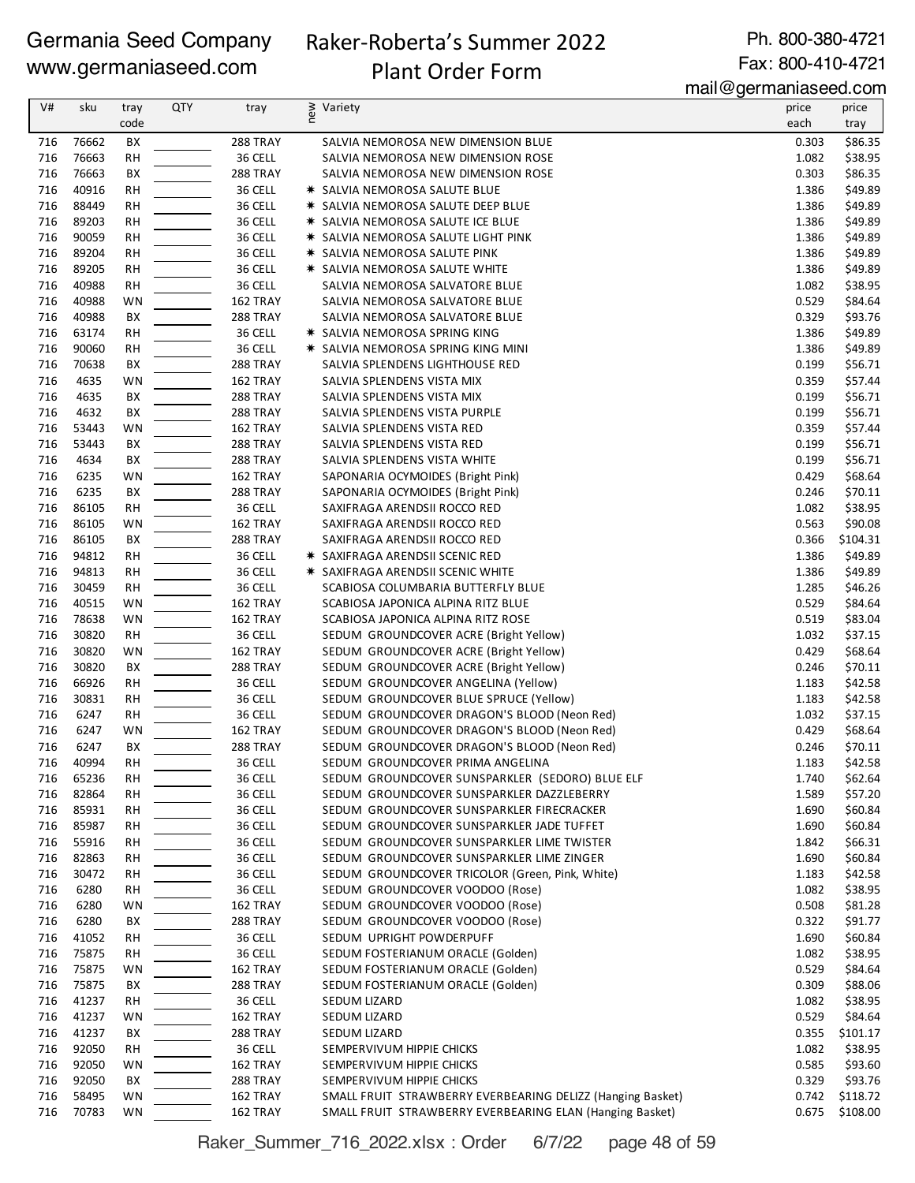Germania Seed Company
www.germaniaseed.com

Raker-Roberta's Summer 2022
Plant Order Form

Ph. 800-380-4721
Fax: 800-410-4721
mail@germaniaseed.com

| V# | sku | tray code | QTY | tray | new | Variety | price each | price tray |
|---|---|---|---|---|---|---|---|---|
| 716 | 76662 | BX | | 288 TRAY | | SALVIA NEMOROSA NEW DIMENSION BLUE | 0.303 | $86.35 |
| 716 | 76663 | RH | | 36 CELL | | SALVIA NEMOROSA NEW DIMENSION ROSE | 1.082 | $38.95 |
| 716 | 76663 | BX | | 288 TRAY | | SALVIA NEMOROSA NEW DIMENSION ROSE | 0.303 | $86.35 |
| 716 | 40916 | RH | | 36 CELL | ✷ | SALVIA NEMOROSA SALUTE BLUE | 1.386 | $49.89 |
| 716 | 88449 | RH | | 36 CELL | ✷ | SALVIA NEMOROSA SALUTE DEEP BLUE | 1.386 | $49.89 |
| 716 | 89203 | RH | | 36 CELL | ✷ | SALVIA NEMOROSA SALUTE ICE BLUE | 1.386 | $49.89 |
| 716 | 90059 | RH | | 36 CELL | ✷ | SALVIA NEMOROSA SALUTE LIGHT PINK | 1.386 | $49.89 |
| 716 | 89204 | RH | | 36 CELL | ✷ | SALVIA NEMOROSA SALUTE PINK | 1.386 | $49.89 |
| 716 | 89205 | RH | | 36 CELL | ✷ | SALVIA NEMOROSA SALUTE WHITE | 1.386 | $49.89 |
| 716 | 40988 | RH | | 36 CELL | | SALVIA NEMOROSA SALVATORE BLUE | 1.082 | $38.95 |
| 716 | 40988 | WN | | 162 TRAY | | SALVIA NEMOROSA SALVATORE BLUE | 0.529 | $84.64 |
| 716 | 40988 | BX | | 288 TRAY | | SALVIA NEMOROSA SALVATORE BLUE | 0.329 | $93.76 |
| 716 | 63174 | RH | | 36 CELL | ✷ | SALVIA NEMOROSA SPRING KING | 1.386 | $49.89 |
| 716 | 90060 | RH | | 36 CELL | ✷ | SALVIA NEMOROSA SPRING KING MINI | 1.386 | $49.89 |
| 716 | 70638 | BX | | 288 TRAY | | SALVIA SPLENDENS LIGHTHOUSE RED | 0.199 | $56.71 |
| 716 | 4635 | WN | | 162 TRAY | | SALVIA SPLENDENS VISTA MIX | 0.359 | $57.44 |
| 716 | 4635 | BX | | 288 TRAY | | SALVIA SPLENDENS VISTA MIX | 0.199 | $56.71 |
| 716 | 4632 | BX | | 288 TRAY | | SALVIA SPLENDENS VISTA PURPLE | 0.199 | $56.71 |
| 716 | 53443 | WN | | 162 TRAY | | SALVIA SPLENDENS VISTA RED | 0.359 | $57.44 |
| 716 | 53443 | BX | | 288 TRAY | | SALVIA SPLENDENS VISTA RED | 0.199 | $56.71 |
| 716 | 4634 | BX | | 288 TRAY | | SALVIA SPLENDENS VISTA WHITE | 0.199 | $56.71 |
| 716 | 6235 | WN | | 162 TRAY | | SAPONARIA OCYMOIDES (Bright Pink) | 0.429 | $68.64 |
| 716 | 6235 | BX | | 288 TRAY | | SAPONARIA OCYMOIDES (Bright Pink) | 0.246 | $70.11 |
| 716 | 86105 | RH | | 36 CELL | | SAXIFRAGA ARENDSII ROCCO RED | 1.082 | $38.95 |
| 716 | 86105 | WN | | 162 TRAY | | SAXIFRAGA ARENDSII ROCCO RED | 0.563 | $90.08 |
| 716 | 86105 | BX | | 288 TRAY | | SAXIFRAGA ARENDSII ROCCO RED | 0.366 | $104.31 |
| 716 | 94812 | RH | | 36 CELL | ✷ | SAXIFRAGA ARENDSII SCENIC RED | 1.386 | $49.89 |
| 716 | 94813 | RH | | 36 CELL | ✷ | SAXIFRAGA ARENDSII SCENIC WHITE | 1.386 | $49.89 |
| 716 | 30459 | RH | | 36 CELL | | SCABIOSA COLUMBARIA BUTTERFLY BLUE | 1.285 | $46.26 |
| 716 | 40515 | WN | | 162 TRAY | | SCABIOSA JAPONICA ALPINA RITZ BLUE | 0.529 | $84.64 |
| 716 | 78638 | WN | | 162 TRAY | | SCABIOSA JAPONICA ALPINA RITZ ROSE | 0.519 | $83.04 |
| 716 | 30820 | RH | | 36 CELL | | SEDUM GROUNDCOVER ACRE (Bright Yellow) | 1.032 | $37.15 |
| 716 | 30820 | WN | | 162 TRAY | | SEDUM GROUNDCOVER ACRE (Bright Yellow) | 0.429 | $68.64 |
| 716 | 30820 | BX | | 288 TRAY | | SEDUM GROUNDCOVER ACRE (Bright Yellow) | 0.246 | $70.11 |
| 716 | 66926 | RH | | 36 CELL | | SEDUM GROUNDCOVER ANGELINA (Yellow) | 1.183 | $42.58 |
| 716 | 30831 | RH | | 36 CELL | | SEDUM GROUNDCOVER BLUE SPRUCE (Yellow) | 1.183 | $42.58 |
| 716 | 6247 | RH | | 36 CELL | | SEDUM GROUNDCOVER DRAGON'S BLOOD (Neon Red) | 1.032 | $37.15 |
| 716 | 6247 | WN | | 162 TRAY | | SEDUM GROUNDCOVER DRAGON'S BLOOD (Neon Red) | 0.429 | $68.64 |
| 716 | 6247 | BX | | 288 TRAY | | SEDUM GROUNDCOVER DRAGON'S BLOOD (Neon Red) | 0.246 | $70.11 |
| 716 | 40994 | RH | | 36 CELL | | SEDUM GROUNDCOVER PRIMA ANGELINA | 1.183 | $42.58 |
| 716 | 65236 | RH | | 36 CELL | | SEDUM GROUNDCOVER SUNSPARKLER (SEDORO) BLUE ELF | 1.740 | $62.64 |
| 716 | 82864 | RH | | 36 CELL | | SEDUM GROUNDCOVER SUNSPARKLER DAZZLEBERRY | 1.589 | $57.20 |
| 716 | 85931 | RH | | 36 CELL | | SEDUM GROUNDCOVER SUNSPARKLER FIRECRACKER | 1.690 | $60.84 |
| 716 | 85987 | RH | | 36 CELL | | SEDUM GROUNDCOVER SUNSPARKLER JADE TUFFET | 1.690 | $60.84 |
| 716 | 55916 | RH | | 36 CELL | | SEDUM GROUNDCOVER SUNSPARKLER LIME TWISTER | 1.842 | $66.31 |
| 716 | 82863 | RH | | 36 CELL | | SEDUM GROUNDCOVER SUNSPARKLER LIME ZINGER | 1.690 | $60.84 |
| 716 | 30472 | RH | | 36 CELL | | SEDUM GROUNDCOVER TRICOLOR (Green, Pink, White) | 1.183 | $42.58 |
| 716 | 6280 | RH | | 36 CELL | | SEDUM GROUNDCOVER VOODOO (Rose) | 1.082 | $38.95 |
| 716 | 6280 | WN | | 162 TRAY | | SEDUM GROUNDCOVER VOODOO (Rose) | 0.508 | $81.28 |
| 716 | 6280 | BX | | 288 TRAY | | SEDUM GROUNDCOVER VOODOO (Rose) | 0.322 | $91.77 |
| 716 | 41052 | RH | | 36 CELL | | SEDUM UPRIGHT POWDERPUFF | 1.690 | $60.84 |
| 716 | 75875 | RH | | 36 CELL | | SEDUM FOSTERIANUM ORACLE (Golden) | 1.082 | $38.95 |
| 716 | 75875 | WN | | 162 TRAY | | SEDUM FOSTERIANUM ORACLE (Golden) | 0.529 | $84.64 |
| 716 | 75875 | BX | | 288 TRAY | | SEDUM FOSTERIANUM ORACLE (Golden) | 0.309 | $88.06 |
| 716 | 41237 | RH | | 36 CELL | | SEDUM LIZARD | 1.082 | $38.95 |
| 716 | 41237 | WN | | 162 TRAY | | SEDUM LIZARD | 0.529 | $84.64 |
| 716 | 41237 | BX | | 288 TRAY | | SEDUM LIZARD | 0.355 | $101.17 |
| 716 | 92050 | RH | | 36 CELL | | SEMPERVIVUM HIPPIE CHICKS | 1.082 | $38.95 |
| 716 | 92050 | WN | | 162 TRAY | | SEMPERVIVUM HIPPIE CHICKS | 0.585 | $93.60 |
| 716 | 92050 | BX | | 288 TRAY | | SEMPERVIVUM HIPPIE CHICKS | 0.329 | $93.76 |
| 716 | 58495 | WN | | 162 TRAY | | SMALL FRUIT STRAWBERRY EVERBEARING DELIZZ (Hanging Basket) | 0.742 | $118.72 |
| 716 | 70783 | WN | | 162 TRAY | | SMALL FRUIT STRAWBERRY EVERBEARING ELAN (Hanging Basket) | 0.675 | $108.00 |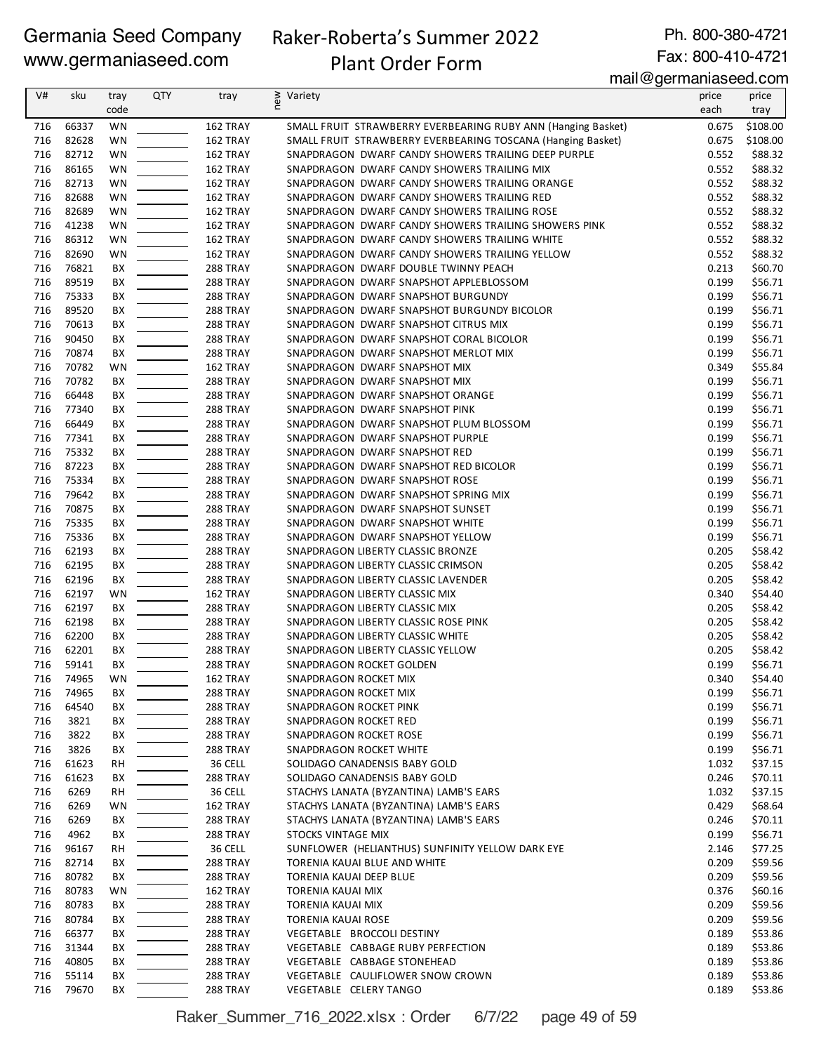Germania Seed Company
www.germaniaseed.com

# Raker-Roberta's Summer 2022 Plant Order Form

Ph. 800-380-4721
Fax: 800-410-4721
mail@germaniaseed.com

| V# | sku | tray code | QTY | tray | new | Variety | price each | price tray |
|---|---|---|---|---|---|---|---|---|
| 716 | 66337 | WN | | 162 TRAY | | SMALL FRUIT STRAWBERRY EVERBEARING RUBY ANN (Hanging Basket) | 0.675 | $108.00 |
| 716 | 82628 | WN | | 162 TRAY | | SMALL FRUIT STRAWBERRY EVERBEARING TOSCANA (Hanging Basket) | 0.675 | $108.00 |
| 716 | 82712 | WN | | 162 TRAY | | SNAPDRAGON DWARF CANDY SHOWERS TRAILING DEEP PURPLE | 0.552 | $88.32 |
| 716 | 86165 | WN | | 162 TRAY | | SNAPDRAGON DWARF CANDY SHOWERS TRAILING MIX | 0.552 | $88.32 |
| 716 | 82713 | WN | | 162 TRAY | | SNAPDRAGON DWARF CANDY SHOWERS TRAILING ORANGE | 0.552 | $88.32 |
| 716 | 82688 | WN | | 162 TRAY | | SNAPDRAGON DWARF CANDY SHOWERS TRAILING RED | 0.552 | $88.32 |
| 716 | 82689 | WN | | 162 TRAY | | SNAPDRAGON DWARF CANDY SHOWERS TRAILING ROSE | 0.552 | $88.32 |
| 716 | 41238 | WN | | 162 TRAY | | SNAPDRAGON DWARF CANDY SHOWERS TRAILING SHOWERS PINK | 0.552 | $88.32 |
| 716 | 86312 | WN | | 162 TRAY | | SNAPDRAGON DWARF CANDY SHOWERS TRAILING WHITE | 0.552 | $88.32 |
| 716 | 82690 | WN | | 162 TRAY | | SNAPDRAGON DWARF CANDY SHOWERS TRAILING YELLOW | 0.552 | $88.32 |
| 716 | 76821 | BX | | 288 TRAY | | SNAPDRAGON DWARF DOUBLE TWINNY PEACH | 0.213 | $60.70 |
| 716 | 89519 | BX | | 288 TRAY | | SNAPDRAGON DWARF SNAPSHOT APPLEBLOSSOM | 0.199 | $56.71 |
| 716 | 75333 | BX | | 288 TRAY | | SNAPDRAGON DWARF SNAPSHOT BURGUNDY | 0.199 | $56.71 |
| 716 | 89520 | BX | | 288 TRAY | | SNAPDRAGON DWARF SNAPSHOT BURGUNDY BICOLOR | 0.199 | $56.71 |
| 716 | 70613 | BX | | 288 TRAY | | SNAPDRAGON DWARF SNAPSHOT CITRUS MIX | 0.199 | $56.71 |
| 716 | 90450 | BX | | 288 TRAY | | SNAPDRAGON DWARF SNAPSHOT CORAL BICOLOR | 0.199 | $56.71 |
| 716 | 70874 | BX | | 288 TRAY | | SNAPDRAGON DWARF SNAPSHOT MERLOT MIX | 0.199 | $56.71 |
| 716 | 70782 | WN | | 162 TRAY | | SNAPDRAGON DWARF SNAPSHOT MIX | 0.349 | $55.84 |
| 716 | 70782 | BX | | 288 TRAY | | SNAPDRAGON DWARF SNAPSHOT MIX | 0.199 | $56.71 |
| 716 | 66448 | BX | | 288 TRAY | | SNAPDRAGON DWARF SNAPSHOT ORANGE | 0.199 | $56.71 |
| 716 | 77340 | BX | | 288 TRAY | | SNAPDRAGON DWARF SNAPSHOT PINK | 0.199 | $56.71 |
| 716 | 66449 | BX | | 288 TRAY | | SNAPDRAGON DWARF SNAPSHOT PLUM BLOSSOM | 0.199 | $56.71 |
| 716 | 77341 | BX | | 288 TRAY | | SNAPDRAGON DWARF SNAPSHOT PURPLE | 0.199 | $56.71 |
| 716 | 75332 | BX | | 288 TRAY | | SNAPDRAGON DWARF SNAPSHOT RED | 0.199 | $56.71 |
| 716 | 87223 | BX | | 288 TRAY | | SNAPDRAGON DWARF SNAPSHOT RED BICOLOR | 0.199 | $56.71 |
| 716 | 75334 | BX | | 288 TRAY | | SNAPDRAGON DWARF SNAPSHOT ROSE | 0.199 | $56.71 |
| 716 | 79642 | BX | | 288 TRAY | | SNAPDRAGON DWARF SNAPSHOT SPRING MIX | 0.199 | $56.71 |
| 716 | 70875 | BX | | 288 TRAY | | SNAPDRAGON DWARF SNAPSHOT SUNSET | 0.199 | $56.71 |
| 716 | 75335 | BX | | 288 TRAY | | SNAPDRAGON DWARF SNAPSHOT WHITE | 0.199 | $56.71 |
| 716 | 75336 | BX | | 288 TRAY | | SNAPDRAGON DWARF SNAPSHOT YELLOW | 0.199 | $56.71 |
| 716 | 62193 | BX | | 288 TRAY | | SNAPDRAGON LIBERTY CLASSIC BRONZE | 0.205 | $58.42 |
| 716 | 62195 | BX | | 288 TRAY | | SNAPDRAGON LIBERTY CLASSIC CRIMSON | 0.205 | $58.42 |
| 716 | 62196 | BX | | 288 TRAY | | SNAPDRAGON LIBERTY CLASSIC LAVENDER | 0.205 | $58.42 |
| 716 | 62197 | WN | | 162 TRAY | | SNAPDRAGON LIBERTY CLASSIC MIX | 0.340 | $54.40 |
| 716 | 62197 | BX | | 288 TRAY | | SNAPDRAGON LIBERTY CLASSIC MIX | 0.205 | $58.42 |
| 716 | 62198 | BX | | 288 TRAY | | SNAPDRAGON LIBERTY CLASSIC ROSE PINK | 0.205 | $58.42 |
| 716 | 62200 | BX | | 288 TRAY | | SNAPDRAGON LIBERTY CLASSIC WHITE | 0.205 | $58.42 |
| 716 | 62201 | BX | | 288 TRAY | | SNAPDRAGON LIBERTY CLASSIC YELLOW | 0.205 | $58.42 |
| 716 | 59141 | BX | | 288 TRAY | | SNAPDRAGON ROCKET GOLDEN | 0.199 | $56.71 |
| 716 | 74965 | WN | | 162 TRAY | | SNAPDRAGON ROCKET MIX | 0.340 | $54.40 |
| 716 | 74965 | BX | | 288 TRAY | | SNAPDRAGON ROCKET MIX | 0.199 | $56.71 |
| 716 | 64540 | BX | | 288 TRAY | | SNAPDRAGON ROCKET PINK | 0.199 | $56.71 |
| 716 | 3821 | BX | | 288 TRAY | | SNAPDRAGON ROCKET RED | 0.199 | $56.71 |
| 716 | 3822 | BX | | 288 TRAY | | SNAPDRAGON ROCKET ROSE | 0.199 | $56.71 |
| 716 | 3826 | BX | | 288 TRAY | | SNAPDRAGON ROCKET WHITE | 0.199 | $56.71 |
| 716 | 61623 | RH | | 36 CELL | | SOLIDAGO CANADENSIS BABY GOLD | 1.032 | $37.15 |
| 716 | 61623 | BX | | 288 TRAY | | SOLIDAGO CANADENSIS BABY GOLD | 0.246 | $70.11 |
| 716 | 6269 | RH | | 36 CELL | | STACHYS LANATA (BYZANTINA) LAMB'S EARS | 1.032 | $37.15 |
| 716 | 6269 | WN | | 162 TRAY | | STACHYS LANATA (BYZANTINA) LAMB'S EARS | 0.429 | $68.64 |
| 716 | 6269 | BX | | 288 TRAY | | STACHYS LANATA (BYZANTINA) LAMB'S EARS | 0.246 | $70.11 |
| 716 | 4962 | BX | | 288 TRAY | | STOCKS VINTAGE MIX | 0.199 | $56.71 |
| 716 | 96167 | RH | | 36 CELL | | SUNFLOWER (HELIANTHUS) SUNFINITY YELLOW DARK EYE | 2.146 | $77.25 |
| 716 | 82714 | BX | | 288 TRAY | | TORENIA KAUAI BLUE AND WHITE | 0.209 | $59.56 |
| 716 | 80782 | BX | | 288 TRAY | | TORENIA KAUAI DEEP BLUE | 0.209 | $59.56 |
| 716 | 80783 | WN | | 162 TRAY | | TORENIA KAUAI MIX | 0.376 | $60.16 |
| 716 | 80783 | BX | | 288 TRAY | | TORENIA KAUAI MIX | 0.209 | $59.56 |
| 716 | 80784 | BX | | 288 TRAY | | TORENIA KAUAI ROSE | 0.209 | $59.56 |
| 716 | 66377 | BX | | 288 TRAY | | VEGETABLE BROCCOLI DESTINY | 0.189 | $53.86 |
| 716 | 31344 | BX | | 288 TRAY | | VEGETABLE CABBAGE RUBY PERFECTION | 0.189 | $53.86 |
| 716 | 40805 | BX | | 288 TRAY | | VEGETABLE CABBAGE STONEHEAD | 0.189 | $53.86 |
| 716 | 55114 | BX | | 288 TRAY | | VEGETABLE CAULIFLOWER SNOW CROWN | 0.189 | $53.86 |
| 716 | 79670 | BX | | 288 TRAY | | VEGETABLE CELERY TANGO | 0.189 | $53.86 |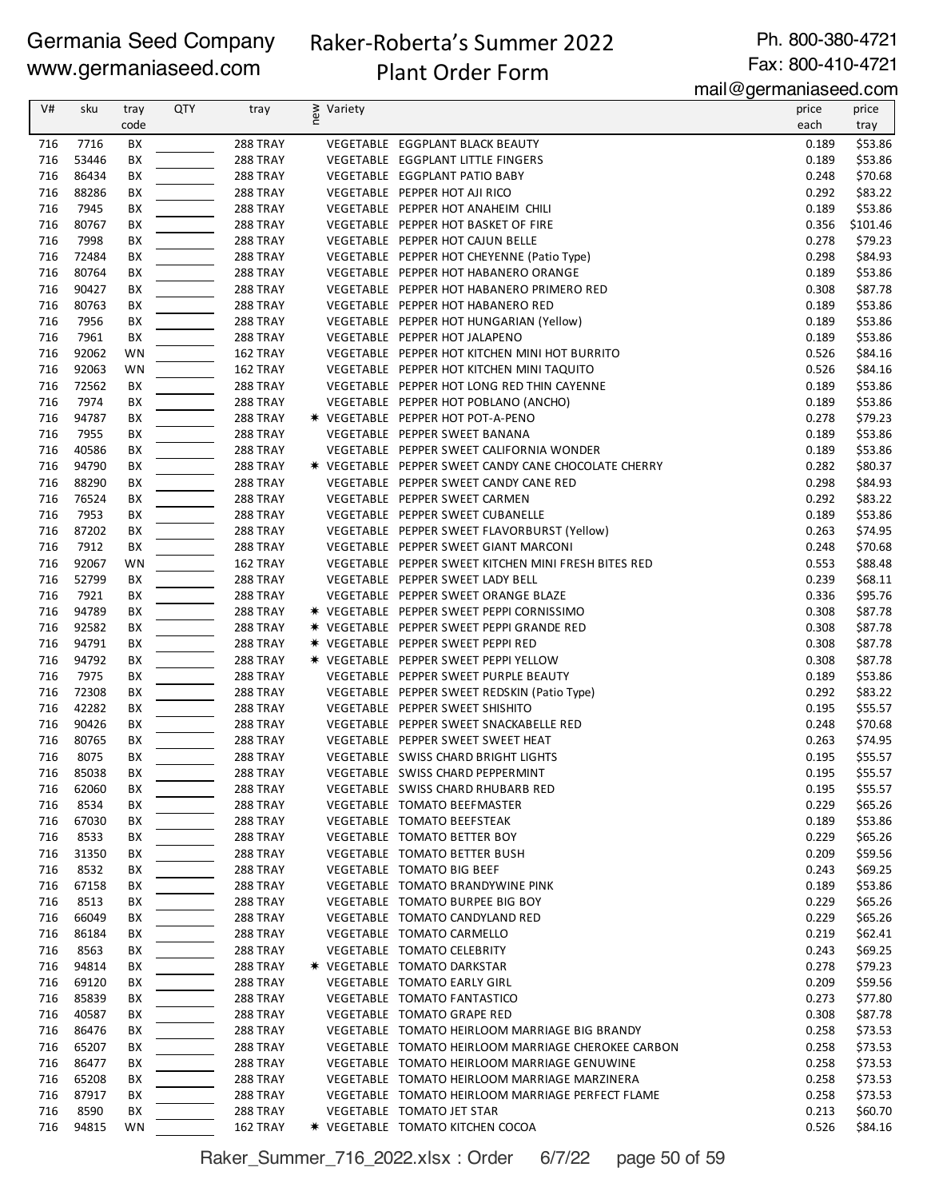Germania Seed Company
www.germaniaseed.com

# Raker-Roberta's Summer 2022 Plant Order Form

Ph. 800-380-4721
Fax: 800-410-4721
mail@germaniaseed.com

| V# | sku | tray code | QTY | tray | new | Variety | price each | price tray |
|---|---|---|---|---|---|---|---|---|
| 716 | 7716 | BX | | 288 TRAY | | VEGETABLE EGGPLANT BLACK BEAUTY | 0.189 | $53.86 |
| 716 | 53446 | BX | | 288 TRAY | | VEGETABLE EGGPLANT LITTLE FINGERS | 0.189 | $53.86 |
| 716 | 86434 | BX | | 288 TRAY | | VEGETABLE EGGPLANT PATIO BABY | 0.248 | $70.68 |
| 716 | 88286 | BX | | 288 TRAY | | VEGETABLE PEPPER HOT AJI RICO | 0.292 | $83.22 |
| 716 | 7945 | BX | | 288 TRAY | | VEGETABLE PEPPER HOT ANAHEIM CHILI | 0.189 | $53.86 |
| 716 | 80767 | BX | | 288 TRAY | | VEGETABLE PEPPER HOT BASKET OF FIRE | 0.356 | $101.46 |
| 716 | 7998 | BX | | 288 TRAY | | VEGETABLE PEPPER HOT CAJUN BELLE | 0.278 | $79.23 |
| 716 | 72484 | BX | | 288 TRAY | | VEGETABLE PEPPER HOT CHEYENNE (Patio Type) | 0.298 | $84.93 |
| 716 | 80764 | BX | | 288 TRAY | | VEGETABLE PEPPER HOT HABANERO ORANGE | 0.189 | $53.86 |
| 716 | 90427 | BX | | 288 TRAY | | VEGETABLE PEPPER HOT HABANERO PRIMERO RED | 0.308 | $87.78 |
| 716 | 80763 | BX | | 288 TRAY | | VEGETABLE PEPPER HOT HABANERO RED | 0.189 | $53.86 |
| 716 | 7956 | BX | | 288 TRAY | | VEGETABLE PEPPER HOT HUNGARIAN (Yellow) | 0.189 | $53.86 |
| 716 | 7961 | BX | | 288 TRAY | | VEGETABLE PEPPER HOT JALAPENO | 0.189 | $53.86 |
| 716 | 92062 | WN | | 162 TRAY | | VEGETABLE PEPPER HOT KITCHEN MINI HOT BURRITO | 0.526 | $84.16 |
| 716 | 92063 | WN | | 162 TRAY | | VEGETABLE PEPPER HOT KITCHEN MINI TAQUITO | 0.526 | $84.16 |
| 716 | 72562 | BX | | 288 TRAY | | VEGETABLE PEPPER HOT LONG RED THIN CAYENNE | 0.189 | $53.86 |
| 716 | 7974 | BX | | 288 TRAY | | VEGETABLE PEPPER HOT POBLANO (ANCHO) | 0.189 | $53.86 |
| 716 | 94787 | BX | | 288 TRAY | * | VEGETABLE PEPPER HOT POT-A-PENO | 0.278 | $79.23 |
| 716 | 7955 | BX | | 288 TRAY | | VEGETABLE PEPPER SWEET BANANA | 0.189 | $53.86 |
| 716 | 40586 | BX | | 288 TRAY | | VEGETABLE PEPPER SWEET CALIFORNIA WONDER | 0.189 | $53.86 |
| 716 | 94790 | BX | | 288 TRAY | * | VEGETABLE PEPPER SWEET CANDY CANE CHOCOLATE CHERRY | 0.282 | $80.37 |
| 716 | 88290 | BX | | 288 TRAY | | VEGETABLE PEPPER SWEET CANDY CANE RED | 0.298 | $84.93 |
| 716 | 76524 | BX | | 288 TRAY | | VEGETABLE PEPPER SWEET CARMEN | 0.292 | $83.22 |
| 716 | 7953 | BX | | 288 TRAY | | VEGETABLE PEPPER SWEET CUBANELLE | 0.189 | $53.86 |
| 716 | 87202 | BX | | 288 TRAY | | VEGETABLE PEPPER SWEET FLAVORBURST (Yellow) | 0.263 | $74.95 |
| 716 | 7912 | BX | | 288 TRAY | | VEGETABLE PEPPER SWEET GIANT MARCONI | 0.248 | $70.68 |
| 716 | 92067 | WN | | 162 TRAY | | VEGETABLE PEPPER SWEET KITCHEN MINI FRESH BITES RED | 0.553 | $88.48 |
| 716 | 52799 | BX | | 288 TRAY | | VEGETABLE PEPPER SWEET LADY BELL | 0.239 | $68.11 |
| 716 | 7921 | BX | | 288 TRAY | | VEGETABLE PEPPER SWEET ORANGE BLAZE | 0.336 | $95.76 |
| 716 | 94789 | BX | | 288 TRAY | * | VEGETABLE PEPPER SWEET PEPPI CORNISSIMO | 0.308 | $87.78 |
| 716 | 92582 | BX | | 288 TRAY | * | VEGETABLE PEPPER SWEET PEPPI GRANDE RED | 0.308 | $87.78 |
| 716 | 94791 | BX | | 288 TRAY | * | VEGETABLE PEPPER SWEET PEPPI RED | 0.308 | $87.78 |
| 716 | 94792 | BX | | 288 TRAY | * | VEGETABLE PEPPER SWEET PEPPI YELLOW | 0.308 | $87.78 |
| 716 | 7975 | BX | | 288 TRAY | | VEGETABLE PEPPER SWEET PURPLE BEAUTY | 0.189 | $53.86 |
| 716 | 72308 | BX | | 288 TRAY | | VEGETABLE PEPPER SWEET REDSKIN (Patio Type) | 0.292 | $83.22 |
| 716 | 42282 | BX | | 288 TRAY | | VEGETABLE PEPPER SWEET SHISHITO | 0.195 | $55.57 |
| 716 | 90426 | BX | | 288 TRAY | | VEGETABLE PEPPER SWEET SNACKABELLE RED | 0.248 | $70.68 |
| 716 | 80765 | BX | | 288 TRAY | | VEGETABLE PEPPER SWEET SWEET HEAT | 0.263 | $74.95 |
| 716 | 8075 | BX | | 288 TRAY | | VEGETABLE SWISS CHARD BRIGHT LIGHTS | 0.195 | $55.57 |
| 716 | 85038 | BX | | 288 TRAY | | VEGETABLE SWISS CHARD PEPPERMINT | 0.195 | $55.57 |
| 716 | 62060 | BX | | 288 TRAY | | VEGETABLE SWISS CHARD RHUBARB RED | 0.195 | $55.57 |
| 716 | 8534 | BX | | 288 TRAY | | VEGETABLE TOMATO BEEFMASTER | 0.229 | $65.26 |
| 716 | 67030 | BX | | 288 TRAY | | VEGETABLE TOMATO BEEFSTEAK | 0.189 | $53.86 |
| 716 | 8533 | BX | | 288 TRAY | | VEGETABLE TOMATO BETTER BOY | 0.229 | $65.26 |
| 716 | 31350 | BX | | 288 TRAY | | VEGETABLE TOMATO BETTER BUSH | 0.209 | $59.56 |
| 716 | 8532 | BX | | 288 TRAY | | VEGETABLE TOMATO BIG BEEF | 0.243 | $69.25 |
| 716 | 67158 | BX | | 288 TRAY | | VEGETABLE TOMATO BRANDYWINE PINK | 0.189 | $53.86 |
| 716 | 8513 | BX | | 288 TRAY | | VEGETABLE TOMATO BURPEE BIG BOY | 0.229 | $65.26 |
| 716 | 66049 | BX | | 288 TRAY | | VEGETABLE TOMATO CANDYLAND RED | 0.229 | $65.26 |
| 716 | 86184 | BX | | 288 TRAY | | VEGETABLE TOMATO CARMELLO | 0.219 | $62.41 |
| 716 | 8563 | BX | | 288 TRAY | | VEGETABLE TOMATO CELEBRITY | 0.243 | $69.25 |
| 716 | 94814 | BX | | 288 TRAY | * | VEGETABLE TOMATO DARKSTAR | 0.278 | $79.23 |
| 716 | 69120 | BX | | 288 TRAY | | VEGETABLE TOMATO EARLY GIRL | 0.209 | $59.56 |
| 716 | 85839 | BX | | 288 TRAY | | VEGETABLE TOMATO FANTASTICO | 0.273 | $77.80 |
| 716 | 40587 | BX | | 288 TRAY | | VEGETABLE TOMATO GRAPE RED | 0.308 | $87.78 |
| 716 | 86476 | BX | | 288 TRAY | | VEGETABLE TOMATO HEIRLOOM MARRIAGE BIG BRANDY | 0.258 | $73.53 |
| 716 | 65207 | BX | | 288 TRAY | | VEGETABLE TOMATO HEIRLOOM MARRIAGE CHEROKEE CARBON | 0.258 | $73.53 |
| 716 | 86477 | BX | | 288 TRAY | | VEGETABLE TOMATO HEIRLOOM MARRIAGE GENUWINE | 0.258 | $73.53 |
| 716 | 65208 | BX | | 288 TRAY | | VEGETABLE TOMATO HEIRLOOM MARRIAGE MARZINERA | 0.258 | $73.53 |
| 716 | 87917 | BX | | 288 TRAY | | VEGETABLE TOMATO HEIRLOOM MARRIAGE PERFECT FLAME | 0.258 | $73.53 |
| 716 | 8590 | BX | | 288 TRAY | | VEGETABLE TOMATO JET STAR | 0.213 | $60.70 |
| 716 | 94815 | WN | | 162 TRAY | * | VEGETABLE TOMATO KITCHEN COCOA | 0.526 | $84.16 |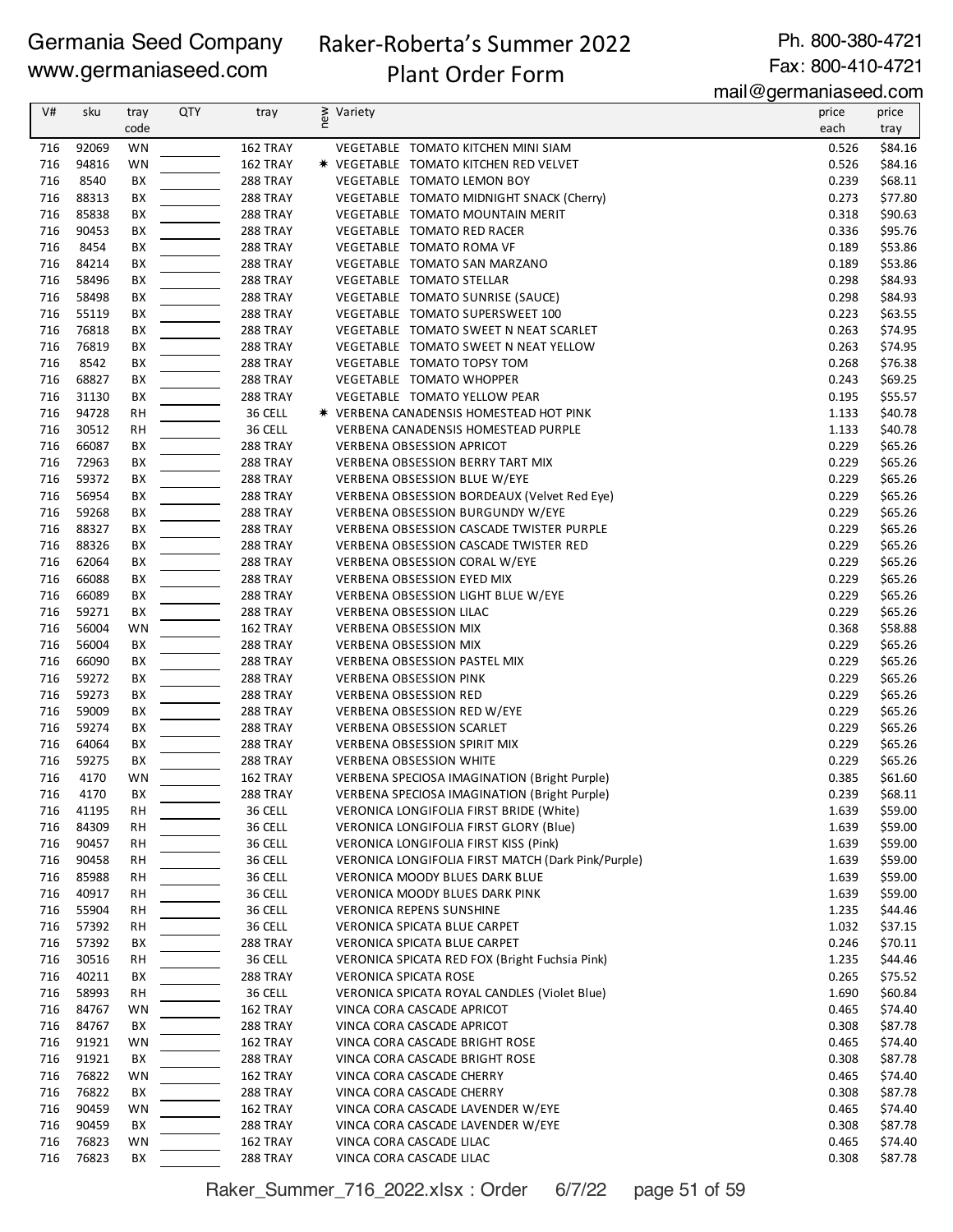Germania Seed Company
www.germaniaseed.com

# Raker-Roberta's Summer 2022 Plant Order Form

Ph. 800-380-4721
Fax: 800-410-4721
mail@germaniaseed.com

| V# | sku | tray code | QTY | tray | new | Variety | price each | price tray |
|---|---|---|---|---|---|---|---|---|
| 716 | 92069 | WN | | 162 TRAY | | VEGETABLE TOMATO KITCHEN MINI SIAM | 0.526 | $84.16 |
| 716 | 94816 | WN | | 162 TRAY | * | VEGETABLE TOMATO KITCHEN RED VELVET | 0.526 | $84.16 |
| 716 | 8540 | BX | | 288 TRAY | | VEGETABLE TOMATO LEMON BOY | 0.239 | $68.11 |
| 716 | 88313 | BX | | 288 TRAY | | VEGETABLE TOMATO MIDNIGHT SNACK (Cherry) | 0.273 | $77.80 |
| 716 | 85838 | BX | | 288 TRAY | | VEGETABLE TOMATO MOUNTAIN MERIT | 0.318 | $90.63 |
| 716 | 90453 | BX | | 288 TRAY | | VEGETABLE TOMATO RED RACER | 0.336 | $95.76 |
| 716 | 8454 | BX | | 288 TRAY | | VEGETABLE TOMATO ROMA VF | 0.189 | $53.86 |
| 716 | 84214 | BX | | 288 TRAY | | VEGETABLE TOMATO SAN MARZANO | 0.189 | $53.86 |
| 716 | 58496 | BX | | 288 TRAY | | VEGETABLE TOMATO STELLAR | 0.298 | $84.93 |
| 716 | 58498 | BX | | 288 TRAY | | VEGETABLE TOMATO SUNRISE (SAUCE) | 0.298 | $84.93 |
| 716 | 55119 | BX | | 288 TRAY | | VEGETABLE TOMATO SUPERSWEET 100 | 0.223 | $63.55 |
| 716 | 76818 | BX | | 288 TRAY | | VEGETABLE TOMATO SWEET N NEAT SCARLET | 0.263 | $74.95 |
| 716 | 76819 | BX | | 288 TRAY | | VEGETABLE TOMATO SWEET N NEAT YELLOW | 0.263 | $74.95 |
| 716 | 8542 | BX | | 288 TRAY | | VEGETABLE TOMATO TOPSY TOM | 0.268 | $76.38 |
| 716 | 68827 | BX | | 288 TRAY | | VEGETABLE TOMATO WHOPPER | 0.243 | $69.25 |
| 716 | 31130 | BX | | 288 TRAY | | VEGETABLE TOMATO YELLOW PEAR | 0.195 | $55.57 |
| 716 | 94728 | RH | | 36 CELL | * | VERBENA CANADENSIS HOMESTEAD HOT PINK | 1.133 | $40.78 |
| 716 | 30512 | RH | | 36 CELL | | VERBENA CANADENSIS HOMESTEAD PURPLE | 1.133 | $40.78 |
| 716 | 66087 | BX | | 288 TRAY | | VERBENA OBSESSION APRICOT | 0.229 | $65.26 |
| 716 | 72963 | BX | | 288 TRAY | | VERBENA OBSESSION BERRY TART MIX | 0.229 | $65.26 |
| 716 | 59372 | BX | | 288 TRAY | | VERBENA OBSESSION BLUE W/EYE | 0.229 | $65.26 |
| 716 | 56954 | BX | | 288 TRAY | | VERBENA OBSESSION BORDEAUX (Velvet Red Eye) | 0.229 | $65.26 |
| 716 | 59268 | BX | | 288 TRAY | | VERBENA OBSESSION BURGUNDY W/EYE | 0.229 | $65.26 |
| 716 | 88327 | BX | | 288 TRAY | | VERBENA OBSESSION CASCADE TWISTER PURPLE | 0.229 | $65.26 |
| 716 | 88326 | BX | | 288 TRAY | | VERBENA OBSESSION CASCADE TWISTER RED | 0.229 | $65.26 |
| 716 | 62064 | BX | | 288 TRAY | | VERBENA OBSESSION CORAL W/EYE | 0.229 | $65.26 |
| 716 | 66088 | BX | | 288 TRAY | | VERBENA OBSESSION EYED MIX | 0.229 | $65.26 |
| 716 | 66089 | BX | | 288 TRAY | | VERBENA OBSESSION LIGHT BLUE W/EYE | 0.229 | $65.26 |
| 716 | 59271 | BX | | 288 TRAY | | VERBENA OBSESSION LILAC | 0.229 | $65.26 |
| 716 | 56004 | WN | | 162 TRAY | | VERBENA OBSESSION MIX | 0.368 | $58.88 |
| 716 | 56004 | BX | | 288 TRAY | | VERBENA OBSESSION MIX | 0.229 | $65.26 |
| 716 | 66090 | BX | | 288 TRAY | | VERBENA OBSESSION PASTEL MIX | 0.229 | $65.26 |
| 716 | 59272 | BX | | 288 TRAY | | VERBENA OBSESSION PINK | 0.229 | $65.26 |
| 716 | 59273 | BX | | 288 TRAY | | VERBENA OBSESSION RED | 0.229 | $65.26 |
| 716 | 59009 | BX | | 288 TRAY | | VERBENA OBSESSION RED W/EYE | 0.229 | $65.26 |
| 716 | 59274 | BX | | 288 TRAY | | VERBENA OBSESSION SCARLET | 0.229 | $65.26 |
| 716 | 64064 | BX | | 288 TRAY | | VERBENA OBSESSION SPIRIT MIX | 0.229 | $65.26 |
| 716 | 59275 | BX | | 288 TRAY | | VERBENA OBSESSION WHITE | 0.229 | $65.26 |
| 716 | 4170 | WN | | 162 TRAY | | VERBENA SPECIOSA IMAGINATION (Bright Purple) | 0.385 | $61.60 |
| 716 | 4170 | BX | | 288 TRAY | | VERBENA SPECIOSA IMAGINATION (Bright Purple) | 0.239 | $68.11 |
| 716 | 41195 | RH | | 36 CELL | | VERONICA LONGIFOLIA FIRST BRIDE (White) | 1.639 | $59.00 |
| 716 | 84309 | RH | | 36 CELL | | VERONICA LONGIFOLIA FIRST GLORY (Blue) | 1.639 | $59.00 |
| 716 | 90457 | RH | | 36 CELL | | VERONICA LONGIFOLIA FIRST KISS (Pink) | 1.639 | $59.00 |
| 716 | 90458 | RH | | 36 CELL | | VERONICA LONGIFOLIA FIRST MATCH (Dark Pink/Purple) | 1.639 | $59.00 |
| 716 | 85988 | RH | | 36 CELL | | VERONICA MOODY BLUES DARK BLUE | 1.639 | $59.00 |
| 716 | 40917 | RH | | 36 CELL | | VERONICA MOODY BLUES DARK PINK | 1.639 | $59.00 |
| 716 | 55904 | RH | | 36 CELL | | VERONICA REPENS SUNSHINE | 1.235 | $44.46 |
| 716 | 57392 | RH | | 36 CELL | | VERONICA SPICATA BLUE CARPET | 1.032 | $37.15 |
| 716 | 57392 | BX | | 288 TRAY | | VERONICA SPICATA BLUE CARPET | 0.246 | $70.11 |
| 716 | 30516 | RH | | 36 CELL | | VERONICA SPICATA RED FOX (Bright Fuchsia Pink) | 1.235 | $44.46 |
| 716 | 40211 | BX | | 288 TRAY | | VERONICA SPICATA ROSE | 0.265 | $75.52 |
| 716 | 58993 | RH | | 36 CELL | | VERONICA SPICATA ROYAL CANDLES (Violet Blue) | 1.690 | $60.84 |
| 716 | 84767 | WN | | 162 TRAY | | VINCA CORA CASCADE APRICOT | 0.465 | $74.40 |
| 716 | 84767 | BX | | 288 TRAY | | VINCA CORA CASCADE APRICOT | 0.308 | $87.78 |
| 716 | 91921 | WN | | 162 TRAY | | VINCA CORA CASCADE BRIGHT ROSE | 0.465 | $74.40 |
| 716 | 91921 | BX | | 288 TRAY | | VINCA CORA CASCADE BRIGHT ROSE | 0.308 | $87.78 |
| 716 | 76822 | WN | | 162 TRAY | | VINCA CORA CASCADE CHERRY | 0.465 | $74.40 |
| 716 | 76822 | BX | | 288 TRAY | | VINCA CORA CASCADE CHERRY | 0.308 | $87.78 |
| 716 | 90459 | WN | | 162 TRAY | | VINCA CORA CASCADE LAVENDER W/EYE | 0.465 | $74.40 |
| 716 | 90459 | BX | | 288 TRAY | | VINCA CORA CASCADE LAVENDER W/EYE | 0.308 | $87.78 |
| 716 | 76823 | WN | | 162 TRAY | | VINCA CORA CASCADE LILAC | 0.465 | $74.40 |
| 716 | 76823 | BX | | 288 TRAY | | VINCA CORA CASCADE LILAC | 0.308 | $87.78 |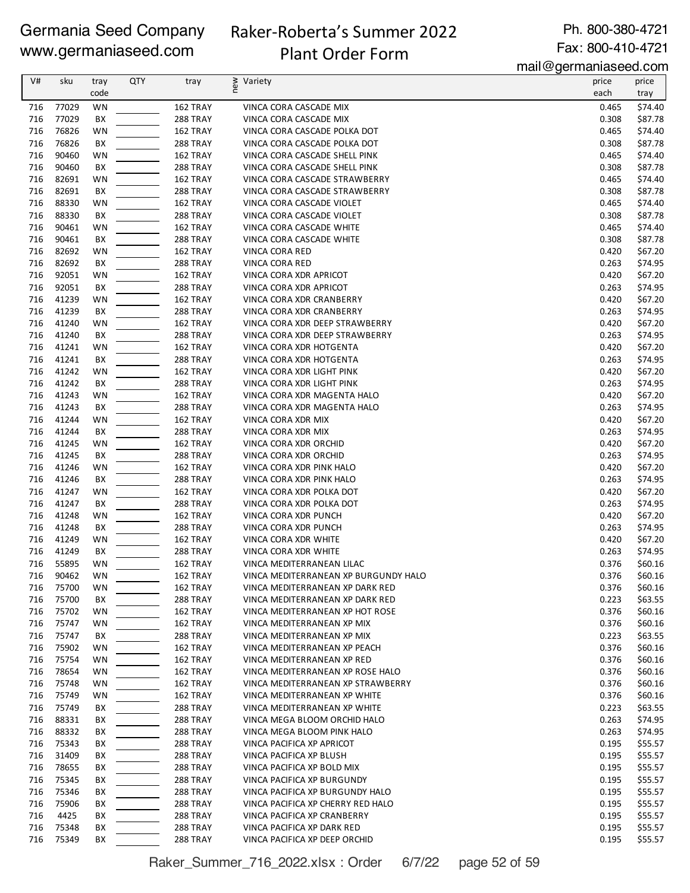Germania Seed Company
www.germaniaseed.com

# Raker-Roberta's Summer 2022 Plant Order Form

Ph. 800-380-4721
Fax: 800-410-4721
mail@germaniaseed.com

| V# | sku | tray code | QTY | tray | new | Variety | price each | price tray |
|---|---|---|---|---|---|---|---|---|
| 716 | 77029 | WN | | 162 TRAY | | VINCA CORA CASCADE MIX | 0.465 | $74.40 |
| 716 | 77029 | BX | | 288 TRAY | | VINCA CORA CASCADE MIX | 0.308 | $87.78 |
| 716 | 76826 | WN | | 162 TRAY | | VINCA CORA CASCADE POLKA DOT | 0.465 | $74.40 |
| 716 | 76826 | BX | | 288 TRAY | | VINCA CORA CASCADE POLKA DOT | 0.308 | $87.78 |
| 716 | 90460 | WN | | 162 TRAY | | VINCA CORA CASCADE SHELL PINK | 0.465 | $74.40 |
| 716 | 90460 | BX | | 288 TRAY | | VINCA CORA CASCADE SHELL PINK | 0.308 | $87.78 |
| 716 | 82691 | WN | | 162 TRAY | | VINCA CORA CASCADE STRAWBERRY | 0.465 | $74.40 |
| 716 | 82691 | BX | | 288 TRAY | | VINCA CORA CASCADE STRAWBERRY | 0.308 | $87.78 |
| 716 | 88330 | WN | | 162 TRAY | | VINCA CORA CASCADE VIOLET | 0.465 | $74.40 |
| 716 | 88330 | BX | | 288 TRAY | | VINCA CORA CASCADE VIOLET | 0.308 | $87.78 |
| 716 | 90461 | WN | | 162 TRAY | | VINCA CORA CASCADE WHITE | 0.465 | $74.40 |
| 716 | 90461 | BX | | 288 TRAY | | VINCA CORA CASCADE WHITE | 0.308 | $87.78 |
| 716 | 82692 | WN | | 162 TRAY | | VINCA CORA RED | 0.420 | $67.20 |
| 716 | 82692 | BX | | 288 TRAY | | VINCA CORA RED | 0.263 | $74.95 |
| 716 | 92051 | WN | | 162 TRAY | | VINCA CORA XDR APRICOT | 0.420 | $67.20 |
| 716 | 92051 | BX | | 288 TRAY | | VINCA CORA XDR APRICOT | 0.263 | $74.95 |
| 716 | 41239 | WN | | 162 TRAY | | VINCA CORA XDR CRANBERRY | 0.420 | $67.20 |
| 716 | 41239 | BX | | 288 TRAY | | VINCA CORA XDR CRANBERRY | 0.263 | $74.95 |
| 716 | 41240 | WN | | 162 TRAY | | VINCA CORA XDR DEEP STRAWBERRY | 0.420 | $67.20 |
| 716 | 41240 | BX | | 288 TRAY | | VINCA CORA XDR DEEP STRAWBERRY | 0.263 | $74.95 |
| 716 | 41241 | WN | | 162 TRAY | | VINCA CORA XDR HOTGENTA | 0.420 | $67.20 |
| 716 | 41241 | BX | | 288 TRAY | | VINCA CORA XDR HOTGENTA | 0.263 | $74.95 |
| 716 | 41242 | WN | | 162 TRAY | | VINCA CORA XDR LIGHT PINK | 0.420 | $67.20 |
| 716 | 41242 | BX | | 288 TRAY | | VINCA CORA XDR LIGHT PINK | 0.263 | $74.95 |
| 716 | 41243 | WN | | 162 TRAY | | VINCA CORA XDR MAGENTA HALO | 0.420 | $67.20 |
| 716 | 41243 | BX | | 288 TRAY | | VINCA CORA XDR MAGENTA HALO | 0.263 | $74.95 |
| 716 | 41244 | WN | | 162 TRAY | | VINCA CORA XDR MIX | 0.420 | $67.20 |
| 716 | 41244 | BX | | 288 TRAY | | VINCA CORA XDR MIX | 0.263 | $74.95 |
| 716 | 41245 | WN | | 162 TRAY | | VINCA CORA XDR ORCHID | 0.420 | $67.20 |
| 716 | 41245 | BX | | 288 TRAY | | VINCA CORA XDR ORCHID | 0.263 | $74.95 |
| 716 | 41246 | WN | | 162 TRAY | | VINCA CORA XDR PINK HALO | 0.420 | $67.20 |
| 716 | 41246 | BX | | 288 TRAY | | VINCA CORA XDR PINK HALO | 0.263 | $74.95 |
| 716 | 41247 | WN | | 162 TRAY | | VINCA CORA XDR POLKA DOT | 0.420 | $67.20 |
| 716 | 41247 | BX | | 288 TRAY | | VINCA CORA XDR POLKA DOT | 0.263 | $74.95 |
| 716 | 41248 | WN | | 162 TRAY | | VINCA CORA XDR PUNCH | 0.420 | $67.20 |
| 716 | 41248 | BX | | 288 TRAY | | VINCA CORA XDR PUNCH | 0.263 | $74.95 |
| 716 | 41249 | WN | | 162 TRAY | | VINCA CORA XDR WHITE | 0.420 | $67.20 |
| 716 | 41249 | BX | | 288 TRAY | | VINCA CORA XDR WHITE | 0.263 | $74.95 |
| 716 | 55895 | WN | | 162 TRAY | | VINCA MEDITERRANEAN LILAC | 0.376 | $60.16 |
| 716 | 90462 | WN | | 162 TRAY | | VINCA MEDITERRANEAN XP BURGUNDY HALO | 0.376 | $60.16 |
| 716 | 75700 | WN | | 162 TRAY | | VINCA MEDITERRANEAN XP DARK RED | 0.376 | $60.16 |
| 716 | 75700 | BX | | 288 TRAY | | VINCA MEDITERRANEAN XP DARK RED | 0.223 | $63.55 |
| 716 | 75702 | WN | | 162 TRAY | | VINCA MEDITERRANEAN XP HOT ROSE | 0.376 | $60.16 |
| 716 | 75747 | WN | | 162 TRAY | | VINCA MEDITERRANEAN XP MIX | 0.376 | $60.16 |
| 716 | 75747 | BX | | 288 TRAY | | VINCA MEDITERRANEAN XP MIX | 0.223 | $63.55 |
| 716 | 75902 | WN | | 162 TRAY | | VINCA MEDITERRANEAN XP PEACH | 0.376 | $60.16 |
| 716 | 75754 | WN | | 162 TRAY | | VINCA MEDITERRANEAN XP RED | 0.376 | $60.16 |
| 716 | 78654 | WN | | 162 TRAY | | VINCA MEDITERRANEAN XP ROSE HALO | 0.376 | $60.16 |
| 716 | 75748 | WN | | 162 TRAY | | VINCA MEDITERRANEAN XP STRAWBERRY | 0.376 | $60.16 |
| 716 | 75749 | WN | | 162 TRAY | | VINCA MEDITERRANEAN XP WHITE | 0.376 | $60.16 |
| 716 | 75749 | BX | | 288 TRAY | | VINCA MEDITERRANEAN XP WHITE | 0.223 | $63.55 |
| 716 | 88331 | BX | | 288 TRAY | | VINCA MEGA BLOOM ORCHID HALO | 0.263 | $74.95 |
| 716 | 88332 | BX | | 288 TRAY | | VINCA MEGA BLOOM PINK HALO | 0.263 | $74.95 |
| 716 | 75343 | BX | | 288 TRAY | | VINCA PACIFICA XP APRICOT | 0.195 | $55.57 |
| 716 | 31409 | BX | | 288 TRAY | | VINCA PACIFICA XP BLUSH | 0.195 | $55.57 |
| 716 | 78655 | BX | | 288 TRAY | | VINCA PACIFICA XP BOLD MIX | 0.195 | $55.57 |
| 716 | 75345 | BX | | 288 TRAY | | VINCA PACIFICA XP BURGUNDY | 0.195 | $55.57 |
| 716 | 75346 | BX | | 288 TRAY | | VINCA PACIFICA XP BURGUNDY HALO | 0.195 | $55.57 |
| 716 | 75906 | BX | | 288 TRAY | | VINCA PACIFICA XP CHERRY RED HALO | 0.195 | $55.57 |
| 716 | 4425 | BX | | 288 TRAY | | VINCA PACIFICA XP CRANBERRY | 0.195 | $55.57 |
| 716 | 75348 | BX | | 288 TRAY | | VINCA PACIFICA XP DARK RED | 0.195 | $55.57 |
| 716 | 75349 | BX | | 288 TRAY | | VINCA PACIFICA XP DEEP ORCHID | 0.195 | $55.57 |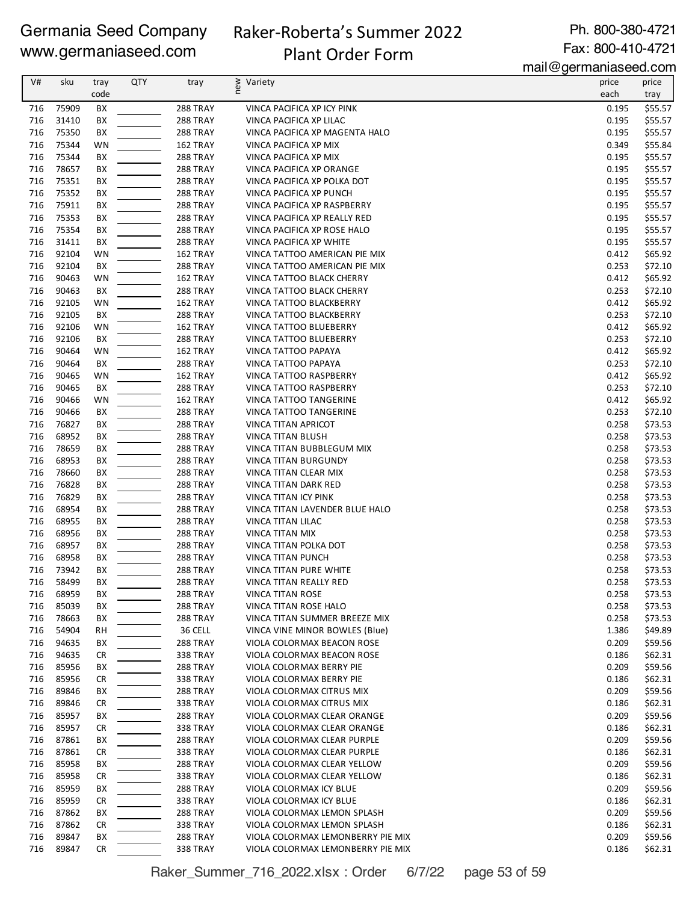Germania Seed Company
www.germaniaseed.com

Raker-Roberta's Summer 2022
Plant Order Form

Ph. 800-380-4721
Fax: 800-410-4721
mail@germaniaseed.com

| V# | sku | tray code | QTY | tray | new | Variety | price each | price tray |
|---|---|---|---|---|---|---|---|---|
| 716 | 75909 | BX | | 288 TRAY | | VINCA PACIFICA XP ICY PINK | 0.195 | $55.57 |
| 716 | 31410 | BX | | 288 TRAY | | VINCA PACIFICA XP LILAC | 0.195 | $55.57 |
| 716 | 75350 | BX | | 288 TRAY | | VINCA PACIFICA XP MAGENTA HALO | 0.195 | $55.57 |
| 716 | 75344 | WN | | 162 TRAY | | VINCA PACIFICA XP MIX | 0.349 | $55.84 |
| 716 | 75344 | BX | | 288 TRAY | | VINCA PACIFICA XP MIX | 0.195 | $55.57 |
| 716 | 78657 | BX | | 288 TRAY | | VINCA PACIFICA XP ORANGE | 0.195 | $55.57 |
| 716 | 75351 | BX | | 288 TRAY | | VINCA PACIFICA XP POLKA DOT | 0.195 | $55.57 |
| 716 | 75352 | BX | | 288 TRAY | | VINCA PACIFICA XP PUNCH | 0.195 | $55.57 |
| 716 | 75911 | BX | | 288 TRAY | | VINCA PACIFICA XP RASPBERRY | 0.195 | $55.57 |
| 716 | 75353 | BX | | 288 TRAY | | VINCA PACIFICA XP REALLY RED | 0.195 | $55.57 |
| 716 | 75354 | BX | | 288 TRAY | | VINCA PACIFICA XP ROSE HALO | 0.195 | $55.57 |
| 716 | 31411 | BX | | 288 TRAY | | VINCA PACIFICA XP WHITE | 0.195 | $55.57 |
| 716 | 92104 | WN | | 162 TRAY | | VINCA TATTOO AMERICAN PIE MIX | 0.412 | $65.92 |
| 716 | 92104 | BX | | 288 TRAY | | VINCA TATTOO AMERICAN PIE MIX | 0.253 | $72.10 |
| 716 | 90463 | WN | | 162 TRAY | | VINCA TATTOO BLACK CHERRY | 0.412 | $65.92 |
| 716 | 90463 | BX | | 288 TRAY | | VINCA TATTOO BLACK CHERRY | 0.253 | $72.10 |
| 716 | 92105 | WN | | 162 TRAY | | VINCA TATTOO BLACKBERRY | 0.412 | $65.92 |
| 716 | 92105 | BX | | 288 TRAY | | VINCA TATTOO BLACKBERRY | 0.253 | $72.10 |
| 716 | 92106 | WN | | 162 TRAY | | VINCA TATTOO BLUEBERRY | 0.412 | $65.92 |
| 716 | 92106 | BX | | 288 TRAY | | VINCA TATTOO BLUEBERRY | 0.253 | $72.10 |
| 716 | 90464 | WN | | 162 TRAY | | VINCA TATTOO PAPAYA | 0.412 | $65.92 |
| 716 | 90464 | BX | | 288 TRAY | | VINCA TATTOO PAPAYA | 0.253 | $72.10 |
| 716 | 90465 | WN | | 162 TRAY | | VINCA TATTOO RASPBERRY | 0.412 | $65.92 |
| 716 | 90465 | BX | | 288 TRAY | | VINCA TATTOO RASPBERRY | 0.253 | $72.10 |
| 716 | 90466 | WN | | 162 TRAY | | VINCA TATTOO TANGERINE | 0.412 | $65.92 |
| 716 | 90466 | BX | | 288 TRAY | | VINCA TATTOO TANGERINE | 0.253 | $72.10 |
| 716 | 76827 | BX | | 288 TRAY | | VINCA TITAN APRICOT | 0.258 | $73.53 |
| 716 | 68952 | BX | | 288 TRAY | | VINCA TITAN BLUSH | 0.258 | $73.53 |
| 716 | 78659 | BX | | 288 TRAY | | VINCA TITAN BUBBLEGUM MIX | 0.258 | $73.53 |
| 716 | 68953 | BX | | 288 TRAY | | VINCA TITAN BURGUNDY | 0.258 | $73.53 |
| 716 | 78660 | BX | | 288 TRAY | | VINCA TITAN CLEAR MIX | 0.258 | $73.53 |
| 716 | 76828 | BX | | 288 TRAY | | VINCA TITAN DARK RED | 0.258 | $73.53 |
| 716 | 76829 | BX | | 288 TRAY | | VINCA TITAN ICY PINK | 0.258 | $73.53 |
| 716 | 68954 | BX | | 288 TRAY | | VINCA TITAN LAVENDER BLUE HALO | 0.258 | $73.53 |
| 716 | 68955 | BX | | 288 TRAY | | VINCA TITAN LILAC | 0.258 | $73.53 |
| 716 | 68956 | BX | | 288 TRAY | | VINCA TITAN MIX | 0.258 | $73.53 |
| 716 | 68957 | BX | | 288 TRAY | | VINCA TITAN POLKA DOT | 0.258 | $73.53 |
| 716 | 68958 | BX | | 288 TRAY | | VINCA TITAN PUNCH | 0.258 | $73.53 |
| 716 | 73942 | BX | | 288 TRAY | | VINCA TITAN PURE WHITE | 0.258 | $73.53 |
| 716 | 58499 | BX | | 288 TRAY | | VINCA TITAN REALLY RED | 0.258 | $73.53 |
| 716 | 68959 | BX | | 288 TRAY | | VINCA TITAN ROSE | 0.258 | $73.53 |
| 716 | 85039 | BX | | 288 TRAY | | VINCA TITAN ROSE HALO | 0.258 | $73.53 |
| 716 | 78663 | BX | | 288 TRAY | | VINCA TITAN SUMMER BREEZE MIX | 0.258 | $73.53 |
| 716 | 54904 | RH | | 36 CELL | | VINCA VINE MINOR BOWLES (Blue) | 1.386 | $49.89 |
| 716 | 94635 | BX | | 288 TRAY | | VIOLA COLORMAX BEACON ROSE | 0.209 | $59.56 |
| 716 | 94635 | CR | | 338 TRAY | | VIOLA COLORMAX BEACON ROSE | 0.186 | $62.31 |
| 716 | 85956 | BX | | 288 TRAY | | VIOLA COLORMAX BERRY PIE | 0.209 | $59.56 |
| 716 | 85956 | CR | | 338 TRAY | | VIOLA COLORMAX BERRY PIE | 0.186 | $62.31 |
| 716 | 89846 | BX | | 288 TRAY | | VIOLA COLORMAX CITRUS MIX | 0.209 | $59.56 |
| 716 | 89846 | CR | | 338 TRAY | | VIOLA COLORMAX CITRUS MIX | 0.186 | $62.31 |
| 716 | 85957 | BX | | 288 TRAY | | VIOLA COLORMAX CLEAR ORANGE | 0.209 | $59.56 |
| 716 | 85957 | CR | | 338 TRAY | | VIOLA COLORMAX CLEAR ORANGE | 0.186 | $62.31 |
| 716 | 87861 | BX | | 288 TRAY | | VIOLA COLORMAX CLEAR PURPLE | 0.209 | $59.56 |
| 716 | 87861 | CR | | 338 TRAY | | VIOLA COLORMAX CLEAR PURPLE | 0.186 | $62.31 |
| 716 | 85958 | BX | | 288 TRAY | | VIOLA COLORMAX CLEAR YELLOW | 0.209 | $59.56 |
| 716 | 85958 | CR | | 338 TRAY | | VIOLA COLORMAX CLEAR YELLOW | 0.186 | $62.31 |
| 716 | 85959 | BX | | 288 TRAY | | VIOLA COLORMAX ICY BLUE | 0.209 | $59.56 |
| 716 | 85959 | CR | | 338 TRAY | | VIOLA COLORMAX ICY BLUE | 0.186 | $62.31 |
| 716 | 87862 | BX | | 288 TRAY | | VIOLA COLORMAX LEMON SPLASH | 0.209 | $59.56 |
| 716 | 87862 | CR | | 338 TRAY | | VIOLA COLORMAX LEMON SPLASH | 0.186 | $62.31 |
| 716 | 89847 | BX | | 288 TRAY | | VIOLA COLORMAX LEMONBERRY PIE MIX | 0.209 | $59.56 |
| 716 | 89847 | CR | | 338 TRAY | | VIOLA COLORMAX LEMONBERRY PIE MIX | 0.186 | $62.31 |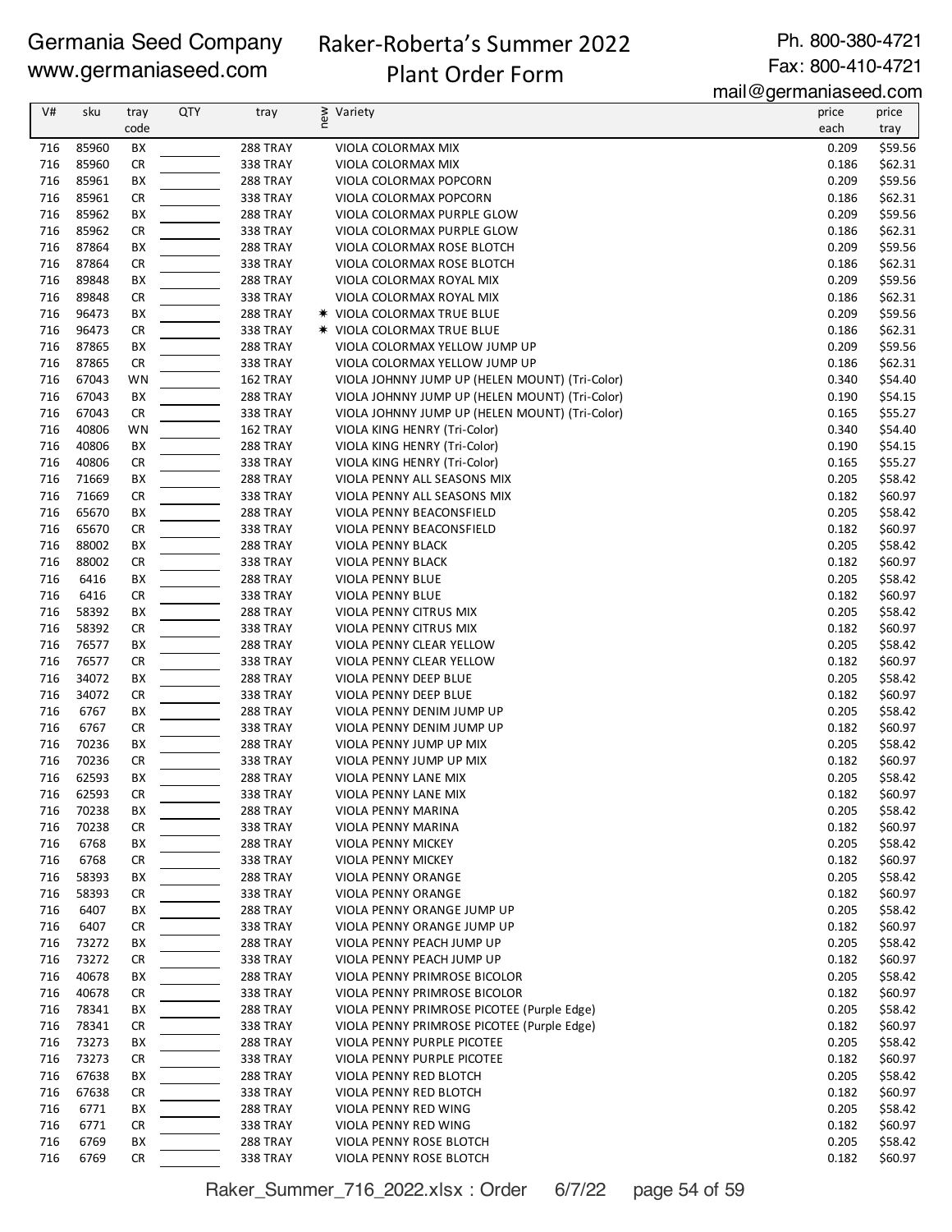Germania Seed Company
www.germaniaseed.com

# Raker-Roberta's Summer 2022 Plant Order Form

Ph. 800-380-4721
Fax: 800-410-4721
mail@germaniaseed.com

| V# | sku | tray code | QTY | tray | new | Variety | price each | price tray |
|---|---|---|---|---|---|---|---|---|
| 716 | 85960 | BX | | 288 TRAY | | VIOLA COLORMAX MIX | 0.209 | $59.56 |
| 716 | 85960 | CR | | 338 TRAY | | VIOLA COLORMAX MIX | 0.186 | $62.31 |
| 716 | 85961 | BX | | 288 TRAY | | VIOLA COLORMAX POPCORN | 0.209 | $59.56 |
| 716 | 85961 | CR | | 338 TRAY | | VIOLA COLORMAX POPCORN | 0.186 | $62.31 |
| 716 | 85962 | BX | | 288 TRAY | | VIOLA COLORMAX PURPLE GLOW | 0.209 | $59.56 |
| 716 | 85962 | CR | | 338 TRAY | | VIOLA COLORMAX PURPLE GLOW | 0.186 | $62.31 |
| 716 | 87864 | BX | | 288 TRAY | | VIOLA COLORMAX ROSE BLOTCH | 0.209 | $59.56 |
| 716 | 87864 | CR | | 338 TRAY | | VIOLA COLORMAX ROSE BLOTCH | 0.186 | $62.31 |
| 716 | 89848 | BX | | 288 TRAY | | VIOLA COLORMAX ROYAL MIX | 0.209 | $59.56 |
| 716 | 89848 | CR | | 338 TRAY | | VIOLA COLORMAX ROYAL MIX | 0.186 | $62.31 |
| 716 | 96473 | BX | | 288 TRAY | ✷ | VIOLA COLORMAX TRUE BLUE | 0.209 | $59.56 |
| 716 | 96473 | CR | | 338 TRAY | ✷ | VIOLA COLORMAX TRUE BLUE | 0.186 | $62.31 |
| 716 | 87865 | BX | | 288 TRAY | | VIOLA COLORMAX YELLOW JUMP UP | 0.209 | $59.56 |
| 716 | 87865 | CR | | 338 TRAY | | VIOLA COLORMAX YELLOW JUMP UP | 0.186 | $62.31 |
| 716 | 67043 | WN | | 162 TRAY | | VIOLA JOHNNY JUMP UP (HELEN MOUNT) (Tri-Color) | 0.340 | $54.40 |
| 716 | 67043 | BX | | 288 TRAY | | VIOLA JOHNNY JUMP UP (HELEN MOUNT) (Tri-Color) | 0.190 | $54.15 |
| 716 | 67043 | CR | | 338 TRAY | | VIOLA JOHNNY JUMP UP (HELEN MOUNT) (Tri-Color) | 0.165 | $55.27 |
| 716 | 40806 | WN | | 162 TRAY | | VIOLA KING HENRY (Tri-Color) | 0.340 | $54.40 |
| 716 | 40806 | BX | | 288 TRAY | | VIOLA KING HENRY (Tri-Color) | 0.190 | $54.15 |
| 716 | 40806 | CR | | 338 TRAY | | VIOLA KING HENRY (Tri-Color) | 0.165 | $55.27 |
| 716 | 71669 | BX | | 288 TRAY | | VIOLA PENNY ALL SEASONS MIX | 0.205 | $58.42 |
| 716 | 71669 | CR | | 338 TRAY | | VIOLA PENNY ALL SEASONS MIX | 0.182 | $60.97 |
| 716 | 65670 | BX | | 288 TRAY | | VIOLA PENNY BEACONSFIELD | 0.205 | $58.42 |
| 716 | 65670 | CR | | 338 TRAY | | VIOLA PENNY BEACONSFIELD | 0.182 | $60.97 |
| 716 | 88002 | BX | | 288 TRAY | | VIOLA PENNY BLACK | 0.205 | $58.42 |
| 716 | 88002 | CR | | 338 TRAY | | VIOLA PENNY BLACK | 0.182 | $60.97 |
| 716 | 6416 | BX | | 288 TRAY | | VIOLA PENNY BLUE | 0.205 | $58.42 |
| 716 | 6416 | CR | | 338 TRAY | | VIOLA PENNY BLUE | 0.182 | $60.97 |
| 716 | 58392 | BX | | 288 TRAY | | VIOLA PENNY CITRUS MIX | 0.205 | $58.42 |
| 716 | 58392 | CR | | 338 TRAY | | VIOLA PENNY CITRUS MIX | 0.182 | $60.97 |
| 716 | 76577 | BX | | 288 TRAY | | VIOLA PENNY CLEAR YELLOW | 0.205 | $58.42 |
| 716 | 76577 | CR | | 338 TRAY | | VIOLA PENNY CLEAR YELLOW | 0.182 | $60.97 |
| 716 | 34072 | BX | | 288 TRAY | | VIOLA PENNY DEEP BLUE | 0.205 | $58.42 |
| 716 | 34072 | CR | | 338 TRAY | | VIOLA PENNY DEEP BLUE | 0.182 | $60.97 |
| 716 | 6767 | BX | | 288 TRAY | | VIOLA PENNY DENIM JUMP UP | 0.205 | $58.42 |
| 716 | 6767 | CR | | 338 TRAY | | VIOLA PENNY DENIM JUMP UP | 0.182 | $60.97 |
| 716 | 70236 | BX | | 288 TRAY | | VIOLA PENNY JUMP UP MIX | 0.205 | $58.42 |
| 716 | 70236 | CR | | 338 TRAY | | VIOLA PENNY JUMP UP MIX | 0.182 | $60.97 |
| 716 | 62593 | BX | | 288 TRAY | | VIOLA PENNY LANE MIX | 0.205 | $58.42 |
| 716 | 62593 | CR | | 338 TRAY | | VIOLA PENNY LANE MIX | 0.182 | $60.97 |
| 716 | 70238 | BX | | 288 TRAY | | VIOLA PENNY MARINA | 0.205 | $58.42 |
| 716 | 70238 | CR | | 338 TRAY | | VIOLA PENNY MARINA | 0.182 | $60.97 |
| 716 | 6768 | BX | | 288 TRAY | | VIOLA PENNY MICKEY | 0.205 | $58.42 |
| 716 | 6768 | CR | | 338 TRAY | | VIOLA PENNY MICKEY | 0.182 | $60.97 |
| 716 | 58393 | BX | | 288 TRAY | | VIOLA PENNY ORANGE | 0.205 | $58.42 |
| 716 | 58393 | CR | | 338 TRAY | | VIOLA PENNY ORANGE | 0.182 | $60.97 |
| 716 | 6407 | BX | | 288 TRAY | | VIOLA PENNY ORANGE JUMP UP | 0.205 | $58.42 |
| 716 | 6407 | CR | | 338 TRAY | | VIOLA PENNY ORANGE JUMP UP | 0.182 | $60.97 |
| 716 | 73272 | BX | | 288 TRAY | | VIOLA PENNY PEACH JUMP UP | 0.205 | $58.42 |
| 716 | 73272 | CR | | 338 TRAY | | VIOLA PENNY PEACH JUMP UP | 0.182 | $60.97 |
| 716 | 40678 | BX | | 288 TRAY | | VIOLA PENNY PRIMROSE BICOLOR | 0.205 | $58.42 |
| 716 | 40678 | CR | | 338 TRAY | | VIOLA PENNY PRIMROSE BICOLOR | 0.182 | $60.97 |
| 716 | 78341 | BX | | 288 TRAY | | VIOLA PENNY PRIMROSE PICOTEE (Purple Edge) | 0.205 | $58.42 |
| 716 | 78341 | CR | | 338 TRAY | | VIOLA PENNY PRIMROSE PICOTEE (Purple Edge) | 0.182 | $60.97 |
| 716 | 73273 | BX | | 288 TRAY | | VIOLA PENNY PURPLE PICOTEE | 0.205 | $58.42 |
| 716 | 73273 | CR | | 338 TRAY | | VIOLA PENNY PURPLE PICOTEE | 0.182 | $60.97 |
| 716 | 67638 | BX | | 288 TRAY | | VIOLA PENNY RED BLOTCH | 0.205 | $58.42 |
| 716 | 67638 | CR | | 338 TRAY | | VIOLA PENNY RED BLOTCH | 0.182 | $60.97 |
| 716 | 6771 | BX | | 288 TRAY | | VIOLA PENNY RED WING | 0.205 | $58.42 |
| 716 | 6771 | CR | | 338 TRAY | | VIOLA PENNY RED WING | 0.182 | $60.97 |
| 716 | 6769 | BX | | 288 TRAY | | VIOLA PENNY ROSE BLOTCH | 0.205 | $58.42 |
| 716 | 6769 | CR | | 338 TRAY | | VIOLA PENNY ROSE BLOTCH | 0.182 | $60.97 |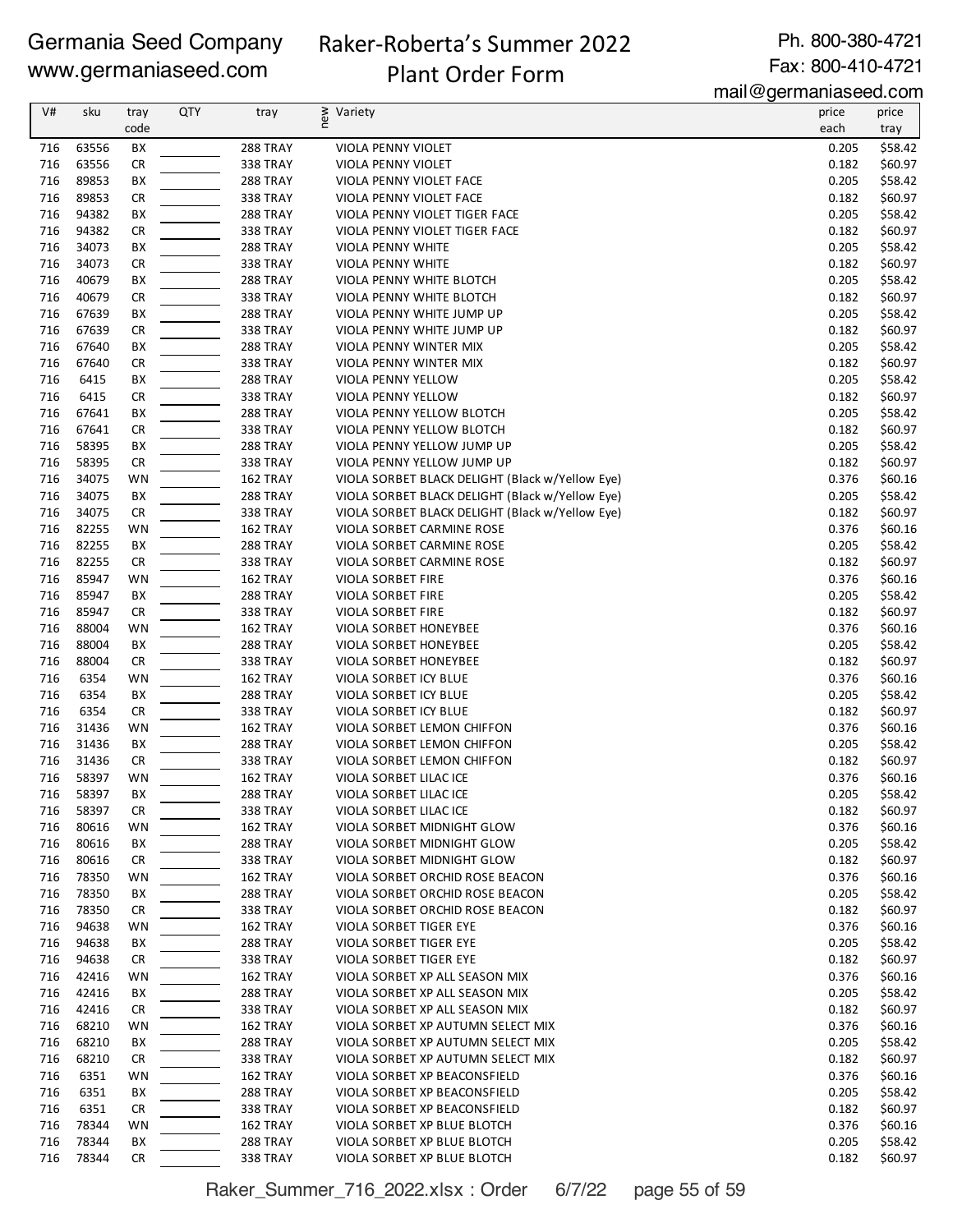Germania Seed Company
www.germaniaseed.com

# Raker-Roberta's Summer 2022 Plant Order Form

Ph. 800-380-4721
Fax: 800-410-4721
mail@germaniaseed.com

| V# | sku | tray code | QTY | tray | new | Variety | price each | price tray |
|---|---|---|---|---|---|---|---|---|
| 716 | 63556 | BX | | 288 TRAY | | VIOLA PENNY VIOLET | 0.205 | $58.42 |
| 716 | 63556 | CR | | 338 TRAY | | VIOLA PENNY VIOLET | 0.182 | $60.97 |
| 716 | 89853 | BX | | 288 TRAY | | VIOLA PENNY VIOLET FACE | 0.205 | $58.42 |
| 716 | 89853 | CR | | 338 TRAY | | VIOLA PENNY VIOLET FACE | 0.182 | $60.97 |
| 716 | 94382 | BX | | 288 TRAY | | VIOLA PENNY VIOLET TIGER FACE | 0.205 | $58.42 |
| 716 | 94382 | CR | | 338 TRAY | | VIOLA PENNY VIOLET TIGER FACE | 0.182 | $60.97 |
| 716 | 34073 | BX | | 288 TRAY | | VIOLA PENNY WHITE | 0.205 | $58.42 |
| 716 | 34073 | CR | | 338 TRAY | | VIOLA PENNY WHITE | 0.182 | $60.97 |
| 716 | 40679 | BX | | 288 TRAY | | VIOLA PENNY WHITE BLOTCH | 0.205 | $58.42 |
| 716 | 40679 | CR | | 338 TRAY | | VIOLA PENNY WHITE BLOTCH | 0.182 | $60.97 |
| 716 | 67639 | BX | | 288 TRAY | | VIOLA PENNY WHITE JUMP UP | 0.205 | $58.42 |
| 716 | 67639 | CR | | 338 TRAY | | VIOLA PENNY WHITE JUMP UP | 0.182 | $60.97 |
| 716 | 67640 | BX | | 288 TRAY | | VIOLA PENNY WINTER MIX | 0.205 | $58.42 |
| 716 | 67640 | CR | | 338 TRAY | | VIOLA PENNY WINTER MIX | 0.182 | $60.97 |
| 716 | 6415 | BX | | 288 TRAY | | VIOLA PENNY YELLOW | 0.205 | $58.42 |
| 716 | 6415 | CR | | 338 TRAY | | VIOLA PENNY YELLOW | 0.182 | $60.97 |
| 716 | 67641 | BX | | 288 TRAY | | VIOLA PENNY YELLOW BLOTCH | 0.205 | $58.42 |
| 716 | 67641 | CR | | 338 TRAY | | VIOLA PENNY YELLOW BLOTCH | 0.182 | $60.97 |
| 716 | 58395 | BX | | 288 TRAY | | VIOLA PENNY YELLOW JUMP UP | 0.205 | $58.42 |
| 716 | 58395 | CR | | 338 TRAY | | VIOLA PENNY YELLOW JUMP UP | 0.182 | $60.97 |
| 716 | 34075 | WN | | 162 TRAY | | VIOLA SORBET BLACK DELIGHT (Black w/Yellow Eye) | 0.376 | $60.16 |
| 716 | 34075 | BX | | 288 TRAY | | VIOLA SORBET BLACK DELIGHT (Black w/Yellow Eye) | 0.205 | $58.42 |
| 716 | 34075 | CR | | 338 TRAY | | VIOLA SORBET BLACK DELIGHT (Black w/Yellow Eye) | 0.182 | $60.97 |
| 716 | 82255 | WN | | 162 TRAY | | VIOLA SORBET CARMINE ROSE | 0.376 | $60.16 |
| 716 | 82255 | BX | | 288 TRAY | | VIOLA SORBET CARMINE ROSE | 0.205 | $58.42 |
| 716 | 82255 | CR | | 338 TRAY | | VIOLA SORBET CARMINE ROSE | 0.182 | $60.97 |
| 716 | 85947 | WN | | 162 TRAY | | VIOLA SORBET FIRE | 0.376 | $60.16 |
| 716 | 85947 | BX | | 288 TRAY | | VIOLA SORBET FIRE | 0.205 | $58.42 |
| 716 | 85947 | CR | | 338 TRAY | | VIOLA SORBET FIRE | 0.182 | $60.97 |
| 716 | 88004 | WN | | 162 TRAY | | VIOLA SORBET HONEYBEE | 0.376 | $60.16 |
| 716 | 88004 | BX | | 288 TRAY | | VIOLA SORBET HONEYBEE | 0.205 | $58.42 |
| 716 | 88004 | CR | | 338 TRAY | | VIOLA SORBET HONEYBEE | 0.182 | $60.97 |
| 716 | 6354 | WN | | 162 TRAY | | VIOLA SORBET ICY BLUE | 0.376 | $60.16 |
| 716 | 6354 | BX | | 288 TRAY | | VIOLA SORBET ICY BLUE | 0.205 | $58.42 |
| 716 | 6354 | CR | | 338 TRAY | | VIOLA SORBET ICY BLUE | 0.182 | $60.97 |
| 716 | 31436 | WN | | 162 TRAY | | VIOLA SORBET LEMON CHIFFON | 0.376 | $60.16 |
| 716 | 31436 | BX | | 288 TRAY | | VIOLA SORBET LEMON CHIFFON | 0.205 | $58.42 |
| 716 | 31436 | CR | | 338 TRAY | | VIOLA SORBET LEMON CHIFFON | 0.182 | $60.97 |
| 716 | 58397 | WN | | 162 TRAY | | VIOLA SORBET LILAC ICE | 0.376 | $60.16 |
| 716 | 58397 | BX | | 288 TRAY | | VIOLA SORBET LILAC ICE | 0.205 | $58.42 |
| 716 | 58397 | CR | | 338 TRAY | | VIOLA SORBET LILAC ICE | 0.182 | $60.97 |
| 716 | 80616 | WN | | 162 TRAY | | VIOLA SORBET MIDNIGHT GLOW | 0.376 | $60.16 |
| 716 | 80616 | BX | | 288 TRAY | | VIOLA SORBET MIDNIGHT GLOW | 0.205 | $58.42 |
| 716 | 80616 | CR | | 338 TRAY | | VIOLA SORBET MIDNIGHT GLOW | 0.182 | $60.97 |
| 716 | 78350 | WN | | 162 TRAY | | VIOLA SORBET ORCHID ROSE BEACON | 0.376 | $60.16 |
| 716 | 78350 | BX | | 288 TRAY | | VIOLA SORBET ORCHID ROSE BEACON | 0.205 | $58.42 |
| 716 | 78350 | CR | | 338 TRAY | | VIOLA SORBET ORCHID ROSE BEACON | 0.182 | $60.97 |
| 716 | 94638 | WN | | 162 TRAY | | VIOLA SORBET TIGER EYE | 0.376 | $60.16 |
| 716 | 94638 | BX | | 288 TRAY | | VIOLA SORBET TIGER EYE | 0.205 | $58.42 |
| 716 | 94638 | CR | | 338 TRAY | | VIOLA SORBET TIGER EYE | 0.182 | $60.97 |
| 716 | 42416 | WN | | 162 TRAY | | VIOLA SORBET XP ALL SEASON MIX | 0.376 | $60.16 |
| 716 | 42416 | BX | | 288 TRAY | | VIOLA SORBET XP ALL SEASON MIX | 0.205 | $58.42 |
| 716 | 42416 | CR | | 338 TRAY | | VIOLA SORBET XP ALL SEASON MIX | 0.182 | $60.97 |
| 716 | 68210 | WN | | 162 TRAY | | VIOLA SORBET XP AUTUMN SELECT MIX | 0.376 | $60.16 |
| 716 | 68210 | BX | | 288 TRAY | | VIOLA SORBET XP AUTUMN SELECT MIX | 0.205 | $58.42 |
| 716 | 68210 | CR | | 338 TRAY | | VIOLA SORBET XP AUTUMN SELECT MIX | 0.182 | $60.97 |
| 716 | 6351 | WN | | 162 TRAY | | VIOLA SORBET XP BEACONSFIELD | 0.376 | $60.16 |
| 716 | 6351 | BX | | 288 TRAY | | VIOLA SORBET XP BEACONSFIELD | 0.205 | $58.42 |
| 716 | 6351 | CR | | 338 TRAY | | VIOLA SORBET XP BEACONSFIELD | 0.182 | $60.97 |
| 716 | 78344 | WN | | 162 TRAY | | VIOLA SORBET XP BLUE BLOTCH | 0.376 | $60.16 |
| 716 | 78344 | BX | | 288 TRAY | | VIOLA SORBET XP BLUE BLOTCH | 0.205 | $58.42 |
| 716 | 78344 | CR | | 338 TRAY | | VIOLA SORBET XP BLUE BLOTCH | 0.182 | $60.97 |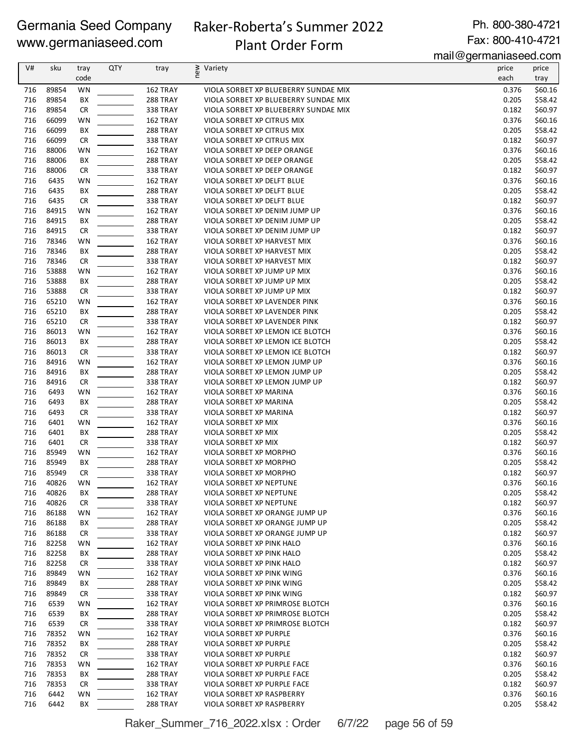Germania Seed Company
www.germaniaseed.com

# Raker-Roberta's Summer 2022 Plant Order Form

Ph. 800-380-4721
Fax: 800-410-4721
mail@germaniaseed.com

| V# | sku | tray code | QTY | tray | new | Variety | price each | price tray |
|---|---|---|---|---|---|---|---|---|
| 716 | 89854 | WN | | 162 TRAY | | VIOLA SORBET XP BLUEBERRY SUNDAE MIX | 0.376 | $60.16 |
| 716 | 89854 | BX | | 288 TRAY | | VIOLA SORBET XP BLUEBERRY SUNDAE MIX | 0.205 | $58.42 |
| 716 | 89854 | CR | | 338 TRAY | | VIOLA SORBET XP BLUEBERRY SUNDAE MIX | 0.182 | $60.97 |
| 716 | 66099 | WN | | 162 TRAY | | VIOLA SORBET XP CITRUS MIX | 0.376 | $60.16 |
| 716 | 66099 | BX | | 288 TRAY | | VIOLA SORBET XP CITRUS MIX | 0.205 | $58.42 |
| 716 | 66099 | CR | | 338 TRAY | | VIOLA SORBET XP CITRUS MIX | 0.182 | $60.97 |
| 716 | 88006 | WN | | 162 TRAY | | VIOLA SORBET XP DEEP ORANGE | 0.376 | $60.16 |
| 716 | 88006 | BX | | 288 TRAY | | VIOLA SORBET XP DEEP ORANGE | 0.205 | $58.42 |
| 716 | 88006 | CR | | 338 TRAY | | VIOLA SORBET XP DEEP ORANGE | 0.182 | $60.97 |
| 716 | 6435 | WN | | 162 TRAY | | VIOLA SORBET XP DELFT BLUE | 0.376 | $60.16 |
| 716 | 6435 | BX | | 288 TRAY | | VIOLA SORBET XP DELFT BLUE | 0.205 | $58.42 |
| 716 | 6435 | CR | | 338 TRAY | | VIOLA SORBET XP DELFT BLUE | 0.182 | $60.97 |
| 716 | 84915 | WN | | 162 TRAY | | VIOLA SORBET XP DENIM JUMP UP | 0.376 | $60.16 |
| 716 | 84915 | BX | | 288 TRAY | | VIOLA SORBET XP DENIM JUMP UP | 0.205 | $58.42 |
| 716 | 84915 | CR | | 338 TRAY | | VIOLA SORBET XP DENIM JUMP UP | 0.182 | $60.97 |
| 716 | 78346 | WN | | 162 TRAY | | VIOLA SORBET XP HARVEST MIX | 0.376 | $60.16 |
| 716 | 78346 | BX | | 288 TRAY | | VIOLA SORBET XP HARVEST MIX | 0.205 | $58.42 |
| 716 | 78346 | CR | | 338 TRAY | | VIOLA SORBET XP HARVEST MIX | 0.182 | $60.97 |
| 716 | 53888 | WN | | 162 TRAY | | VIOLA SORBET XP JUMP UP MIX | 0.376 | $60.16 |
| 716 | 53888 | BX | | 288 TRAY | | VIOLA SORBET XP JUMP UP MIX | 0.205 | $58.42 |
| 716 | 53888 | CR | | 338 TRAY | | VIOLA SORBET XP JUMP UP MIX | 0.182 | $60.97 |
| 716 | 65210 | WN | | 162 TRAY | | VIOLA SORBET XP LAVENDER PINK | 0.376 | $60.16 |
| 716 | 65210 | BX | | 288 TRAY | | VIOLA SORBET XP LAVENDER PINK | 0.205 | $58.42 |
| 716 | 65210 | CR | | 338 TRAY | | VIOLA SORBET XP LAVENDER PINK | 0.182 | $60.97 |
| 716 | 86013 | WN | | 162 TRAY | | VIOLA SORBET XP LEMON ICE BLOTCH | 0.376 | $60.16 |
| 716 | 86013 | BX | | 288 TRAY | | VIOLA SORBET XP LEMON ICE BLOTCH | 0.205 | $58.42 |
| 716 | 86013 | CR | | 338 TRAY | | VIOLA SORBET XP LEMON ICE BLOTCH | 0.182 | $60.97 |
| 716 | 84916 | WN | | 162 TRAY | | VIOLA SORBET XP LEMON JUMP UP | 0.376 | $60.16 |
| 716 | 84916 | BX | | 288 TRAY | | VIOLA SORBET XP LEMON JUMP UP | 0.205 | $58.42 |
| 716 | 84916 | CR | | 338 TRAY | | VIOLA SORBET XP LEMON JUMP UP | 0.182 | $60.97 |
| 716 | 6493 | WN | | 162 TRAY | | VIOLA SORBET XP MARINA | 0.376 | $60.16 |
| 716 | 6493 | BX | | 288 TRAY | | VIOLA SORBET XP MARINA | 0.205 | $58.42 |
| 716 | 6493 | CR | | 338 TRAY | | VIOLA SORBET XP MARINA | 0.182 | $60.97 |
| 716 | 6401 | WN | | 162 TRAY | | VIOLA SORBET XP MIX | 0.376 | $60.16 |
| 716 | 6401 | BX | | 288 TRAY | | VIOLA SORBET XP MIX | 0.205 | $58.42 |
| 716 | 6401 | CR | | 338 TRAY | | VIOLA SORBET XP MIX | 0.182 | $60.97 |
| 716 | 85949 | WN | | 162 TRAY | | VIOLA SORBET XP MORPHO | 0.376 | $60.16 |
| 716 | 85949 | BX | | 288 TRAY | | VIOLA SORBET XP MORPHO | 0.205 | $58.42 |
| 716 | 85949 | CR | | 338 TRAY | | VIOLA SORBET XP MORPHO | 0.182 | $60.97 |
| 716 | 40826 | WN | | 162 TRAY | | VIOLA SORBET XP NEPTUNE | 0.376 | $60.16 |
| 716 | 40826 | BX | | 288 TRAY | | VIOLA SORBET XP NEPTUNE | 0.205 | $58.42 |
| 716 | 40826 | CR | | 338 TRAY | | VIOLA SORBET XP NEPTUNE | 0.182 | $60.97 |
| 716 | 86188 | WN | | 162 TRAY | | VIOLA SORBET XP ORANGE JUMP UP | 0.376 | $60.16 |
| 716 | 86188 | BX | | 288 TRAY | | VIOLA SORBET XP ORANGE JUMP UP | 0.205 | $58.42 |
| 716 | 86188 | CR | | 338 TRAY | | VIOLA SORBET XP ORANGE JUMP UP | 0.182 | $60.97 |
| 716 | 82258 | WN | | 162 TRAY | | VIOLA SORBET XP PINK HALO | 0.376 | $60.16 |
| 716 | 82258 | BX | | 288 TRAY | | VIOLA SORBET XP PINK HALO | 0.205 | $58.42 |
| 716 | 82258 | CR | | 338 TRAY | | VIOLA SORBET XP PINK HALO | 0.182 | $60.97 |
| 716 | 89849 | WN | | 162 TRAY | | VIOLA SORBET XP PINK WING | 0.376 | $60.16 |
| 716 | 89849 | BX | | 288 TRAY | | VIOLA SORBET XP PINK WING | 0.205 | $58.42 |
| 716 | 89849 | CR | | 338 TRAY | | VIOLA SORBET XP PINK WING | 0.182 | $60.97 |
| 716 | 6539 | WN | | 162 TRAY | | VIOLA SORBET XP PRIMROSE BLOTCH | 0.376 | $60.16 |
| 716 | 6539 | BX | | 288 TRAY | | VIOLA SORBET XP PRIMROSE BLOTCH | 0.205 | $58.42 |
| 716 | 6539 | CR | | 338 TRAY | | VIOLA SORBET XP PRIMROSE BLOTCH | 0.182 | $60.97 |
| 716 | 78352 | WN | | 162 TRAY | | VIOLA SORBET XP PURPLE | 0.376 | $60.16 |
| 716 | 78352 | BX | | 288 TRAY | | VIOLA SORBET XP PURPLE | 0.205 | $58.42 |
| 716 | 78352 | CR | | 338 TRAY | | VIOLA SORBET XP PURPLE | 0.182 | $60.97 |
| 716 | 78353 | WN | | 162 TRAY | | VIOLA SORBET XP PURPLE FACE | 0.376 | $60.16 |
| 716 | 78353 | BX | | 288 TRAY | | VIOLA SORBET XP PURPLE FACE | 0.205 | $58.42 |
| 716 | 78353 | CR | | 338 TRAY | | VIOLA SORBET XP PURPLE FACE | 0.182 | $60.97 |
| 716 | 6442 | WN | | 162 TRAY | | VIOLA SORBET XP RASPBERRY | 0.376 | $60.16 |
| 716 | 6442 | BX | | 288 TRAY | | VIOLA SORBET XP RASPBERRY | 0.205 | $58.42 |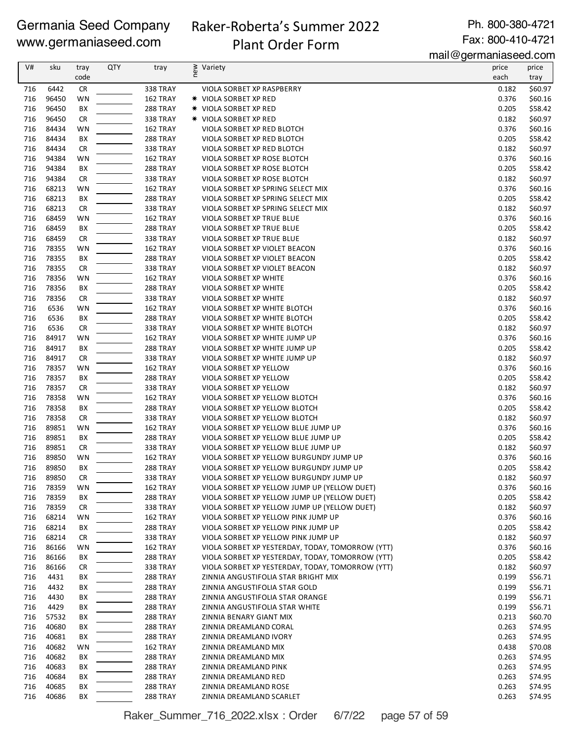Germania Seed Company
www.germaniaseed.com

Raker-Roberta's Summer 2022
Plant Order Form

Ph. 800-380-4721
Fax: 800-410-4721
mail@germaniaseed.com

| V# | sku | tray code | QTY | tray | new | Variety | price each | price tray |
|---|---|---|---|---|---|---|---|---|
| 716 | 6442 | CR | | 338 TRAY | | VIOLA SORBET XP RASPBERRY | 0.182 | $60.97 |
| 716 | 96450 | WN | | 162 TRAY | ✷ | VIOLA SORBET XP RED | 0.376 | $60.16 |
| 716 | 96450 | BX | | 288 TRAY | ✷ | VIOLA SORBET XP RED | 0.205 | $58.42 |
| 716 | 96450 | CR | | 338 TRAY | ✷ | VIOLA SORBET XP RED | 0.182 | $60.97 |
| 716 | 84434 | WN | | 162 TRAY | | VIOLA SORBET XP RED BLOTCH | 0.376 | $60.16 |
| 716 | 84434 | BX | | 288 TRAY | | VIOLA SORBET XP RED BLOTCH | 0.205 | $58.42 |
| 716 | 84434 | CR | | 338 TRAY | | VIOLA SORBET XP RED BLOTCH | 0.182 | $60.97 |
| 716 | 94384 | WN | | 162 TRAY | | VIOLA SORBET XP ROSE BLOTCH | 0.376 | $60.16 |
| 716 | 94384 | BX | | 288 TRAY | | VIOLA SORBET XP ROSE BLOTCH | 0.205 | $58.42 |
| 716 | 94384 | CR | | 338 TRAY | | VIOLA SORBET XP ROSE BLOTCH | 0.182 | $60.97 |
| 716 | 68213 | WN | | 162 TRAY | | VIOLA SORBET XP SPRING SELECT MIX | 0.376 | $60.16 |
| 716 | 68213 | BX | | 288 TRAY | | VIOLA SORBET XP SPRING SELECT MIX | 0.205 | $58.42 |
| 716 | 68213 | CR | | 338 TRAY | | VIOLA SORBET XP SPRING SELECT MIX | 0.182 | $60.97 |
| 716 | 68459 | WN | | 162 TRAY | | VIOLA SORBET XP TRUE BLUE | 0.376 | $60.16 |
| 716 | 68459 | BX | | 288 TRAY | | VIOLA SORBET XP TRUE BLUE | 0.205 | $58.42 |
| 716 | 68459 | CR | | 338 TRAY | | VIOLA SORBET XP TRUE BLUE | 0.182 | $60.97 |
| 716 | 78355 | WN | | 162 TRAY | | VIOLA SORBET XP VIOLET BEACON | 0.376 | $60.16 |
| 716 | 78355 | BX | | 288 TRAY | | VIOLA SORBET XP VIOLET BEACON | 0.205 | $58.42 |
| 716 | 78355 | CR | | 338 TRAY | | VIOLA SORBET XP VIOLET BEACON | 0.182 | $60.97 |
| 716 | 78356 | WN | | 162 TRAY | | VIOLA SORBET XP WHITE | 0.376 | $60.16 |
| 716 | 78356 | BX | | 288 TRAY | | VIOLA SORBET XP WHITE | 0.205 | $58.42 |
| 716 | 78356 | CR | | 338 TRAY | | VIOLA SORBET XP WHITE | 0.182 | $60.97 |
| 716 | 6536 | WN | | 162 TRAY | | VIOLA SORBET XP WHITE BLOTCH | 0.376 | $60.16 |
| 716 | 6536 | BX | | 288 TRAY | | VIOLA SORBET XP WHITE BLOTCH | 0.205 | $58.42 |
| 716 | 6536 | CR | | 338 TRAY | | VIOLA SORBET XP WHITE BLOTCH | 0.182 | $60.97 |
| 716 | 84917 | WN | | 162 TRAY | | VIOLA SORBET XP WHITE JUMP UP | 0.376 | $60.16 |
| 716 | 84917 | BX | | 288 TRAY | | VIOLA SORBET XP WHITE JUMP UP | 0.205 | $58.42 |
| 716 | 84917 | CR | | 338 TRAY | | VIOLA SORBET XP WHITE JUMP UP | 0.182 | $60.97 |
| 716 | 78357 | WN | | 162 TRAY | | VIOLA SORBET XP YELLOW | 0.376 | $60.16 |
| 716 | 78357 | BX | | 288 TRAY | | VIOLA SORBET XP YELLOW | 0.205 | $58.42 |
| 716 | 78357 | CR | | 338 TRAY | | VIOLA SORBET XP YELLOW | 0.182 | $60.97 |
| 716 | 78358 | WN | | 162 TRAY | | VIOLA SORBET XP YELLOW BLOTCH | 0.376 | $60.16 |
| 716 | 78358 | BX | | 288 TRAY | | VIOLA SORBET XP YELLOW BLOTCH | 0.205 | $58.42 |
| 716 | 78358 | CR | | 338 TRAY | | VIOLA SORBET XP YELLOW BLOTCH | 0.182 | $60.97 |
| 716 | 89851 | WN | | 162 TRAY | | VIOLA SORBET XP YELLOW BLUE JUMP UP | 0.376 | $60.16 |
| 716 | 89851 | BX | | 288 TRAY | | VIOLA SORBET XP YELLOW BLUE JUMP UP | 0.205 | $58.42 |
| 716 | 89851 | CR | | 338 TRAY | | VIOLA SORBET XP YELLOW BLUE JUMP UP | 0.182 | $60.97 |
| 716 | 89850 | WN | | 162 TRAY | | VIOLA SORBET XP YELLOW BURGUNDY JUMP UP | 0.376 | $60.16 |
| 716 | 89850 | BX | | 288 TRAY | | VIOLA SORBET XP YELLOW BURGUNDY JUMP UP | 0.205 | $58.42 |
| 716 | 89850 | CR | | 338 TRAY | | VIOLA SORBET XP YELLOW BURGUNDY JUMP UP | 0.182 | $60.97 |
| 716 | 78359 | WN | | 162 TRAY | | VIOLA SORBET XP YELLOW JUMP UP (YELLOW DUET) | 0.376 | $60.16 |
| 716 | 78359 | BX | | 288 TRAY | | VIOLA SORBET XP YELLOW JUMP UP (YELLOW DUET) | 0.205 | $58.42 |
| 716 | 78359 | CR | | 338 TRAY | | VIOLA SORBET XP YELLOW JUMP UP (YELLOW DUET) | 0.182 | $60.97 |
| 716 | 68214 | WN | | 162 TRAY | | VIOLA SORBET XP YELLOW PINK JUMP UP | 0.376 | $60.16 |
| 716 | 68214 | BX | | 288 TRAY | | VIOLA SORBET XP YELLOW PINK JUMP UP | 0.205 | $58.42 |
| 716 | 68214 | CR | | 338 TRAY | | VIOLA SORBET XP YELLOW PINK JUMP UP | 0.182 | $60.97 |
| 716 | 86166 | WN | | 162 TRAY | | VIOLA SORBET XP YESTERDAY, TODAY, TOMORROW (YTT) | 0.376 | $60.16 |
| 716 | 86166 | BX | | 288 TRAY | | VIOLA SORBET XP YESTERDAY, TODAY, TOMORROW (YTT) | 0.205 | $58.42 |
| 716 | 86166 | CR | | 338 TRAY | | VIOLA SORBET XP YESTERDAY, TODAY, TOMORROW (YTT) | 0.182 | $60.97 |
| 716 | 4431 | BX | | 288 TRAY | | ZINNIA ANGUSTIFOLIA STAR BRIGHT MIX | 0.199 | $56.71 |
| 716 | 4432 | BX | | 288 TRAY | | ZINNIA ANGUSTIFOLIA STAR GOLD | 0.199 | $56.71 |
| 716 | 4430 | BX | | 288 TRAY | | ZINNIA ANGUSTIFOLIA STAR ORANGE | 0.199 | $56.71 |
| 716 | 4429 | BX | | 288 TRAY | | ZINNIA ANGUSTIFOLIA STAR WHITE | 0.199 | $56.71 |
| 716 | 57532 | BX | | 288 TRAY | | ZINNIA BENARY GIANT MIX | 0.213 | $60.70 |
| 716 | 40680 | BX | | 288 TRAY | | ZINNIA DREAMLAND CORAL | 0.263 | $74.95 |
| 716 | 40681 | BX | | 288 TRAY | | ZINNIA DREAMLAND IVORY | 0.263 | $74.95 |
| 716 | 40682 | WN | | 162 TRAY | | ZINNIA DREAMLAND MIX | 0.438 | $70.08 |
| 716 | 40682 | BX | | 288 TRAY | | ZINNIA DREAMLAND MIX | 0.263 | $74.95 |
| 716 | 40683 | BX | | 288 TRAY | | ZINNIA DREAMLAND PINK | 0.263 | $74.95 |
| 716 | 40684 | BX | | 288 TRAY | | ZINNIA DREAMLAND RED | 0.263 | $74.95 |
| 716 | 40685 | BX | | 288 TRAY | | ZINNIA DREAMLAND ROSE | 0.263 | $74.95 |
| 716 | 40686 | BX | | 288 TRAY | | ZINNIA DREAMLAND SCARLET | 0.263 | $74.95 |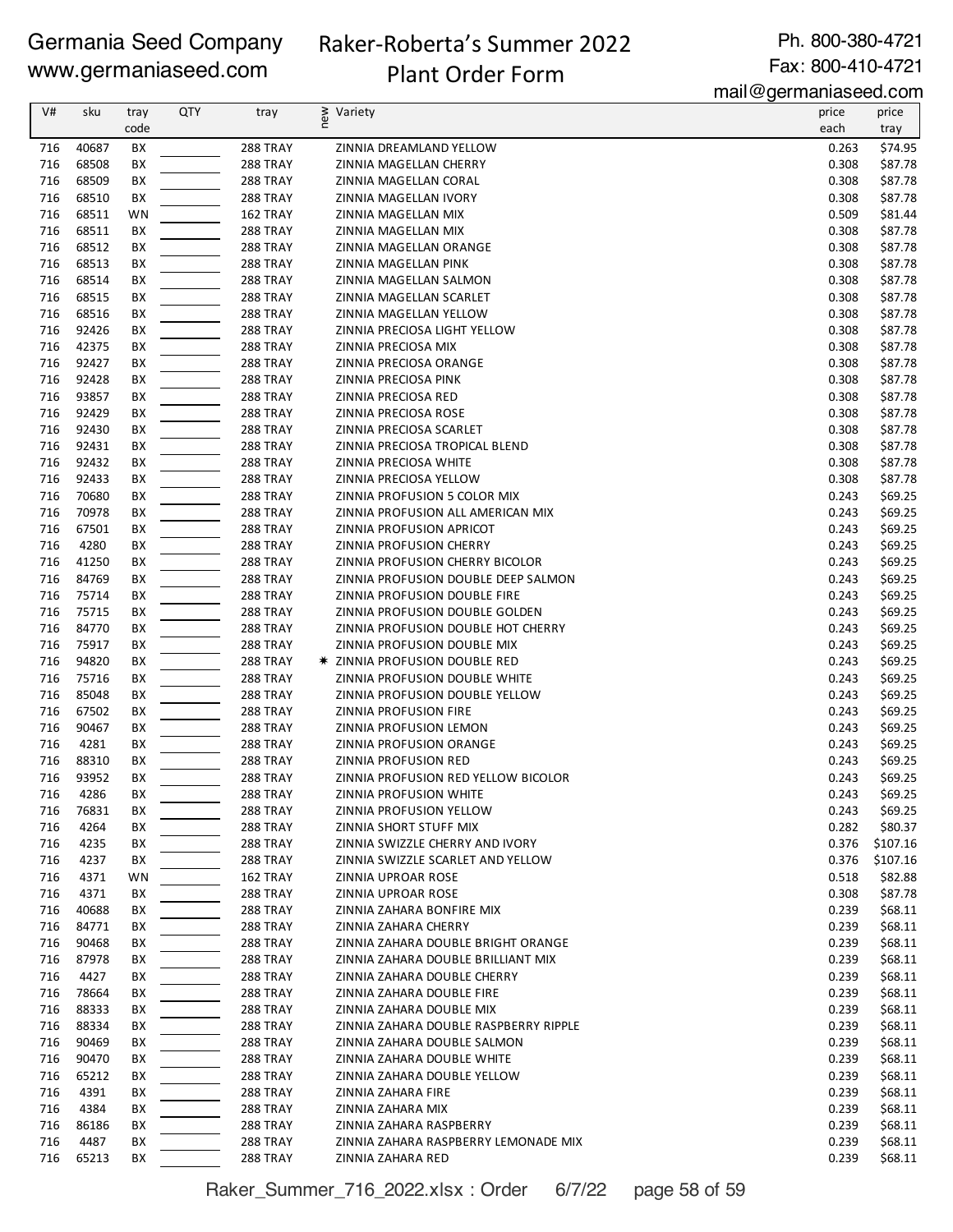Germania Seed Company
www.germaniaseed.com

# Raker-Roberta's Summer 2022 Plant Order Form

Ph. 800-380-4721
Fax: 800-410-4721
mail@germaniaseed.com

| V# | sku | tray code | QTY | tray | new | Variety | price each | price tray |
|---|---|---|---|---|---|---|---|---|
| 716 | 40687 | BX | | 288 TRAY | | ZINNIA DREAMLAND YELLOW | 0.263 | $74.95 |
| 716 | 68508 | BX | | 288 TRAY | | ZINNIA MAGELLAN CHERRY | 0.308 | $87.78 |
| 716 | 68509 | BX | | 288 TRAY | | ZINNIA MAGELLAN CORAL | 0.308 | $87.78 |
| 716 | 68510 | BX | | 288 TRAY | | ZINNIA MAGELLAN IVORY | 0.308 | $87.78 |
| 716 | 68511 | WN | | 162 TRAY | | ZINNIA MAGELLAN MIX | 0.509 | $81.44 |
| 716 | 68511 | BX | | 288 TRAY | | ZINNIA MAGELLAN MIX | 0.308 | $87.78 |
| 716 | 68512 | BX | | 288 TRAY | | ZINNIA MAGELLAN ORANGE | 0.308 | $87.78 |
| 716 | 68513 | BX | | 288 TRAY | | ZINNIA MAGELLAN PINK | 0.308 | $87.78 |
| 716 | 68514 | BX | | 288 TRAY | | ZINNIA MAGELLAN SALMON | 0.308 | $87.78 |
| 716 | 68515 | BX | | 288 TRAY | | ZINNIA MAGELLAN SCARLET | 0.308 | $87.78 |
| 716 | 68516 | BX | | 288 TRAY | | ZINNIA MAGELLAN YELLOW | 0.308 | $87.78 |
| 716 | 92426 | BX | | 288 TRAY | | ZINNIA PRECIOSA LIGHT YELLOW | 0.308 | $87.78 |
| 716 | 42375 | BX | | 288 TRAY | | ZINNIA PRECIOSA MIX | 0.308 | $87.78 |
| 716 | 92427 | BX | | 288 TRAY | | ZINNIA PRECIOSA ORANGE | 0.308 | $87.78 |
| 716 | 92428 | BX | | 288 TRAY | | ZINNIA PRECIOSA PINK | 0.308 | $87.78 |
| 716 | 93857 | BX | | 288 TRAY | | ZINNIA PRECIOSA RED | 0.308 | $87.78 |
| 716 | 92429 | BX | | 288 TRAY | | ZINNIA PRECIOSA ROSE | 0.308 | $87.78 |
| 716 | 92430 | BX | | 288 TRAY | | ZINNIA PRECIOSA SCARLET | 0.308 | $87.78 |
| 716 | 92431 | BX | | 288 TRAY | | ZINNIA PRECIOSA TROPICAL BLEND | 0.308 | $87.78 |
| 716 | 92432 | BX | | 288 TRAY | | ZINNIA PRECIOSA WHITE | 0.308 | $87.78 |
| 716 | 92433 | BX | | 288 TRAY | | ZINNIA PRECIOSA YELLOW | 0.308 | $87.78 |
| 716 | 70680 | BX | | 288 TRAY | | ZINNIA PROFUSION 5 COLOR MIX | 0.243 | $69.25 |
| 716 | 70978 | BX | | 288 TRAY | | ZINNIA PROFUSION ALL AMERICAN MIX | 0.243 | $69.25 |
| 716 | 67501 | BX | | 288 TRAY | | ZINNIA PROFUSION APRICOT | 0.243 | $69.25 |
| 716 | 4280 | BX | | 288 TRAY | | ZINNIA PROFUSION CHERRY | 0.243 | $69.25 |
| 716 | 41250 | BX | | 288 TRAY | | ZINNIA PROFUSION CHERRY BICOLOR | 0.243 | $69.25 |
| 716 | 84769 | BX | | 288 TRAY | | ZINNIA PROFUSION DOUBLE DEEP SALMON | 0.243 | $69.25 |
| 716 | 75714 | BX | | 288 TRAY | | ZINNIA PROFUSION DOUBLE FIRE | 0.243 | $69.25 |
| 716 | 75715 | BX | | 288 TRAY | | ZINNIA PROFUSION DOUBLE GOLDEN | 0.243 | $69.25 |
| 716 | 84770 | BX | | 288 TRAY | | ZINNIA PROFUSION DOUBLE HOT CHERRY | 0.243 | $69.25 |
| 716 | 75917 | BX | | 288 TRAY | | ZINNIA PROFUSION DOUBLE MIX | 0.243 | $69.25 |
| 716 | 94820 | BX | | 288 TRAY | * | ZINNIA PROFUSION DOUBLE RED | 0.243 | $69.25 |
| 716 | 75716 | BX | | 288 TRAY | | ZINNIA PROFUSION DOUBLE WHITE | 0.243 | $69.25 |
| 716 | 85048 | BX | | 288 TRAY | | ZINNIA PROFUSION DOUBLE YELLOW | 0.243 | $69.25 |
| 716 | 67502 | BX | | 288 TRAY | | ZINNIA PROFUSION FIRE | 0.243 | $69.25 |
| 716 | 90467 | BX | | 288 TRAY | | ZINNIA PROFUSION LEMON | 0.243 | $69.25 |
| 716 | 4281 | BX | | 288 TRAY | | ZINNIA PROFUSION ORANGE | 0.243 | $69.25 |
| 716 | 88310 | BX | | 288 TRAY | | ZINNIA PROFUSION RED | 0.243 | $69.25 |
| 716 | 93952 | BX | | 288 TRAY | | ZINNIA PROFUSION RED YELLOW BICOLOR | 0.243 | $69.25 |
| 716 | 4286 | BX | | 288 TRAY | | ZINNIA PROFUSION WHITE | 0.243 | $69.25 |
| 716 | 76831 | BX | | 288 TRAY | | ZINNIA PROFUSION YELLOW | 0.243 | $69.25 |
| 716 | 4264 | BX | | 288 TRAY | | ZINNIA SHORT STUFF MIX | 0.282 | $80.37 |
| 716 | 4235 | BX | | 288 TRAY | | ZINNIA SWIZZLE CHERRY AND IVORY | 0.376 | $107.16 |
| 716 | 4237 | BX | | 288 TRAY | | ZINNIA SWIZZLE SCARLET AND YELLOW | 0.376 | $107.16 |
| 716 | 4371 | WN | | 162 TRAY | | ZINNIA UPROAR ROSE | 0.518 | $82.88 |
| 716 | 4371 | BX | | 288 TRAY | | ZINNIA UPROAR ROSE | 0.308 | $87.78 |
| 716 | 40688 | BX | | 288 TRAY | | ZINNIA ZAHARA BONFIRE MIX | 0.239 | $68.11 |
| 716 | 84771 | BX | | 288 TRAY | | ZINNIA ZAHARA CHERRY | 0.239 | $68.11 |
| 716 | 90468 | BX | | 288 TRAY | | ZINNIA ZAHARA DOUBLE BRIGHT ORANGE | 0.239 | $68.11 |
| 716 | 87978 | BX | | 288 TRAY | | ZINNIA ZAHARA DOUBLE BRILLIANT MIX | 0.239 | $68.11 |
| 716 | 4427 | BX | | 288 TRAY | | ZINNIA ZAHARA DOUBLE CHERRY | 0.239 | $68.11 |
| 716 | 78664 | BX | | 288 TRAY | | ZINNIA ZAHARA DOUBLE FIRE | 0.239 | $68.11 |
| 716 | 88333 | BX | | 288 TRAY | | ZINNIA ZAHARA DOUBLE MIX | 0.239 | $68.11 |
| 716 | 88334 | BX | | 288 TRAY | | ZINNIA ZAHARA DOUBLE RASPBERRY RIPPLE | 0.239 | $68.11 |
| 716 | 90469 | BX | | 288 TRAY | | ZINNIA ZAHARA DOUBLE SALMON | 0.239 | $68.11 |
| 716 | 90470 | BX | | 288 TRAY | | ZINNIA ZAHARA DOUBLE WHITE | 0.239 | $68.11 |
| 716 | 65212 | BX | | 288 TRAY | | ZINNIA ZAHARA DOUBLE YELLOW | 0.239 | $68.11 |
| 716 | 4391 | BX | | 288 TRAY | | ZINNIA ZAHARA FIRE | 0.239 | $68.11 |
| 716 | 4384 | BX | | 288 TRAY | | ZINNIA ZAHARA MIX | 0.239 | $68.11 |
| 716 | 86186 | BX | | 288 TRAY | | ZINNIA ZAHARA RASPBERRY | 0.239 | $68.11 |
| 716 | 4487 | BX | | 288 TRAY | | ZINNIA ZAHARA RASPBERRY LEMONADE MIX | 0.239 | $68.11 |
| 716 | 65213 | BX | | 288 TRAY | | ZINNIA ZAHARA RED | 0.239 | $68.11 |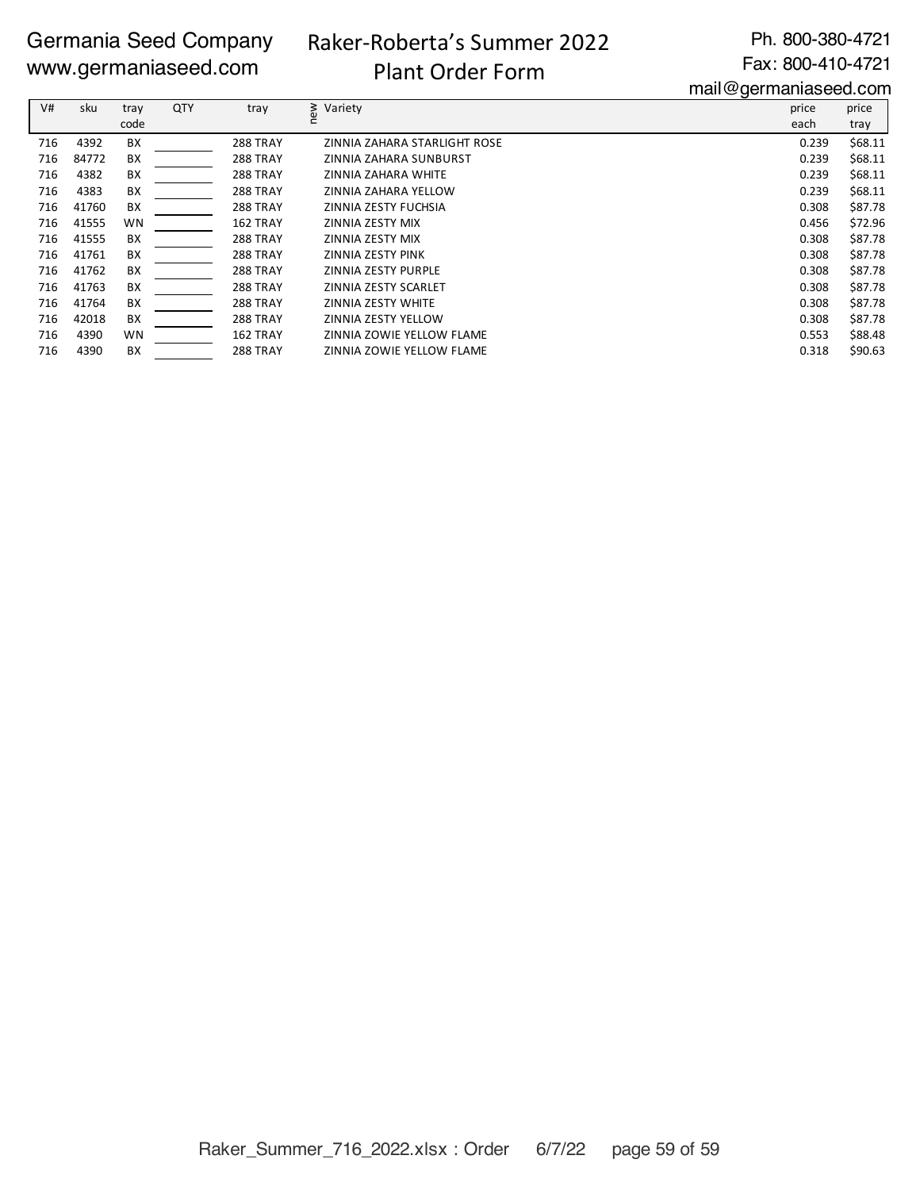Germania Seed Company
www.germaniaseed.com

# Raker-Roberta's Summer 2022 Plant Order Form

Ph. 800-380-4721
Fax: 800-410-4721
mail@germaniaseed.com

| V# | sku | tray code | QTY | tray | new | Variety | price each | price tray |
|---|---|---|---|---|---|---|---|---|
| 716 | 4392 | BX | | 288 TRAY | | ZINNIA ZAHARA STARLIGHT ROSE | 0.239 | $68.11 |
| 716 | 84772 | BX | | 288 TRAY | | ZINNIA ZAHARA SUNBURST | 0.239 | $68.11 |
| 716 | 4382 | BX | | 288 TRAY | | ZINNIA ZAHARA WHITE | 0.239 | $68.11 |
| 716 | 4383 | BX | | 288 TRAY | | ZINNIA ZAHARA YELLOW | 0.239 | $68.11 |
| 716 | 41760 | BX | | 288 TRAY | | ZINNIA ZESTY FUCHSIA | 0.308 | $87.78 |
| 716 | 41555 | WN | | 162 TRAY | | ZINNIA ZESTY MIX | 0.456 | $72.96 |
| 716 | 41555 | BX | | 288 TRAY | | ZINNIA ZESTY MIX | 0.308 | $87.78 |
| 716 | 41761 | BX | | 288 TRAY | | ZINNIA ZESTY PINK | 0.308 | $87.78 |
| 716 | 41762 | BX | | 288 TRAY | | ZINNIA ZESTY PURPLE | 0.308 | $87.78 |
| 716 | 41763 | BX | | 288 TRAY | | ZINNIA ZESTY SCARLET | 0.308 | $87.78 |
| 716 | 41764 | BX | | 288 TRAY | | ZINNIA ZESTY WHITE | 0.308 | $87.78 |
| 716 | 42018 | BX | | 288 TRAY | | ZINNIA ZESTY YELLOW | 0.308 | $87.78 |
| 716 | 4390 | WN | | 162 TRAY | | ZINNIA ZOWIE YELLOW FLAME | 0.553 | $88.48 |
| 716 | 4390 | BX | | 288 TRAY | | ZINNIA ZOWIE YELLOW FLAME | 0.318 | $90.63 |